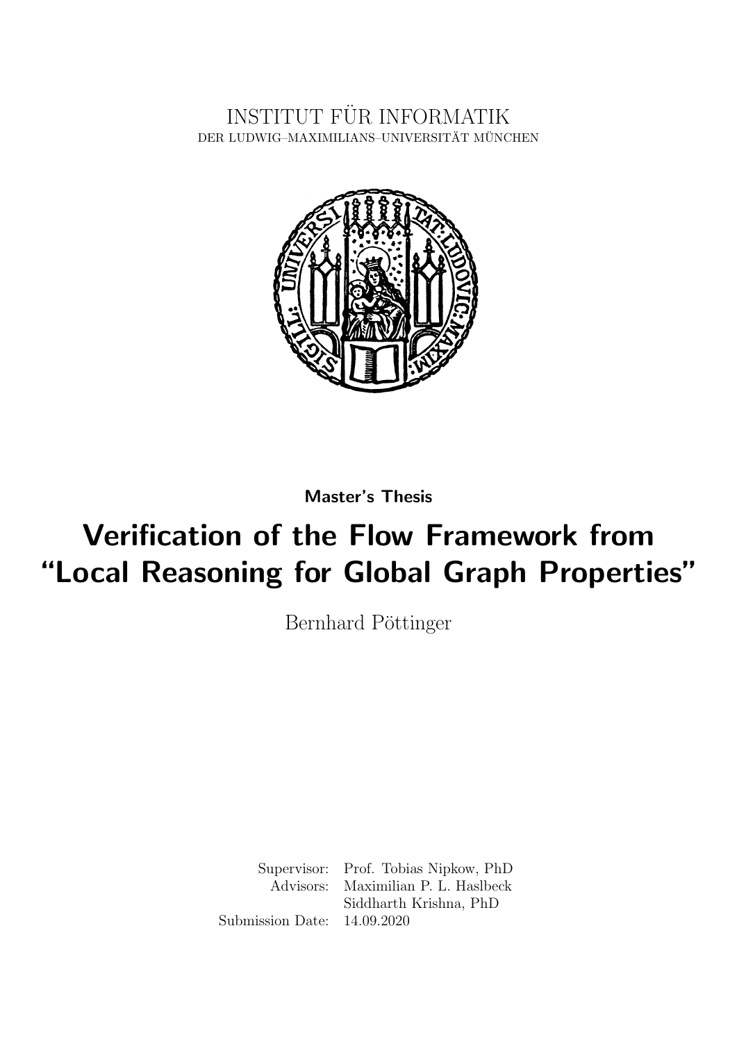INSTITUT FÜR INFORMATIK
DER LUDWIG–MAXIMILIANS–UNIVERSITÄT MÜNCHEN

**Master's Thesis**

# Verification of the Flow Framework from "Local Reasoning for Global Graph Properties"

Bernhard Pöttinger

| | |
|---|---|
| Supervisor: | Prof. Tobias Nipkow, PhD |
| Advisors: | Maximilian P. L. Haslbeck |
| | Siddharth Krishna, PhD |
| Submission Date: | 14.09.2020 |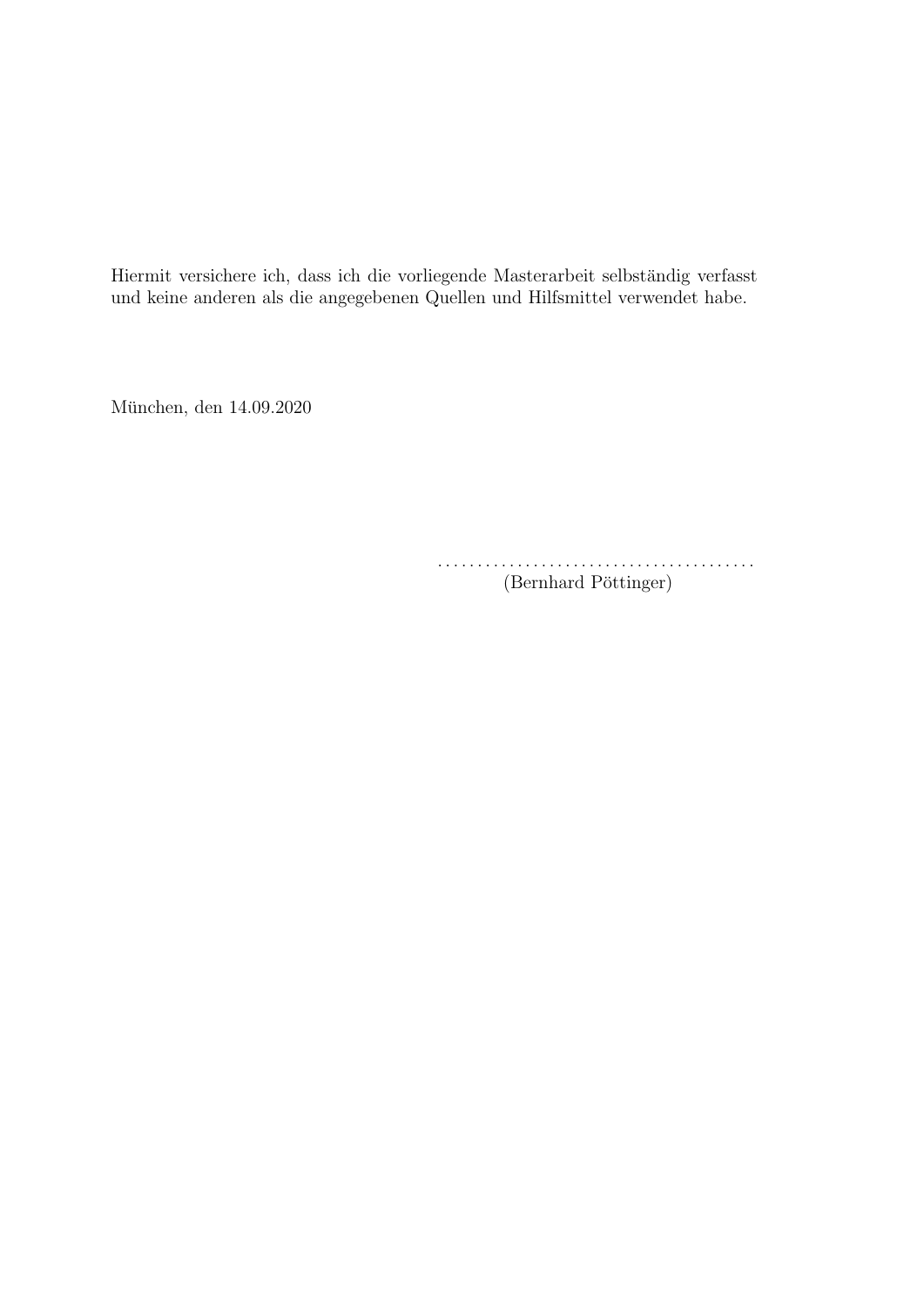Hiermit versichere ich, dass ich die vorliegende Masterarbeit selbständig verfasst und keine anderen als die angegebenen Quellen und Hilfsmittel verwendet habe.

München, den 14.09.2020

........................................
(Bernhard Pöttinger)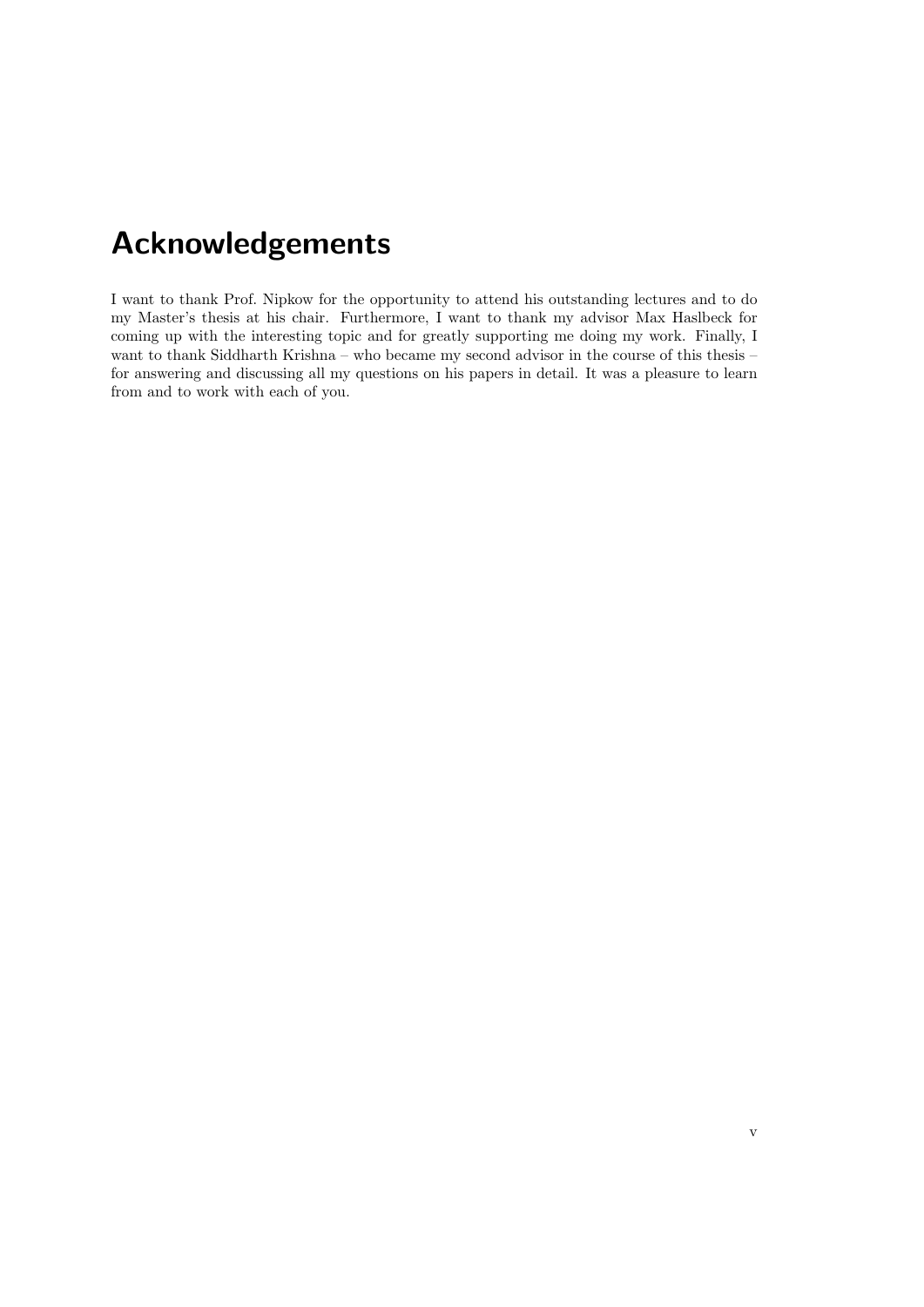# Acknowledgements

I want to thank Prof. Nipkow for the opportunity to attend his outstanding lectures and to do my Master's thesis at his chair. Furthermore, I want to thank my advisor Max Haslbeck for coming up with the interesting topic and for greatly supporting me doing my work. Finally, I want to thank Siddharth Krishna – who became my second advisor in the course of this thesis – for answering and discussing all my questions on his papers in detail. It was a pleasure to learn from and to work with each of you.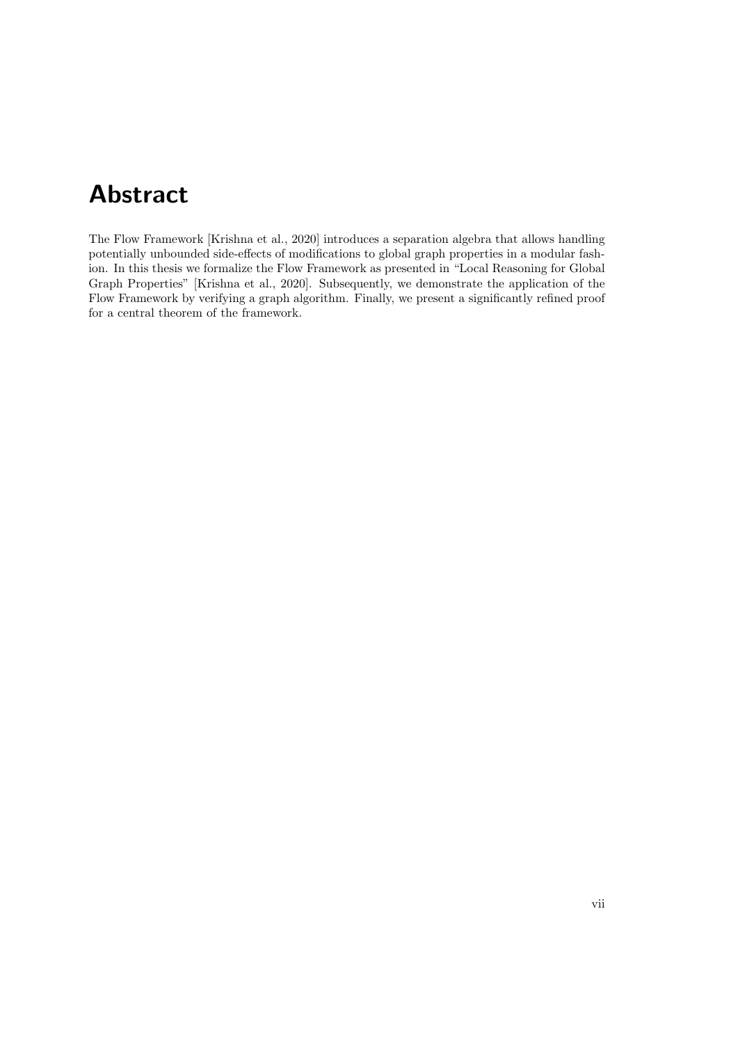# Abstract

The Flow Framework [Krishna et al., 2020] introduces a separation algebra that allows handling potentially unbounded side-effects of modifications to global graph properties in a modular fashion. In this thesis we formalize the Flow Framework as presented in "Local Reasoning for Global Graph Properties" [Krishna et al., 2020]. Subsequently, we demonstrate the application of the Flow Framework by verifying a graph algorithm. Finally, we present a significantly refined proof for a central theorem of the framework.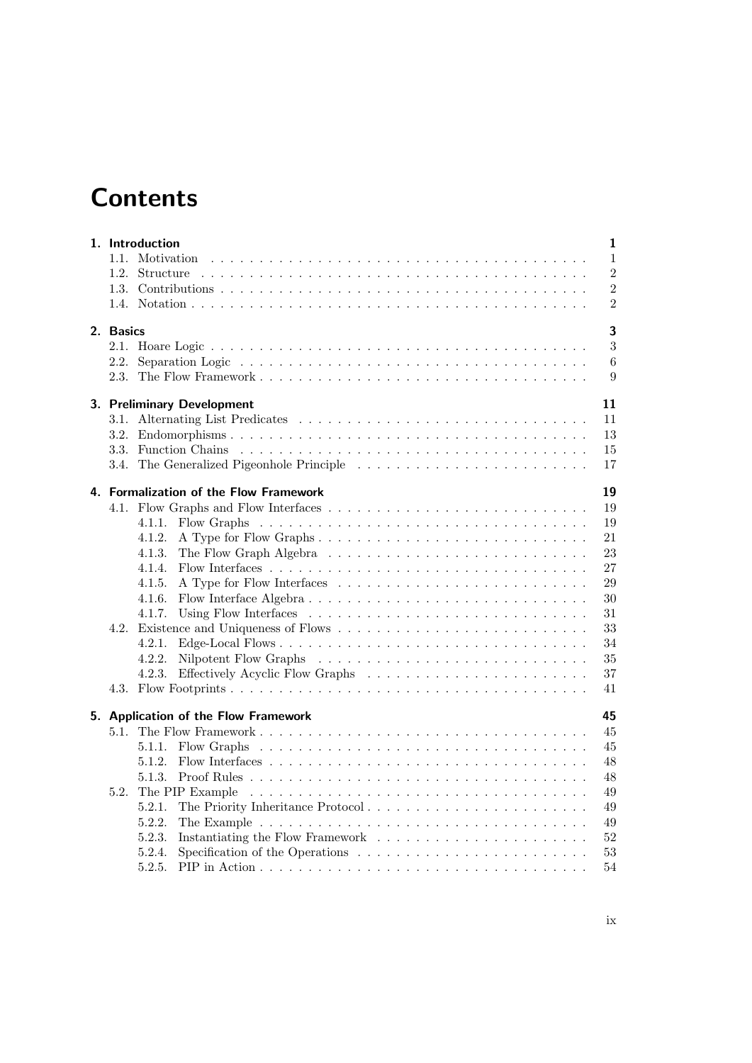# Contents

**1. Introduction** **1**

- 1.1. Motivation . . . . . . . . . . 1
- 1.2. Structure . . . . . . . . . . 2
- 1.3. Contributions . . . . . . . . . . 2
- 1.4. Notation . . . . . . . . . . 2

**2. Basics** **3**

- 2.1. Hoare Logic . . . . . . . . . . 3
- 2.2. Separation Logic . . . . . . . . . . 6
- 2.3. The Flow Framework . . . . . . . . . . 9

**3. Preliminary Development** **11**

- 3.1. Alternating List Predicates . . . . . . . . . . 11
- 3.2. Endomorphisms . . . . . . . . . . 13
- 3.3. Function Chains . . . . . . . . . . 15
- 3.4. The Generalized Pigeonhole Principle . . . . . . . . . . 17

**4. Formalization of the Flow Framework** **19**

- 4.1. Flow Graphs and Flow Interfaces . . . . . . . . . . 19
  - 4.1.1. Flow Graphs . . . . . . . . . . 19
  - 4.1.2. A Type for Flow Graphs . . . . . . . . . . 21
  - 4.1.3. The Flow Graph Algebra . . . . . . . . . . 23
  - 4.1.4. Flow Interfaces . . . . . . . . . . 27
  - 4.1.5. A Type for Flow Interfaces . . . . . . . . . . 29
  - 4.1.6. Flow Interface Algebra . . . . . . . . . . 30
  - 4.1.7. Using Flow Interfaces . . . . . . . . . . 31
- 4.2. Existence and Uniqueness of Flows . . . . . . . . . . 33
  - 4.2.1. Edge-Local Flows . . . . . . . . . . 34
  - 4.2.2. Nilpotent Flow Graphs . . . . . . . . . . 35
  - 4.2.3. Effectively Acyclic Flow Graphs . . . . . . . . . . 37
- 4.3. Flow Footprints . . . . . . . . . . 41

**5. Application of the Flow Framework** **45**

- 5.1. The Flow Framework . . . . . . . . . . 45
  - 5.1.1. Flow Graphs . . . . . . . . . . 45
  - 5.1.2. Flow Interfaces . . . . . . . . . . 48
  - 5.1.3. Proof Rules . . . . . . . . . . 48
- 5.2. The PIP Example . . . . . . . . . . 49
  - 5.2.1. The Priority Inheritance Protocol . . . . . . . . . . 49
  - 5.2.2. The Example . . . . . . . . . . 49
  - 5.2.3. Instantiating the Flow Framework . . . . . . . . . . 52
  - 5.2.4. Specification of the Operations . . . . . . . . . . 53
  - 5.2.5. PIP in Action . . . . . . . . . . 54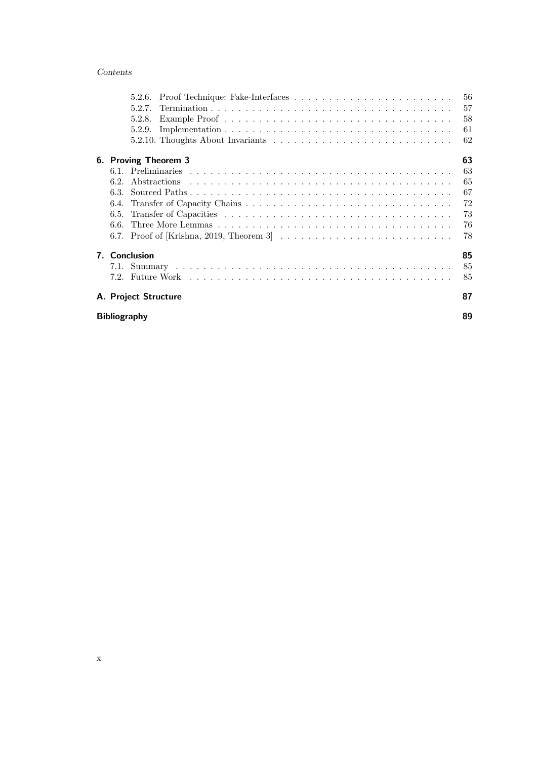- 5.2.6. Proof Technique: Fake-Interfaces . . . . . . . . . . . . . . . . . . . . . . . 56
- 5.2.7. Termination . . . . . . . . . . . . . . . . . . . . . . . . . . . . . . . . . . 57
- 5.2.8. Example Proof . . . . . . . . . . . . . . . . . . . . . . . . . . . . . . . . 58
- 5.2.9. Implementation . . . . . . . . . . . . . . . . . . . . . . . . . . . . . . . 61
- 5.2.10. Thoughts About Invariants . . . . . . . . . . . . . . . . . . . . . . . . . 62

**6. Proving Theorem 3** — 63

- 6.1. Preliminaries . . . . . . . . . . . . . . . . . . . . . . . . . . . . . . . . . . . 63
- 6.2. Abstractions . . . . . . . . . . . . . . . . . . . . . . . . . . . . . . . . . . . 65
- 6.3. Sourced Paths . . . . . . . . . . . . . . . . . . . . . . . . . . . . . . . . . . 67
- 6.4. Transfer of Capacity Chains . . . . . . . . . . . . . . . . . . . . . . . . . . 72
- 6.5. Transfer of Capacities . . . . . . . . . . . . . . . . . . . . . . . . . . . . . 73
- 6.6. Three More Lemmas . . . . . . . . . . . . . . . . . . . . . . . . . . . . . . . 76
- 6.7. Proof of [Krishna, 2019, Theorem 3] . . . . . . . . . . . . . . . . . . . . . 78

**7. Conclusion** — 85

- 7.1. Summary . . . . . . . . . . . . . . . . . . . . . . . . . . . . . . . . . . . . . 85
- 7.2. Future Work . . . . . . . . . . . . . . . . . . . . . . . . . . . . . . . . . . . 85

**A. Project Structure** — 87

**Bibliography** — 89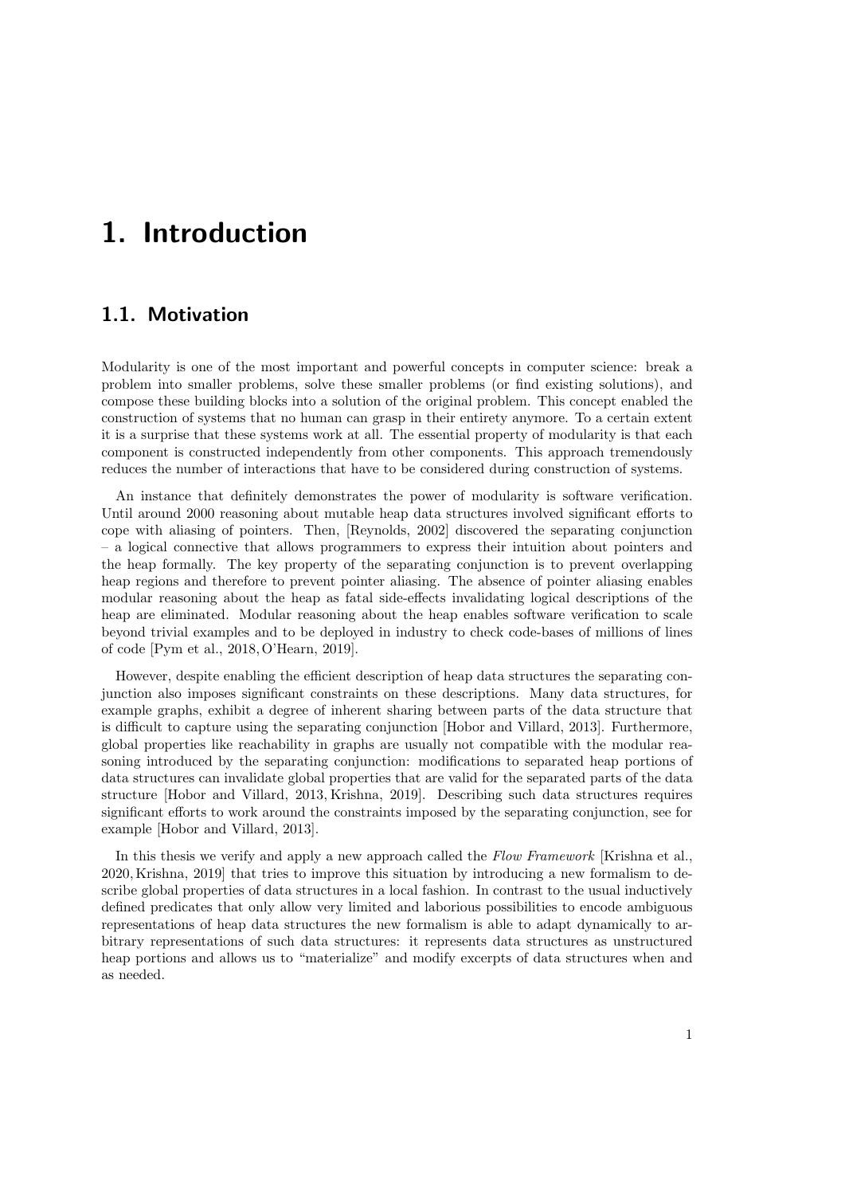# 1. Introduction

## 1.1. Motivation

Modularity is one of the most important and powerful concepts in computer science: break a problem into smaller problems, solve these smaller problems (or find existing solutions), and compose these building blocks into a solution of the original problem. This concept enabled the construction of systems that no human can grasp in their entirety anymore. To a certain extent it is a surprise that these systems work at all. The essential property of modularity is that each component is constructed independently from other components. This approach tremendously reduces the number of interactions that have to be considered during construction of systems.

An instance that definitely demonstrates the power of modularity is software verification. Until around 2000 reasoning about mutable heap data structures involved significant efforts to cope with aliasing of pointers. Then, [Reynolds, 2002] discovered the separating conjunction – a logical connective that allows programmers to express their intuition about pointers and the heap formally. The key property of the separating conjunction is to prevent overlapping heap regions and therefore to prevent pointer aliasing. The absence of pointer aliasing enables modular reasoning about the heap as fatal side-effects invalidating logical descriptions of the heap are eliminated. Modular reasoning about the heap enables software verification to scale beyond trivial examples and to be deployed in industry to check code-bases of millions of lines of code [Pym et al., 2018, O'Hearn, 2019].

However, despite enabling the efficient description of heap data structures the separating conjunction also imposes significant constraints on these descriptions. Many data structures, for example graphs, exhibit a degree of inherent sharing between parts of the data structure that is difficult to capture using the separating conjunction [Hobor and Villard, 2013]. Furthermore, global properties like reachability in graphs are usually not compatible with the modular reasoning introduced by the separating conjunction: modifications to separated heap portions of data structures can invalidate global properties that are valid for the separated parts of the data structure [Hobor and Villard, 2013, Krishna, 2019]. Describing such data structures requires significant efforts to work around the constraints imposed by the separating conjunction, see for example [Hobor and Villard, 2013].

In this thesis we verify and apply a new approach called the *Flow Framework* [Krishna et al., 2020, Krishna, 2019] that tries to improve this situation by introducing a new formalism to describe global properties of data structures in a local fashion. In contrast to the usual inductively defined predicates that only allow very limited and laborious possibilities to encode ambiguous representations of heap data structures the new formalism is able to adapt dynamically to arbitrary representations of such data structures: it represents data structures as unstructured heap portions and allows us to "materialize" and modify excerpts of data structures when and as needed.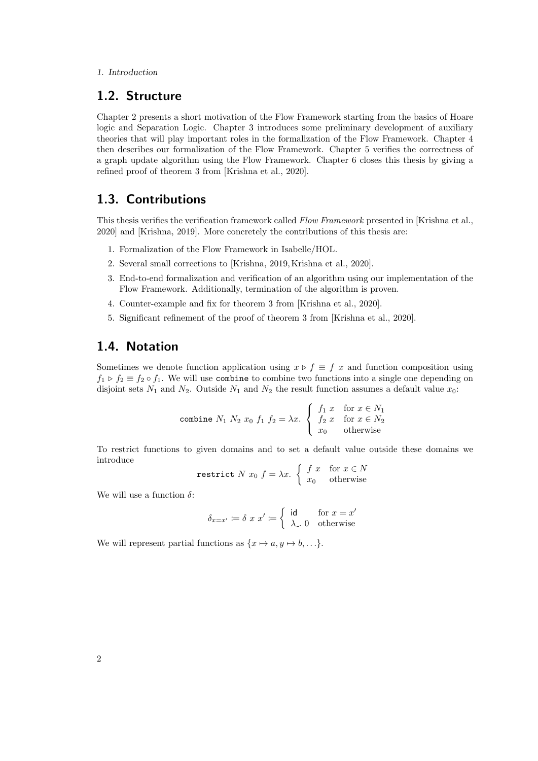## 1.2. Structure

Chapter 2 presents a short motivation of the Flow Framework starting from the basics of Hoare logic and Separation Logic. Chapter 3 introduces some preliminary development of auxiliary theories that will play important roles in the formalization of the Flow Framework. Chapter 4 then describes our formalization of the Flow Framework. Chapter 5 verifies the correctness of a graph update algorithm using the Flow Framework. Chapter 6 closes this thesis by giving a refined proof of theorem 3 from [Krishna et al., 2020].

## 1.3. Contributions

This thesis verifies the verification framework called *Flow Framework* presented in [Krishna et al., 2020] and [Krishna, 2019]. More concretely the contributions of this thesis are:

1. Formalization of the Flow Framework in Isabelle/HOL.
2. Several small corrections to [Krishna, 2019, Krishna et al., 2020].
3. End-to-end formalization and verification of an algorithm using our implementation of the Flow Framework. Additionally, termination of the algorithm is proven.
4. Counter-example and fix for theorem 3 from [Krishna et al., 2020].
5. Significant refinement of the proof of theorem 3 from [Krishna et al., 2020].

## 1.4. Notation

Sometimes we denote function application using $x \triangleright f \equiv f\ x$ and function composition using $f_1 \triangleright f_2 \equiv f_2 \circ f_1$. We will use `combine` to combine two functions into a single one depending on disjoint sets $N_1$ and $N_2$. Outside $N_1$ and $N_2$ the result function assumes a default value $x_0$:

$$\texttt{combine}\ N_1\ N_2\ x_0\ f_1\ f_2 = \lambda x. \begin{cases} f_1\ x & \text{for } x \in N_1 \\ f_2\ x & \text{for } x \in N_2 \\ x_0 & \text{otherwise} \end{cases}$$

To restrict functions to given domains and to set a default value outside these domains we introduce

$$\texttt{restrict}\ N\ x_0\ f = \lambda x. \begin{cases} f\ x & \text{for } x \in N \\ x_0 & \text{otherwise} \end{cases}$$

We will use a function $\delta$:

$$\delta_{x=x'} \coloneqq \delta\ x\ x' \coloneqq \begin{cases} \mathsf{id} & \text{for } x = x' \\ \lambda\_.\ 0 & \text{otherwise} \end{cases}$$

We will represent partial functions as $\{x \mapsto a, y \mapsto b, \ldots\}$.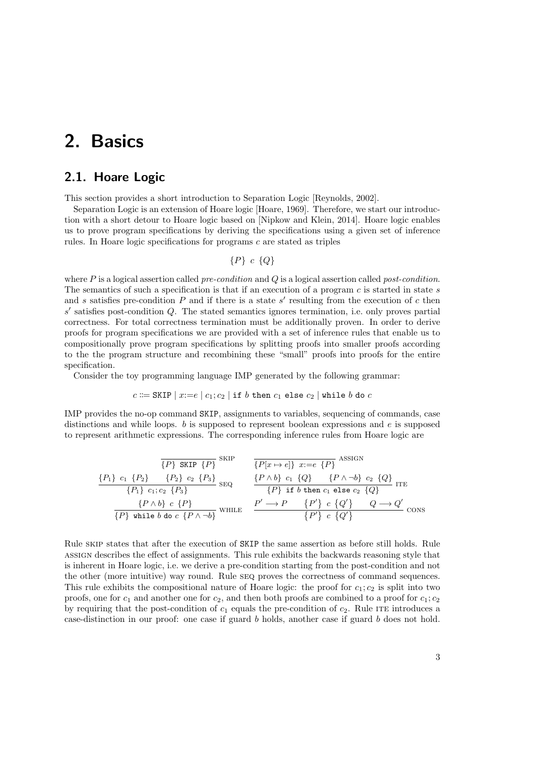# 2. Basics

## 2.1. Hoare Logic

This section provides a short introduction to Separation Logic [Reynolds, 2002].

Separation Logic is an extension of Hoare logic [Hoare, 1969]. Therefore, we start our introduction with a short detour to Hoare logic based on [Nipkow and Klein, 2014]. Hoare logic enables us to prove program specifications by deriving the specifications using a given set of inference rules. In Hoare logic specifications for programs $c$ are stated as triples

$$\{P\}\ c\ \{Q\}$$

where $P$ is a logical assertion called *pre-condition* and $Q$ is a logical assertion called *post-condition*. The semantics of such a specification is that if an execution of a program $c$ is started in state $s$ and $s$ satisfies pre-condition $P$ and if there is a state $s'$ resulting from the execution of $c$ then $s'$ satisfies post-condition $Q$. The stated semantics ignores termination, i.e. only proves partial correctness. For total correctness termination must be additionally proven. In order to derive proofs for program specifications we are provided with a set of inference rules that enable us to compositionally prove program specifications by splitting proofs into smaller proofs according to the the program structure and recombining these "small" proofs into proofs for the entire specification.

Consider the toy programming language IMP generated by the following grammar:

$$c ::= \texttt{SKIP} \mid x{:=}e \mid c_1; c_2 \mid \texttt{if}\ b\ \texttt{then}\ c_1\ \texttt{else}\ c_2 \mid \texttt{while}\ b\ \texttt{do}\ c$$

IMP provides the no-op command SKIP, assignments to variables, sequencing of commands, case distinctions and while loops. $b$ is supposed to represent boolean expressions and $e$ is supposed to represent arithmetic expressions. The corresponding inference rules from Hoare logic are

$$\frac{}{\{P\}\ \texttt{SKIP}\ \{P\}}\ \textsc{skip} \qquad \frac{}{\{P[x \mapsto e]\}\ x{:=}e\ \{P\}}\ \textsc{assign}$$

$$\frac{\{P_1\}\ c_1\ \{P_2\} \qquad \{P_2\}\ c_2\ \{P_3\}}{\{P_1\}\ c_1; c_2\ \{P_3\}}\ \textsc{seq} \qquad \frac{\{P \wedge b\}\ c_1\ \{Q\} \qquad \{P \wedge \neg b\}\ c_2\ \{Q\}}{\{P\}\ \texttt{if}\ b\ \texttt{then}\ c_1\ \texttt{else}\ c_2\ \{Q\}}\ \textsc{ite}$$

$$\frac{\{P \wedge b\}\ c\ \{P\}}{\{P\}\ \texttt{while}\ b\ \texttt{do}\ c\ \{P \wedge \neg b\}}\ \textsc{while} \qquad \frac{P' \longrightarrow P \qquad \{P'\}\ c\ \{Q'\} \qquad Q \longrightarrow Q'}{\{P'\}\ c\ \{Q'\}}\ \textsc{cons}$$

Rule SKIP states that after the execution of SKIP the same assertion as before still holds. Rule ASSIGN describes the effect of assignments. This rule exhibits the backwards reasoning style that is inherent in Hoare logic, i.e. we derive a pre-condition starting from the post-condition and not the other (more intuitive) way round. Rule SEQ proves the correctness of command sequences. This rule exhibits the compositional nature of Hoare logic: the proof for $c_1; c_2$ is split into two proofs, one for $c_1$ and another one for $c_2$, and then both proofs are combined to a proof for $c_1; c_2$ by requiring that the post-condition of $c_1$ equals the pre-condition of $c_2$. Rule ITE introduces a case-distinction in our proof: one case if guard $b$ holds, another case if guard $b$ does not hold.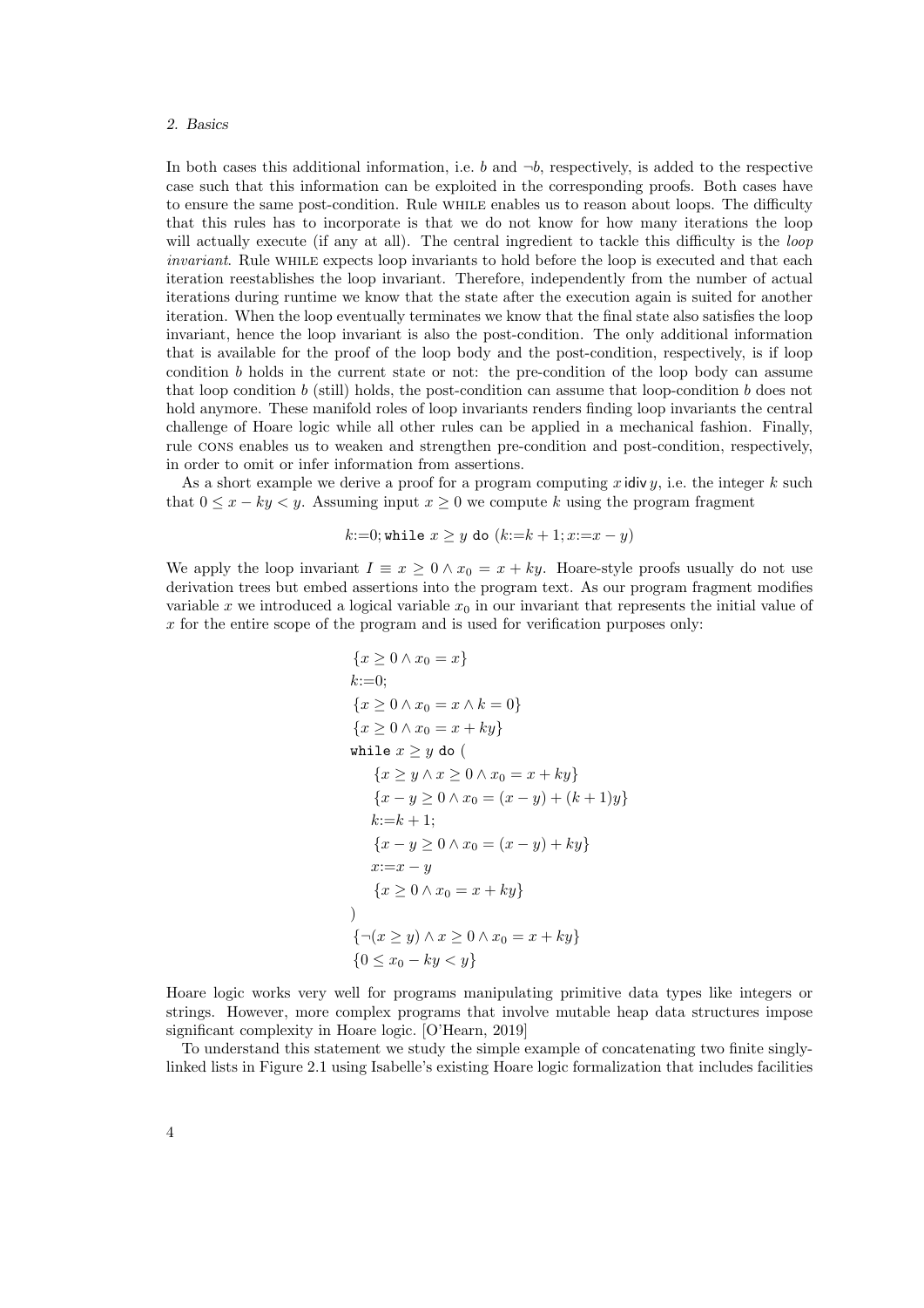In both cases this additional information, i.e. $b$ and $\neg b$, respectively, is added to the respective case such that this information can be exploited in the corresponding proofs. Both cases have to ensure the same post-condition. Rule WHILE enables us to reason about loops. The difficulty that this rules has to incorporate is that we do not know for how many iterations the loop will actually execute (if any at all). The central ingredient to tackle this difficulty is the *loop invariant*. Rule WHILE expects loop invariants to hold before the loop is executed and that each iteration reestablishes the loop invariant. Therefore, independently from the number of actual iterations during runtime we know that the state after the execution again is suited for another iteration. When the loop eventually terminates we know that the final state also satisfies the loop invariant, hence the loop invariant is also the post-condition. The only additional information that is available for the proof of the loop body and the post-condition, respectively, is if loop condition $b$ holds in the current state or not: the pre-condition of the loop body can assume that loop condition $b$ (still) holds, the post-condition can assume that loop-condition $b$ does not hold anymore. These manifold roles of loop invariants renders finding loop invariants the central challenge of Hoare logic while all other rules can be applied in a mechanical fashion. Finally, rule CONS enables us to weaken and strengthen pre-condition and post-condition, respectively, in order to omit or infer information from assertions.

As a short example we derive a proof for a program computing $x \,\mathsf{idiv}\, y$, i.e. the integer $k$ such that $0 \leq x - ky < y$. Assuming input $x \geq 0$ we compute $k$ using the program fragment

$$k{:=}0; \texttt{while}\ x \geq y\ \texttt{do}\ (k{:=}k+1; x{:=}x-y)$$

We apply the loop invariant $I \equiv x \geq 0 \wedge x_0 = x + ky$. Hoare-style proofs usually do not use derivation trees but embed assertions into the program text. As our program fragment modifies variable $x$ we introduced a logical variable $x_0$ in our invariant that represents the initial value of $x$ for the entire scope of the program and is used for verification purposes only:

$$
\begin{array}{l}
\{x \geq 0 \wedge x_0 = x\} \\
k{:=}0; \\
\{x \geq 0 \wedge x_0 = x \wedge k = 0\} \\
\{x \geq 0 \wedge x_0 = x + ky\} \\
\texttt{while}\ x \geq y\ \texttt{do}\ ( \\
\quad \{x \geq y \wedge x \geq 0 \wedge x_0 = x + ky\} \\
\quad \{x - y \geq 0 \wedge x_0 = (x-y) + (k+1)y\} \\
\quad k{:=}k+1; \\
\quad \{x - y \geq 0 \wedge x_0 = (x-y) + ky\} \\
\quad x{:=}x-y \\
\quad \{x \geq 0 \wedge x_0 = x + ky\} \\
) \\
\{\neg(x \geq y) \wedge x \geq 0 \wedge x_0 = x + ky\} \\
\{0 \leq x_0 - ky < y\}
\end{array}
$$

Hoare logic works very well for programs manipulating primitive data types like integers or strings. However, more complex programs that involve mutable heap data structures impose significant complexity in Hoare logic. [O'Hearn, 2019]

To understand this statement we study the simple example of concatenating two finite singly-linked lists in Figure 2.1 using Isabelle's existing Hoare logic formalization that includes facilities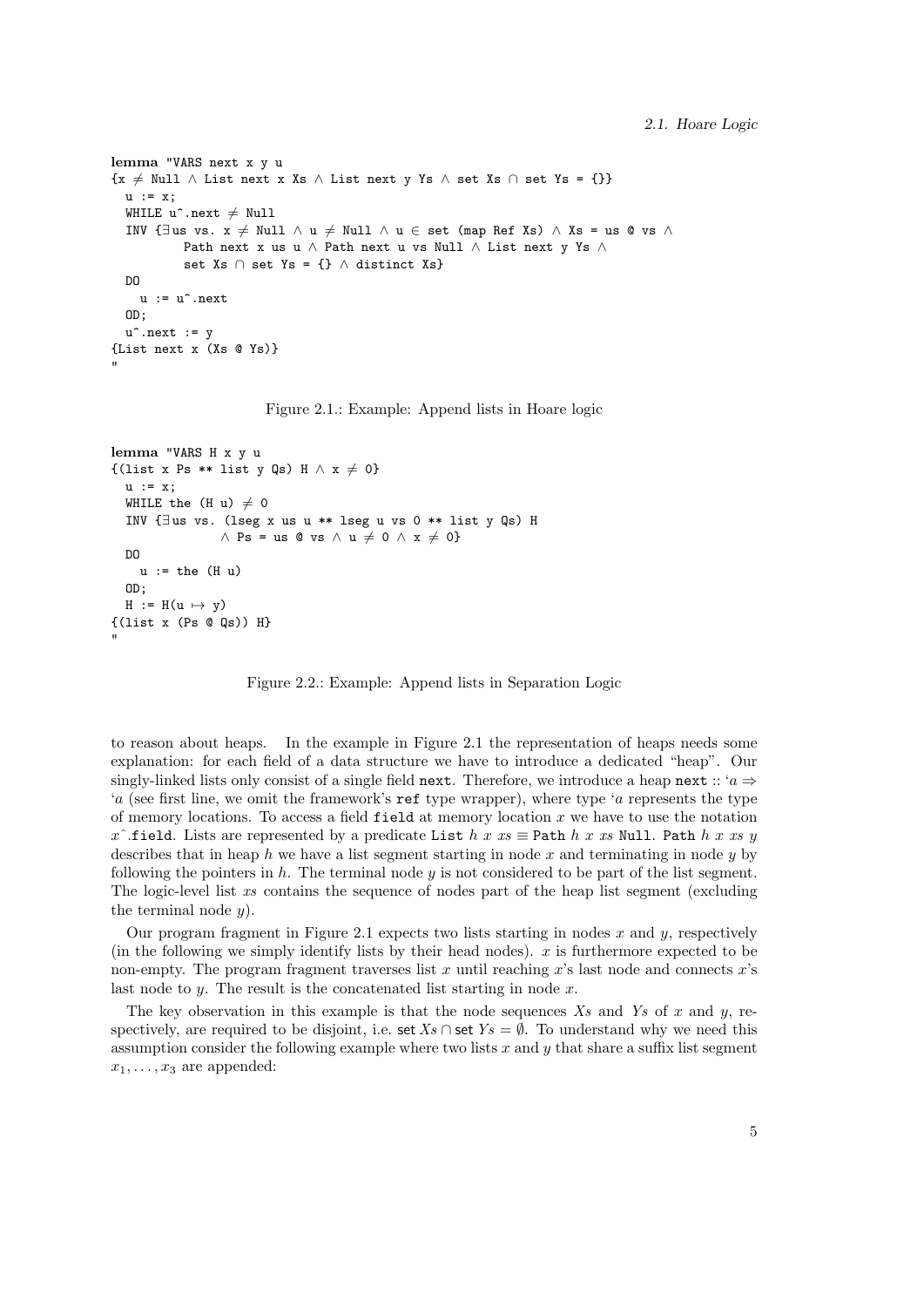```
lemma "VARS next x y u
{x ≠ Null ∧ List next x Xs ∧ List next y Ys ∧ set Xs ∩ set Ys = {}}
  u := x;
  WHILE u^.next ≠ Null
  INV {∃us vs. x ≠ Null ∧ u ≠ Null ∧ u ∈ set (map Ref Xs) ∧ Xs = us @ vs ∧
          Path next x us u ∧ Path next u vs Null ∧ List next y Ys ∧
          set Xs ∩ set Ys = {} ∧ distinct Xs}
  DO
    u := u^.next
  OD;
  u^.next := y
{List next x (Xs @ Ys)}
"
```

Figure 2.1.: Example: Append lists in Hoare logic

```
lemma "VARS H x y u
{(list x Ps ** list y Qs) H ∧ x ≠ 0}
  u := x;
  WHILE the (H u) ≠ 0
  INV {∃us vs. (lseg x us u ** lseg u vs 0 ** list y Qs) H
              ∧ Ps = us @ vs ∧ u ≠ 0 ∧ x ≠ 0}
  DO
    u := the (H u)
  OD;
  H := H(u ↦ y)
{(list x (Ps @ Qs)) H}
"
```

Figure 2.2.: Example: Append lists in Separation Logic

to reason about heaps. In the example in Figure 2.1 the representation of heaps needs some explanation: for each field of a data structure we have to introduce a dedicated "heap". Our singly-linked lists only consist of a single field `next`. Therefore, we introduce a heap `next` :: $'a \Rightarrow\ 'a$ (see first line, we omit the framework's `ref` type wrapper), where type $'a$ represents the type of memory locations. To access a field `field` at memory location $x$ we have to use the notation $x$`^.field`. Lists are represented by a predicate `List` $h\ x\ xs \equiv$ `Path` $h\ x\ xs$ `Null`. `Path` $h\ x\ xs\ y$ describes that in heap $h$ we have a list segment starting in node $x$ and terminating in node $y$ by following the pointers in $h$. The terminal node $y$ is not considered to be part of the list segment. The logic-level list $xs$ contains the sequence of nodes part of the heap list segment (excluding the terminal node $y$).

Our program fragment in Figure 2.1 expects two lists starting in nodes $x$ and $y$, respectively (in the following we simply identify lists by their head nodes). $x$ is furthermore expected to be non-empty. The program fragment traverses list $x$ until reaching $x$'s last node and connects $x$'s last node to $y$. The result is the concatenated list starting in node $x$.

The key observation in this example is that the node sequences $Xs$ and $Ys$ of $x$ and $y$, respectively, are required to be disjoint, i.e. set $Xs \cap$ set $Ys = \emptyset$. To understand why we need this assumption consider the following example where two lists $x$ and $y$ that share a suffix list segment $x_1, \ldots, x_3$ are appended: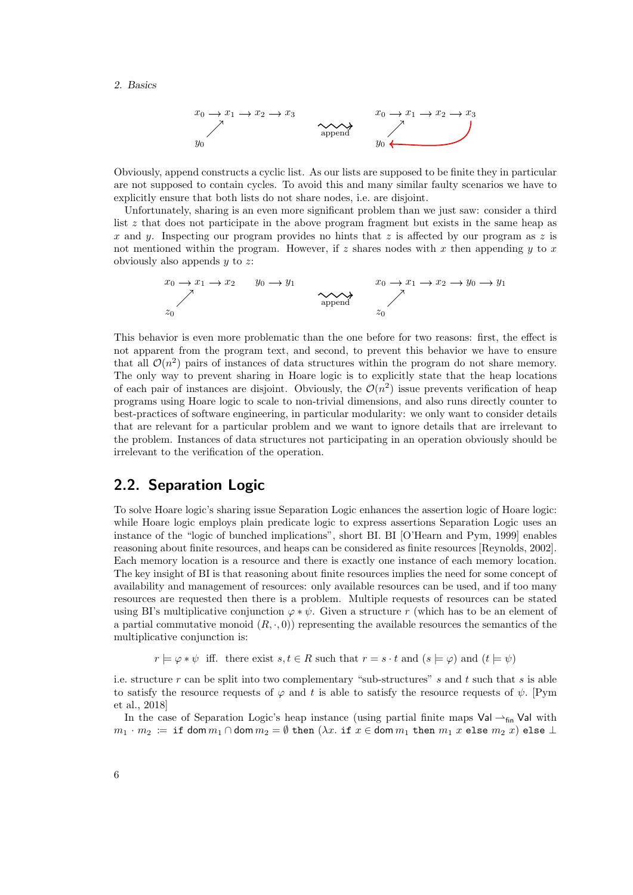Obviously, append constructs a cyclic list. As our lists are supposed to be finite they in particular are not supposed to contain cycles. To avoid this and many similar faulty scenarios we have to explicitly ensure that both lists do not share nodes, i.e. are disjoint.

Unfortunately, sharing is an even more significant problem than we just saw: consider a third list $z$ that does not participate in the above program fragment but exists in the same heap as $x$ and $y$. Inspecting our program provides no hints that $z$ is affected by our program as $z$ is not mentioned within the program. However, if $z$ shares nodes with $x$ then appending $y$ to $x$ obviously also appends $y$ to $z$:

This behavior is even more problematic than the one before for two reasons: first, the effect is not apparent from the program text, and second, to prevent this behavior we have to ensure that all $\mathcal{O}(n^2)$ pairs of instances of data structures within the program do not share memory. The only way to prevent sharing in Hoare logic is to explicitly state that the heap locations of each pair of instances are disjoint. Obviously, the $\mathcal{O}(n^2)$ issue prevents verification of heap programs using Hoare logic to scale to non-trivial dimensions, and also runs directly counter to best-practices of software engineering, in particular modularity: we only want to consider details that are relevant for a particular problem and we want to ignore details that are irrelevant to the problem. Instances of data structures not participating in an operation obviously should be irrelevant to the verification of the operation.

## 2.2. Separation Logic

To solve Hoare logic's sharing issue Separation Logic enhances the assertion logic of Hoare logic: while Hoare logic employs plain predicate logic to express assertions Separation Logic uses an instance of the "logic of bunched implications", short BI. BI [O'Hearn and Pym, 1999] enables reasoning about finite resources, and heaps can be considered as finite resources [Reynolds, 2002]. Each memory location is a resource and there is exactly one instance of each memory location. The key insight of BI is that reasoning about finite resources implies the need for some concept of availability and management of resources: only available resources can be used, and if too many resources are requested then there is a problem. Multiple requests of resources can be stated using BI's multiplicative conjunction $\varphi * \psi$. Given a structure $r$ (which has to be an element of a partial commutative monoid $(R, \cdot, 0)$) representing the available resources the semantics of the multiplicative conjunction is:

$$r \models \varphi * \psi \;\text{ iff. }\; \text{there exist } s, t \in R \text{ such that } r = s \cdot t \text{ and } (s \models \varphi) \text{ and } (t \models \psi)$$

i.e. structure $r$ can be split into two complementary "sub-structures" $s$ and $t$ such that $s$ is able to satisfy the resource requests of $\varphi$ and $t$ is able to satisfy the resource requests of $\psi$. [Pym et al., 2018]

In the case of Separation Logic's heap instance (using partial finite maps $\mathsf{Val} \rightharpoonup_{\mathsf{fin}} \mathsf{Val}$ with $m_1 \cdot m_2 \;:=\; \texttt{if}\ \mathsf{dom}\, m_1 \cap \mathsf{dom}\, m_2 = \emptyset\ \texttt{then}\ (\lambda x.\ \texttt{if}\ x \in \mathsf{dom}\, m_1\ \texttt{then}\ m_1\ x\ \texttt{else}\ m_2\ x)\ \texttt{else}\ \bot$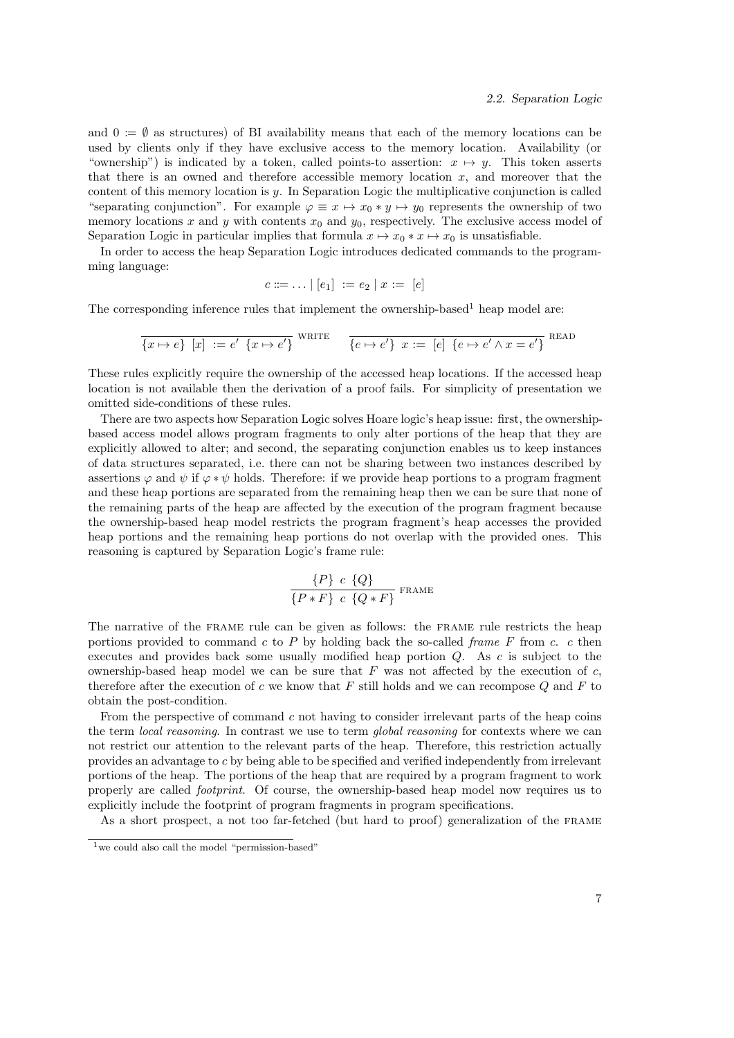and $0 := \emptyset$ as structures) of BI availability means that each of the memory locations can be used by clients only if they have exclusive access to the memory location. Availability (or "ownership") is indicated by a token, called points-to assertion: $x \mapsto y$. This token asserts that there is an owned and therefore accessible memory location $x$, and moreover that the content of this memory location is $y$. In Separation Logic the multiplicative conjunction is called "separating conjunction". For example $\varphi \equiv x \mapsto x_0 * y \mapsto y_0$ represents the ownership of two memory locations $x$ and $y$ with contents $x_0$ and $y_0$, respectively. The exclusive access model of Separation Logic in particular implies that formula $x \mapsto x_0 * x \mapsto x_0$ is unsatisfiable.

In order to access the heap Separation Logic introduces dedicated commands to the programming language:

$$c ::= \ldots \mid [e_1] := e_2 \mid x := [e]$$

The corresponding inference rules that implement the ownership-based[1] heap model are:

$$\frac{}{\{x \mapsto e\}\ [x] := e'\ \{x \mapsto e'\}}\ \textsc{write} \qquad \frac{}{\{e \mapsto e'\}\ x := [e]\ \{e \mapsto e' \wedge x = e'\}}\ \textsc{read}$$

These rules explicitly require the ownership of the accessed heap locations. If the accessed heap location is not available then the derivation of a proof fails. For simplicity of presentation we omitted side-conditions of these rules.

There are two aspects how Separation Logic solves Hoare logic's heap issue: first, the ownership-based access model allows program fragments to only alter portions of the heap that they are explicitly allowed to alter; and second, the separating conjunction enables us to keep instances of data structures separated, i.e. there can not be sharing between two instances described by assertions $\varphi$ and $\psi$ if $\varphi * \psi$ holds. Therefore: if we provide heap portions to a program fragment and these heap portions are separated from the remaining heap then we can be sure that none of the remaining parts of the heap are affected by the execution of the program fragment because the ownership-based heap model restricts the program fragment's heap accesses the provided heap portions and the remaining heap portions do not overlap with the provided ones. This reasoning is captured by Separation Logic's frame rule:

$$\frac{\{P\}\ c\ \{Q\}}{\{P * F\}\ c\ \{Q * F\}}\ \textsc{frame}$$

The narrative of the FRAME rule can be given as follows: the FRAME rule restricts the heap portions provided to command $c$ to $P$ by holding back the so-called *frame* $F$ from $c$. $c$ then executes and provides back some usually modified heap portion $Q$. As $c$ is subject to the ownership-based heap model we can be sure that $F$ was not affected by the execution of $c$, therefore after the execution of $c$ we know that $F$ still holds and we can recompose $Q$ and $F$ to obtain the post-condition.

From the perspective of command $c$ not having to consider irrelevant parts of the heap coins the term *local reasoning*. In contrast we use to term *global reasoning* for contexts where we can not restrict our attention to the relevant parts of the heap. Therefore, this restriction actually provides an advantage to $c$ by being able to be specified and verified independently from irrelevant portions of the heap. The portions of the heap that are required by a program fragment to work properly are called *footprint*. Of course, the ownership-based heap model now requires us to explicitly include the footprint of program fragments in program specifications.

As a short prospect, a not too far-fetched (but hard to proof) generalization of the FRAME

[1] we could also call the model "permission-based"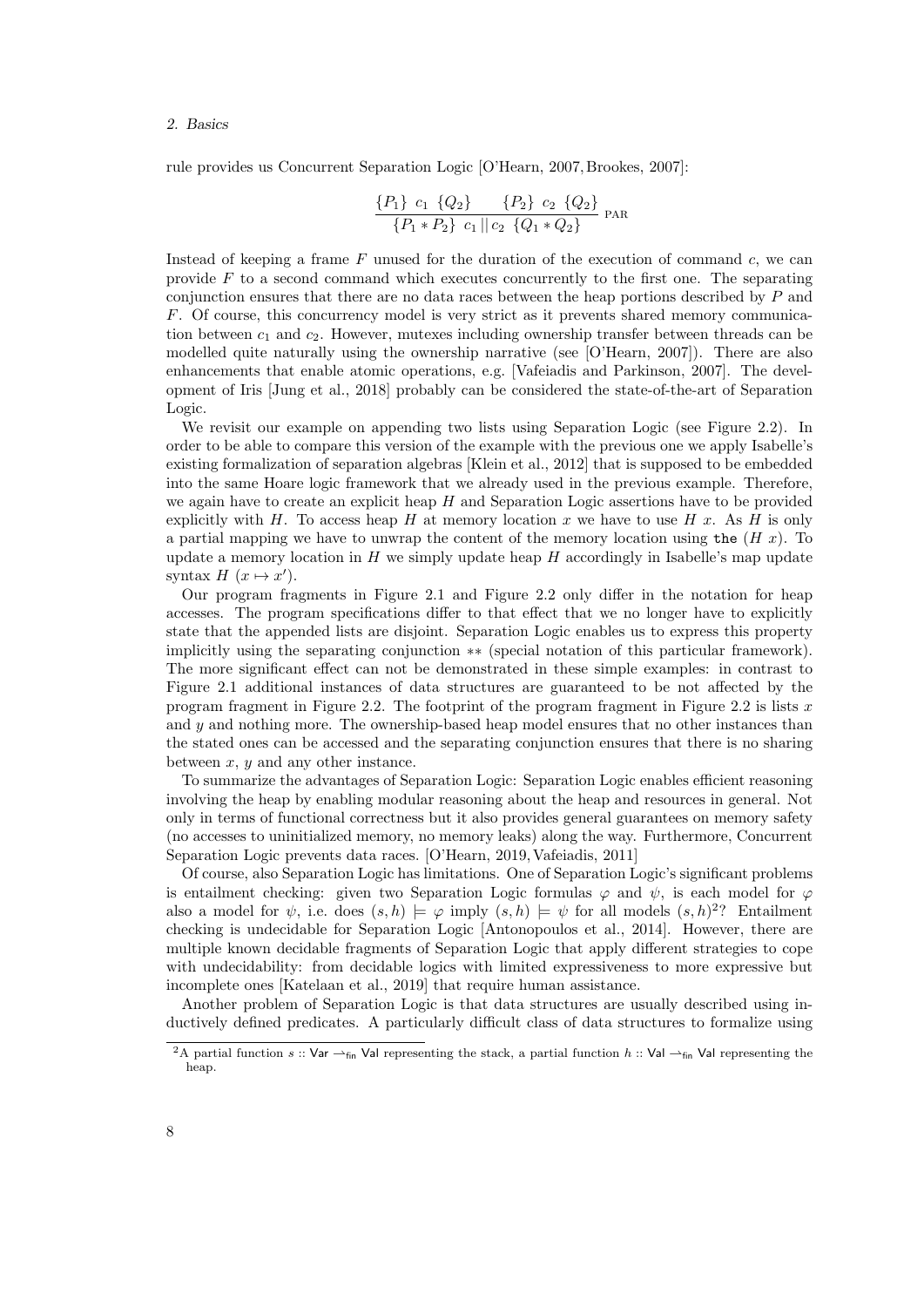rule provides us Concurrent Separation Logic [O'Hearn, 2007, Brookes, 2007]:

$$\frac{\{P_1\}\ c_1\ \{Q_2\} \qquad \{P_2\}\ c_2\ \{Q_2\}}{\{P_1 * P_2\}\ c_1 \,||\, c_2\ \{Q_1 * Q_2\}}\ \text{PAR}$$

Instead of keeping a frame $F$ unused for the duration of the execution of command $c$, we can provide $F$ to a second command which executes concurrently to the first one. The separating conjunction ensures that there are no data races between the heap portions described by $P$ and $F$. Of course, this concurrency model is very strict as it prevents shared memory communication between $c_1$ and $c_2$. However, mutexes including ownership transfer between threads can be modelled quite naturally using the ownership narrative (see [O'Hearn, 2007]). There are also enhancements that enable atomic operations, e.g. [Vafeiadis and Parkinson, 2007]. The development of Iris [Jung et al., 2018] probably can be considered the state-of-the-art of Separation Logic.

We revisit our example on appending two lists using Separation Logic (see Figure 2.2). In order to be able to compare this version of the example with the previous one we apply Isabelle's existing formalization of separation algebras [Klein et al., 2012] that is supposed to be embedded into the same Hoare logic framework that we already used in the previous example. Therefore, we again have to create an explicit heap $H$ and Separation Logic assertions have to be provided explicitly with $H$. To access heap $H$ at memory location $x$ we have to use $H\ x$. As $H$ is only a partial mapping we have to unwrap the content of the memory location using `the` $(H\ x)$. To update a memory location in $H$ we simply update heap $H$ accordingly in Isabelle's map update syntax $H\ (x \mapsto x')$.

Our program fragments in Figure 2.1 and Figure 2.2 only differ in the notation for heap accesses. The program specifications differ to that effect that we no longer have to explicitly state that the appended lists are disjoint. Separation Logic enables us to express this property implicitly using the separating conjunction $**$ (special notation of this particular framework). The more significant effect can not be demonstrated in these simple examples: in contrast to Figure 2.1 additional instances of data structures are guaranteed to be not affected by the program fragment in Figure 2.2. The footprint of the program fragment in Figure 2.2 is lists $x$ and $y$ and nothing more. The ownership-based heap model ensures that no other instances than the stated ones can be accessed and the separating conjunction ensures that there is no sharing between $x$, $y$ and any other instance.

To summarize the advantages of Separation Logic: Separation Logic enables efficient reasoning involving the heap by enabling modular reasoning about the heap and resources in general. Not only in terms of functional correctness but it also provides general guarantees on memory safety (no accesses to uninitialized memory, no memory leaks) along the way. Furthermore, Concurrent Separation Logic prevents data races. [O'Hearn, 2019, Vafeiadis, 2011]

Of course, also Separation Logic has limitations. One of Separation Logic's significant problems is entailment checking: given two Separation Logic formulas $\varphi$ and $\psi$, is each model for $\varphi$ also a model for $\psi$, i.e. does $(s, h) \models \varphi$ imply $(s, h) \models \psi$ for all models $(s, h)$[2]? Entailment checking is undecidable for Separation Logic [Antonopoulos et al., 2014]. However, there are multiple known decidable fragments of Separation Logic that apply different strategies to cope with undecidability: from decidable logics with limited expressiveness to more expressive but incomplete ones [Katelaan et al., 2019] that require human assistance.

Another problem of Separation Logic is that data structures are usually described using inductively defined predicates. A particularly difficult class of data structures to formalize using

[2] A partial function $s :: \mathsf{Var} \rightharpoonup_{\mathsf{fin}} \mathsf{Val}$ representing the stack, a partial function $h :: \mathsf{Val} \rightharpoonup_{\mathsf{fin}} \mathsf{Val}$ representing the heap.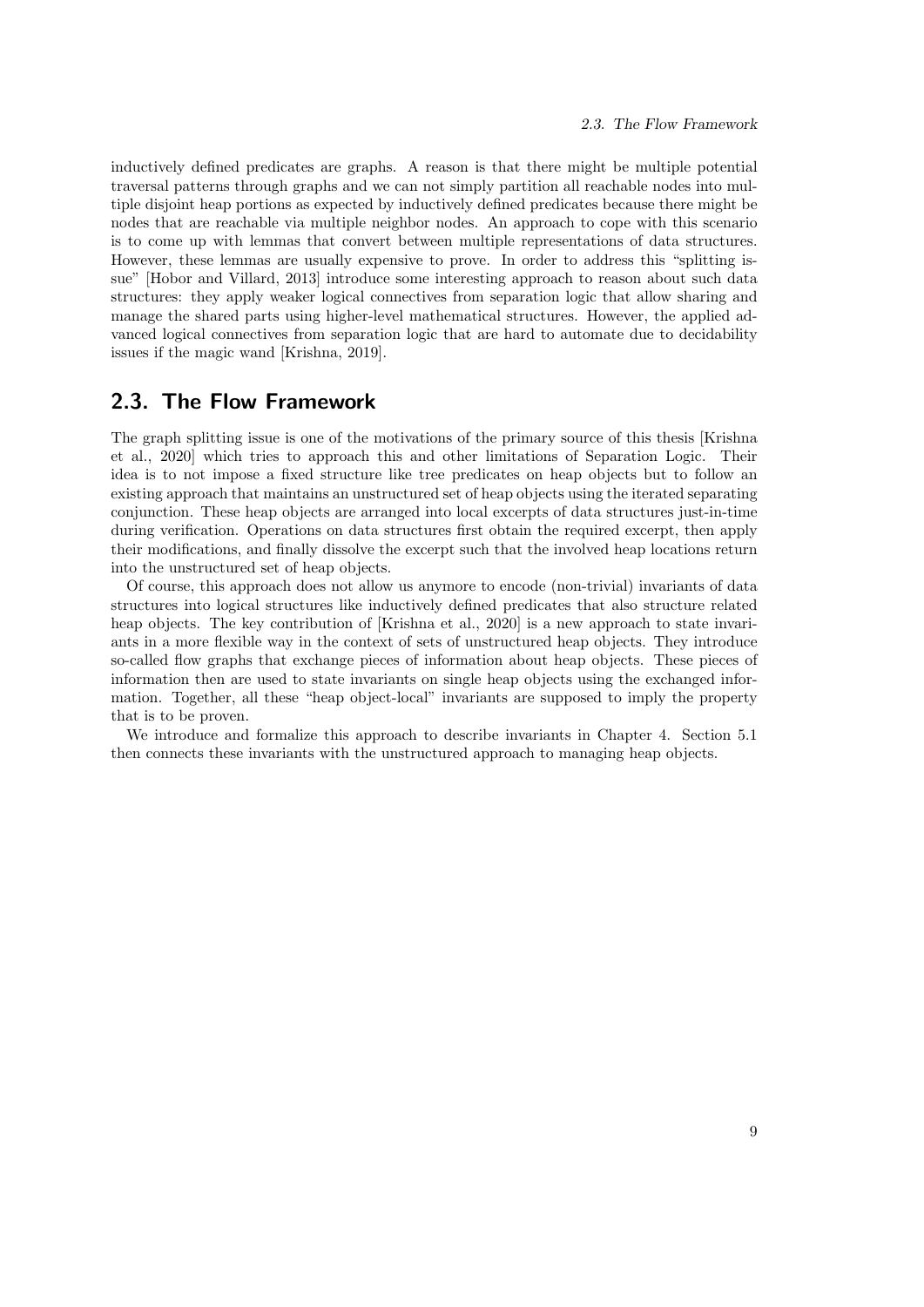inductively defined predicates are graphs. A reason is that there might be multiple potential traversal patterns through graphs and we can not simply partition all reachable nodes into multiple disjoint heap portions as expected by inductively defined predicates because there might be nodes that are reachable via multiple neighbor nodes. An approach to cope with this scenario is to come up with lemmas that convert between multiple representations of data structures. However, these lemmas are usually expensive to prove. In order to address this "splitting issue" [Hobor and Villard, 2013] introduce some interesting approach to reason about such data structures: they apply weaker logical connectives from separation logic that allow sharing and manage the shared parts using higher-level mathematical structures. However, the applied advanced logical connectives from separation logic that are hard to automate due to decidability issues if the magic wand [Krishna, 2019].

## 2.3. The Flow Framework

The graph splitting issue is one of the motivations of the primary source of this thesis [Krishna et al., 2020] which tries to approach this and other limitations of Separation Logic. Their idea is to not impose a fixed structure like tree predicates on heap objects but to follow an existing approach that maintains an unstructured set of heap objects using the iterated separating conjunction. These heap objects are arranged into local excerpts of data structures just-in-time during verification. Operations on data structures first obtain the required excerpt, then apply their modifications, and finally dissolve the excerpt such that the involved heap locations return into the unstructured set of heap objects.

Of course, this approach does not allow us anymore to encode (non-trivial) invariants of data structures into logical structures like inductively defined predicates that also structure related heap objects. The key contribution of [Krishna et al., 2020] is a new approach to state invariants in a more flexible way in the context of sets of unstructured heap objects. They introduce so-called flow graphs that exchange pieces of information about heap objects. These pieces of information then are used to state invariants on single heap objects using the exchanged information. Together, all these "heap object-local" invariants are supposed to imply the property that is to be proven.

We introduce and formalize this approach to describe invariants in Chapter 4. Section 5.1 then connects these invariants with the unstructured approach to managing heap objects.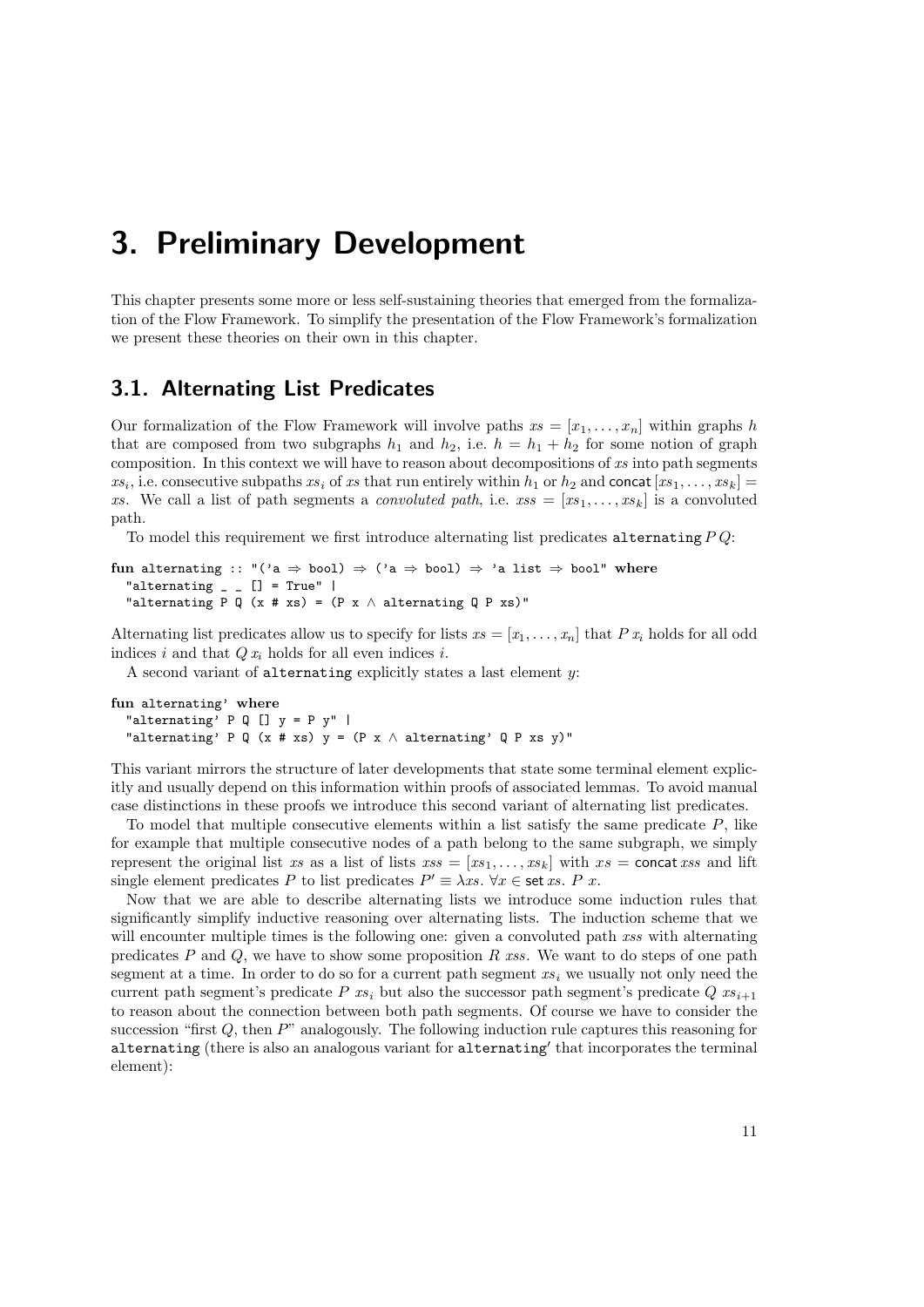# 3. Preliminary Development

This chapter presents some more or less self-sustaining theories that emerged from the formalization of the Flow Framework. To simplify the presentation of the Flow Framework's formalization we present these theories on their own in this chapter.

## 3.1. Alternating List Predicates

Our formalization of the Flow Framework will involve paths $xs = [x_1, \ldots, x_n]$ within graphs $h$ that are composed from two subgraphs $h_1$ and $h_2$, i.e. $h = h_1 + h_2$ for some notion of graph composition. In this context we will have to reason about decompositions of $xs$ into path segments $xs_i$, i.e. consecutive subpaths $xs_i$ of $xs$ that run entirely within $h_1$ or $h_2$ and $\mathsf{concat}\,[xs_1, \ldots, xs_k] = xs$. We call a list of path segments a *convoluted path*, i.e. $xss = [xs_1, \ldots, xs_k]$ is a convoluted path.

To model this requirement we first introduce alternating list predicates `alternating` $P\,Q$:

```
fun alternating :: "('a ⇒ bool) ⇒ ('a ⇒ bool) ⇒ 'a list ⇒ bool" where
  "alternating _ _ [] = True" |
  "alternating P Q (x # xs) = (P x ∧ alternating Q P xs)"
```

Alternating list predicates allow us to specify for lists $xs = [x_1, \ldots, x_n]$ that $P\,x_i$ holds for all odd indices $i$ and that $Q\,x_i$ holds for all even indices $i$.

A second variant of `alternating` explicitly states a last element $y$:

```
fun alternating' where
  "alternating' P Q [] y = P y" |
  "alternating' P Q (x # xs) y = (P x ∧ alternating' Q P xs y)"
```

This variant mirrors the structure of later developments that state some terminal element explicitly and usually depend on this information within proofs of associated lemmas. To avoid manual case distinctions in these proofs we introduce this second variant of alternating list predicates.

To model that multiple consecutive elements within a list satisfy the same predicate $P$, like for example that multiple consecutive nodes of a path belong to the same subgraph, we simply represent the original list $xs$ as a list of lists $xss = [xs_1, \ldots, xs_k]$ with $xs = \mathsf{concat}\,xss$ and lift single element predicates $P$ to list predicates $P' \equiv \lambda xs.\ \forall x \in \mathsf{set}\,xs.\ P\ x$.

Now that we are able to describe alternating lists we introduce some induction rules that significantly simplify inductive reasoning over alternating lists. The induction scheme that we will encounter multiple times is the following one: given a convoluted path $xss$ with alternating predicates $P$ and $Q$, we have to show some proposition $R\ xss$. We want to do steps of one path segment at a time. In order to do so for a current path segment $xs_i$ we usually not only need the current path segment's predicate $P\ xs_i$ but also the successor path segment's predicate $Q\ xs_{i+1}$ to reason about the connection between both path segments. Of course we have to consider the succession "first $Q$, then $P$" analogously. The following induction rule captures this reasoning for `alternating` (there is also an analogous variant for `alternating'` that incorporates the terminal element):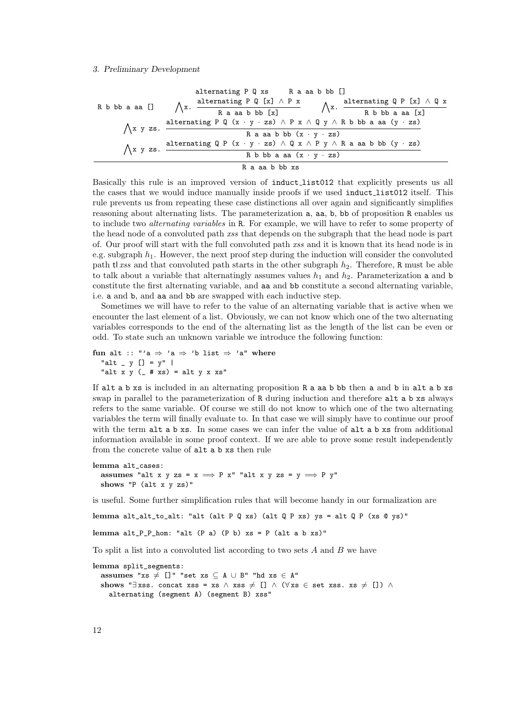$$\frac{\texttt{R b bb a aa []} \quad \bigwedge x.\ \dfrac{\texttt{alternating P Q [x]} \wedge \texttt{P x}}{\texttt{R a aa b bb [x]}} \quad \bigwedge x.\ \dfrac{\texttt{alternating Q P [x]} \wedge \texttt{Q x}}{\texttt{R b bb a aa [x]}} \quad \bigwedge x\ y\ zs.\ \dfrac{\texttt{alternating P Q (x} \cdot \texttt{y} \cdot \texttt{zs)} \wedge \texttt{P x} \wedge \texttt{Q y} \wedge \texttt{R b bb a aa (y} \cdot \texttt{zs)}}{\texttt{R a aa b bb (x} \cdot \texttt{y} \cdot \texttt{zs)}} \quad \bigwedge x\ y\ zs.\ \dfrac{\texttt{alternating Q P (x} \cdot \texttt{y} \cdot \texttt{zs)} \wedge \texttt{Q x} \wedge \texttt{P y} \wedge \texttt{R a aa b bb (y} \cdot \texttt{zs)}}{\texttt{R b bb a aa (x} \cdot \texttt{y} \cdot \texttt{zs)}} \quad \texttt{alternating P Q xs} \quad \texttt{R a aa b bb []}}{\texttt{R a aa b bb xs}}$$

Basically this rule is an improved version of induct_list012 that explicitly presents us all the cases that we would induce manually inside proofs if we used induct_list012 itself. This rule prevents us from repeating these case distinctions all over again and significantly simplifies reasoning about alternating lists. The parameterization a, aa, b, bb of proposition R enables us to include two *alternating variables* in R. For example, we will have to refer to some property of the head node of a convoluted path *xss* that depends on the subgraph that the head node is part of. Our proof will start with the full convoluted path *xss* and it is known that its head node is in e.g. subgraph $h_1$. However, the next proof step during the induction will consider the convoluted path tl *xss* and that convoluted path starts in the other subgraph $h_2$. Therefore, R must be able to talk about a variable that alternatingly assumes values $h_1$ and $h_2$. Parameterization a and b constitute the first alternating variable, and aa and bb constitute a second alternating variable, i.e. a and b, and aa and bb are swapped with each inductive step.

Sometimes we will have to refer to the value of an alternating variable that is active when we encounter the last element of a list. Obviously, we can not know which one of the two alternating variables corresponds to the end of the alternating list as the length of the list can be even or odd. To state such an unknown variable we introduce the following function:

```
fun alt :: "'a ⇒ 'a ⇒ 'b list ⇒ 'a" where
  "alt _ y [] = y" |
  "alt x y (_ # xs) = alt y x xs"
```

If alt a b xs is included in an alternating proposition R a aa b bb then a and b in alt a b xs swap in parallel to the parameterization of R during induction and therefore alt a b xs always refers to the same variable. Of course we still do not know to which one of the two alternating variables the term will finally evaluate to. In that case we will simply have to continue our proof with the term alt a b xs. In some cases we can infer the value of alt a b xs from additional information available in some proof context. If we are able to prove some result independently from the concrete value of alt a b xs then rule

```
lemma alt_cases:
  assumes "alt x y zs = x ⟹ P x" "alt x y zs = y ⟹ P y"
  shows "P (alt x y zs)"
```

is useful. Some further simplification rules that will become handy in our formalization are

```
lemma alt_alt_to_alt: "alt (alt P Q xs) (alt Q P xs) ys = alt Q P (xs @ ys)"
```

```
lemma alt_P_P_hom: "alt (P a) (P b) xs = P (alt a b xs)"
```

To split a list into a convoluted list according to two sets $A$ and $B$ we have

```
lemma split_segments:
  assumes "xs ≠ []" "set xs ⊆ A ∪ B" "hd xs ∈ A"
  shows "∃xss. concat xss = xs ∧ xss ≠ [] ∧ (∀xs ∈ set xss. xs ≠ []) ∧
    alternating (segment A) (segment B) xss"
```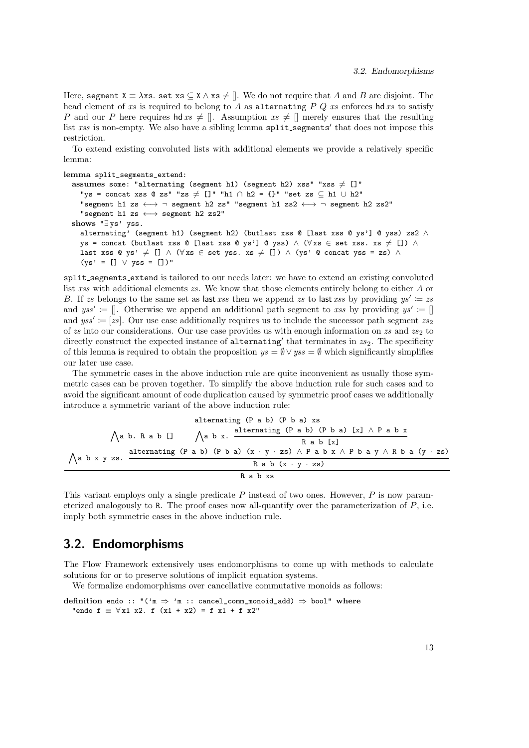Here, `segment X ≡ λxs. set xs ⊆ X ∧ xs ≠ []`. We do not require that $A$ and $B$ are disjoint. The head element of $xs$ is required to belong to $A$ as `alternating` $P$ $Q$ $xs$ enforces $\mathsf{hd}\, xs$ to satisfy $P$ and our $P$ here requires $\mathsf{hd}\, xs \neq []$. Assumption $xs \neq []$ merely ensures that the resulting list $xss$ is non-empty. We also have a sibling lemma `split_segments'` that does not impose this restriction.

To extend existing convoluted lists with additional elements we provide a relatively specific lemma:

```
lemma split_segments_extend:
  assumes some: "alternating (segment h1) (segment h2) xss" "xss ≠ []"
    "ys = concat xss @ zs" "zs ≠ []" "h1 ∩ h2 = {}" "set zs ⊆ h1 ∪ h2"
    "segment h1 zs ⟷ ¬ segment h2 zs" "segment h1 zs2 ⟷ ¬ segment h2 zs2"
    "segment h1 zs ⟷ segment h2 zs2"
  shows "∃ys' yss.
    alternating' (segment h1) (segment h2) (butlast xss @ [last xss @ ys'] @ yss) zs2 ∧
    ys = concat (butlast xss @ [last xss @ ys'] @ yss) ∧ (∀xs ∈ set xss. xs ≠ []) ∧
    last xss @ ys' ≠ [] ∧ (∀xs ∈ set yss. xs ≠ []) ∧ (ys' @ concat yss = zs) ∧
    (ys' = [] ∨ yss = [])"
```

`split_segments_extend` is tailored to our needs later: we have to extend an existing convoluted list $xss$ with additional elements $zs$. We know that those elements entirely belong to either $A$ or $B$. If $zs$ belongs to the same set as $\mathsf{last}\, xss$ then we append $zs$ to $\mathsf{last}\, xss$ by providing $ys' := zs$ and $yss' := []$. Otherwise we append an additional path segment to $xss$ by providing $ys' := []$ and $yss' := [zs]$. Our use case additionally requires us to include the successor path segment $zs_2$ of $zs$ into our considerations. Our use case provides us with enough information on $zs$ and $zs_2$ to directly construct the expected instance of `alternating'` that terminates in $zs_2$. The specificity of this lemma is required to obtain the proposition $ys = \emptyset \vee yss = \emptyset$ which significantly simplifies our later use case.

The symmetric cases in the above induction rule are quite inconvenient as usually those symmetric cases can be proven together. To simplify the above induction rule for such cases and to avoid the significant amount of code duplication caused by symmetric proof cases we additionally introduce a symmetric variant of the above induction rule:

$$\frac{\texttt{alternating (P a b) (P b a) xs} \qquad \bigwedge \texttt{a b. R a b []} \qquad \bigwedge \texttt{a b x.}\ \dfrac{\texttt{alternating (P a b) (P b a) [x]} \wedge \texttt{P a b x}}{\texttt{R a b [x]}} \qquad \bigwedge \texttt{a b x y zs.}\ \dfrac{\texttt{alternating (P a b) (P b a) (x · y · zs)} \wedge \texttt{P a b x} \wedge \texttt{P b a y} \wedge \texttt{R b a (y · zs)}}{\texttt{R a b (x · y · zs)}}}{\texttt{R a b xs}}$$

This variant employs only a single predicate $P$ instead of two ones. However, $P$ is now parameterized analogously to `R`. The proof cases now all-quantify over the parameterization of $P$, i.e. imply both symmetric cases in the above induction rule.

## 3.2. Endomorphisms

The Flow Framework extensively uses endomorphisms to come up with methods to calculate solutions for or to preserve solutions of implicit equation systems.

We formalize endomorphisms over cancellative commutative monoids as follows:

```
definition endo :: "('m ⇒ 'm :: cancel_comm_monoid_add) ⇒ bool" where
  "endo f ≡ ∀x1 x2. f (x1 + x2) = f x1 + f x2"
```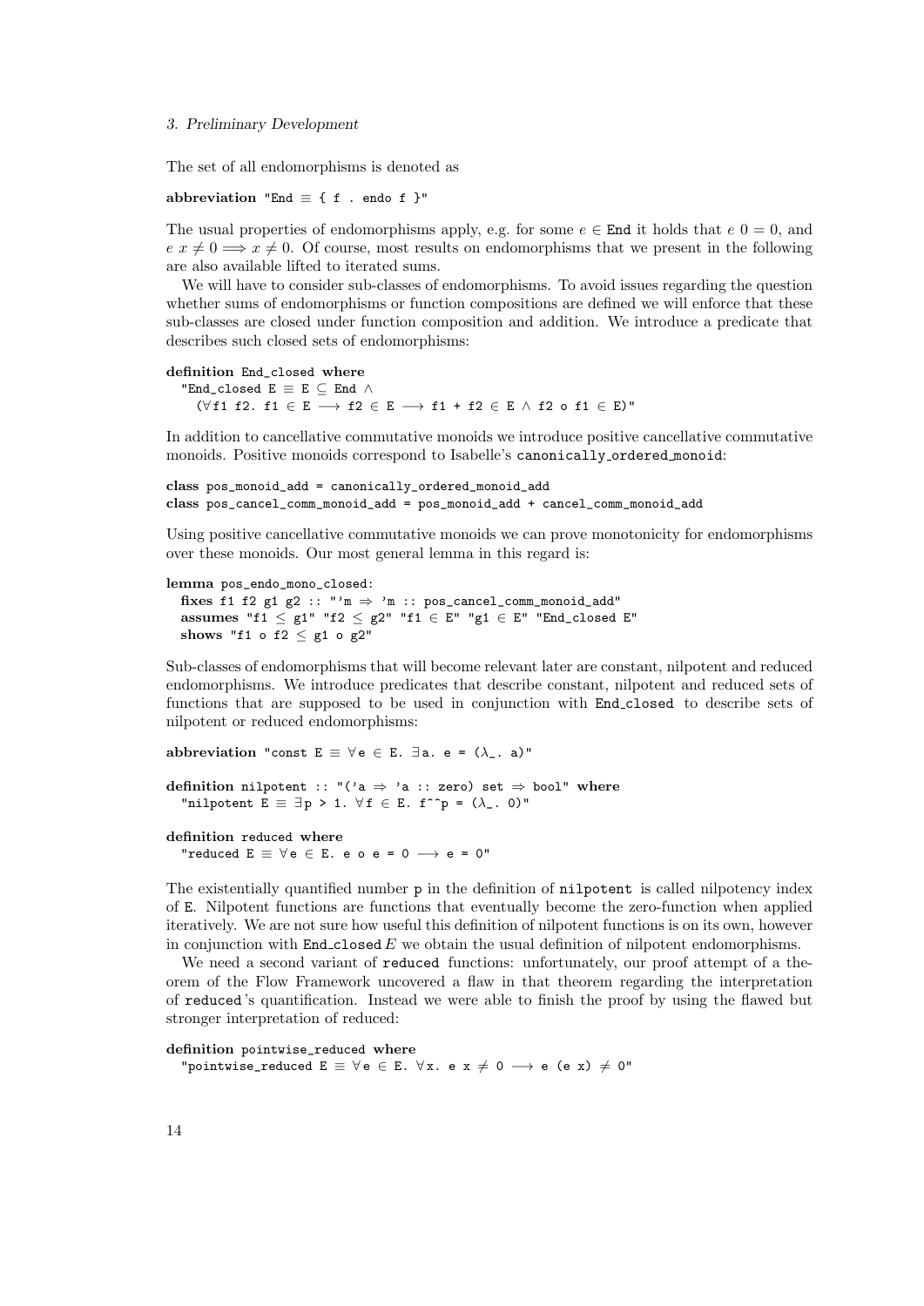The set of all endomorphisms is denoted as

```
abbreviation "End ≡ { f . endo f }"
```

The usual properties of endomorphisms apply, e.g. for some $e \in$ `End` it holds that $e\ 0 = 0$, and $e\ x \neq 0 \Longrightarrow x \neq 0$. Of course, most results on endomorphisms that we present in the following are also available lifted to iterated sums.

We will have to consider sub-classes of endomorphisms. To avoid issues regarding the question whether sums of endomorphisms or function compositions are defined we will enforce that these sub-classes are closed under function composition and addition. We introduce a predicate that describes such closed sets of endomorphisms:

```
definition End_closed where
  "End_closed E ≡ E ⊆ End ∧
    (∀f1 f2. f1 ∈ E ⟶ f2 ∈ E ⟶ f1 + f2 ∈ E ∧ f2 o f1 ∈ E)"
```

In addition to cancellative commutative monoids we introduce positive cancellative commutative monoids. Positive monoids correspond to Isabelle's `canonically_ordered_monoid`:

```
class pos_monoid_add = canonically_ordered_monoid_add
class pos_cancel_comm_monoid_add = pos_monoid_add + cancel_comm_monoid_add
```

Using positive cancellative commutative monoids we can prove monotonicity for endomorphisms over these monoids. Our most general lemma in this regard is:

```
lemma pos_endo_mono_closed:
  fixes f1 f2 g1 g2 :: "'m ⇒ 'm :: pos_cancel_comm_monoid_add"
  assumes "f1 ≤ g1" "f2 ≤ g2" "f1 ∈ E" "g1 ∈ E" "End_closed E"
  shows "f1 o f2 ≤ g1 o g2"
```

Sub-classes of endomorphisms that will become relevant later are constant, nilpotent and reduced endomorphisms. We introduce predicates that describe constant, nilpotent and reduced sets of functions that are supposed to be used in conjunction with `End_closed` to describe sets of nilpotent or reduced endomorphisms:

```
abbreviation "const E ≡ ∀e ∈ E. ∃a. e = (λ_. a)"

definition nilpotent :: "('a ⇒ 'a :: zero) set ⇒ bool" where
  "nilpotent E ≡ ∃p > 1. ∀f ∈ E. f^^p = (λ_. 0)"

definition reduced where
  "reduced E ≡ ∀e ∈ E. e o e = 0 ⟶ e = 0"
```

The existentially quantified number `p` in the definition of `nilpotent` is called nilpotency index of `E`. Nilpotent functions are functions that eventually become the zero-function when applied iteratively. We are not sure how useful this definition of nilpotent functions is on its own, however in conjunction with `End_closed` $E$ we obtain the usual definition of nilpotent endomorphisms.

We need a second variant of `reduced` functions: unfortunately, our proof attempt of a theorem of the Flow Framework uncovered a flaw in that theorem regarding the interpretation of `reduced`'s quantification. Instead we were able to finish the proof by using the flawed but stronger interpretation of reduced:

```
definition pointwise_reduced where
  "pointwise_reduced E ≡ ∀e ∈ E. ∀x. e x ≠ 0 ⟶ e (e x) ≠ 0"
```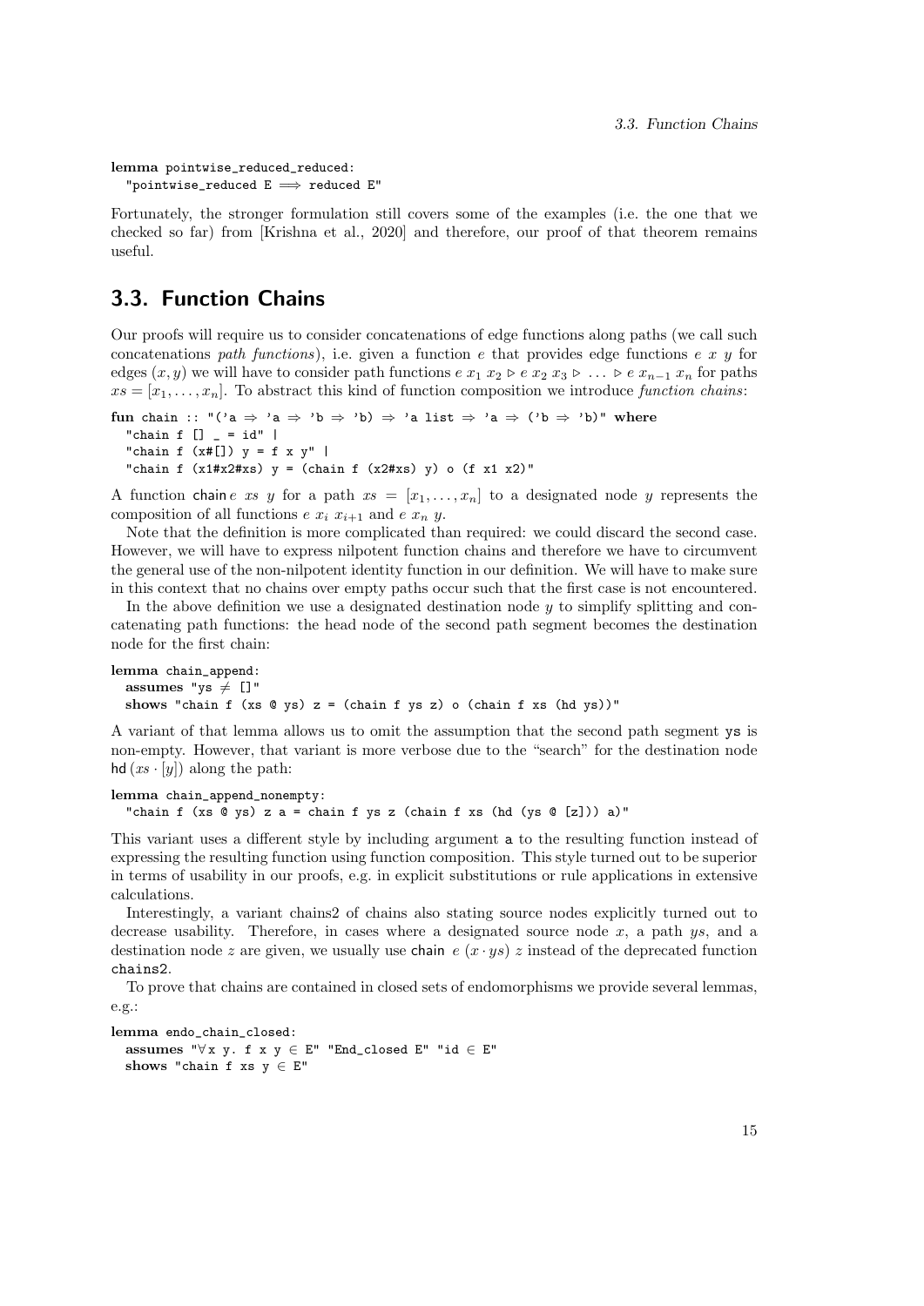```
lemma pointwise_reduced_reduced:
  "pointwise_reduced E ⟹ reduced E"
```

Fortunately, the stronger formulation still covers some of the examples (i.e. the one that we checked so far) from [Krishna et al., 2020] and therefore, our proof of that theorem remains useful.

## 3.3. Function Chains

Our proofs will require us to consider concatenations of edge functions along paths (we call such concatenations *path functions*), i.e. given a function $e$ that provides edge functions $e\ x\ y$ for edges $(x, y)$ we will have to consider path functions $e\ x_1\ x_2 \triangleright e\ x_2\ x_3 \triangleright \ldots \triangleright e\ x_{n-1}\ x_n$ for paths $xs = [x_1, \ldots, x_n]$. To abstract this kind of function composition we introduce *function chains*:

```
fun chain :: "('a ⇒ 'a ⇒ 'b ⇒ 'b) ⇒ 'a list ⇒ 'a ⇒ ('b ⇒ 'b)" where
  "chain f [] _ = id" |
  "chain f (x#[]) y = f x y" |
  "chain f (x1#x2#xs) y = (chain f (x2#xs) y) o (f x1 x2)"
```

A function $\mathsf{chain}\,e\ xs\ y$ for a path $xs = [x_1, \ldots, x_n]$ to a designated node $y$ represents the composition of all functions $e\ x_i\ x_{i+1}$ and $e\ x_n\ y$.

Note that the definition is more complicated than required: we could discard the second case. However, we will have to express nilpotent function chains and therefore we have to circumvent the general use of the non-nilpotent identity function in our definition. We will have to make sure in this context that no chains over empty paths occur such that the first case is not encountered.

In the above definition we use a designated destination node $y$ to simplify splitting and concatenating path functions: the head node of the second path segment becomes the destination node for the first chain:

```
lemma chain_append:
  assumes "ys ≠ []"
  shows "chain f (xs @ ys) z = (chain f ys z) o (chain f xs (hd ys))"
```

A variant of that lemma allows us to omit the assumption that the second path segment ys is non-empty. However, that variant is more verbose due to the "search" for the destination node $\mathsf{hd}\,(xs \cdot [y])$ along the path:

```
lemma chain_append_nonempty:
  "chain f (xs @ ys) z a = chain f ys z (chain f xs (hd (ys @ [z])) a)"
```

This variant uses a different style by including argument a to the resulting function instead of expressing the resulting function using function composition. This style turned out to be superior in terms of usability in our proofs, e.g. in explicit substitutions or rule applications in extensive calculations.

Interestingly, a variant chains2 of chains also stating source nodes explicitly turned out to decrease usability. Therefore, in cases where a designated source node $x$, a path $ys$, and a destination node $z$ are given, we usually use $\mathsf{chain}\ e\ (x \cdot ys)\ z$ instead of the deprecated function chains2.

To prove that chains are contained in closed sets of endomorphisms we provide several lemmas, e.g.:

```
lemma endo_chain_closed:
  assumes "∀x y. f x y ∈ E" "End_closed E" "id ∈ E"
  shows "chain f xs y ∈ E"
```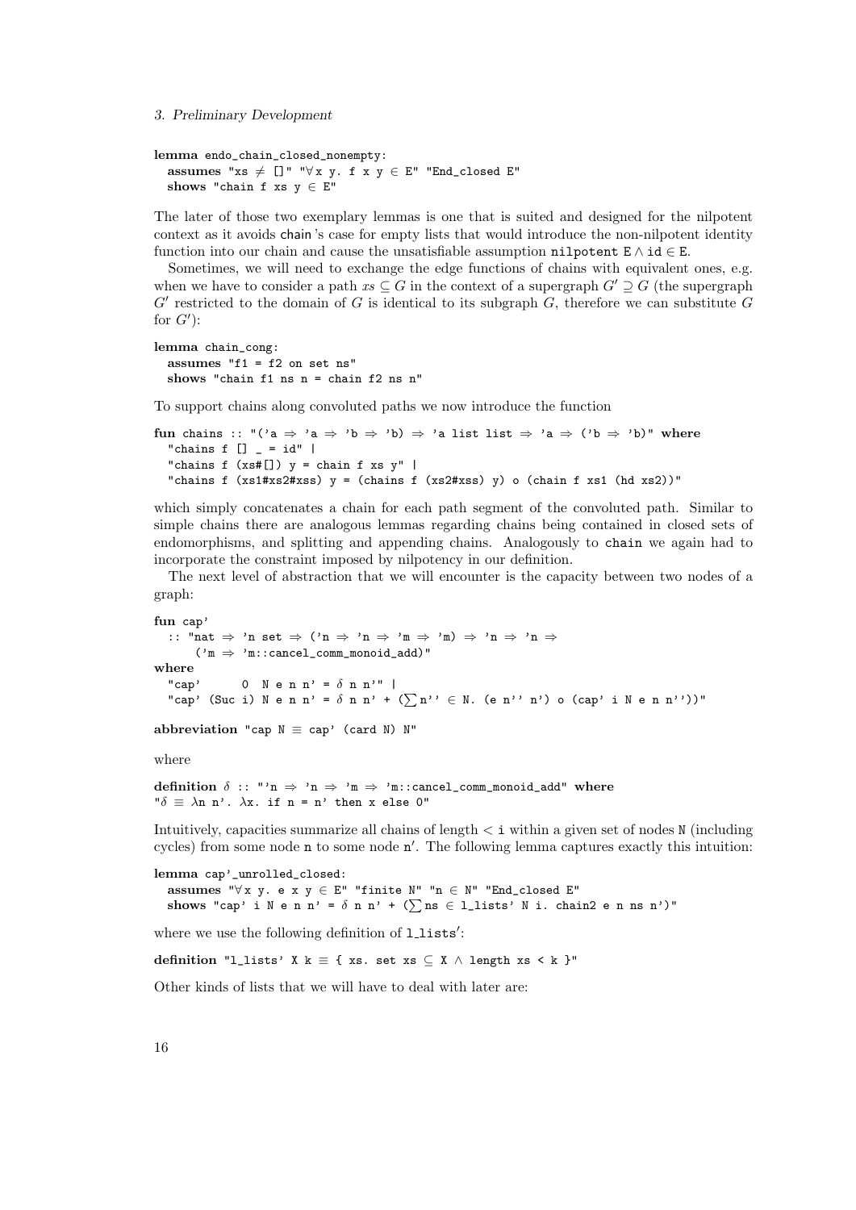```
lemma endo_chain_closed_nonempty:
  assumes "xs ≠ []" "∀x y. f x y ∈ E" "End_closed E"
  shows "chain f xs y ∈ E"
```

The later of those two exemplary lemmas is one that is suited and designed for the nilpotent context as it avoids chain's case for empty lists that would introduce the non-nilpotent identity function into our chain and cause the unsatisfiable assumption nilpotent $E \wedge id \in E$.

Sometimes, we will need to exchange the edge functions of chains with equivalent ones, e.g. when we have to consider a path $xs \subseteq G$ in the context of a supergraph $G' \supseteq G$ (the supergraph $G'$ restricted to the domain of $G$ is identical to its subgraph $G$, therefore we can substitute $G$ for $G'$):

```
lemma chain_cong:
  assumes "f1 = f2 on set ns"
  shows "chain f1 ns n = chain f2 ns n"
```

To support chains along convoluted paths we now introduce the function

```
fun chains :: "('a ⇒ 'a ⇒ 'b ⇒ 'b) ⇒ 'a list list ⇒ 'a ⇒ ('b ⇒ 'b)" where
  "chains f [] _ = id" |
  "chains f (xs#[]) y = chain f xs y" |
  "chains f (xs1#xs2#xss) y = (chains f (xs2#xss) y) o (chain f xs1 (hd xs2))"
```

which simply concatenates a chain for each path segment of the convoluted path. Similar to simple chains there are analogous lemmas regarding chains being contained in closed sets of endomorphisms, and splitting and appending chains. Analogously to chain we again had to incorporate the constraint imposed by nilpotency in our definition.

The next level of abstraction that we will encounter is the capacity between two nodes of a graph:

```
fun cap'
  :: "nat ⇒ 'n set ⇒ ('n ⇒ 'n ⇒ 'm ⇒ 'm) ⇒ 'n ⇒ 'n ⇒
      ('m ⇒ 'm::cancel_comm_monoid_add)"
where
  "cap'     0  N e n n' = δ n n'" |
  "cap' (Suc i) N e n n' = δ n n' + (∑n'' ∈ N. (e n'' n') o (cap' i N e n n''))"

abbreviation "cap N ≡ cap' (card N) N"
```

where

```
definition δ :: "'n ⇒ 'n ⇒ 'm ⇒ 'm::cancel_comm_monoid_add" where
"δ ≡ λn n'. λx. if n = n' then x else 0"
```

Intuitively, capacities summarize all chains of length < i within a given set of nodes N (including cycles) from some node n to some node n′. The following lemma captures exactly this intuition:

```
lemma cap'_unrolled_closed:
  assumes "∀x y. e x y ∈ E" "finite N" "n ∈ N" "End_closed E"
  shows "cap' i N e n n' = δ n n' + (∑ns ∈ l_lists' N i. chain2 e n ns n')"
```

where we use the following definition of l_lists′:

```
definition "l_lists' X k ≡ { xs. set xs ⊆ X ∧ length xs < k }"
```

Other kinds of lists that we will have to deal with later are: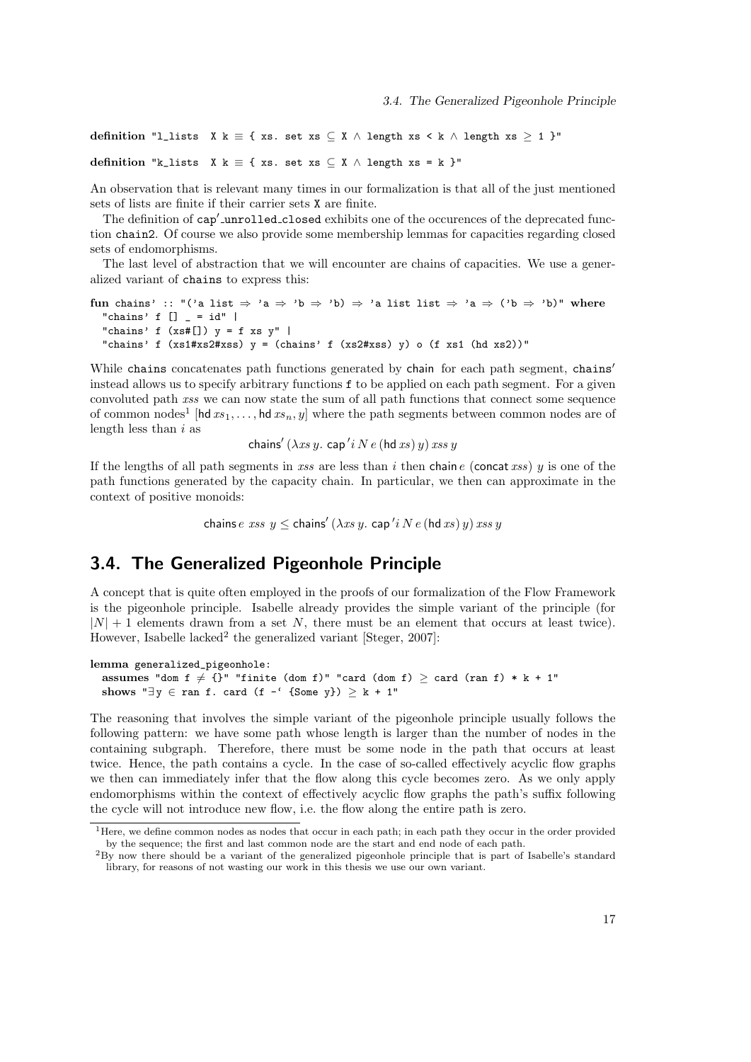```
definition "l_lists  X k ≡ { xs. set xs ⊆ X ∧ length xs < k ∧ length xs ≥ 1 }"

definition "k_lists  X k ≡ { xs. set xs ⊆ X ∧ length xs = k }"
```

An observation that is relevant many times in our formalization is that all of the just mentioned sets of lists are finite if their carrier sets X are finite.

The definition of cap′_unrolled_closed exhibits one of the occurences of the deprecated function chain2. Of course we also provide some membership lemmas for capacities regarding closed sets of endomorphisms.

The last level of abstraction that we will encounter are chains of capacities. We use a generalized variant of chains to express this:

```
fun chains' :: "('a list ⇒ 'a ⇒ 'b ⇒ 'b) ⇒ 'a list list ⇒ 'a ⇒ ('b ⇒ 'b)" where
  "chains' f [] _ = id" |
  "chains' f (xs#[]) y = f xs y" |
  "chains' f (xs1#xs2#xss) y = (chains' f (xs2#xss) y) o (f xs1 (hd xs2))"
```

While chains concatenates path functions generated by chain for each path segment, chains′ instead allows us to specify arbitrary functions f to be applied on each path segment. For a given convoluted path $xss$ we can now state the sum of all path functions that connect some sequence of common nodes[1] $[\mathsf{hd}\, xs_1, \ldots, \mathsf{hd}\, xs_n, y]$ where the path segments between common nodes are of length less than $i$ as

$$\mathsf{chains}'\,(\lambda xs\, y.\ \mathsf{cap}'\, i\, N\, e\, (\mathsf{hd}\, xs)\, y)\, xss\, y$$

If the lengths of all path segments in $xss$ are less than $i$ then $\mathsf{chain}\, e\, (\mathsf{concat}\, xss)\ y$ is one of the path functions generated by the capacity chain. In particular, we then can approximate in the context of positive monoids:

$$\mathsf{chains}\, e\ xss\ y \le \mathsf{chains}'\,(\lambda xs\, y.\ \mathsf{cap}'\, i\, N\, e\, (\mathsf{hd}\, xs)\, y)\, xss\, y$$

## 3.4. The Generalized Pigeonhole Principle

A concept that is quite often employed in the proofs of our formalization of the Flow Framework is the pigeonhole principle. Isabelle already provides the simple variant of the principle (for $|N| + 1$ elements drawn from a set $N$, there must be an element that occurs at least twice). However, Isabelle lacked[2] the generalized variant [Steger, 2007]:

```
lemma generalized_pigeonhole:
  assumes "dom f ≠ {}" "finite (dom f)" "card (dom f) ≥ card (ran f) * k + 1"
  shows "∃y ∈ ran f. card (f -` {Some y}) ≥ k + 1"
```

The reasoning that involves the simple variant of the pigeonhole principle usually follows the following pattern: we have some path whose length is larger than the number of nodes in the containing subgraph. Therefore, there must be some node in the path that occurs at least twice. Hence, the path contains a cycle. In the case of so-called effectively acyclic flow graphs we then can immediately infer that the flow along this cycle becomes zero. As we only apply endomorphisms within the context of effectively acyclic flow graphs the path's suffix following the cycle will not introduce new flow, i.e. the flow along the entire path is zero.

[1] Here, we define common nodes as nodes that occur in each path; in each path they occur in the order provided by the sequence; the first and last common node are the start and end node of each path.

[2] By now there should be a variant of the generalized pigeonhole principle that is part of Isabelle's standard library, for reasons of not wasting our work in this thesis we use our own variant.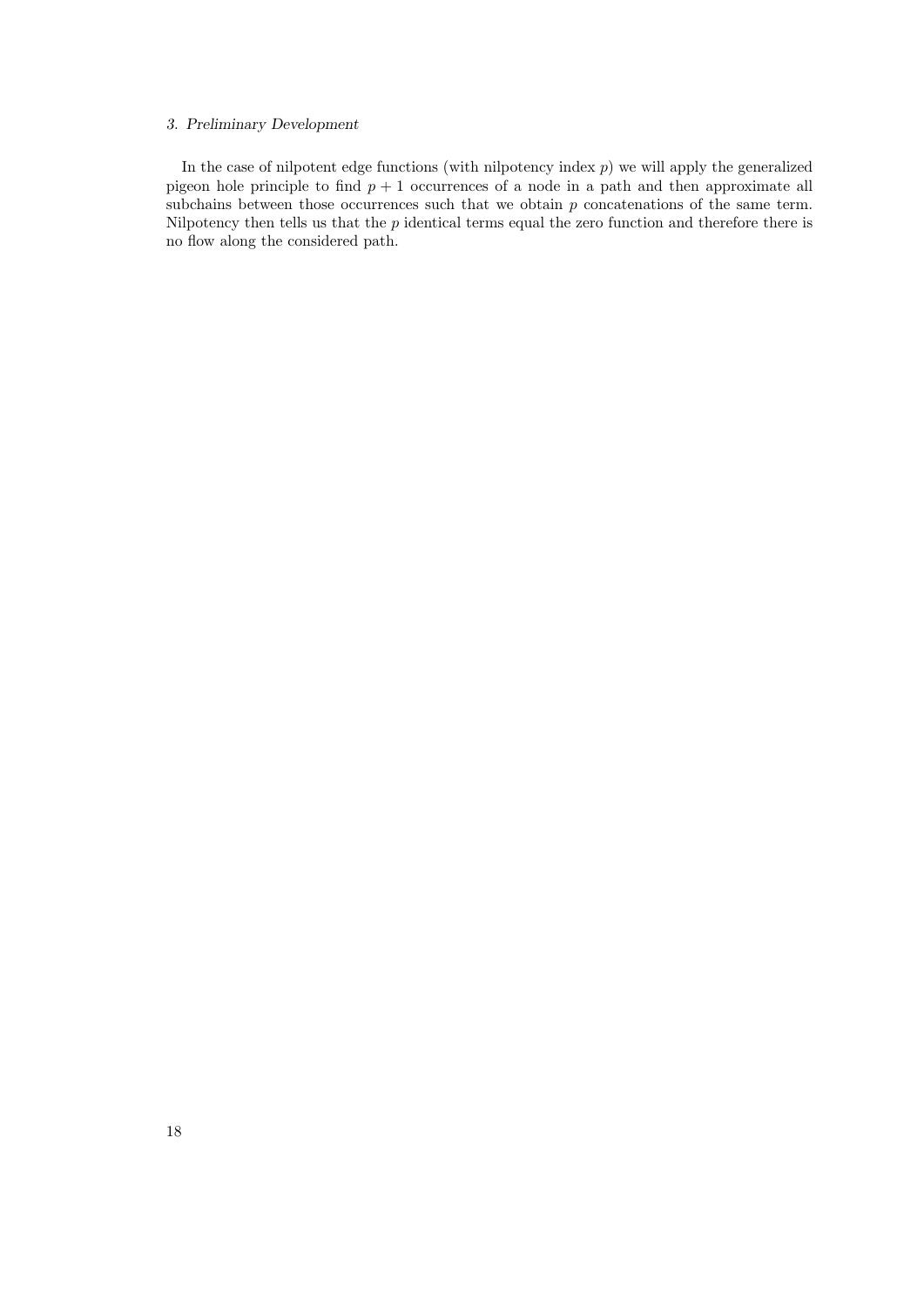In the case of nilpotent edge functions (with nilpotency index $p$) we will apply the generalized pigeon hole principle to find $p + 1$ occurrences of a node in a path and then approximate all subchains between those occurrences such that we obtain $p$ concatenations of the same term. Nilpotency then tells us that the $p$ identical terms equal the zero function and therefore there is no flow along the considered path.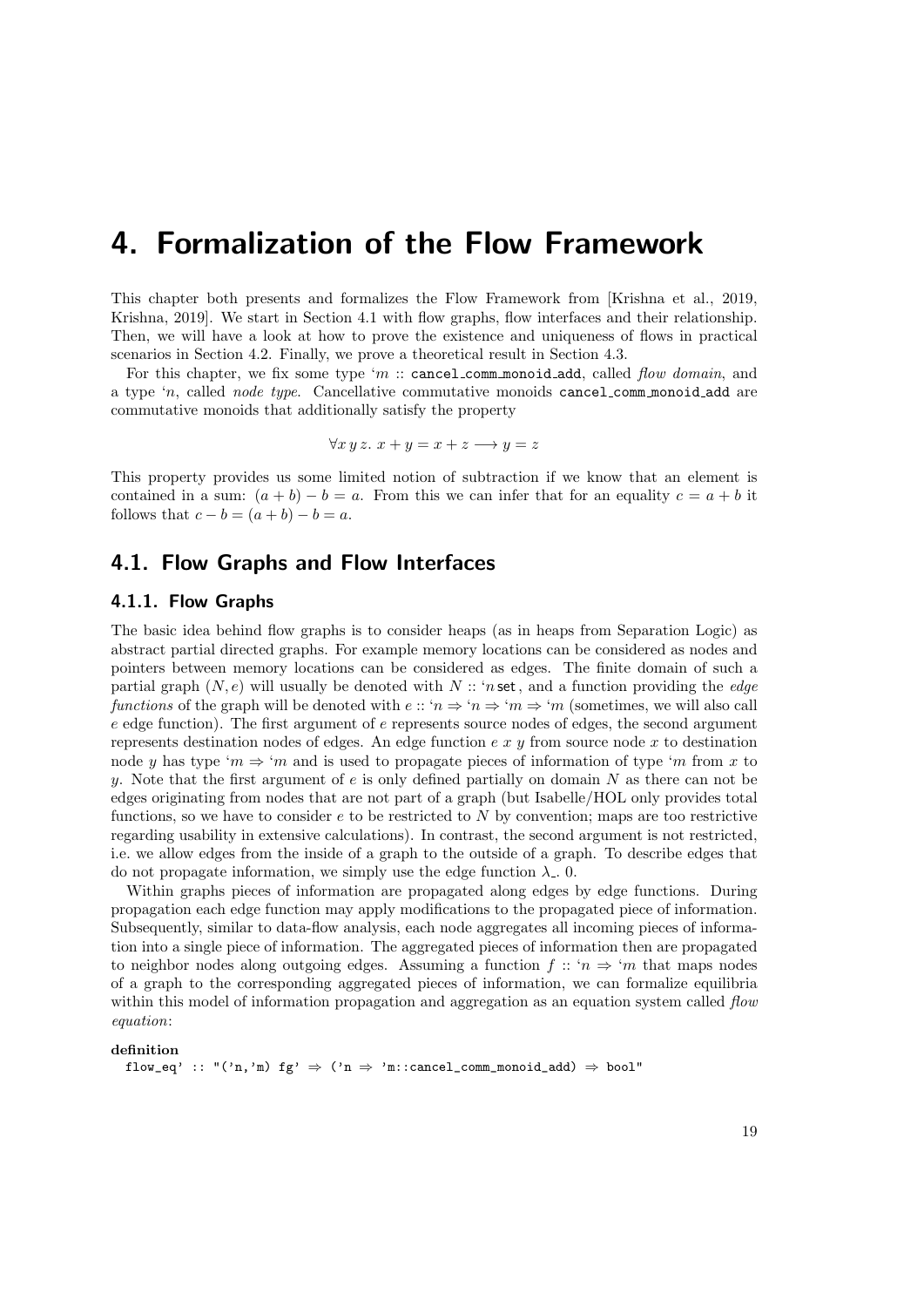# 4. Formalization of the Flow Framework

This chapter both presents and formalizes the Flow Framework from [Krishna et al., 2019, Krishna, 2019]. We start in Section 4.1 with flow graphs, flow interfaces and their relationship. Then, we will have a look at how to prove the existence and uniqueness of flows in practical scenarios in Section 4.2. Finally, we prove a theoretical result in Section 4.3.

For this chapter, we fix some type $'m$ :: `cancel_comm_monoid_add`, called *flow domain*, and a type $'n$, called *node type*. Cancellative commutative monoids `cancel_comm_monoid_add` are commutative monoids that additionally satisfy the property

$$\forall x\, y\, z.\ x + y = x + z \longrightarrow y = z$$

This property provides us some limited notion of subtraction if we know that an element is contained in a sum: $(a + b) - b = a$. From this we can infer that for an equality $c = a + b$ it follows that $c - b = (a + b) - b = a$.

## 4.1. Flow Graphs and Flow Interfaces

### 4.1.1. Flow Graphs

The basic idea behind flow graphs is to consider heaps (as in heaps from Separation Logic) as abstract partial directed graphs. For example memory locations can be considered as nodes and pointers between memory locations can be considered as edges. The finite domain of such a partial graph $(N, e)$ will usually be denoted with $N$ :: $'n$ set, and a function providing the *edge functions* of the graph will be denoted with $e :: 'n \Rightarrow 'n \Rightarrow 'm \Rightarrow 'm$ (sometimes, we will also call $e$ edge function). The first argument of $e$ represents source nodes of edges, the second argument represents destination nodes of edges. An edge function $e\ x\ y$ from source node $x$ to destination node $y$ has type $'m \Rightarrow 'm$ and is used to propagate pieces of information of type $'m$ from $x$ to $y$. Note that the first argument of $e$ is only defined partially on domain $N$ as there can not be edges originating from nodes that are not part of a graph (but Isabelle/HOL only provides total functions, so we have to consider $e$ to be restricted to $N$ by convention; maps are too restrictive regarding usability in extensive calculations). In contrast, the second argument is not restricted, i.e. we allow edges from the inside of a graph to the outside of a graph. To describe edges that do not propagate information, we simply use the edge function $\lambda\_.\ 0$.

Within graphs pieces of information are propagated along edges by edge functions. During propagation each edge function may apply modifications to the propagated piece of information. Subsequently, similar to data-flow analysis, each node aggregates all incoming pieces of information into a single piece of information. The aggregated pieces of information then are propagated to neighbor nodes along outgoing edges. Assuming a function $f :: 'n \Rightarrow 'm$ that maps nodes of a graph to the corresponding aggregated pieces of information, we can formalize equilibria within this model of information propagation and aggregation as an equation system called *flow equation*:

```
definition
  flow_eq' :: "('n,'m) fg' ⇒ ('n ⇒ 'm::cancel_comm_monoid_add) ⇒ bool"
```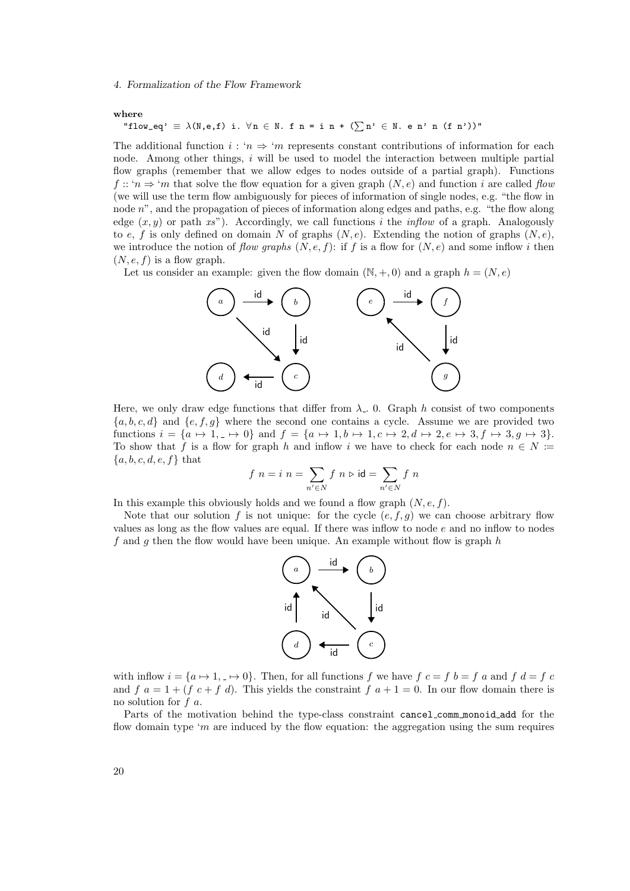**where**

```
"flow_eq' ≡ λ(N,e,f) i. ∀n ∈ N. f n = i n + (∑n' ∈ N. e n' n (f n'))"
```

The additional function $i : 'n \Rightarrow 'm$ represents constant contributions of information for each node. Among other things, $i$ will be used to model the interaction between multiple partial flow graphs (remember that we allow edges to nodes outside of a partial graph). Functions $f :: 'n \Rightarrow 'm$ that solve the flow equation for a given graph $(N, e)$ and function $i$ are called *flow* (we will use the term flow ambiguously for pieces of information of single nodes, e.g. "the flow in node $n$", and the propagation of pieces of information along edges and paths, e.g. "the flow along edge $(x, y)$ or path $xs$"). Accordingly, we call functions $i$ the *inflow* of a graph. Analogously to $e$, $f$ is only defined on domain $N$ of graphs $(N, e)$. Extending the notion of graphs $(N, e)$, we introduce the notion of *flow graphs* $(N, e, f)$: if $f$ is a flow for $(N, e)$ and some inflow $i$ then $(N, e, f)$ is a flow graph.

Let us consider an example: given the flow domain $(\mathbb{N}, +, 0)$ and a graph $h = (N, e)$

Here, we only draw edge functions that differ from $\lambda\_.\ 0$. Graph $h$ consist of two components $\{a, b, c, d\}$ and $\{e, f, g\}$ where the second one contains a cycle. Assume we are provided two functions $i = \{a \mapsto 1, \_ \mapsto 0\}$ and $f = \{a \mapsto 1, b \mapsto 1, c \mapsto 2, d \mapsto 2, e \mapsto 3, f \mapsto 3, g \mapsto 3\}$. To show that $f$ is a flow for graph $h$ and inflow $i$ we have to check for each node $n \in N := \{a, b, c, d, e, f\}$ that

$$f\ n = i\ n = \sum_{n' \in N} f\ n \triangleright \mathsf{id} = \sum_{n' \in N} f\ n$$

In this example this obviously holds and we found a flow graph $(N, e, f)$.

Note that our solution $f$ is not unique: for the cycle $(e, f, g)$ we can choose arbitrary flow values as long as the flow values are equal. If there was inflow to node $e$ and no inflow to nodes $f$ and $g$ then the flow would have been unique. An example without flow is graph $h$

with inflow $i = \{a \mapsto 1, \_ \mapsto 0\}$. Then, for all functions $f$ we have $f\ c = f\ b = f\ a$ and $f\ d = f\ c$ and $f\ a = 1 + (f\ c + f\ d)$. This yields the constraint $f\ a + 1 = 0$. In our flow domain there is no solution for $f\ a$.

Parts of the motivation behind the type-class constraint `cancel_comm_monoid_add` for the flow domain type $'m$ are induced by the flow equation: the aggregation using the sum requires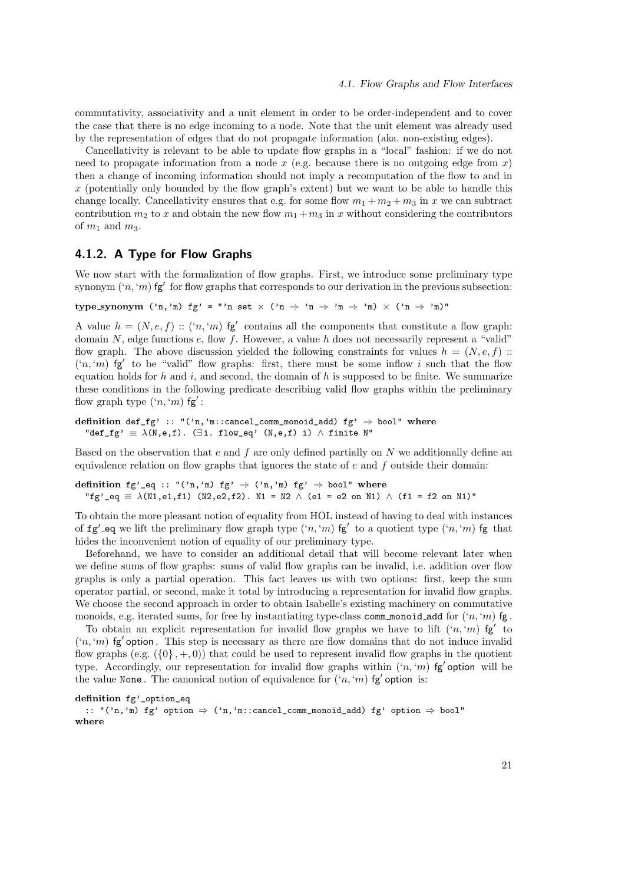commutativity, associativity and a unit element in order to be order-independent and to cover the case that there is no edge incoming to a node. Note that the unit element was already used by the representation of edges that do not propagate information (aka. non-existing edges).

Cancellativity is relevant to be able to update flow graphs in a "local" fashion: if we do not need to propagate information from a node $x$ (e.g. because there is no outgoing edge from $x$) then a change of incoming information should not imply a recomputation of the flow to and in $x$ (potentially only bounded by the flow graph's extent) but we want to be able to handle this change locally. Cancellativity ensures that e.g. for some flow $m_1 + m_2 + m_3$ in $x$ we can subtract contribution $m_2$ to $x$ and obtain the new flow $m_1 + m_3$ in $x$ without considering the contributors of $m_1$ and $m_3$.

### 4.1.2. A Type for Flow Graphs

We now start with the formalization of flow graphs. First, we introduce some preliminary type synonym $('n, 'm)\ \mathsf{fg}'$ for flow graphs that corresponds to our derivation in the previous subsection:

```
type_synonym ('n,'m) fg' = "'n set × ('n ⇒ 'n ⇒ 'm ⇒ 'm) × ('n ⇒ 'm)"
```

A value $h = (N, e, f) :: ('n, 'm)\ \mathsf{fg}'$ contains all the components that constitute a flow graph: domain $N$, edge functions $e$, flow $f$. However, a value $h$ does not necessarily represent a "valid" flow graph. The above discussion yielded the following constraints for values $h = (N, e, f) :: ('n, 'm)\ \mathsf{fg}'$ to be "valid" flow graphs: first, there must be some inflow $i$ such that the flow equation holds for $h$ and $i$, and second, the domain of $h$ is supposed to be finite. We summarize these conditions in the following predicate describing valid flow graphs within the preliminary flow graph type $('n, 'm)\ \mathsf{fg}'$:

```
definition def_fg' :: "('n,'m::cancel_comm_monoid_add) fg' ⇒ bool" where
  "def_fg' ≡ λ(N,e,f). (∃i. flow_eq' (N,e,f) i) ∧ finite N"
```

Based on the observation that $e$ and $f$ are only defined partially on $N$ we additionally define an equivalence relation on flow graphs that ignores the state of $e$ and $f$ outside their domain:

```
definition fg'_eq :: "('n,'m) fg' ⇒ ('n,'m) fg' ⇒ bool" where
  "fg'_eq ≡ λ(N1,e1,f1) (N2,e2,f2). N1 = N2 ∧ (e1 = e2 on N1) ∧ (f1 = f2 on N1)"
```

To obtain the more pleasant notion of equality from HOL instead of having to deal with instances of `fg'_eq` we lift the preliminary flow graph type $('n, 'm)\ \mathsf{fg}'$ to a quotient type $('n, 'm)\ \mathsf{fg}$ that hides the inconvenient notion of equality of our preliminary type.

Beforehand, we have to consider an additional detail that will become relevant later when we define sums of flow graphs: sums of valid flow graphs can be invalid, i.e. addition over flow graphs is only a partial operation. This fact leaves us with two options: first, keep the sum operator partial, or second, make it total by introducing a representation for invalid flow graphs. We choose the second approach in order to obtain Isabelle's existing machinery on commutative monoids, e.g. iterated sums, for free by instantiating type-class `comm_monoid_add` for $('n, 'm)\ \mathsf{fg}$.

To obtain an explicit representation for invalid flow graphs we have to lift $('n, 'm)\ \mathsf{fg}'$ to $('n, 'm)\ \mathsf{fg}'\ \mathsf{option}$. This step is necessary as there are flow domains that do not induce invalid flow graphs (e.g. $(\{0\}, +, 0)$) that could be used to represent invalid flow graphs in the quotient type. Accordingly, our representation for invalid flow graphs within $('n, 'm)\ \mathsf{fg}'\ \mathsf{option}$ will be the value `None`. The canonical notion of equivalence for $('n, 'm)\ \mathsf{fg}'\ \mathsf{option}$ is:

```
definition fg'_option_eq
  :: "('n,'m) fg' option ⇒ ('n,'m::cancel_comm_monoid_add) fg' option ⇒ bool"
where
```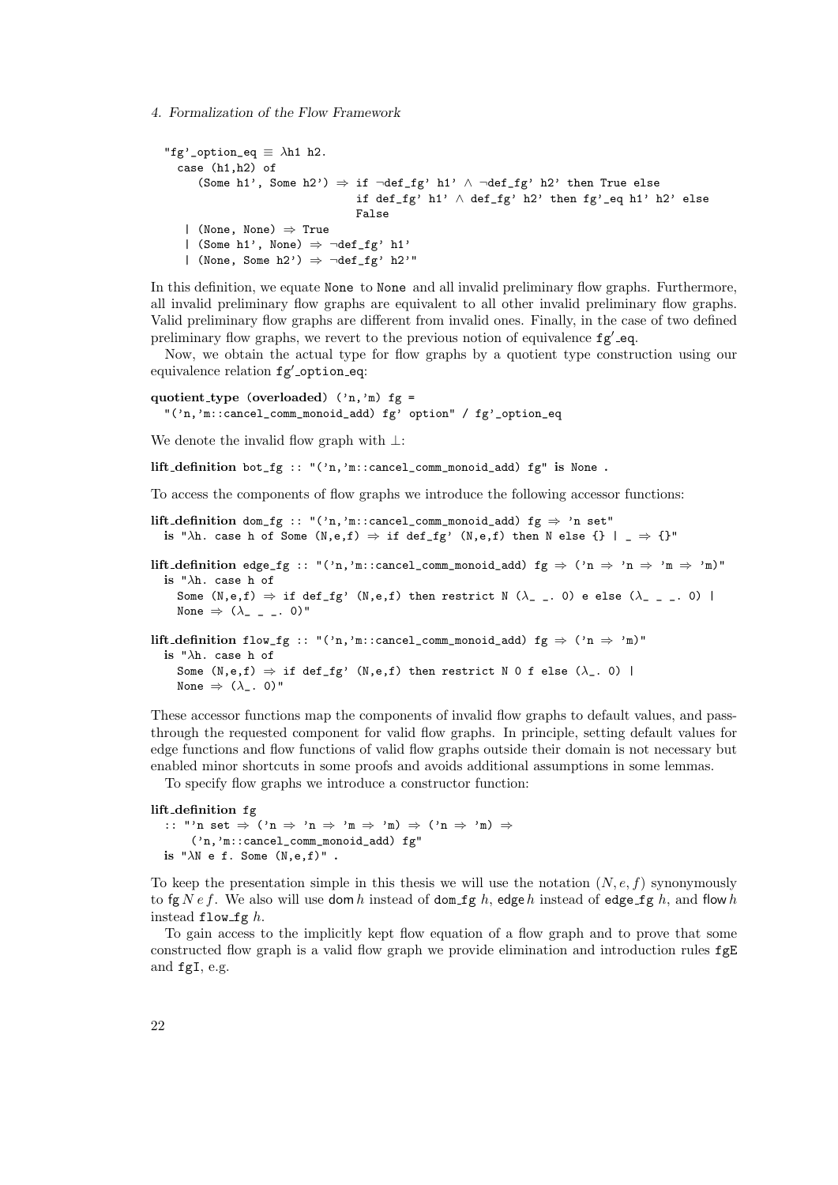```
"fg'_option_eq ≡ λh1 h2.
  case (h1,h2) of
     (Some h1', Some h2') ⇒ if ¬def_fg' h1' ∧ ¬def_fg' h2' then True else
                            if def_fg' h1' ∧ def_fg' h2' then fg'_eq h1' h2' else
                            False
   | (None, None) ⇒ True
   | (Some h1', None) ⇒ ¬def_fg' h1'
   | (None, Some h2') ⇒ ¬def_fg' h2'"
```

In this definition, we equate None to None and all invalid preliminary flow graphs. Furthermore, all invalid preliminary flow graphs are equivalent to all other invalid preliminary flow graphs. Valid preliminary flow graphs are different from invalid ones. Finally, in the case of two defined preliminary flow graphs, we revert to the previous notion of equivalence fg′_eq.

Now, we obtain the actual type for flow graphs by a quotient type construction using our equivalence relation fg′_option_eq:

```
quotient_type (overloaded) ('n,'m) fg =
  "('n,'m::cancel_comm_monoid_add) fg' option" / fg'_option_eq
```

We denote the invalid flow graph with $\bot$:

```
lift_definition bot_fg :: "('n,'m::cancel_comm_monoid_add) fg" is None .
```

To access the components of flow graphs we introduce the following accessor functions:

```
lift_definition dom_fg :: "('n,'m::cancel_comm_monoid_add) fg ⇒ 'n set"
  is "λh. case h of Some (N,e,f) ⇒ if def_fg' (N,e,f) then N else {} | _ ⇒ {}"

lift_definition edge_fg :: "('n,'m::cancel_comm_monoid_add) fg ⇒ ('n ⇒ 'n ⇒ 'm ⇒ 'm)"
  is "λh. case h of
    Some (N,e,f) ⇒ if def_fg' (N,e,f) then restrict N (λ_ _. 0) e else (λ_ _ _. 0) |
    None ⇒ (λ_ _ _. 0)"

lift_definition flow_fg :: "('n,'m::cancel_comm_monoid_add) fg ⇒ ('n ⇒ 'm)"
  is "λh. case h of
    Some (N,e,f) ⇒ if def_fg' (N,e,f) then restrict N 0 f else (λ_. 0) |
    None ⇒ (λ_. 0)"
```

These accessor functions map the components of invalid flow graphs to default values, and pass-through the requested component for valid flow graphs. In principle, setting default values for edge functions and flow functions of valid flow graphs outside their domain is not necessary but enabled minor shortcuts in some proofs and avoids additional assumptions in some lemmas.

To specify flow graphs we introduce a constructor function:

```
lift_definition fg
  :: "'n set ⇒ ('n ⇒ 'n ⇒ 'm ⇒ 'm) ⇒ ('n ⇒ 'm) ⇒
      ('n,'m::cancel_comm_monoid_add) fg"
  is "λN e f. Some (N,e,f)" .
```

To keep the presentation simple in this thesis we will use the notation $(N, e, f)$ synonymously to $\mathsf{fg}\, N\, e\, f$. We also will use $\mathsf{dom}\, h$ instead of dom_fg $h$, $\mathsf{edge}\, h$ instead of edge_fg $h$, and $\mathsf{flow}\, h$ instead flow_fg $h$.

To gain access to the implicitly kept flow equation of a flow graph and to prove that some constructed flow graph is a valid flow graph we provide elimination and introduction rules fgE and fgI, e.g.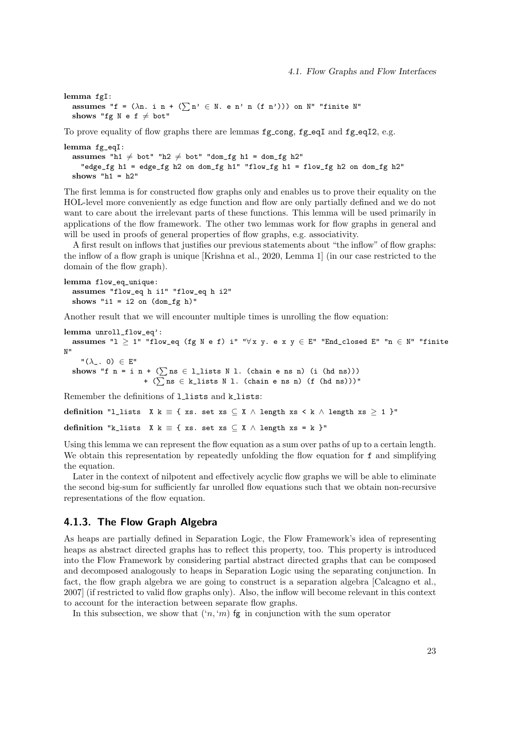```
lemma fgI:
  assumes "f = (λn. i n + (∑n' ∈ N. e n' n (f n'))) on N" "finite N"
  shows "fg N e f ≠ bot"
```

To prove equality of flow graphs there are lemmas fg_cong, fg_eqI and fg_eqI2, e.g.

```
lemma fg_eqI:
  assumes "h1 ≠ bot" "h2 ≠ bot" "dom_fg h1 = dom_fg h2"
    "edge_fg h1 = edge_fg h2 on dom_fg h1" "flow_fg h1 = flow_fg h2 on dom_fg h2"
  shows "h1 = h2"
```

The first lemma is for constructed flow graphs only and enables us to prove their equality on the HOL-level more conveniently as edge function and flow are only partially defined and we do not want to care about the irrelevant parts of these functions. This lemma will be used primarily in applications of the flow framework. The other two lemmas work for flow graphs in general and will be used in proofs of general properties of flow graphs, e.g. associativity.

A first result on inflows that justifies our previous statements about "the inflow" of flow graphs: the inflow of a flow graph is unique [Krishna et al., 2020, Lemma 1] (in our case restricted to the domain of the flow graph).

```
lemma flow_eq_unique:
  assumes "flow_eq h i1" "flow_eq h i2"
  shows "i1 = i2 on (dom_fg h)"
```

Another result that we will encounter multiple times is unrolling the flow equation:

```
lemma unroll_flow_eq':
  assumes "l ≥ 1" "flow_eq (fg N e f) i" "∀x y. e x y ∈ E" "End_closed E" "n ∈ N" "finite N"
    "(λ_. 0) ∈ E"
  shows "f n = i n + (∑ns ∈ l_lists N l. (chain e ns n) (i (hd ns)))
                  + (∑ns ∈ k_lists N l. (chain e ns n) (f (hd ns)))"
```

Remember the definitions of l_lists and k_lists:

```
definition "l_lists  X k ≡ { xs. set xs ⊆ X ∧ length xs < k ∧ length xs ≥ 1 }"
```

```
definition "k_lists  X k ≡ { xs. set xs ⊆ X ∧ length xs = k }"
```

Using this lemma we can represent the flow equation as a sum over paths of up to a certain length. We obtain this representation by repeatedly unfolding the flow equation for f and simplifying the equation.

Later in the context of nilpotent and effectively acyclic flow graphs we will be able to eliminate the second big-sum for sufficiently far unrolled flow equations such that we obtain non-recursive representations of the flow equation.

### 4.1.3. The Flow Graph Algebra

As heaps are partially defined in Separation Logic, the Flow Framework's idea of representing heaps as abstract directed graphs has to reflect this property, too. This property is introduced into the Flow Framework by considering partial abstract directed graphs that can be composed and decomposed analogously to heaps in Separation Logic using the separating conjunction. In fact, the flow graph algebra we are going to construct is a separation algebra [Calcagno et al., 2007] (if restricted to valid flow graphs only). Also, the inflow will become relevant in this context to account for the interaction between separate flow graphs.

In this subsection, we show that $('n, 'm)$ fg in conjunction with the sum operator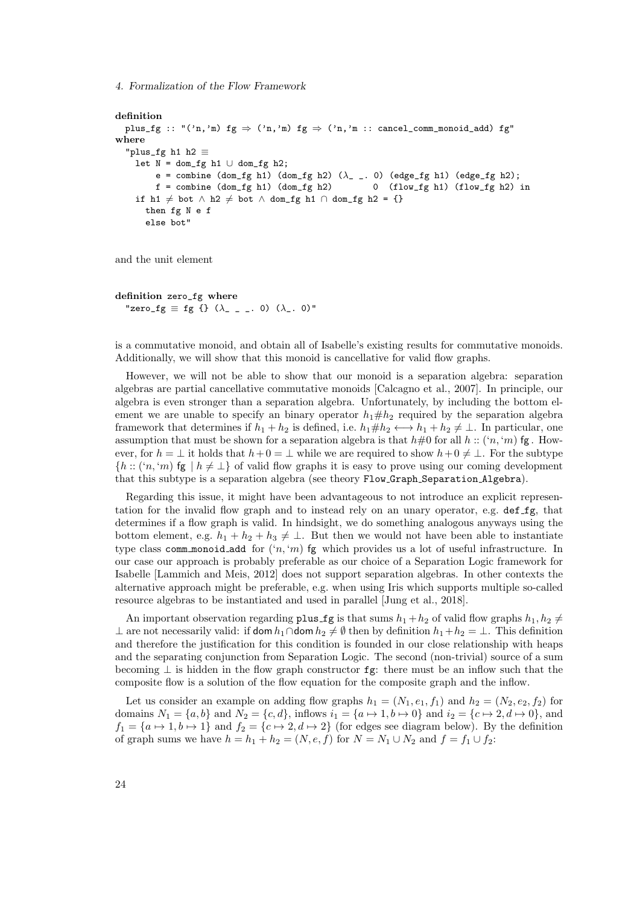```
definition
  plus_fg :: "('n,'m) fg ⇒ ('n,'m) fg ⇒ ('n,'m :: cancel_comm_monoid_add) fg"
where
  "plus_fg h1 h2 ≡
    let N = dom_fg h1 ∪ dom_fg h2;
        e = combine (dom_fg h1) (dom_fg h2) (λ_ _. 0) (edge_fg h1) (edge_fg h2);
        f = combine (dom_fg h1) (dom_fg h2)        0  (flow_fg h1) (flow_fg h2) in
    if h1 ≠ bot ∧ h2 ≠ bot ∧ dom_fg h1 ∩ dom_fg h2 = {}
      then fg N e f
      else bot"
```

and the unit element

```
definition zero_fg where
  "zero_fg ≡ fg {} (λ_ _ _. 0) (λ_. 0)"
```

is a commutative monoid, and obtain all of Isabelle's existing results for commutative monoids. Additionally, we will show that this monoid is cancellative for valid flow graphs.

However, we will not be able to show that our monoid is a separation algebra: separation algebras are partial cancellative commutative monoids [Calcagno et al., 2007]. In principle, our algebra is even stronger than a separation algebra. Unfortunately, by including the bottom element we are unable to specify an binary operator $h_1 \# h_2$ required by the separation algebra framework that determines if $h_1 + h_2$ is defined, i.e. $h_1 \# h_2 \longleftrightarrow h_1 + h_2 \neq \bot$. In particular, one assumption that must be shown for a separation algebra is that $h \# 0$ for all $h :: ('n, 'm)$ fg . However, for $h = \bot$ it holds that $h + 0 = \bot$ while we are required to show $h + 0 \neq \bot$. For the subtype $\{h :: ('n, 'm) \text{ fg} \mid h \neq \bot\}$ of valid flow graphs it is easy to prove using our coming development that this subtype is a separation algebra (see theory Flow_Graph_Separation_Algebra).

Regarding this issue, it might have been advantageous to not introduce an explicit representation for the invalid flow graph and to instead rely on an unary operator, e.g. def_fg, that determines if a flow graph is valid. In hindsight, we do something analogous anyways using the bottom element, e.g. $h_1 + h_2 + h_3 \neq \bot$. But then we would not have been able to instantiate type class comm_monoid_add for $('n, 'm)$ fg which provides us a lot of useful infrastructure. In our case our approach is probably preferable as our choice of a Separation Logic framework for Isabelle [Lammich and Meis, 2012] does not support separation algebras. In other contexts the alternative approach might be preferable, e.g. when using Iris which supports multiple so-called resource algebras to be instantiated and used in parallel [Jung et al., 2018].

An important observation regarding plus_fg is that sums $h_1 + h_2$ of valid flow graphs $h_1, h_2 \neq \bot$ are not necessarily valid: if $\text{dom}\, h_1 \cap \text{dom}\, h_2 \neq \emptyset$ then by definition $h_1 + h_2 = \bot$. This definition and therefore the justification for this condition is founded in our close relationship with heaps and the separating conjunction from Separation Logic. The second (non-trivial) source of a sum becoming $\bot$ is hidden in the flow graph constructor fg: there must be an inflow such that the composite flow is a solution of the flow equation for the composite graph and the inflow.

Let us consider an example on adding flow graphs $h_1 = (N_1, e_1, f_1)$ and $h_2 = (N_2, e_2, f_2)$ for domains $N_1 = \{a, b\}$ and $N_2 = \{c, d\}$, inflows $i_1 = \{a \mapsto 1, b \mapsto 0\}$ and $i_2 = \{c \mapsto 2, d \mapsto 0\}$, and $f_1 = \{a \mapsto 1, b \mapsto 1\}$ and $f_2 = \{c \mapsto 2, d \mapsto 2\}$ (for edges see diagram below). By the definition of graph sums we have $h = h_1 + h_2 = (N, e, f)$ for $N = N_1 \cup N_2$ and $f = f_1 \cup f_2$: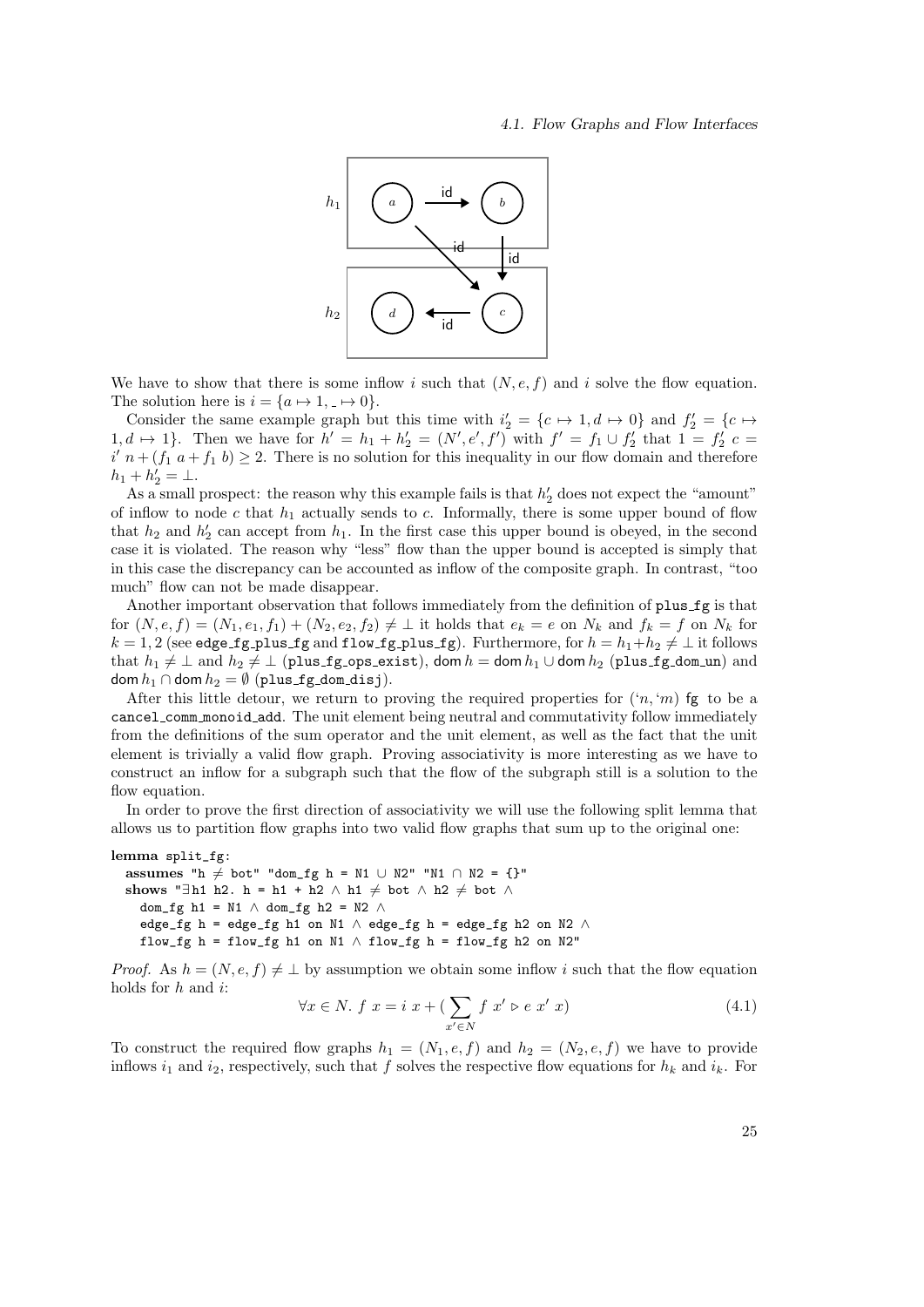We have to show that there is some inflow $i$ such that $(N, e, f)$ and $i$ solve the flow equation. The solution here is $i = \{a \mapsto 1, \_ \mapsto 0\}$.

Consider the same example graph but this time with $i'_2 = \{c \mapsto 1, d \mapsto 0\}$ and $f'_2 = \{c \mapsto 1, d \mapsto 1\}$. Then we have for $h' = h_1 + h'_2 = (N', e', f')$ with $f' = f_1 \cup f'_2$ that $1 = f'_2\ c = i'\ n + (f_1\ a + f_1\ b) \geq 2$. There is no solution for this inequality in our flow domain and therefore $h_1 + h'_2 = \bot$.

As a small prospect: the reason why this example fails is that $h'_2$ does not expect the "amount" of inflow to node $c$ that $h_1$ actually sends to $c$. Informally, there is some upper bound of flow that $h_2$ and $h'_2$ can accept from $h_1$. In the first case this upper bound is obeyed, in the second case it is violated. The reason why "less" flow than the upper bound is accepted is simply that in this case the discrepancy can be accounted as inflow of the composite graph. In contrast, "too much" flow can not be made disappear.

Another important observation that follows immediately from the definition of `plus_fg` is that for $(N, e, f) = (N_1, e_1, f_1) + (N_2, e_2, f_2) \neq \bot$ it holds that $e_k = e$ on $N_k$ and $f_k = f$ on $N_k$ for $k = 1, 2$ (see `edge_fg_plus_fg` and `flow_fg_plus_fg`). Furthermore, for $h = h_1 + h_2 \neq \bot$ it follows that $h_1 \neq \bot$ and $h_2 \neq \bot$ (`plus_fg_ops_exist`), $\mathsf{dom}\, h = \mathsf{dom}\, h_1 \cup \mathsf{dom}\, h_2$ (`plus_fg_dom_un`) and $\mathsf{dom}\, h_1 \cap \mathsf{dom}\, h_2 = \emptyset$ (`plus_fg_dom_disj`).

After this little detour, we return to proving the required properties for $('n, 'm)$ `fg` to be a `cancel_comm_monoid_add`. The unit element being neutral and commutativity follow immediately from the definitions of the sum operator and the unit element, as well as the fact that the unit element is trivially a valid flow graph. Proving associativity is more interesting as we have to construct an inflow for a subgraph such that the flow of the subgraph still is a solution to the flow equation.

In order to prove the first direction of associativity we will use the following split lemma that allows us to partition flow graphs into two valid flow graphs that sum up to the original one:

```
lemma split_fg:
  assumes "h ≠ bot" "dom_fg h = N1 ∪ N2" "N1 ∩ N2 = {}"
  shows "∃h1 h2. h = h1 + h2 ∧ h1 ≠ bot ∧ h2 ≠ bot ∧
    dom_fg h1 = N1 ∧ dom_fg h2 = N2 ∧
    edge_fg h = edge_fg h1 on N1 ∧ edge_fg h = edge_fg h2 on N2 ∧
    flow_fg h = flow_fg h1 on N1 ∧ flow_fg h = flow_fg h2 on N2"
```

*Proof.* As $h = (N, e, f) \neq \bot$ by assumption we obtain some inflow $i$ such that the flow equation holds for $h$ and $i$:

$$\forall x \in N.\ f\ x = i\ x + (\sum_{x' \in N} f\ x' \triangleright e\ x'\ x) \tag{4.1}$$

To construct the required flow graphs $h_1 = (N_1, e, f)$ and $h_2 = (N_2, e, f)$ we have to provide inflows $i_1$ and $i_2$, respectively, such that $f$ solves the respective flow equations for $h_k$ and $i_k$. For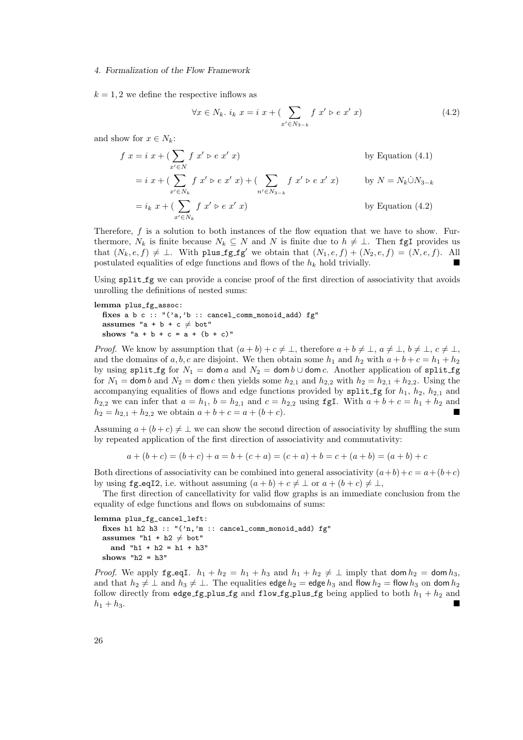$k = 1, 2$ we define the respective inflows as

$$\forall x \in N_k.\ i_k\ x = i\ x + (\sum_{x' \in N_{3-k}} f\ x' \triangleright e\ x'\ x) \tag{4.2}$$

and show for $x \in N_k$:

$$\begin{aligned}
f\ x &= i\ x + (\sum_{x' \in N} f\ x' \triangleright e\ x'\ x) && \text{by Equation (4.1)} \\
&= i\ x + (\sum_{x' \in N_k} f\ x' \triangleright e\ x'\ x) + (\sum_{n' \in N_{3-k}} f\ x' \triangleright e\ x'\ x) && \text{by } N = N_k \dot\cup N_{3-k} \\
&= i_k\ x + (\sum_{x' \in N_k} f\ x' \triangleright e\ x'\ x) && \text{by Equation (4.2)}
\end{aligned}$$

Therefore, $f$ is a solution to both instances of the flow equation that we have to show. Furthermore, $N_k$ is finite because $N_k \subseteq N$ and $N$ is finite due to $h \neq \bot$. Then fgI provides us that $(N_k, e, f) \neq \bot$. With plus_fg_fg′ we obtain that $(N_1, e, f) + (N_2, e, f) = (N, e, f)$. All postulated equalities of edge functions and flows of the $h_k$ hold trivially. ■

Using split_fg we can provide a concise proof of the first direction of associativity that avoids unrolling the definitions of nested sums:

```
lemma plus_fg_assoc:
  fixes a b c :: "('a,'b :: cancel_comm_monoid_add) fg"
  assumes "a + b + c ≠ bot"
  shows "a + b + c = a + (b + c)"
```

*Proof.* We know by assumption that $(a + b) + c \neq \bot$, therefore $a + b \neq \bot$, $a \neq \bot$, $b \neq \bot$, $c \neq \bot$, and the domains of $a, b, c$ are disjoint. We then obtain some $h_1$ and $h_2$ with $a + b + c = h_1 + h_2$ by using split_fg for $N_1 = \mathsf{dom}\, a$ and $N_2 = \mathsf{dom}\, b \cup \mathsf{dom}\, c$. Another application of split_fg for $N_1 = \mathsf{dom}\, b$ and $N_2 = \mathsf{dom}\, c$ then yields some $h_{2,1}$ and $h_{2,2}$ with $h_2 = h_{2,1} + h_{2,2}$. Using the accompanying equalities of flows and edge functions provided by split_fg for $h_1$, $h_2$, $h_{2,1}$ and $h_{2,2}$ we can infer that $a = h_1$, $b = h_{2,1}$ and $c = h_{2,2}$ using fgI. With $a + b + c = h_1 + h_2$ and $h_2 = h_{2,1} + h_{2,2}$ we obtain $a + b + c = a + (b + c)$. ■

Assuming $a + (b + c) \neq \bot$ we can show the second direction of associativity by shuffling the sum by repeated application of the first direction of associativity and commutativity:

$$a + (b + c) = (b + c) + a = b + (c + a) = (c + a) + b = c + (a + b) = (a + b) + c$$

Both directions of associativity can be combined into general associativity $(a+b)+c = a+(b+c)$ by using fg_eqI2, i.e. without assuming $(a + b) + c \neq \bot$ or $a + (b + c) \neq \bot$,

The first direction of cancellativity for valid flow graphs is an immediate conclusion from the equality of edge functions and flows on subdomains of sums:

```
lemma plus_fg_cancel_left:
  fixes h1 h2 h3 :: "('n,'m :: cancel_comm_monoid_add) fg"
  assumes "h1 + h2 ≠ bot"
    and "h1 + h2 = h1 + h3"
  shows "h2 = h3"
```

*Proof.* We apply fg_eqI. $h_1 + h_2 = h_1 + h_3$ and $h_1 + h_2 \neq \bot$ imply that $\mathsf{dom}\, h_2 = \mathsf{dom}\, h_3$, and that $h_2 \neq \bot$ and $h_3 \neq \bot$. The equalities $\mathsf{edge}\, h_2 = \mathsf{edge}\, h_3$ and $\mathsf{flow}\, h_2 = \mathsf{flow}\, h_3$ on $\mathsf{dom}\, h_2$ follow directly from edge_fg_plus_fg and flow_fg_plus_fg being applied to both $h_1 + h_2$ and $h_1 + h_3$. ■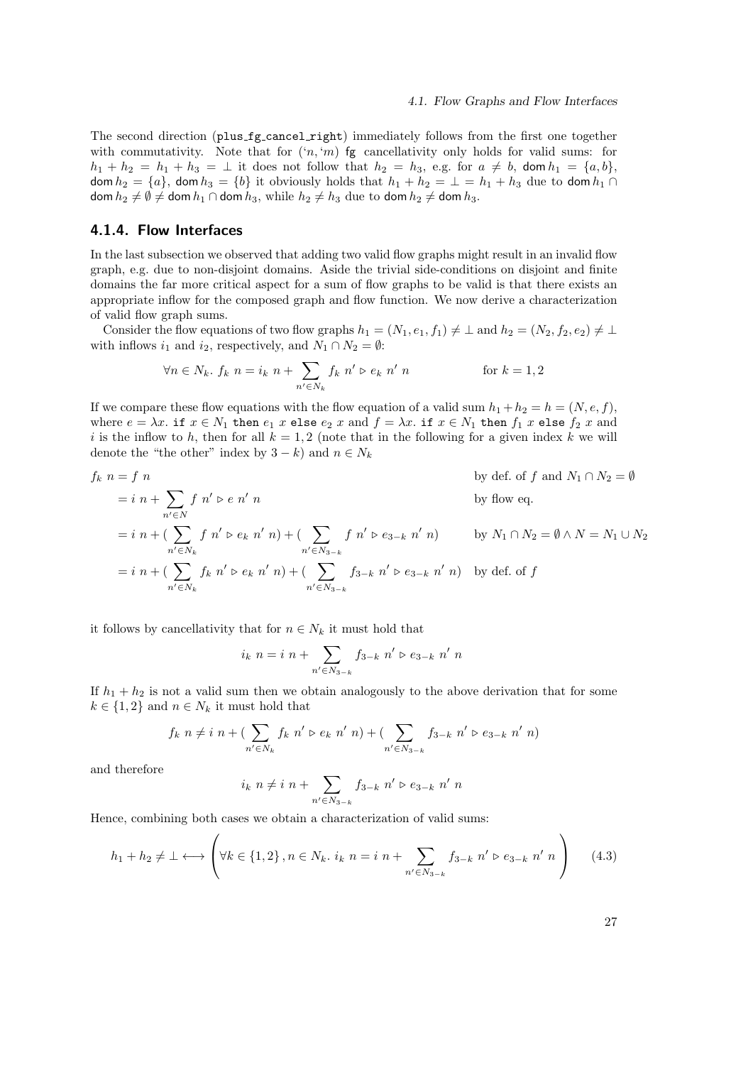The second direction (plus_fg_cancel_right) immediately follows from the first one together with commutativity. Note that for $('n, 'm)$ fg cancellativity only holds for valid sums: for $h_1 + h_2 = h_1 + h_3 = \bot$ it does not follow that $h_2 = h_3$, e.g. for $a \neq b$, $\mathsf{dom}\, h_1 = \{a, b\}$, $\mathsf{dom}\, h_2 = \{a\}$, $\mathsf{dom}\, h_3 = \{b\}$ it obviously holds that $h_1 + h_2 = \bot = h_1 + h_3$ due to $\mathsf{dom}\, h_1 \cap \mathsf{dom}\, h_2 \neq \emptyset \neq \mathsf{dom}\, h_1 \cap \mathsf{dom}\, h_3$, while $h_2 \neq h_3$ due to $\mathsf{dom}\, h_2 \neq \mathsf{dom}\, h_3$.

### 4.1.4. Flow Interfaces

In the last subsection we observed that adding two valid flow graphs might result in an invalid flow graph, e.g. due to non-disjoint domains. Aside the trivial side-conditions on disjoint and finite domains the far more critical aspect for a sum of flow graphs to be valid is that there exists an appropriate inflow for the composed graph and flow function. We now derive a characterization of valid flow graph sums.

Consider the flow equations of two flow graphs $h_1 = (N_1, e_1, f_1) \neq \bot$ and $h_2 = (N_2, f_2, e_2) \neq \bot$ with inflows $i_1$ and $i_2$, respectively, and $N_1 \cap N_2 = \emptyset$:

$$\forall n \in N_k.\ f_k\ n = i_k\ n + \sum_{n' \in N_k} f_k\ n' \triangleright e_k\ n'\ n \qquad \text{for } k = 1, 2$$

If we compare these flow equations with the flow equation of a valid sum $h_1 + h_2 = h = (N, e, f)$, where $e = \lambda x.\ \texttt{if}\ x \in N_1\ \texttt{then}\ e_1\ x\ \texttt{else}\ e_2\ x$ and $f = \lambda x.\ \texttt{if}\ x \in N_1\ \texttt{then}\ f_1\ x\ \texttt{else}\ f_2\ x$ and $i$ is the inflow to $h$, then for all $k = 1, 2$ (note that in the following for a given index $k$ we will denote the "the other" index by $3 - k$) and $n \in N_k$

$$
\begin{aligned}
f_k\ n &= f\ n && \text{by def. of } f \text{ and } N_1 \cap N_2 = \emptyset \\
&= i\ n + \sum_{n' \in N} f\ n' \triangleright e\ n'\ n && \text{by flow eq.} \\
&= i\ n + \Big(\sum_{n' \in N_k} f\ n' \triangleright e_k\ n'\ n\Big) + \Big(\sum_{n' \in N_{3-k}} f\ n' \triangleright e_{3-k}\ n'\ n\Big) && \text{by } N_1 \cap N_2 = \emptyset \wedge N = N_1 \cup N_2 \\
&= i\ n + \Big(\sum_{n' \in N_k} f_k\ n' \triangleright e_k\ n'\ n\Big) + \Big(\sum_{n' \in N_{3-k}} f_{3-k}\ n' \triangleright e_{3-k}\ n'\ n\Big) && \text{by def. of } f
\end{aligned}
$$

it follows by cancellativity that for $n \in N_k$ it must hold that

$$i_k\ n = i\ n + \sum_{n' \in N_{3-k}} f_{3-k}\ n' \triangleright e_{3-k}\ n'\ n$$

If $h_1 + h_2$ is not a valid sum then we obtain analogously to the above derivation that for some $k \in \{1, 2\}$ and $n \in N_k$ it must hold that

$$f_k\ n \neq i\ n + \Big(\sum_{n' \in N_k} f_k\ n' \triangleright e_k\ n'\ n\Big) + \Big(\sum_{n' \in N_{3-k}} f_{3-k}\ n' \triangleright e_{3-k}\ n'\ n\Big)$$

and therefore

$$i_k\ n \neq i\ n + \sum_{n' \in N_{3-k}} f_{3-k}\ n' \triangleright e_{3-k}\ n'\ n$$

Hence, combining both cases we obtain a characterization of valid sums:

$$h_1 + h_2 \neq \bot \longleftrightarrow \left( \forall k \in \{1, 2\}, n \in N_k.\ i_k\ n = i\ n + \sum_{n' \in N_{3-k}} f_{3-k}\ n' \triangleright e_{3-k}\ n'\ n \right) \tag{4.3}$$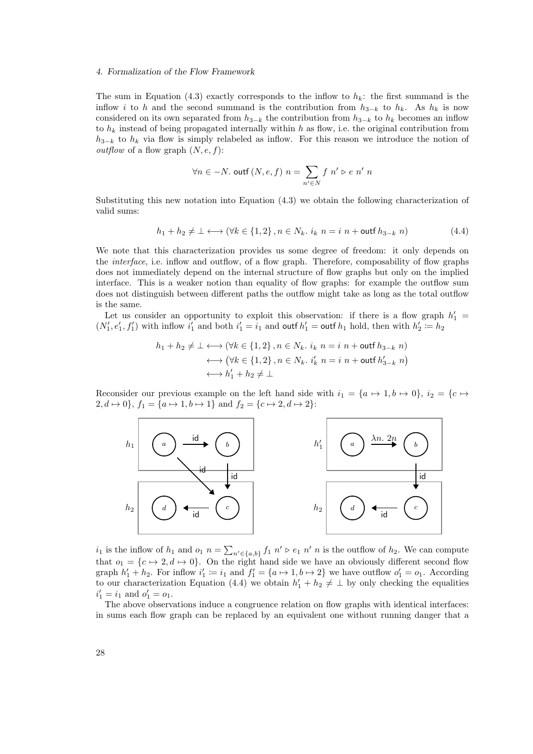The sum in Equation (4.3) exactly corresponds to the inflow to $h_k$: the first summand is the inflow $i$ to $h$ and the second summand is the contribution from $h_{3-k}$ to $h_k$. As $h_k$ is now considered on its own separated from $h_{3-k}$ the contribution from $h_{3-k}$ to $h_k$ becomes an inflow to $h_k$ instead of being propagated internally within $h$ as flow, i.e. the original contribution from $h_{3-k}$ to $h_k$ via flow is simply relabeled as inflow. For this reason we introduce the notion of *outflow* of a flow graph $(N, e, f)$:

$$\forall n \in -N.\ \mathsf{outf}\,(N, e, f)\ n = \sum_{n' \in N} f\ n' \triangleright e\ n'\ n$$

Substituting this new notation into Equation (4.3) we obtain the following characterization of valid sums:

$$h_1 + h_2 \neq \bot \longleftrightarrow (\forall k \in \{1,2\}, n \in N_k.\ i_k\ n = i\ n + \mathsf{outf}\, h_{3-k}\ n) \tag{4.4}$$

We note that this characterization provides us some degree of freedom: it only depends on the *interface*, i.e. inflow and outflow, of a flow graph. Therefore, composability of flow graphs does not immediately depend on the internal structure of flow graphs but only on the implied interface. This is a weaker notion than equality of flow graphs: for example the outflow sum does not distinguish between different paths the outflow might take as long as the total outflow is the same.

Let us consider an opportunity to exploit this observation: if there is a flow graph $h'_1 = (N'_1, e'_1, f'_1)$ with inflow $i'_1$ and both $i'_1 = i_1$ and $\mathsf{outf}\, h'_1 = \mathsf{outf}\, h_1$ hold, then with $h'_2 := h_2$

$$\begin{aligned}
h_1 + h_2 \neq \bot &\longleftrightarrow (\forall k \in \{1,2\}, n \in N_k.\ i_k\ n = i\ n + \mathsf{outf}\, h_{3-k}\ n) \\
&\longleftrightarrow \left(\forall k \in \{1,2\}, n \in N_k.\ i'_k\ n = i\ n + \mathsf{outf}\, h'_{3-k}\ n\right) \\
&\longleftrightarrow h'_1 + h_2 \neq \bot
\end{aligned}$$

Reconsider our previous example on the left hand side with $i_1 = \{a \mapsto 1, b \mapsto 0\}$, $i_2 = \{c \mapsto 2, d \mapsto 0\}$, $f_1 = \{a \mapsto 1, b \mapsto 1\}$ and $f_2 = \{c \mapsto 2, d \mapsto 2\}$:

$i_1$ is the inflow of $h_1$ and $o_1\ n = \sum_{n' \in \{a,b\}} f_1\ n' \triangleright e_1\ n'\ n$ is the outflow of $h_2$. We can compute that $o_1 = \{c \mapsto 2, d \mapsto 0\}$. On the right hand side we have an obviously different second flow graph $h'_1 + h_2$. For inflow $i'_1 := i_1$ and $f'_1 = \{a \mapsto 1, b \mapsto 2\}$ we have outflow $o'_1 = o_1$. According to our characterization Equation (4.4) we obtain $h'_1 + h_2 \neq \bot$ by only checking the equalities $i'_1 = i_1$ and $o'_1 = o_1$.

The above observations induce a congruence relation on flow graphs with identical interfaces: in sums each flow graph can be replaced by an equivalent one without running danger that a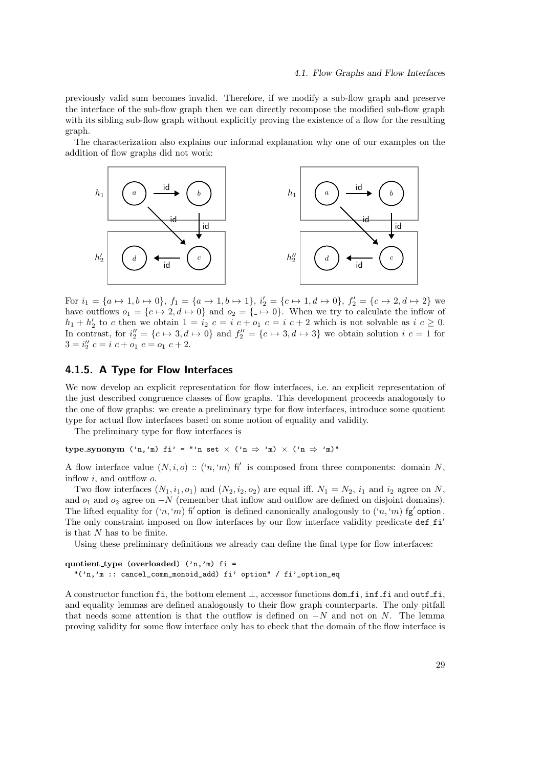previously valid sum becomes invalid. Therefore, if we modify a sub-flow graph and preserve the interface of the sub-flow graph then we can directly recompose the modified sub-flow graph with its sibling sub-flow graph without explicitly proving the existence of a flow for the resulting graph.

The characterization also explains our informal explanation why one of our examples on the addition of flow graphs did not work:

For $i_1 = \{a \mapsto 1, b \mapsto 0\}$, $f_1 = \{a \mapsto 1, b \mapsto 1\}$, $i_2' = \{c \mapsto 1, d \mapsto 0\}$, $f_2' = \{c \mapsto 2, d \mapsto 2\}$ we have outflows $o_1 = \{c \mapsto 2, d \mapsto 0\}$ and $o_2 = \{\_ \mapsto 0\}$. When we try to calculate the inflow of $h_1 + h_2'$ to $c$ then we obtain $1 = i_2\ c = i\ c + o_1\ c = i\ c + 2$ which is not solvable as $i\ c \geq 0$. In contrast, for $i_2'' = \{c \mapsto 3, d \mapsto 0\}$ and $f_2'' = \{c \mapsto 3, d \mapsto 3\}$ we obtain solution $i\ c = 1$ for $3 = i_2''\ c = i\ c + o_1\ c = o_1\ c + 2$.

### 4.1.5. A Type for Flow Interfaces

We now develop an explicit representation for flow interfaces, i.e. an explicit representation of the just described congruence classes of flow graphs. This development proceeds analogously to the one of flow graphs: we create a preliminary type for flow interfaces, introduce some quotient type for actual flow interfaces based on some notion of equality and validity.

The preliminary type for flow interfaces is

```
type_synonym ('n,'m) fi' = "'n set × ('n ⇒ 'm) × ('n ⇒ 'm)"
```

A flow interface value $(N, i, o)$ :: $('n, 'm)$ fi′ is composed from three components: domain $N$, inflow $i$, and outflow $o$.

Two flow interfaces $(N_1, i_1, o_1)$ and $(N_2, i_2, o_2)$ are equal iff. $N_1 = N_2$, $i_1$ and $i_2$ agree on $N$, and $o_1$ and $o_2$ agree on $-N$ (remember that inflow and outflow are defined on disjoint domains). The lifted equality for $('n, 'm)$ fi′ option is defined canonically analogously to $('n, 'm)$ fg′ option. The only constraint imposed on flow interfaces by our flow interface validity predicate def_fi′ is that $N$ has to be finite.

Using these preliminary definitions we already can define the final type for flow interfaces:

```
quotient_type (overloaded) ('n,'m) fi =
  "('n,'m :: cancel_comm_monoid_add) fi' option" / fi'_option_eq
```

A constructor function fi, the bottom element ⊥, accessor functions dom_fi, inf_fi and outf_fi, and equality lemmas are defined analogously to their flow graph counterparts. The only pitfall that needs some attention is that the outflow is defined on $-N$ and not on $N$. The lemma proving validity for some flow interface only has to check that the domain of the flow interface is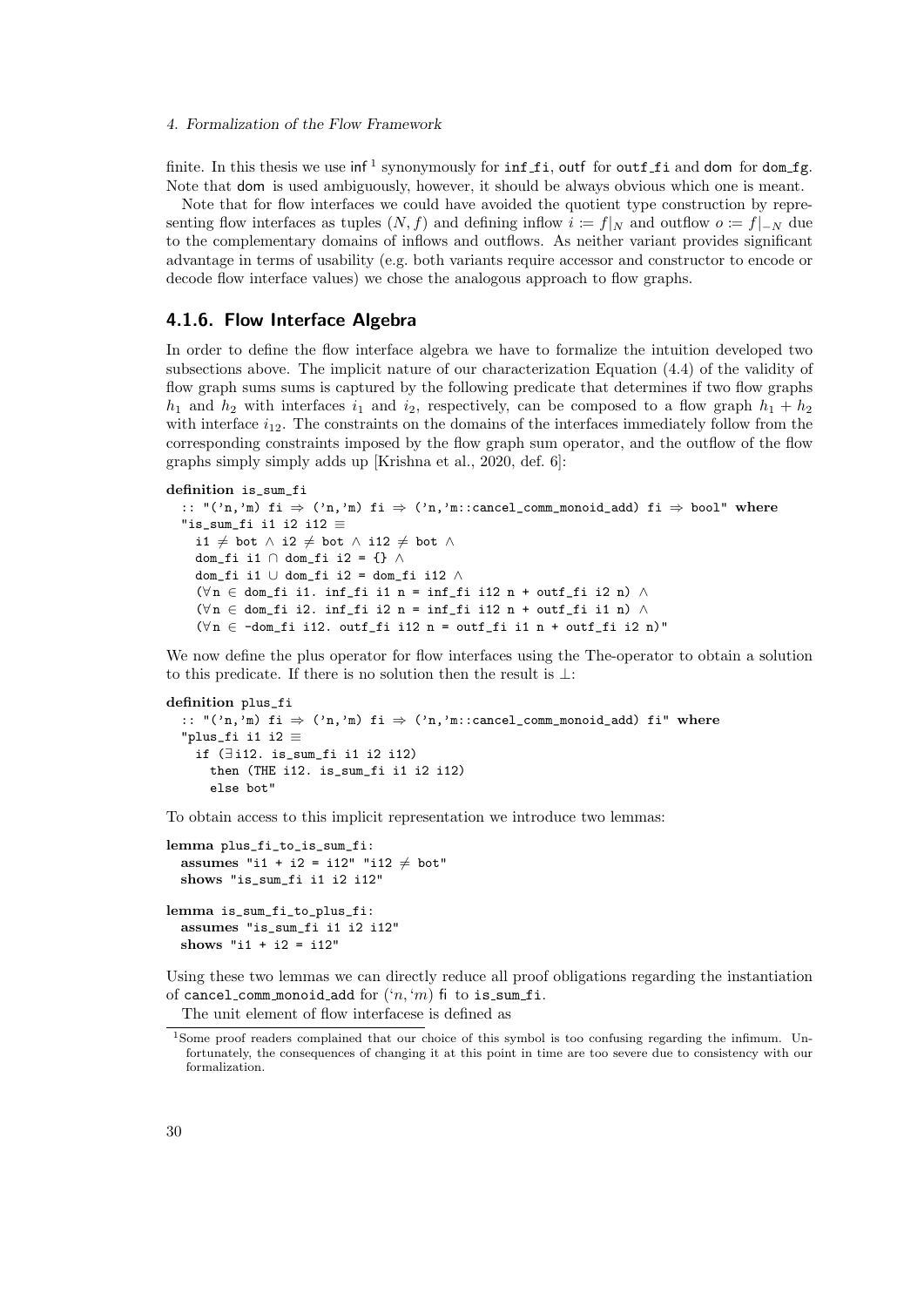finite. In this thesis we use inf [1] synonymously for `inf_fi`, outf for `outf_fi` and dom for `dom_fg`. Note that dom is used ambiguously, however, it should be always obvious which one is meant.

Note that for flow interfaces we could have avoided the quotient type construction by representing flow interfaces as tuples $(N, f)$ and defining inflow $i := f|_N$ and outflow $o := f|_{-N}$ due to the complementary domains of inflows and outflows. As neither variant provides significant advantage in terms of usability (e.g. both variants require accessor and constructor to encode or decode flow interface values) we chose the analogous approach to flow graphs.

### 4.1.6. Flow Interface Algebra

In order to define the flow interface algebra we have to formalize the intuition developed two subsections above. The implicit nature of our characterization Equation (4.4) of the validity of flow graph sums sums is captured by the following predicate that determines if two flow graphs $h_1$ and $h_2$ with interfaces $i_1$ and $i_2$, respectively, can be composed to a flow graph $h_1 + h_2$ with interface $i_{12}$. The constraints on the domains of the interfaces immediately follow from the corresponding constraints imposed by the flow graph sum operator, and the outflow of the flow graphs simply simply adds up [Krishna et al., 2020, def. 6]:

```
definition is_sum_fi
  :: "('n,'m) fi ⇒ ('n,'m) fi ⇒ ('n,'m::cancel_comm_monoid_add) fi ⇒ bool" where
  "is_sum_fi i1 i2 i12 ≡
    i1 ≠ bot ∧ i2 ≠ bot ∧ i12 ≠ bot ∧
    dom_fi i1 ∩ dom_fi i2 = {} ∧
    dom_fi i1 ∪ dom_fi i2 = dom_fi i12 ∧
    (∀n ∈ dom_fi i1. inf_fi i1 n = inf_fi i12 n + outf_fi i2 n) ∧
    (∀n ∈ dom_fi i2. inf_fi i2 n = inf_fi i12 n + outf_fi i1 n) ∧
    (∀n ∈ -dom_fi i12. outf_fi i12 n = outf_fi i1 n + outf_fi i2 n)"
```

We now define the plus operator for flow interfaces using the The-operator to obtain a solution to this predicate. If there is no solution then the result is $\bot$:

```
definition plus_fi
  :: "('n,'m) fi ⇒ ('n,'m) fi ⇒ ('n,'m::cancel_comm_monoid_add) fi" where
  "plus_fi i1 i2 ≡
    if (∃i12. is_sum_fi i1 i2 i12)
      then (THE i12. is_sum_fi i1 i2 i12)
      else bot"
```

To obtain access to this implicit representation we introduce two lemmas:

```
lemma plus_fi_to_is_sum_fi:
  assumes "i1 + i2 = i12" "i12 ≠ bot"
  shows "is_sum_fi i1 i2 i12"

lemma is_sum_fi_to_plus_fi:
  assumes "is_sum_fi i1 i2 i12"
  shows "i1 + i2 = i12"
```

Using these two lemmas we can directly reduce all proof obligations regarding the instantiation of `cancel_comm_monoid_add` for $('n, 'm)$ fi to `is_sum_fi`.

The unit element of flow interfacese is defined as

[1] Some proof readers complained that our choice of this symbol is too confusing regarding the infimum. Unfortunately, the consequences of changing it at this point in time are too severe due to consistency with our formalization.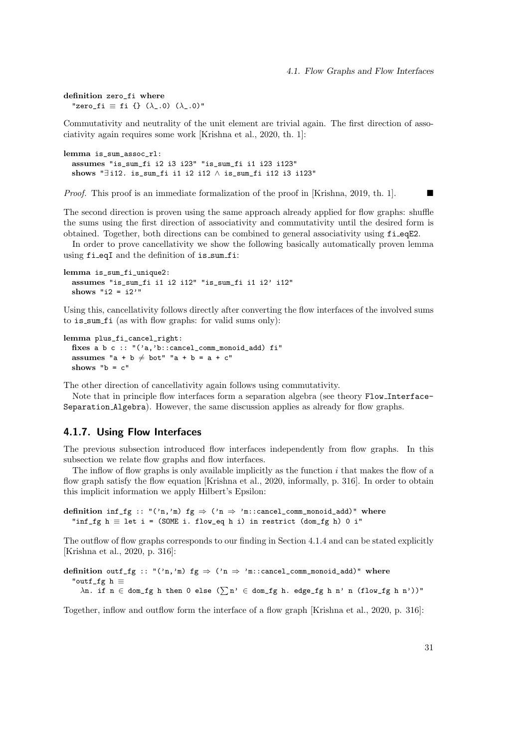```
definition zero_fi where
  "zero_fi ≡ fi {} (λ_.0) (λ_.0)"
```

Commutativity and neutrality of the unit element are trivial again. The first direction of associativity again requires some work [Krishna et al., 2020, th. 1]:

```
lemma is_sum_assoc_rl:
  assumes "is_sum_fi i2 i3 i23" "is_sum_fi i1 i23 i123"
  shows "∃i12. is_sum_fi i1 i2 i12 ∧ is_sum_fi i12 i3 i123"
```

*Proof.* This proof is an immediate formalization of the proof in [Krishna, 2019, th. 1]. ■

The second direction is proven using the same approach already applied for flow graphs: shuffle the sums using the first direction of associativity and commutativity until the desired form is obtained. Together, both directions can be combined to general associativity using `fi_eqE2`.

In order to prove cancellativity we show the following basically automatically proven lemma using `fi_eqI` and the definition of `is_sum_fi`:

```
lemma is_sum_fi_unique2:
  assumes "is_sum_fi i1 i2 i12" "is_sum_fi i1 i2' i12"
  shows "i2 = i2'"
```

Using this, cancellativity follows directly after converting the flow interfaces of the involved sums to `is_sum_fi` (as with flow graphs: for valid sums only):

```
lemma plus_fi_cancel_right:
  fixes a b c :: "('a,'b::cancel_comm_monoid_add) fi"
  assumes "a + b ≠ bot" "a + b = a + c"
  shows "b = c"
```

The other direction of cancellativity again follows using commutativity.

Note that in principle flow interfaces form a separation algebra (see theory `Flow_Interface-Separation_Algebra`). However, the same discussion applies as already for flow graphs.

### 4.1.7. Using Flow Interfaces

The previous subsection introduced flow interfaces independently from flow graphs. In this subsection we relate flow graphs and flow interfaces.

The inflow of flow graphs is only available implicitly as the function $i$ that makes the flow of a flow graph satisfy the flow equation [Krishna et al., 2020, informally, p. 316]. In order to obtain this implicit information we apply Hilbert's Epsilon:

```
definition inf_fg :: "('n,'m) fg ⇒ ('n ⇒ 'm::cancel_comm_monoid_add)" where
  "inf_fg h ≡ let i = (SOME i. flow_eq h i) in restrict (dom_fg h) 0 i"
```

The outflow of flow graphs corresponds to our finding in Section 4.1.4 and can be stated explicitly [Krishna et al., 2020, p. 316]:

```
definition outf_fg :: "('n,'m) fg ⇒ ('n ⇒ 'm::cancel_comm_monoid_add)" where
  "outf_fg h ≡
    λn. if n ∈ dom_fg h then 0 else (∑n' ∈ dom_fg h. edge_fg h n' n (flow_fg h n'))"
```

Together, inflow and outflow form the interface of a flow graph [Krishna et al., 2020, p. 316]: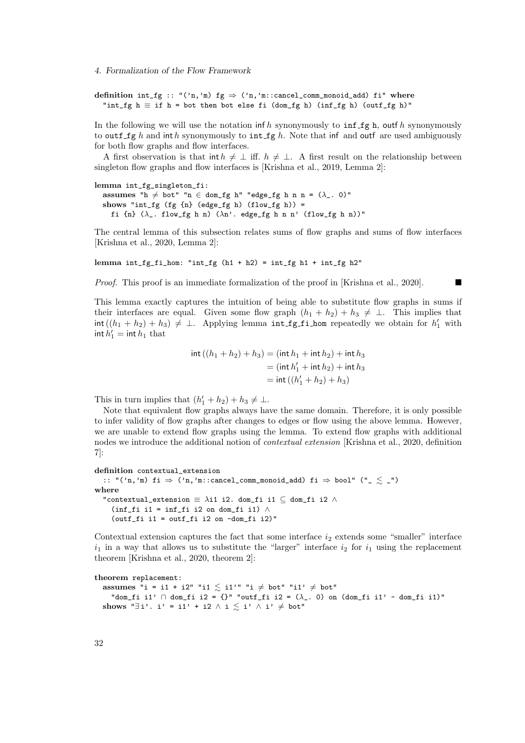```
definition int_fg :: "('n,'m) fg ⇒ ('n,'m::cancel_comm_monoid_add) fi" where
  "int_fg h ≡ if h = bot then bot else fi (dom_fg h) (inf_fg h) (outf_fg h)"
```

In the following we will use the notation $\mathsf{inf}\, h$ synonymously to `inf_fg h`, $\mathsf{outf}\, h$ synonymously to `outf_fg` $h$ and $\mathsf{int}\, h$ synonymously to `int_fg` $h$. Note that inf and outf are used ambiguously for both flow graphs and flow interfaces.

A first observation is that $\mathsf{int}\, h \neq \bot$ iff. $h \neq \bot$. A first result on the relationship between singleton flow graphs and flow interfaces is [Krishna et al., 2019, Lemma 2]:

```
lemma int_fg_singleton_fi:
  assumes "h ≠ bot" "n ∈ dom_fg h" "edge_fg h n n = (λ_. 0)"
  shows "int_fg (fg {n} (edge_fg h) (flow_fg h)) =
    fi {n} (λ_. flow_fg h n) (λn'. edge_fg h n n' (flow_fg h n))"
```

The central lemma of this subsection relates sums of flow graphs and sums of flow interfaces [Krishna et al., 2020, Lemma 2]:

```
lemma int_fg_fi_hom: "int_fg (h1 + h2) = int_fg h1 + int_fg h2"
```

*Proof.* This proof is an immediate formalization of the proof in [Krishna et al., 2020]. ∎

This lemma exactly captures the intuition of being able to substitute flow graphs in sums if their interfaces are equal. Given some flow graph $(h_1 + h_2) + h_3 \neq \bot$. This implies that $\mathsf{int}\,((h_1 + h_2) + h_3) \neq \bot$. Applying lemma `int_fg_fi_hom` repeatedly we obtain for $h_1'$ with $\mathsf{int}\, h_1' = \mathsf{int}\, h_1$ that

$$
\begin{aligned}
\mathsf{int}\,((h_1 + h_2) + h_3) &= (\mathsf{int}\, h_1 + \mathsf{int}\, h_2) + \mathsf{int}\, h_3 \\
&= (\mathsf{int}\, h_1' + \mathsf{int}\, h_2) + \mathsf{int}\, h_3 \\
&= \mathsf{int}\,((h_1' + h_2) + h_3)
\end{aligned}
$$

This in turn implies that $(h_1' + h_2) + h_3 \neq \bot$.

Note that equivalent flow graphs always have the same domain. Therefore, it is only possible to infer validity of flow graphs after changes to edges or flow using the above lemma. However, we are unable to extend flow graphs using the lemma. To extend flow graphs with additional nodes we introduce the additional notion of *contextual extension* [Krishna et al., 2020, definition 7]:

```
definition contextual_extension
  :: "('n,'m) fi ⇒ ('n,'m::cancel_comm_monoid_add) fi ⇒ bool" ("_ ≲ _")
where
  "contextual_extension ≡ λi1 i2. dom_fi i1 ⊆ dom_fi i2 ∧
    (inf_fi i1 = inf_fi i2 on dom_fi i1) ∧
    (outf_fi i1 = outf_fi i2 on -dom_fi i2)"
```

Contextual extension captures the fact that some interface $i_2$ extends some "smaller" interface $i_1$ in a way that allows us to substitute the "larger" interface $i_2$ for $i_1$ using the replacement theorem [Krishna et al., 2020, theorem 2]:

```
theorem replacement:
  assumes "i = i1 + i2" "i1 ≲ i1'" "i ≠ bot" "i1' ≠ bot"
    "dom_fi i1' ∩ dom_fi i2 = {}" "outf_fi i2 = (λ_. 0) on (dom_fi i1' - dom_fi i1)"
  shows "∃i'. i' = i1' + i2 ∧ i ≲ i' ∧ i' ≠ bot"
```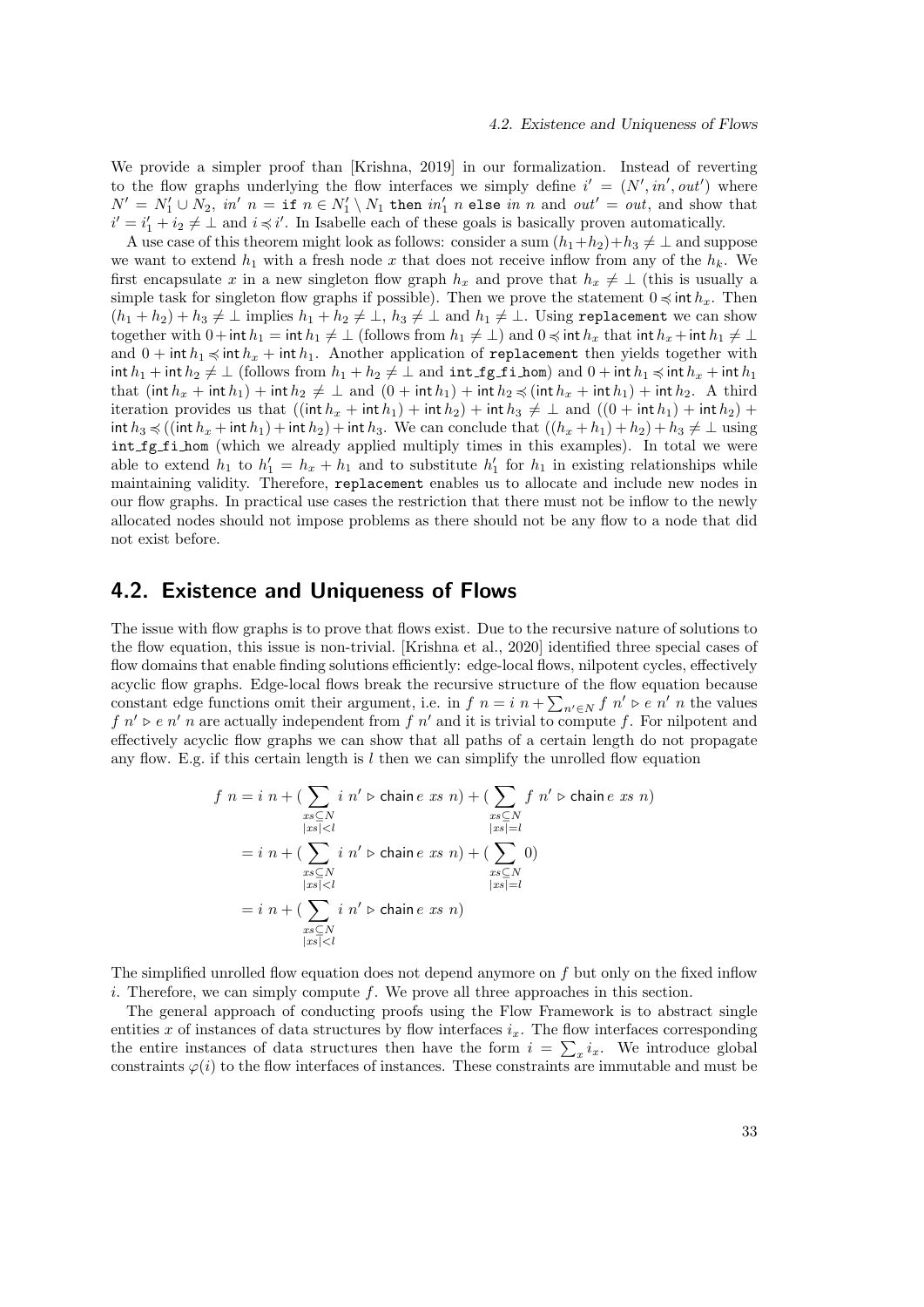We provide a simpler proof than [Krishna, 2019] in our formalization. Instead of reverting to the flow graphs underlying the flow interfaces we simply define $i' = (N', in', out')$ where $N' = N_1' \cup N_2$, $in'\ n = \texttt{if}\ n \in N_1' \setminus N_1\ \texttt{then}\ in_1'\ n\ \texttt{else}\ in\ n$ and $out' = out$, and show that $i' = i_1' + i_2 \neq \bot$ and $i \preccurlyeq i'$. In Isabelle each of these goals is basically proven automatically.

A use case of this theorem might look as follows: consider a sum $(h_1+h_2)+h_3 \neq \bot$ and suppose we want to extend $h_1$ with a fresh node $x$ that does not receive inflow from any of the $h_k$. We first encapsulate $x$ in a new singleton flow graph $h_x$ and prove that $h_x \neq \bot$ (this is usually a simple task for singleton flow graphs if possible). Then we prove the statement $0 \preccurlyeq \mathsf{int}\, h_x$. Then $(h_1 + h_2) + h_3 \neq \bot$ implies $h_1 + h_2 \neq \bot$, $h_3 \neq \bot$ and $h_1 \neq \bot$. Using `replacement` we can show together with $0 + \mathsf{int}\, h_1 = \mathsf{int}\, h_1 \neq \bot$ (follows from $h_1 \neq \bot$) and $0 \preccurlyeq \mathsf{int}\, h_x$ that $\mathsf{int}\, h_x + \mathsf{int}\, h_1 \neq \bot$ and $0 + \mathsf{int}\, h_1 \preccurlyeq \mathsf{int}\, h_x + \mathsf{int}\, h_1$. Another application of `replacement` then yields together with $\mathsf{int}\, h_1 + \mathsf{int}\, h_2 \neq \bot$ (follows from $h_1 + h_2 \neq \bot$ and `int_fg_fi_hom`) and $0 + \mathsf{int}\, h_1 \preccurlyeq \mathsf{int}\, h_x + \mathsf{int}\, h_1$ that $(\mathsf{int}\, h_x + \mathsf{int}\, h_1) + \mathsf{int}\, h_2 \neq \bot$ and $(0 + \mathsf{int}\, h_1) + \mathsf{int}\, h_2 \preccurlyeq (\mathsf{int}\, h_x + \mathsf{int}\, h_1) + \mathsf{int}\, h_2$. A third iteration provides us that $((\mathsf{int}\, h_x + \mathsf{int}\, h_1) + \mathsf{int}\, h_2) + \mathsf{int}\, h_3 \neq \bot$ and $((0 + \mathsf{int}\, h_1) + \mathsf{int}\, h_2) + \mathsf{int}\, h_3 \preccurlyeq ((\mathsf{int}\, h_x + \mathsf{int}\, h_1) + \mathsf{int}\, h_2) + \mathsf{int}\, h_3$. We can conclude that $((h_x + h_1) + h_2) + h_3 \neq \bot$ using `int_fg_fi_hom` (which we already applied multiply times in this examples). In total we were able to extend $h_1$ to $h_1' = h_x + h_1$ and to substitute $h_1'$ for $h_1$ in existing relationships while maintaining validity. Therefore, `replacement` enables us to allocate and include new nodes in our flow graphs. In practical use cases the restriction that there must not be inflow to the newly allocated nodes should not impose problems as there should not be any flow to a node that did not exist before.

## 4.2. Existence and Uniqueness of Flows

The issue with flow graphs is to prove that flows exist. Due to the recursive nature of solutions to the flow equation, this issue is non-trivial. [Krishna et al., 2020] identified three special cases of flow domains that enable finding solutions efficiently: edge-local flows, nilpotent cycles, effectively acyclic flow graphs. Edge-local flows break the recursive structure of the flow equation because constant edge functions omit their argument, i.e. in $f\ n = i\ n + \sum_{n' \in N} f\ n' \triangleright e\ n'\ n$ the values $f\ n' \triangleright e\ n'\ n$ are actually independent from $f\ n'$ and it is trivial to compute $f$. For nilpotent and effectively acyclic flow graphs we can show that all paths of a certain length do not propagate any flow. E.g. if this certain length is $l$ then we can simplify the unrolled flow equation

$$
\begin{aligned}
f\ n &= i\ n + \Big(\sum_{\substack{xs \subseteq N \\ |xs| < l}} i\ n' \triangleright \mathsf{chain}\, e\ xs\ n\Big) + \Big(\sum_{\substack{xs \subseteq N \\ |xs| = l}} f\ n' \triangleright \mathsf{chain}\, e\ xs\ n\Big) \\
&= i\ n + \Big(\sum_{\substack{xs \subseteq N \\ |xs| < l}} i\ n' \triangleright \mathsf{chain}\, e\ xs\ n\Big) + \Big(\sum_{\substack{xs \subseteq N \\ |xs| = l}} 0\Big) \\
&= i\ n + \Big(\sum_{\substack{xs \subseteq N \\ |xs| < l}} i\ n' \triangleright \mathsf{chain}\, e\ xs\ n\Big)
\end{aligned}
$$

The simplified unrolled flow equation does not depend anymore on $f$ but only on the fixed inflow $i$. Therefore, we can simply compute $f$. We prove all three approaches in this section.

The general approach of conducting proofs using the Flow Framework is to abstract single entities $x$ of instances of data structures by flow interfaces $i_x$. The flow interfaces corresponding the entire instances of data structures then have the form $i = \sum_x i_x$. We introduce global constraints $\varphi(i)$ to the flow interfaces of instances. These constraints are immutable and must be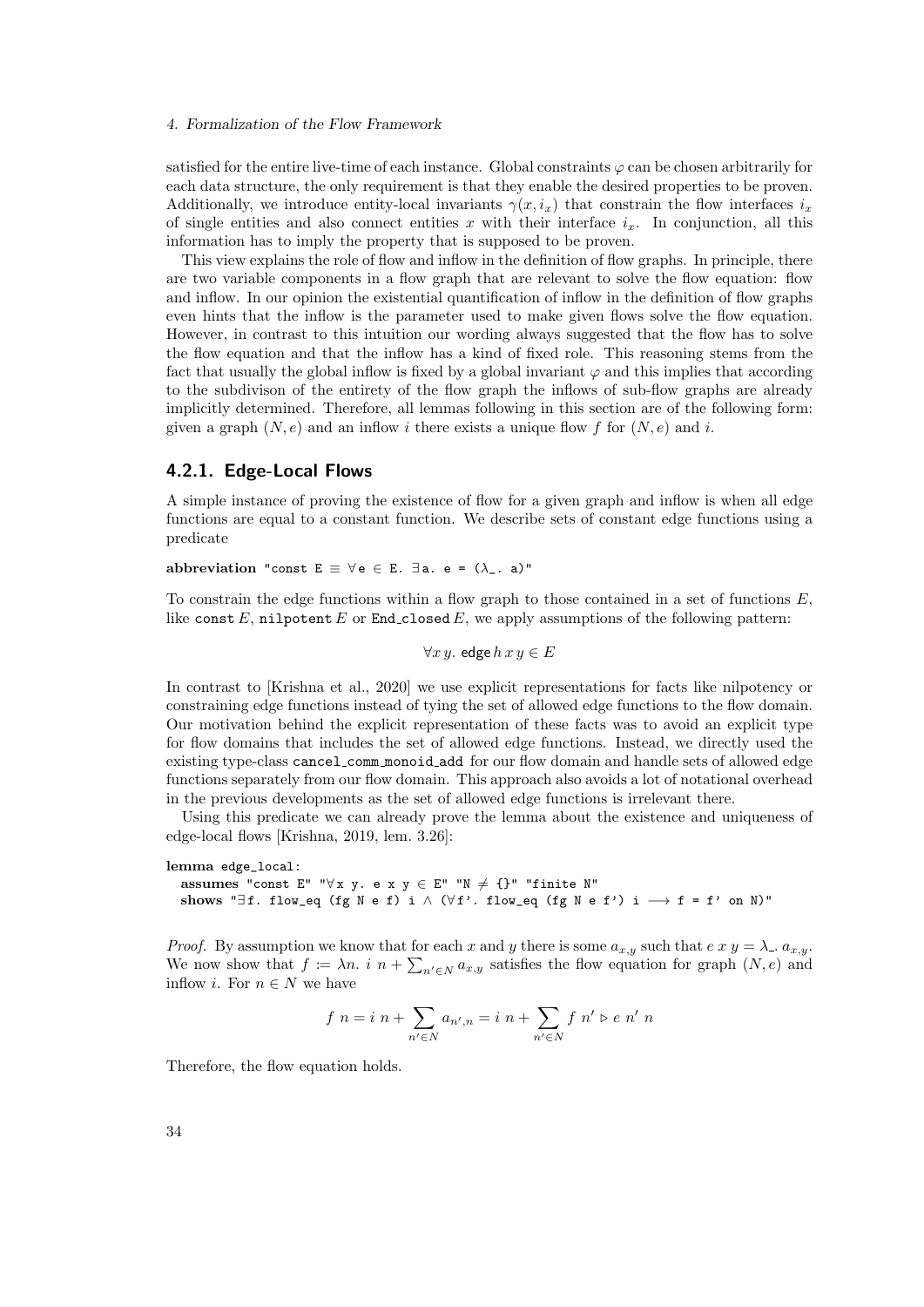satisfied for the entire live-time of each instance. Global constraints $\varphi$ can be chosen arbitrarily for each data structure, the only requirement is that they enable the desired properties to be proven. Additionally, we introduce entity-local invariants $\gamma(x, i_x)$ that constrain the flow interfaces $i_x$ of single entities and also connect entities $x$ with their interface $i_x$. In conjunction, all this information has to imply the property that is supposed to be proven.

This view explains the role of flow and inflow in the definition of flow graphs. In principle, there are two variable components in a flow graph that are relevant to solve the flow equation: flow and inflow. In our opinion the existential quantification of inflow in the definition of flow graphs even hints that the inflow is the parameter used to make given flows solve the flow equation. However, in contrast to this intuition our wording always suggested that the flow has to solve the flow equation and that the inflow has a kind of fixed role. This reasoning stems from the fact that usually the global inflow is fixed by a global invariant $\varphi$ and this implies that according to the subdivison of the entirety of the flow graph the inflows of sub-flow graphs are already implicitly determined. Therefore, all lemmas following in this section are of the following form: given a graph $(N, e)$ and an inflow $i$ there exists a unique flow $f$ for $(N, e)$ and $i$.

### 4.2.1. Edge-Local Flows

A simple instance of proving the existence of flow for a given graph and inflow is when all edge functions are equal to a constant function. We describe sets of constant edge functions using a predicate

```
abbreviation "const E ≡ ∀e ∈ E. ∃a. e = (λ_. a)"
```

To constrain the edge functions within a flow graph to those contained in a set of functions $E$, like `const` $E$, `nilpotent` $E$ or `End_closed` $E$, we apply assumptions of the following pattern:

$$\forall x\, y.\ \mathsf{edge}\, h\, x\, y \in E$$

In contrast to [Krishna et al., 2020] we use explicit representations for facts like nilpotency or constraining edge functions instead of tying the set of allowed edge functions to the flow domain. Our motivation behind the explicit representation of these facts was to avoid an explicit type for flow domains that includes the set of allowed edge functions. Instead, we directly used the existing type-class `cancel_comm_monoid_add` for our flow domain and handle sets of allowed edge functions separately from our flow domain. This approach also avoids a lot of notational overhead in the previous developments as the set of allowed edge functions is irrelevant there.

Using this predicate we can already prove the lemma about the existence and uniqueness of edge-local flows [Krishna, 2019, lem. 3.26]:

```
lemma edge_local:
  assumes "const E" "∀x y. e x y ∈ E" "N ≠ {}" "finite N"
  shows "∃f. flow_eq (fg N e f) i ∧ (∀f'. flow_eq (fg N e f') i ⟶ f = f' on N)"
```

*Proof.* By assumption we know that for each $x$ and $y$ there is some $a_{x,y}$ such that $e\ x\ y = \lambda\_.\ a_{x,y}$. We now show that $f := \lambda n.\ i\ n + \sum_{n' \in N} a_{x,y}$ satisfies the flow equation for graph $(N, e)$ and inflow $i$. For $n \in N$ we have

$$f\ n = i\ n + \sum_{n' \in N} a_{n',n} = i\ n + \sum_{n' \in N} f\ n' \triangleright e\ n'\ n$$

Therefore, the flow equation holds.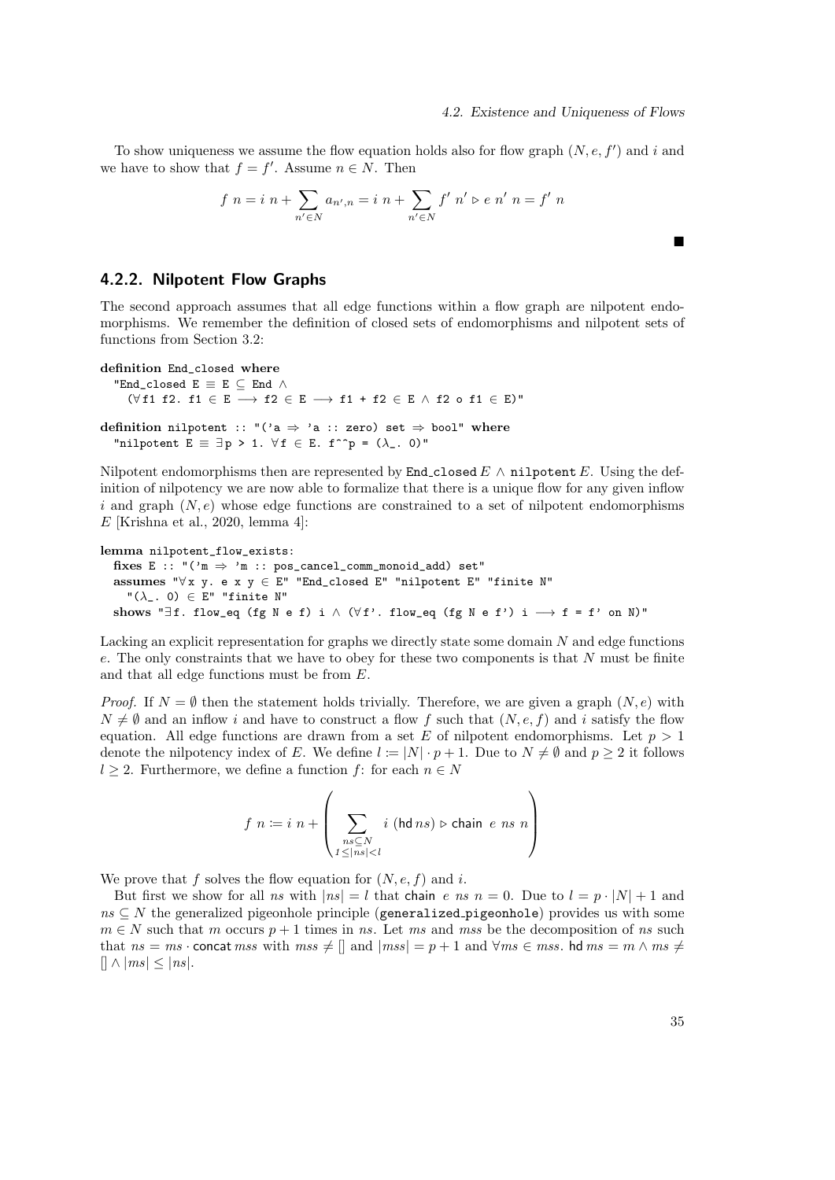To show uniqueness we assume the flow equation holds also for flow graph $(N, e, f')$ and $i$ and we have to show that $f = f'$. Assume $n \in N$. Then

$$f\ n = i\ n + \sum_{n' \in N} a_{n',n} = i\ n + \sum_{n' \in N} f'\ n' \triangleright e\ n'\ n = f'\ n$$

■

### 4.2.2. Nilpotent Flow Graphs

The second approach assumes that all edge functions within a flow graph are nilpotent endomorphisms. We remember the definition of closed sets of endomorphisms and nilpotent sets of functions from Section 3.2:

```
definition End_closed where
  "End_closed E ≡ E ⊆ End ∧
    (∀f1 f2. f1 ∈ E ⟶ f2 ∈ E ⟶ f1 + f2 ∈ E ∧ f2 o f1 ∈ E)"

definition nilpotent :: "('a ⇒ 'a :: zero) set ⇒ bool" where
  "nilpotent E ≡ ∃p > 1. ∀f ∈ E. f^^p = (λ_. 0)"
```

Nilpotent endomorphisms then are represented by End_closed $E$ ∧ nilpotent $E$. Using the definition of nilpotency we are now able to formalize that there is a unique flow for any given inflow $i$ and graph $(N, e)$ whose edge functions are constrained to a set of nilpotent endomorphisms $E$ [Krishna et al., 2020, lemma 4]:

```
lemma nilpotent_flow_exists:
  fixes E :: "('m ⇒ 'm :: pos_cancel_comm_monoid_add) set"
  assumes "∀x y. e x y ∈ E" "End_closed E" "nilpotent E" "finite N"
    "(λ_. 0) ∈ E" "finite N"
  shows "∃f. flow_eq (fg N e f) i ∧ (∀f'. flow_eq (fg N e f') i ⟶ f = f' on N)"
```

Lacking an explicit representation for graphs we directly state some domain $N$ and edge functions $e$. The only constraints that we have to obey for these two components is that $N$ must be finite and that all edge functions must be from $E$.

*Proof.* If $N = \emptyset$ then the statement holds trivially. Therefore, we are given a graph $(N, e)$ with $N \neq \emptyset$ and an inflow $i$ and have to construct a flow $f$ such that $(N, e, f)$ and $i$ satisfy the flow equation. All edge functions are drawn from a set $E$ of nilpotent endomorphisms. Let $p > 1$ denote the nilpotency index of $E$. We define $l := |N| \cdot p + 1$. Due to $N \neq \emptyset$ and $p \geq 2$ it follows $l \geq 2$. Furthermore, we define a function $f$: for each $n \in N$

$$f\ n := i\ n + \left( \sum_{\substack{ns \subseteq N \\ 1 \leq |ns| < l}} i\ (\mathsf{hd}\, ns) \triangleright \mathsf{chain}\ e\ ns\ n \right)$$

We prove that $f$ solves the flow equation for $(N, e, f)$ and $i$.

But first we show for all $ns$ with $|ns| = l$ that $\mathsf{chain}\ e\ ns\ n = 0$. Due to $l = p \cdot |N| + 1$ and $ns \subseteq N$ the generalized pigeonhole principle (generalized_pigeonhole) provides us with some $m \in N$ such that $m$ occurs $p + 1$ times in $ns$. Let $ms$ and $mss$ be the decomposition of $ns$ such that $ns = ms \cdot \mathsf{concat}\, mss$ with $mss \neq []$ and $|mss| = p + 1$ and $\forall ms \in mss.\ \mathsf{hd}\, ms = m \wedge ms \neq [] \wedge |ms| \leq |ns|$.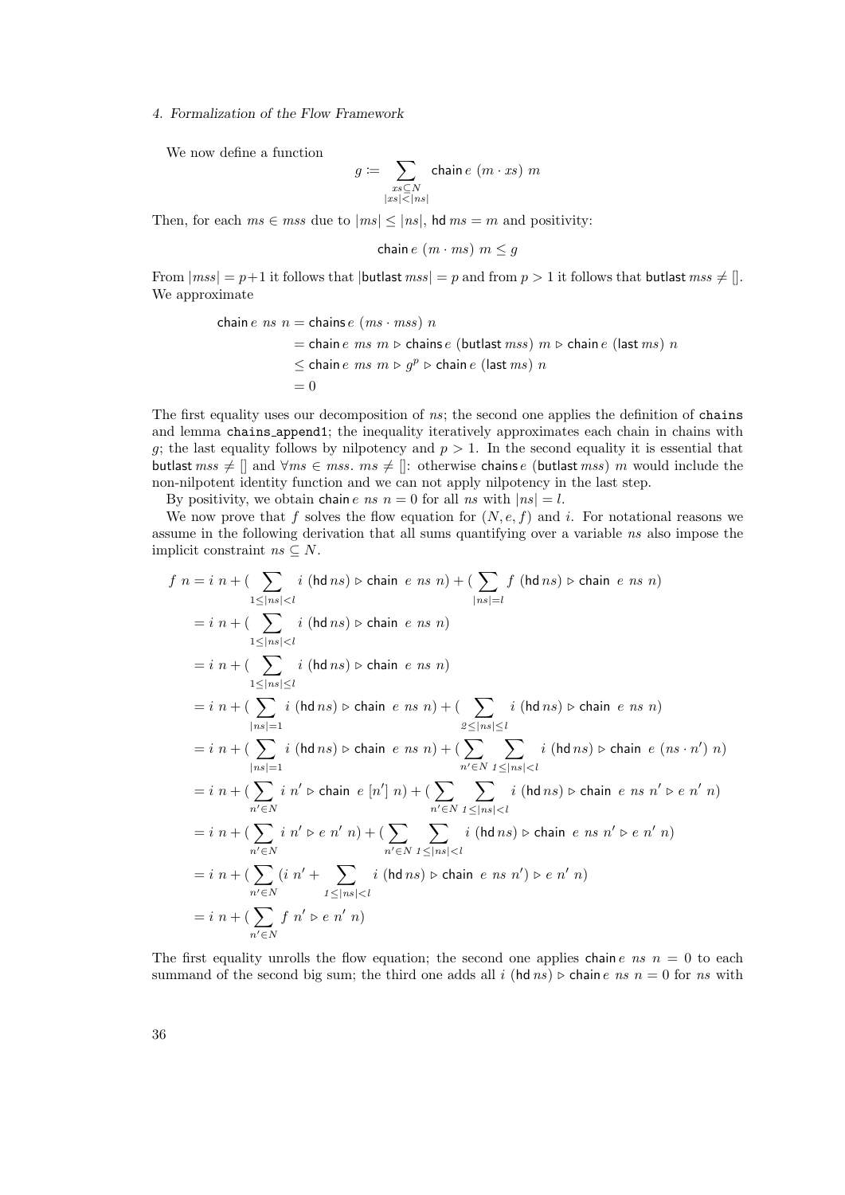We now define a function

$$g := \sum_{\substack{xs \subseteq N \\ |xs| < |ns|}} \mathsf{chain}\, e\ (m \cdot xs)\ m$$

Then, for each $ms \in mss$ due to $|ms| \leq |ns|$, $\mathsf{hd}\ ms = m$ and positivity:

$$\mathsf{chain}\ e\ (m \cdot ms)\ m \leq g$$

From $|mss| = p+1$ it follows that $|\mathsf{butlast}\ mss| = p$ and from $p > 1$ it follows that $\mathsf{butlast}\ mss \neq []$. We approximate

$$\begin{aligned}
\mathsf{chain}\ e\ ns\ n &= \mathsf{chains}\ e\ (ms \cdot mss)\ n \\
&= \mathsf{chain}\ e\ ms\ m \triangleright \mathsf{chains}\ e\ (\mathsf{butlast}\ mss)\ m \triangleright \mathsf{chain}\ e\ (\mathsf{last}\ ms)\ n \\
&\leq \mathsf{chain}\ e\ ms\ m \triangleright g^p \triangleright \mathsf{chain}\ e\ (\mathsf{last}\ ms)\ n \\
&= 0
\end{aligned}$$

The first equality uses our decomposition of $ns$; the second one applies the definition of `chains` and lemma `chains_append1`; the inequality iteratively approximates each chain in chains with $g$; the last equality follows by nilpotency and $p > 1$. In the second equality it is essential that $\mathsf{butlast}\ mss \neq []$ and $\forall ms \in mss.\ ms \neq []$: otherwise $\mathsf{chains}\ e\ (\mathsf{butlast}\ mss)\ m$ would include the non-nilpotent identity function and we can not apply nilpotency in the last step.

By positivity, we obtain $\mathsf{chain}\ e\ ns\ n = 0$ for all $ns$ with $|ns| = l$.

We now prove that $f$ solves the flow equation for $(N, e, f)$ and $i$. For notational reasons we assume in the following derivation that all sums quantifying over a variable $ns$ also impose the implicit constraint $ns \subseteq N$.

$$\begin{aligned}
f\ n &= i\ n + \Big(\sum_{1 \leq |ns| < l} i\ (\mathsf{hd}\ ns) \triangleright \mathsf{chain}\ \ e\ ns\ n\Big) + \Big(\sum_{|ns| = l} f\ (\mathsf{hd}\ ns) \triangleright \mathsf{chain}\ \ e\ ns\ n\Big) \\
&= i\ n + \Big(\sum_{1 \leq |ns| < l} i\ (\mathsf{hd}\ ns) \triangleright \mathsf{chain}\ \ e\ ns\ n\Big) \\
&= i\ n + \Big(\sum_{1 \leq |ns| \leq l} i\ (\mathsf{hd}\ ns) \triangleright \mathsf{chain}\ \ e\ ns\ n\Big) \\
&= i\ n + \Big(\sum_{|ns| = 1} i\ (\mathsf{hd}\ ns) \triangleright \mathsf{chain}\ \ e\ ns\ n\Big) + \Big(\sum_{2 \leq |ns| \leq l} i\ (\mathsf{hd}\ ns) \triangleright \mathsf{chain}\ \ e\ ns\ n\Big) \\
&= i\ n + \Big(\sum_{|ns| = 1} i\ (\mathsf{hd}\ ns) \triangleright \mathsf{chain}\ \ e\ ns\ n\Big) + \Big(\sum_{n' \in N} \sum_{1 \leq |ns| < l} i\ (\mathsf{hd}\ ns) \triangleright \mathsf{chain}\ \ e\ (ns \cdot n')\ n\Big) \\
&= i\ n + \Big(\sum_{n' \in N} i\ n' \triangleright \mathsf{chain}\ \ e\ [n']\ n\Big) + \Big(\sum_{n' \in N} \sum_{1 \leq |ns| < l} i\ (\mathsf{hd}\ ns) \triangleright \mathsf{chain}\ \ e\ ns\ n' \triangleright e\ n'\ n\Big) \\
&= i\ n + \Big(\sum_{n' \in N} i\ n' \triangleright e\ n'\ n\Big) + \Big(\sum_{n' \in N} \sum_{1 \leq |ns| < l} i\ (\mathsf{hd}\ ns) \triangleright \mathsf{chain}\ \ e\ ns\ n' \triangleright e\ n'\ n\Big) \\
&= i\ n + \Big(\sum_{n' \in N} \big(i\ n' + \sum_{1 \leq |ns| < l} i\ (\mathsf{hd}\ ns) \triangleright \mathsf{chain}\ \ e\ ns\ n'\big) \triangleright e\ n'\ n\Big) \\
&= i\ n + \Big(\sum_{n' \in N} f\ n' \triangleright e\ n'\ n\Big)
\end{aligned}$$

The first equality unrolls the flow equation; the second one applies $\mathsf{chain}\ e\ ns\ n = 0$ to each summand of the second big sum; the third one adds all $i\ (\mathsf{hd}\ ns) \triangleright \mathsf{chain}\ e\ ns\ n = 0$ for $ns$ with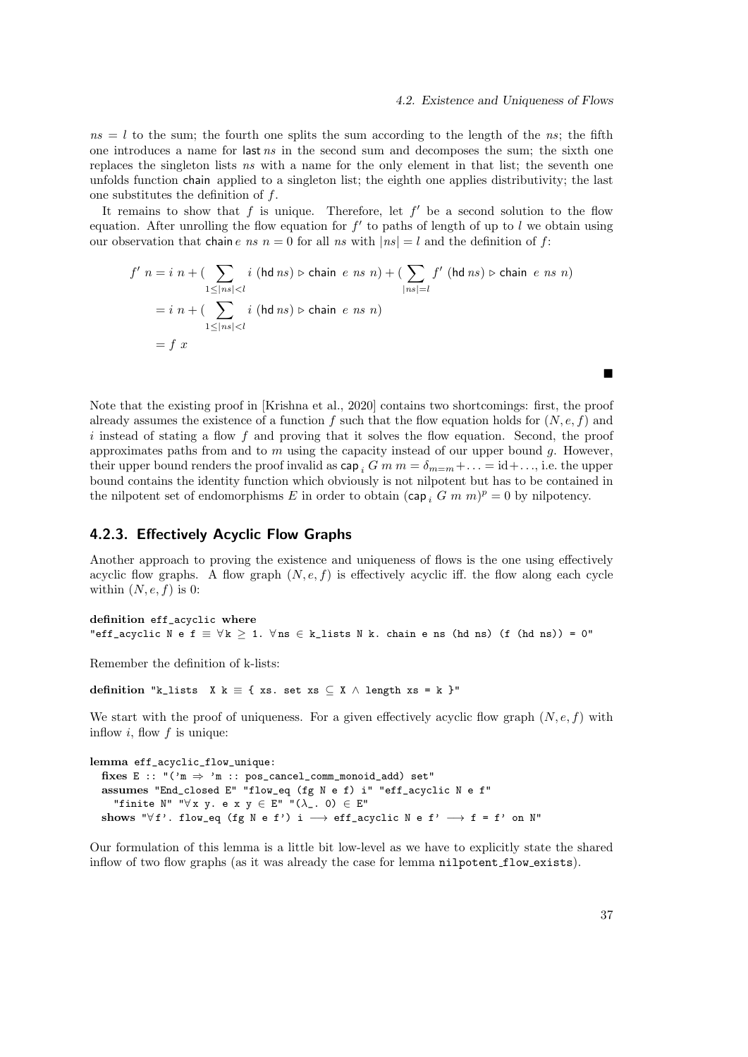$ns = l$ to the sum; the fourth one splits the sum according to the length of the $ns$; the fifth one introduces a name for $\mathsf{last}\, ns$ in the second sum and decomposes the sum; the sixth one replaces the singleton lists $ns$ with a name for the only element in that list; the seventh one unfolds function $\mathsf{chain}$ applied to a singleton list; the eighth one applies distributivity; the last one substitutes the definition of $f$.

It remains to show that $f$ is unique. Therefore, let $f'$ be a second solution to the flow equation. After unrolling the flow equation for $f'$ to paths of length of up to $l$ we obtain using our observation that $\mathsf{chain}\, e\ ns\ n = 0$ for all $ns$ with $|ns| = l$ and the definition of $f$:

$$
\begin{aligned}
f'\ n &= i\ n + (\sum_{1 \leq |ns| < l} i\ (\mathsf{hd}\, ns) \triangleright \mathsf{chain}\ e\ ns\ n) + (\sum_{|ns| = l} f'\ (\mathsf{hd}\, ns) \triangleright \mathsf{chain}\ e\ ns\ n) \\
&= i\ n + (\sum_{1 \leq |ns| < l} i\ (\mathsf{hd}\, ns) \triangleright \mathsf{chain}\ e\ ns\ n) \\
&= f\ x
\end{aligned}
$$

■

Note that the existing proof in [Krishna et al., 2020] contains two shortcomings: first, the proof already assumes the existence of a function $f$ such that the flow equation holds for $(N, e, f)$ and $i$ instead of stating a flow $f$ and proving that it solves the flow equation. Second, the proof approximates paths from and to $m$ using the capacity instead of our upper bound $g$. However, their upper bound renders the proof invalid as $\mathsf{cap}_i\ G\ m\ m = \delta_{m=m} + \ldots = \mathrm{id} + \ldots$, i.e. the upper bound contains the identity function which obviously is not nilpotent but has to be contained in the nilpotent set of endomorphisms $E$ in order to obtain $(\mathsf{cap}_i\ G\ m\ m)^p = 0$ by nilpotency.

### 4.2.3. Effectively Acyclic Flow Graphs

Another approach to proving the existence and uniqueness of flows is the one using effectively acyclic flow graphs. A flow graph $(N, e, f)$ is effectively acyclic iff. the flow along each cycle within $(N, e, f)$ is 0:

```
definition eff_acyclic where
"eff_acyclic N e f ≡ ∀k ≥ 1. ∀ns ∈ k_lists N k. chain e ns (hd ns) (f (hd ns)) = 0"
```

Remember the definition of k-lists:

```
definition "k_lists  X k ≡ { xs. set xs ⊆ X ∧ length xs = k }"
```

We start with the proof of uniqueness. For a given effectively acyclic flow graph $(N, e, f)$ with inflow $i$, flow $f$ is unique:

```
lemma eff_acyclic_flow_unique:
  fixes E :: "('m ⇒ 'm :: pos_cancel_comm_monoid_add) set"
  assumes "End_closed E" "flow_eq (fg N e f) i" "eff_acyclic N e f"
    "finite N" "∀x y. e x y ∈ E" "(λ_. 0) ∈ E"
  shows "∀f'. flow_eq (fg N e f') i ⟶ eff_acyclic N e f' ⟶ f = f' on N"
```

Our formulation of this lemma is a little bit low-level as we have to explicitly state the shared inflow of two flow graphs (as it was already the case for lemma `nilpotent_flow_exists`).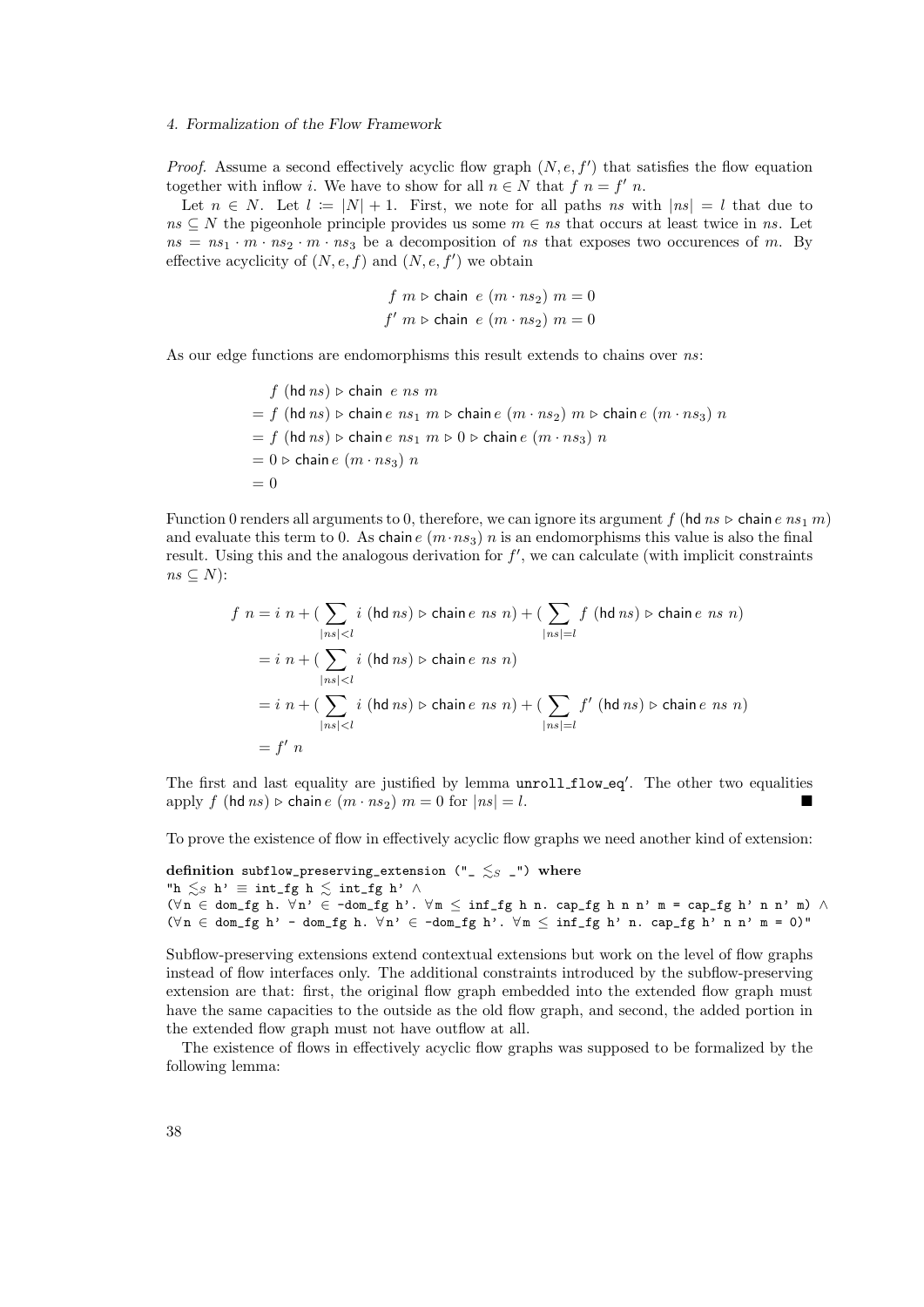*Proof.* Assume a second effectively acyclic flow graph $(N, e, f')$ that satisfies the flow equation together with inflow $i$. We have to show for all $n \in N$ that $f\ n = f'\ n$.

Let $n \in N$. Let $l := |N| + 1$. First, we note for all paths $ns$ with $|ns| = l$ that due to $ns \subseteq N$ the pigeonhole principle provides us some $m \in ns$ that occurs at least twice in $ns$. Let $ns = ns_1 \cdot m \cdot ns_2 \cdot m \cdot ns_3$ be a decomposition of $ns$ that exposes two occurences of $m$. By effective acyclicity of $(N, e, f)$ and $(N, e, f')$ we obtain

$$f\ m \triangleright \mathsf{chain}\ \ e\ (m \cdot ns_2)\ m = 0$$
$$f'\ m \triangleright \mathsf{chain}\ \ e\ (m \cdot ns_2)\ m = 0$$

As our edge functions are endomorphisms this result extends to chains over $ns$:

$$\begin{aligned}
& f\ (\mathsf{hd}\, ns) \triangleright \mathsf{chain}\ \ e\ ns\ m \\
= & f\ (\mathsf{hd}\, ns) \triangleright \mathsf{chain}\, e\ ns_1\ m \triangleright \mathsf{chain}\, e\ (m \cdot ns_2)\ m \triangleright \mathsf{chain}\, e\ (m \cdot ns_3)\ n \\
= & f\ (\mathsf{hd}\, ns) \triangleright \mathsf{chain}\, e\ ns_1\ m \triangleright 0 \triangleright \mathsf{chain}\, e\ (m \cdot ns_3)\ n \\
= & 0 \triangleright \mathsf{chain}\, e\ (m \cdot ns_3)\ n \\
= & 0
\end{aligned}$$

Function 0 renders all arguments to 0, therefore, we can ignore its argument $f\ (\mathsf{hd}\, ns \triangleright \mathsf{chain}\, e\ ns_1\ m)$ and evaluate this term to 0. As $\mathsf{chain}\, e\ (m \cdot ns_3)\ n$ is an endomorphisms this value is also the final result. Using this and the analogous derivation for $f'$, we can calculate (with implicit constraints $ns \subseteq N$):

$$\begin{aligned}
f\ n &= i\ n + (\sum_{|ns|<l} i\ (\mathsf{hd}\, ns) \triangleright \mathsf{chain}\, e\ \ ns\ \ n) + (\sum_{|ns|=l} f\ (\mathsf{hd}\, ns) \triangleright \mathsf{chain}\, e\ \ ns\ \ n) \\
&= i\ n + (\sum_{|ns|<l} i\ (\mathsf{hd}\, ns) \triangleright \mathsf{chain}\, e\ \ ns\ \ n) \\
&= i\ n + (\sum_{|ns|<l} i\ (\mathsf{hd}\, ns) \triangleright \mathsf{chain}\, e\ \ ns\ \ n) + (\sum_{|ns|=l} f'\ (\mathsf{hd}\, ns) \triangleright \mathsf{chain}\, e\ \ ns\ \ n) \\
&= f'\ n
\end{aligned}$$

The first and last equality are justified by lemma `unroll_flow_eq'`. The other two equalities apply $f\ (\mathsf{hd}\, ns) \triangleright \mathsf{chain}\, e\ (m \cdot ns_2)\ m = 0$ for $|ns| = l$. ∎

To prove the existence of flow in effectively acyclic flow graphs we need another kind of extension:

```
definition subflow_preserving_extension ("_ ≲S _") where
"h ≲S h' ≡ int_fg h ≲ int_fg h' ∧
(∀n ∈ dom_fg h. ∀n' ∈ -dom_fg h'. ∀m ≤ inf_fg h n. cap_fg h n n' m = cap_fg h' n n' m) ∧
(∀n ∈ dom_fg h' - dom_fg h. ∀n' ∈ -dom_fg h'. ∀m ≤ inf_fg h' n. cap_fg h' n n' m = 0)"
```

Subflow-preserving extensions extend contextual extensions but work on the level of flow graphs instead of flow interfaces only. The additional constraints introduced by the subflow-preserving extension are that: first, the original flow graph embedded into the extended flow graph must have the same capacities to the outside as the old flow graph, and second, the added portion in the extended flow graph must not have outflow at all.

The existence of flows in effectively acyclic flow graphs was supposed to be formalized by the following lemma: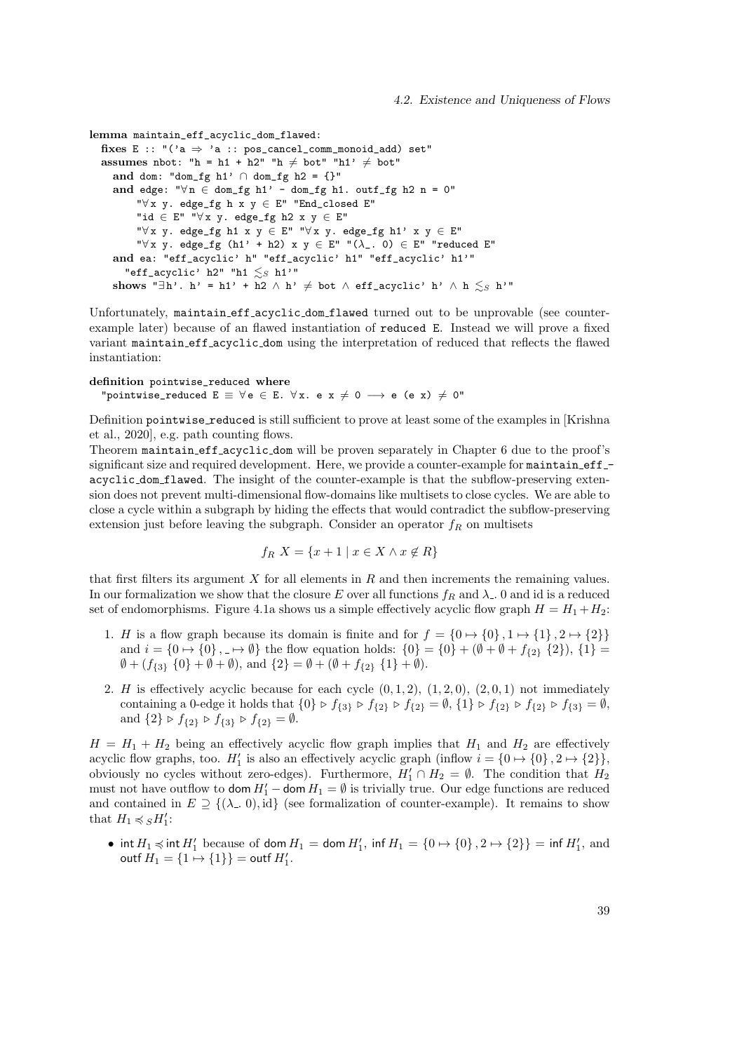```
lemma maintain_eff_acyclic_dom_flawed:
  fixes E :: "('a ⇒ 'a :: pos_cancel_comm_monoid_add) set"
  assumes nbot: "h = h1 + h2" "h ≠ bot" "h1' ≠ bot"
    and dom: "dom_fg h1' ∩ dom_fg h2 = {}"
    and edge: "∀n ∈ dom_fg h1' - dom_fg h1. outf_fg h2 n = 0"
        "∀x y. edge_fg h x y ∈ E" "End_closed E"
        "id ∈ E" "∀x y. edge_fg h2 x y ∈ E"
        "∀x y. edge_fg h1 x y ∈ E" "∀x y. edge_fg h1' x y ∈ E"
        "∀x y. edge_fg (h1' + h2) x y ∈ E" "(λ_. 0) ∈ E" "reduced E"
    and ea: "eff_acyclic' h" "eff_acyclic' h1" "eff_acyclic' h1'"
      "eff_acyclic' h2" "h1 ≲S h1'"
    shows "∃h'. h' = h1' + h2 ∧ h' ≠ bot ∧ eff_acyclic' h' ∧ h ≲S h'"
```

Unfortunately, maintain_eff_acyclic_dom_flawed turned out to be unprovable (see counter-example later) because of an flawed instantiation of reduced E. Instead we will prove a fixed variant maintain_eff_acyclic_dom using the interpretation of reduced that reflects the flawed instantiation:

```
definition pointwise_reduced where
  "pointwise_reduced E ≡ ∀e ∈ E. ∀x. e x ≠ 0 ⟶ e (e x) ≠ 0"
```

Definition pointwise_reduced is still sufficient to prove at least some of the examples in [Krishna et al., 2020], e.g. path counting flows.

Theorem maintain_eff_acyclic_dom will be proven separately in Chapter 6 due to the proof's significant size and required development. Here, we provide a counter-example for maintain_eff_acyclic_dom_flawed. The insight of the counter-example is that the subflow-preserving extension does not prevent multi-dimensional flow-domains like multisets to close cycles. We are able to close a cycle within a subgraph by hiding the effects that would contradict the subflow-preserving extension just before leaving the subgraph. Consider an operator $f_R$ on multisets

$$f_R\ X = \{x + 1 \mid x \in X \wedge x \notin R\}$$

that first filters its argument $X$ for all elements in $R$ and then increments the remaining values. In our formalization we show that the closure $E$ over all functions $f_R$ and $\lambda\_.\ 0$ and id is a reduced set of endomorphisms. Figure 4.1a shows us a simple effectively acyclic flow graph $H = H_1 + H_2$:

1. $H$ is a flow graph because its domain is finite and for $f = \{0 \mapsto \{0\}, 1 \mapsto \{1\}, 2 \mapsto \{2\}\}$ and $i = \{0 \mapsto \{0\}, \_ \mapsto \emptyset\}$ the flow equation holds: $\{0\} = \{0\} + (\emptyset + \emptyset + f_{\{2\}}\ \{2\})$, $\{1\} = \emptyset + (f_{\{3\}}\ \{0\} + \emptyset + \emptyset)$, and $\{2\} = \emptyset + (\emptyset + f_{\{2\}}\ \{1\} + \emptyset)$.
2. $H$ is effectively acyclic because for each cycle $(0, 1, 2)$, $(1, 2, 0)$, $(2, 0, 1)$ not immediately containing a 0-edge it holds that $\{0\} \triangleright f_{\{3\}} \triangleright f_{\{2\}} \triangleright f_{\{2\}} = \emptyset$, $\{1\} \triangleright f_{\{2\}} \triangleright f_{\{2\}} \triangleright f_{\{3\}} = \emptyset$, and $\{2\} \triangleright f_{\{2\}} \triangleright f_{\{3\}} \triangleright f_{\{2\}} = \emptyset$.

$H = H_1 + H_2$ being an effectively acyclic flow graph implies that $H_1$ and $H_2$ are effectively acyclic flow graphs, too. $H_1'$ is also an effectively acyclic graph (inflow $i = \{0 \mapsto \{0\}, 2 \mapsto \{2\}\}$, obviously no cycles without zero-edges). Furthermore, $H_1' \cap H_2 = \emptyset$. The condition that $H_2$ must not have outflow to $\mathsf{dom}\, H_1' - \mathsf{dom}\, H_1 = \emptyset$ is trivially true. Our edge functions are reduced and contained in $E \supseteq \{(\lambda\_.\ 0), \mathrm{id}\}$ (see formalization of counter-example). It remains to show that $H_1 \preccurlyeq_S H_1'$:

- $\mathsf{int}\, H_1 \preccurlyeq \mathsf{int}\, H_1'$ because of $\mathsf{dom}\, H_1 = \mathsf{dom}\, H_1'$, $\mathsf{inf}\, H_1 = \{0 \mapsto \{0\}, 2 \mapsto \{2\}\} = \mathsf{inf}\, H_1'$, and $\mathsf{outf}\, H_1 = \{1 \mapsto \{1\}\} = \mathsf{outf}\, H_1'$.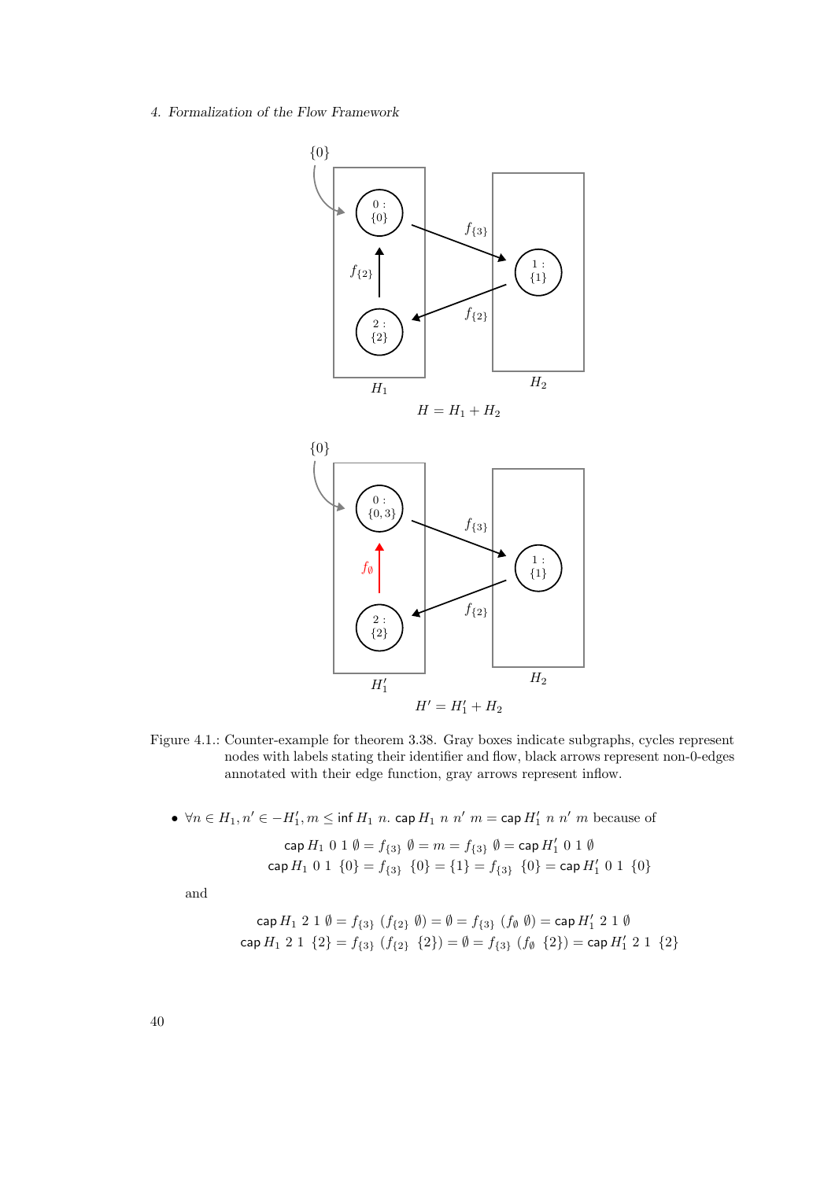Figure 4.1.: Counter-example for theorem 3.38. Gray boxes indicate subgraphs, cycles represent nodes with labels stating their identifier and flow, black arrows represent non-0-edges annotated with their edge function, gray arrows represent inflow.

- $\forall n \in H_1, n' \in -H_1', m \leq \mathsf{inf}\ H_1\ n.\ \mathsf{cap}\ H_1\ n\ n'\ m = \mathsf{cap}\ H_1'\ n\ n'\ m$ because of

$$\mathsf{cap}\ H_1\ 0\ 1\ \emptyset = f_{\{3\}}\ \emptyset = m = f_{\{3\}}\ \emptyset = \mathsf{cap}\ H_1'\ 0\ 1\ \emptyset$$
$$\mathsf{cap}\ H_1\ 0\ 1\ \{0\} = f_{\{3\}}\ \{0\} = \{1\} = f_{\{3\}}\ \{0\} = \mathsf{cap}\ H_1'\ 0\ 1\ \{0\}$$

and

$$\mathsf{cap}\ H_1\ 2\ 1\ \emptyset = f_{\{3\}}\ (f_{\{2\}}\ \emptyset) = \emptyset = f_{\{3\}}\ (f_{\emptyset}\ \emptyset) = \mathsf{cap}\ H_1'\ 2\ 1\ \emptyset$$
$$\mathsf{cap}\ H_1\ 2\ 1\ \{2\} = f_{\{3\}}\ (f_{\{2\}}\ \{2\}) = \emptyset = f_{\{3\}}\ (f_{\emptyset}\ \{2\}) = \mathsf{cap}\ H_1'\ 2\ 1\ \{2\}$$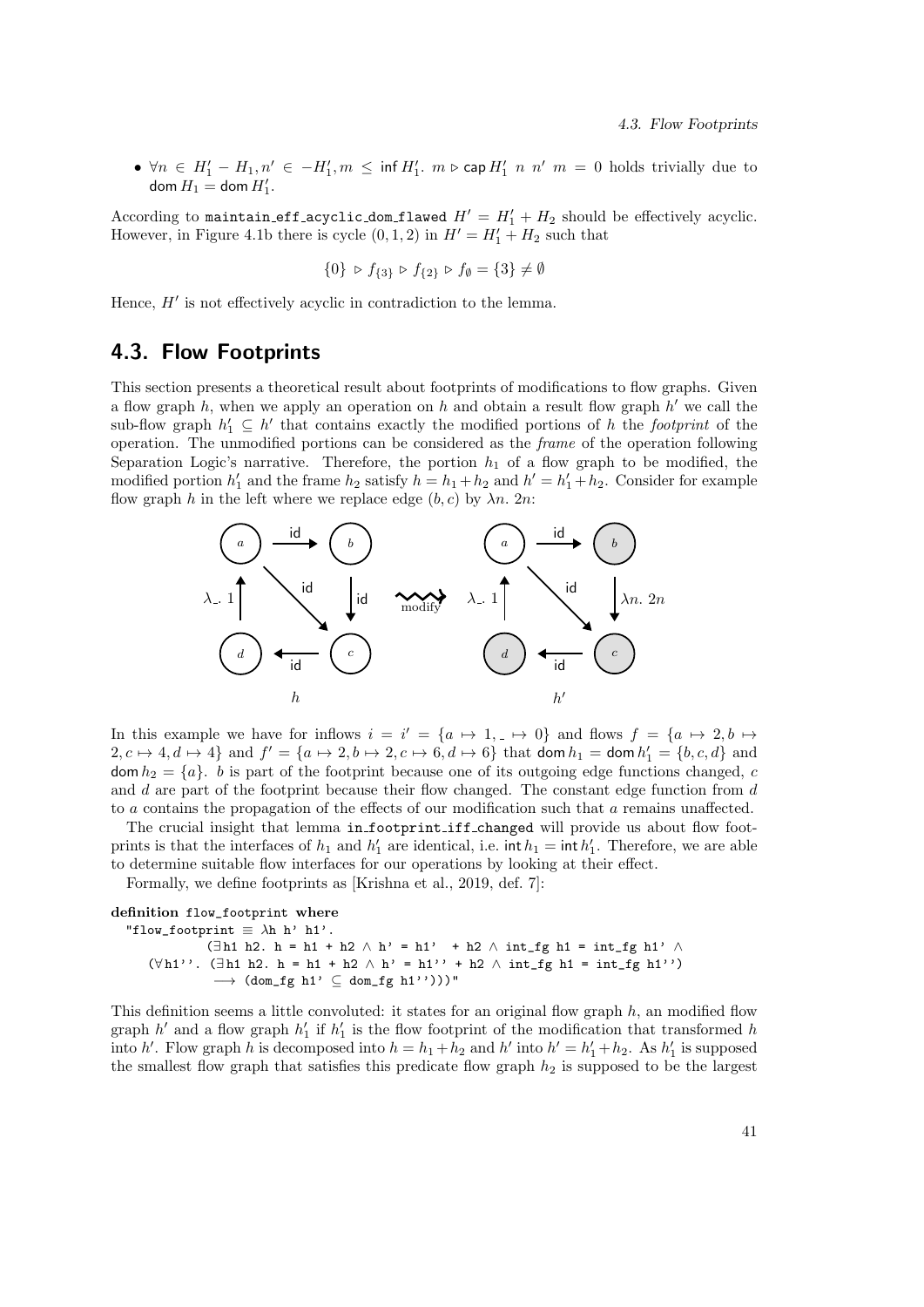- $\forall n \in H_1' - H_1, n' \in -H_1', m \leq \mathsf{inf}\, H_1'.\ m \triangleright \mathsf{cap}\, H_1'\ n\ n'\ m = 0$ holds trivially due to $\mathsf{dom}\, H_1 = \mathsf{dom}\, H_1'$.

According to `maintain_eff_acyclic_dom_flawed` $H' = H_1' + H_2$ should be effectively acyclic. However, in Figure 4.1b there is cycle $(0, 1, 2)$ in $H' = H_1' + H_2$ such that

$$\{0\} \triangleright f_{\{3\}} \triangleright f_{\{2\}} \triangleright f_{\emptyset} = \{3\} \neq \emptyset$$

Hence, $H'$ is not effectively acyclic in contradiction to the lemma.

## 4.3. Flow Footprints

This section presents a theoretical result about footprints of modifications to flow graphs. Given a flow graph $h$, when we apply an operation on $h$ and obtain a result flow graph $h'$ we call the sub-flow graph $h_1' \subseteq h'$ that contains exactly the modified portions of $h$ the *footprint* of the operation. The unmodified portions can be considered as the *frame* of the operation following Separation Logic's narrative. Therefore, the portion $h_1$ of a flow graph to be modified, the modified portion $h_1'$ and the frame $h_2$ satisfy $h = h_1 + h_2$ and $h' = h_1' + h_2$. Consider for example flow graph $h$ in the left where we replace edge $(b, c)$ by $\lambda n.\ 2n$:

In this example we have for inflows $i = i' = \{a \mapsto 1, \_ \mapsto 0\}$ and flows $f = \{a \mapsto 2, b \mapsto 2, c \mapsto 4, d \mapsto 4\}$ and $f' = \{a \mapsto 2, b \mapsto 2, c \mapsto 6, d \mapsto 6\}$ that $\mathsf{dom}\, h_1 = \mathsf{dom}\, h_1' = \{b, c, d\}$ and $\mathsf{dom}\, h_2 = \{a\}$. $b$ is part of the footprint because one of its outgoing edge functions changed, $c$ and $d$ are part of the footprint because their flow changed. The constant edge function from $d$ to $a$ contains the propagation of the effects of our modification such that $a$ remains unaffected.

The crucial insight that lemma `in_footprint_iff_changed` will provide us about flow footprints is that the interfaces of $h_1$ and $h_1'$ are identical, i.e. $\mathsf{int}\, h_1 = \mathsf{int}\, h_1'$. Therefore, we are able to determine suitable flow interfaces for our operations by looking at their effect.

Formally, we define footprints as [Krishna et al., 2019, def. 7]:

```
definition flow_footprint where
  "flow_footprint ≡ λh h' h1'.
          (∃h1 h2. h = h1 + h2 ∧ h' = h1'  + h2 ∧ int_fg h1 = int_fg h1' ∧
    (∀h1''. (∃h1 h2. h = h1 + h2 ∧ h' = h1'' + h2 ∧ int_fg h1 = int_fg h1'')
          ⟶ (dom_fg h1' ⊆ dom_fg h1'')))"
```

This definition seems a little convoluted: it states for an original flow graph $h$, an modified flow graph $h'$ and a flow graph $h_1'$ if $h_1'$ is the flow footprint of the modification that transformed $h$ into $h'$. Flow graph $h$ is decomposed into $h = h_1 + h_2$ and $h'$ into $h' = h_1' + h_2$. As $h_1'$ is supposed the smallest flow graph that satisfies this predicate flow graph $h_2$ is supposed to be the largest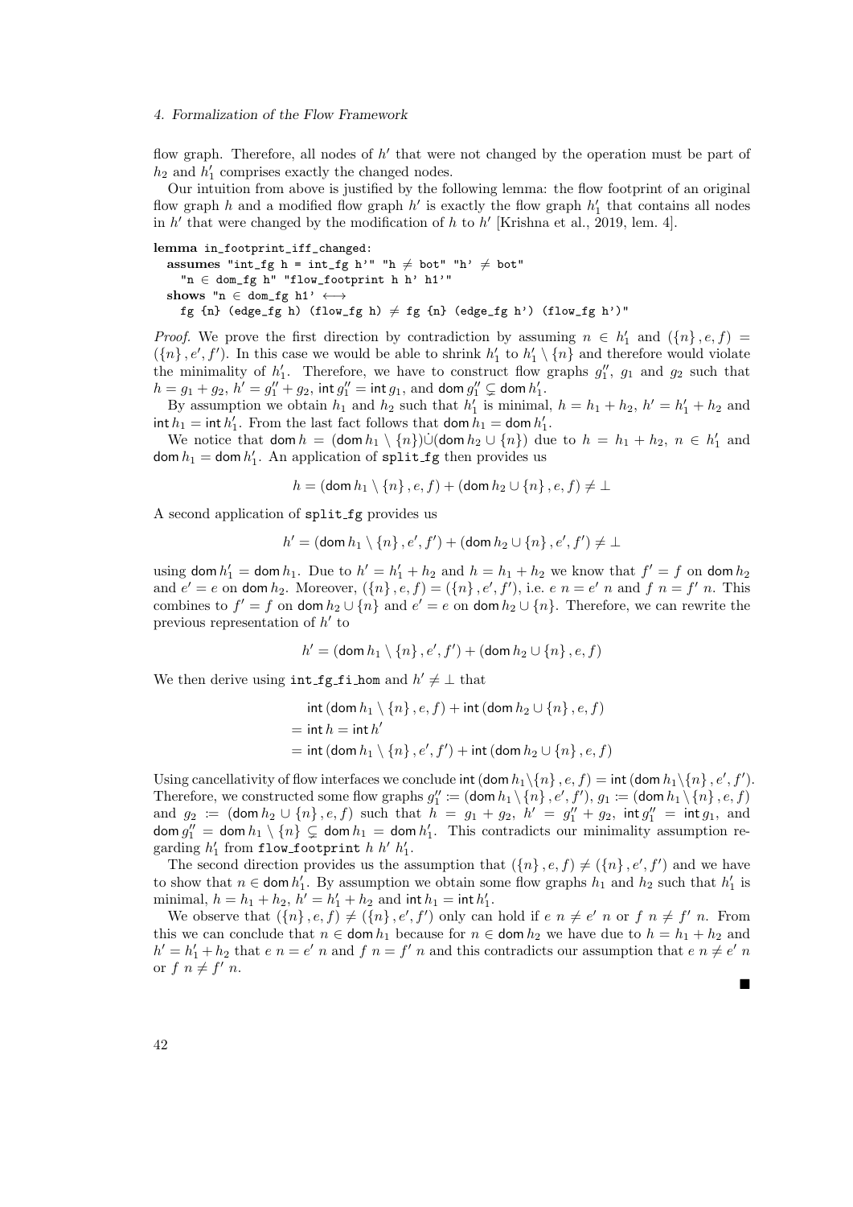flow graph. Therefore, all nodes of $h'$ that were not changed by the operation must be part of $h_2$ and $h'_1$ comprises exactly the changed nodes.

Our intuition from above is justified by the following lemma: the flow footprint of an original flow graph $h$ and a modified flow graph $h'$ is exactly the flow graph $h'_1$ that contains all nodes in $h'$ that were changed by the modification of $h$ to $h'$ [Krishna et al., 2019, lem. 4].

```
lemma in_footprint_iff_changed:
  assumes "int_fg h = int_fg h'" "h ≠ bot" "h' ≠ bot"
    "n ∈ dom_fg h" "flow_footprint h h' h1'"
  shows "n ∈ dom_fg h1' ⟷
    fg {n} (edge_fg h) (flow_fg h) ≠ fg {n} (edge_fg h') (flow_fg h')"
```

*Proof.* We prove the first direction by contradiction by assuming $n \in h'_1$ and $(\{n\}, e, f) = (\{n\}, e', f')$. In this case we would be able to shrink $h'_1$ to $h'_1 \setminus \{n\}$ and therefore would violate the minimality of $h'_1$. Therefore, we have to construct flow graphs $g''_1$, $g_1$ and $g_2$ such that $h = g_1 + g_2$, $h' = g''_1 + g_2$, $\mathsf{int}\, g''_1 = \mathsf{int}\, g_1$, and $\mathsf{dom}\, g''_1 \subsetneq \mathsf{dom}\, h'_1$.

By assumption we obtain $h_1$ and $h_2$ such that $h'_1$ is minimal, $h = h_1 + h_2$, $h' = h'_1 + h_2$ and $\mathsf{int}\, h_1 = \mathsf{int}\, h'_1$. From the last fact follows that $\mathsf{dom}\, h_1 = \mathsf{dom}\, h'_1$.

We notice that $\mathsf{dom}\, h = (\mathsf{dom}\, h_1 \setminus \{n\}) \dot\cup (\mathsf{dom}\, h_2 \cup \{n\})$ due to $h = h_1 + h_2$, $n \in h'_1$ and $\mathsf{dom}\, h_1 = \mathsf{dom}\, h'_1$. An application of `split_fg` then provides us

$$h = (\mathsf{dom}\, h_1 \setminus \{n\}, e, f) + (\mathsf{dom}\, h_2 \cup \{n\}, e, f) \neq \bot$$

A second application of `split_fg` provides us

$$h' = (\mathsf{dom}\, h_1 \setminus \{n\}, e', f') + (\mathsf{dom}\, h_2 \cup \{n\}, e', f') \neq \bot$$

using $\mathsf{dom}\, h'_1 = \mathsf{dom}\, h_1$. Due to $h' = h'_1 + h_2$ and $h = h_1 + h_2$ we know that $f' = f$ on $\mathsf{dom}\, h_2$ and $e' = e$ on $\mathsf{dom}\, h_2$. Moreover, $(\{n\}, e, f) = (\{n\}, e', f')$, i.e. $e\ n = e'\ n$ and $f\ n = f'\ n$. This combines to $f' = f$ on $\mathsf{dom}\, h_2 \cup \{n\}$ and $e' = e$ on $\mathsf{dom}\, h_2 \cup \{n\}$. Therefore, we can rewrite the previous representation of $h'$ to

$$h' = (\mathsf{dom}\, h_1 \setminus \{n\}, e', f') + (\mathsf{dom}\, h_2 \cup \{n\}, e, f)$$

We then derive using `int_fg_fi_hom` and $h' \neq \bot$ that

$$\begin{aligned}
&\mathsf{int}\,(\mathsf{dom}\, h_1 \setminus \{n\}, e, f) + \mathsf{int}\,(\mathsf{dom}\, h_2 \cup \{n\}, e, f) \\
&= \mathsf{int}\, h = \mathsf{int}\, h' \\
&= \mathsf{int}\,(\mathsf{dom}\, h_1 \setminus \{n\}, e', f') + \mathsf{int}\,(\mathsf{dom}\, h_2 \cup \{n\}, e, f)
\end{aligned}$$

Using cancellativity of flow interfaces we conclude $\mathsf{int}\,(\mathsf{dom}\, h_1 \setminus \{n\}, e, f) = \mathsf{int}\,(\mathsf{dom}\, h_1 \setminus \{n\}, e', f')$. Therefore, we constructed some flow graphs $g''_1 := (\mathsf{dom}\, h_1 \setminus \{n\}, e', f')$, $g_1 := (\mathsf{dom}\, h_1 \setminus \{n\}, e, f)$ and $g_2 := (\mathsf{dom}\, h_2 \cup \{n\}, e, f)$ such that $h = g_1 + g_2$, $h' = g''_1 + g_2$, $\mathsf{int}\, g''_1 = \mathsf{int}\, g_1$, and $\mathsf{dom}\, g''_1 = \mathsf{dom}\, h_1 \setminus \{n\} \subsetneq \mathsf{dom}\, h_1 = \mathsf{dom}\, h'_1$. This contradicts our minimality assumption regarding $h'_1$ from `flow_footprint` $h\ h'\ h'_1$.

The second direction provides us the assumption that $(\{n\}, e, f) \neq (\{n\}, e', f')$ and we have to show that $n \in \mathsf{dom}\, h'_1$. By assumption we obtain some flow graphs $h_1$ and $h_2$ such that $h'_1$ is minimal, $h = h_1 + h_2$, $h' = h'_1 + h_2$ and $\mathsf{int}\, h_1 = \mathsf{int}\, h'_1$.

We observe that $(\{n\}, e, f) \neq (\{n\}, e', f')$ only can hold if $e\ n \neq e'\ n$ or $f\ n \neq f'\ n$. From this we can conclude that $n \in \mathsf{dom}\, h_1$ because for $n \in \mathsf{dom}\, h_2$ we have due to $h = h_1 + h_2$ and $h' = h'_1 + h_2$ that $e\ n = e'\ n$ and $f\ n = f'\ n$ and this contradicts our assumption that $e\ n \neq e'\ n$ or $f\ n \neq f'\ n$.

∎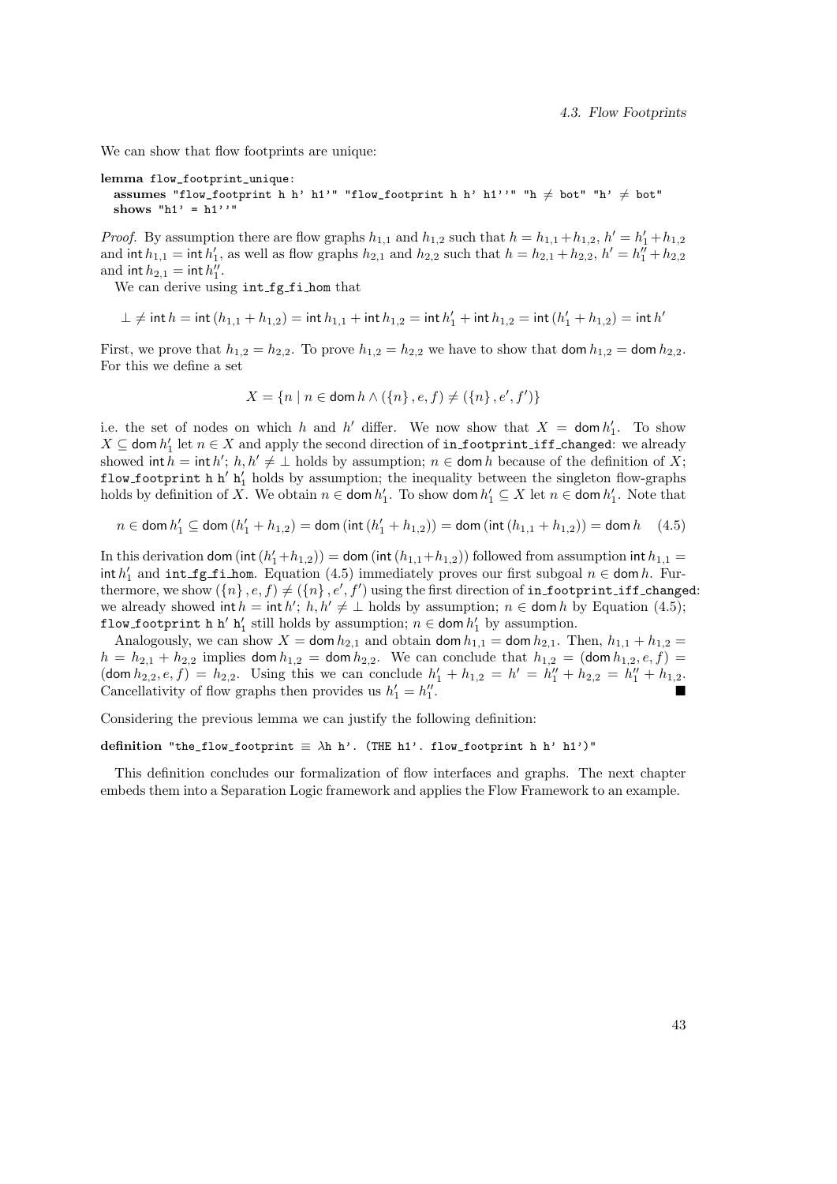We can show that flow footprints are unique:

```
lemma flow_footprint_unique:
  assumes "flow_footprint h h' h1'" "flow_footprint h h' h1''" "h ≠ bot" "h' ≠ bot"
  shows "h1' = h1''"
```

*Proof.* By assumption there are flow graphs $h_{1,1}$ and $h_{1,2}$ such that $h = h_{1,1} + h_{1,2}$, $h' = h'_1 + h_{1,2}$ and $\mathsf{int}\, h_{1,1} = \mathsf{int}\, h'_1$, as well as flow graphs $h_{2,1}$ and $h_{2,2}$ such that $h = h_{2,1} + h_{2,2}$, $h' = h''_1 + h_{2,2}$ and $\mathsf{int}\, h_{2,1} = \mathsf{int}\, h''_1$.

We can derive using `int_fg_fi_hom` that

$$\bot \neq \mathsf{int}\, h = \mathsf{int}\,(h_{1,1} + h_{1,2}) = \mathsf{int}\, h_{1,1} + \mathsf{int}\, h_{1,2} = \mathsf{int}\, h'_1 + \mathsf{int}\, h_{1,2} = \mathsf{int}\,(h'_1 + h_{1,2}) = \mathsf{int}\, h'$$

First, we prove that $h_{1,2} = h_{2,2}$. To prove $h_{1,2} = h_{2,2}$ we have to show that $\mathsf{dom}\, h_{1,2} = \mathsf{dom}\, h_{2,2}$. For this we define a set

$$X = \{n \mid n \in \mathsf{dom}\, h \wedge (\{n\}, e, f) \neq (\{n\}, e', f')\}$$

i.e. the set of nodes on which $h$ and $h'$ differ. We now show that $X = \mathsf{dom}\, h'_1$. To show $X \subseteq \mathsf{dom}\, h'_1$ let $n \in X$ and apply the second direction of `in_footprint_iff_changed`: we already showed $\mathsf{int}\, h = \mathsf{int}\, h'$; $h, h' \neq \bot$ holds by assumption; $n \in \mathsf{dom}\, h$ because of the definition of $X$; `flow_footprint h h' h1'` holds by assumption; the inequality between the singleton flow-graphs holds by definition of $X$. We obtain $n \in \mathsf{dom}\, h'_1$. To show $\mathsf{dom}\, h'_1 \subseteq X$ let $n \in \mathsf{dom}\, h'_1$. Note that

$$n \in \mathsf{dom}\, h'_1 \subseteq \mathsf{dom}\,(h'_1 + h_{1,2}) = \mathsf{dom}\,(\mathsf{int}\,(h'_1 + h_{1,2})) = \mathsf{dom}\,(\mathsf{int}\,(h_{1,1} + h_{1,2})) = \mathsf{dom}\, h \quad (4.5)$$

In this derivation $\mathsf{dom}\,(\mathsf{int}\,(h'_1 + h_{1,2})) = \mathsf{dom}\,(\mathsf{int}\,(h_{1,1} + h_{1,2}))$ followed from assumption $\mathsf{int}\, h_{1,1} = \mathsf{int}\, h'_1$ and `int_fg_fi_hom`. Equation (4.5) immediately proves our first subgoal $n \in \mathsf{dom}\, h$. Furthermore, we show $(\{n\}, e, f) \neq (\{n\}, e', f')$ using the first direction of `in_footprint_iff_changed`: we already showed $\mathsf{int}\, h = \mathsf{int}\, h'$; $h, h' \neq \bot$ holds by assumption; $n \in \mathsf{dom}\, h$ by Equation (4.5); `flow_footprint h h' h1'` still holds by assumption; $n \in \mathsf{dom}\, h'_1$ by assumption.

Analogously, we can show $X = \mathsf{dom}\, h_{2,1}$ and obtain $\mathsf{dom}\, h_{1,1} = \mathsf{dom}\, h_{2,1}$. Then, $h_{1,1} + h_{1,2} = h = h_{2,1} + h_{2,2}$ implies $\mathsf{dom}\, h_{1,2} = \mathsf{dom}\, h_{2,2}$. We can conclude that $h_{1,2} = (\mathsf{dom}\, h_{1,2}, e, f) = (\mathsf{dom}\, h_{2,2}, e, f) = h_{2,2}$. Using this we can conclude $h'_1 + h_{1,2} = h' = h''_1 + h_{2,2} = h''_1 + h_{1,2}$. Cancellativity of flow graphs then provides us $h'_1 = h''_1$. ∎

Considering the previous lemma we can justify the following definition:

```
definition "the_flow_footprint ≡ λh h'. (THE h1'. flow_footprint h h' h1')"
```

This definition concludes our formalization of flow interfaces and graphs. The next chapter embeds them into a Separation Logic framework and applies the Flow Framework to an example.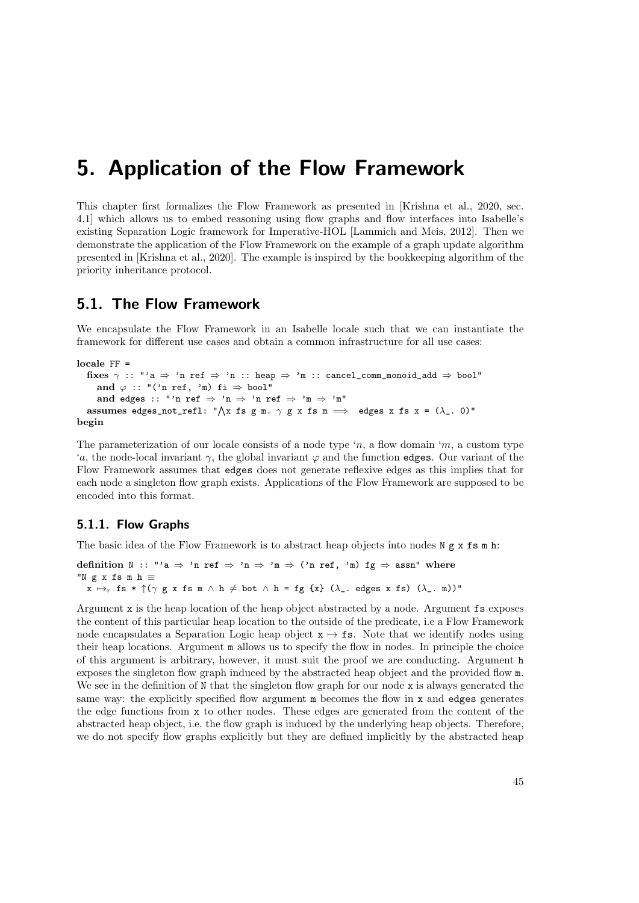# 5. Application of the Flow Framework

This chapter first formalizes the Flow Framework as presented in [Krishna et al., 2020, sec. 4.1] which allows us to embed reasoning using flow graphs and flow interfaces into Isabelle's existing Separation Logic framework for Imperative-HOL [Lammich and Meis, 2012]. Then we demonstrate the application of the Flow Framework on the example of a graph update algorithm presented in [Krishna et al., 2020]. The example is inspired by the bookkeeping algorithm of the priority inheritance protocol.

## 5.1. The Flow Framework

We encapsulate the Flow Framework in an Isabelle locale such that we can instantiate the framework for different use cases and obtain a common infrastructure for all use cases:

```
locale FF =
  fixes γ :: "'a ⇒ 'n ref ⇒ 'n :: heap ⇒ 'm :: cancel_comm_monoid_add ⇒ bool"
    and φ :: "('n ref, 'm) fi ⇒ bool"
    and edges :: "'n ref ⇒ 'n ⇒ 'n ref ⇒ 'm ⇒ 'm"
  assumes edges_not_refl: "⋀x fs g m. γ g x fs m ⟹  edges x fs x = (λ_. 0)"
begin
```

The parameterization of our locale consists of a node type $'n$, a flow domain $'m$, a custom type $'a$, the node-local invariant $\gamma$, the global invariant $\varphi$ and the function `edges`. Our variant of the Flow Framework assumes that `edges` does not generate reflexive edges as this implies that for each node a singleton flow graph exists. Applications of the Flow Framework are supposed to be encoded into this format.

### 5.1.1. Flow Graphs

The basic idea of the Flow Framework is to abstract heap objects into nodes `N g x fs m h`:

```
definition N :: "'a ⇒ 'n ref ⇒ 'n ⇒ 'm ⇒ ('n ref, 'm) fg ⇒ assn" where
"N g x fs m h ≡
  x ↦r fs * ↑(γ g x fs m ∧ h ≠ bot ∧ h = fg {x} (λ_. edges x fs) (λ_. m))"
```

Argument `x` is the heap location of the heap object abstracted by a node. Argument `fs` exposes the content of this particular heap location to the outside of the predicate, i.e a Flow Framework node encapsulates a Separation Logic heap object `x ↦ fs`. Note that we identify nodes using their heap locations. Argument `m` allows us to specify the flow in nodes. In principle the choice of this argument is arbitrary, however, it must suit the proof we are conducting. Argument `h` exposes the singleton flow graph induced by the abstracted heap object and the provided flow `m`. We see in the definition of `N` that the singleton flow graph for our node `x` is always generated the same way: the explicitly specified flow argument `m` becomes the flow in `x` and `edges` generates the edge functions from `x` to other nodes. These edges are generated from the content of the abstracted heap object, i.e. the flow graph is induced by the underlying heap objects. Therefore, we do not specify flow graphs explicitly but they are defined implicitly by the abstracted heap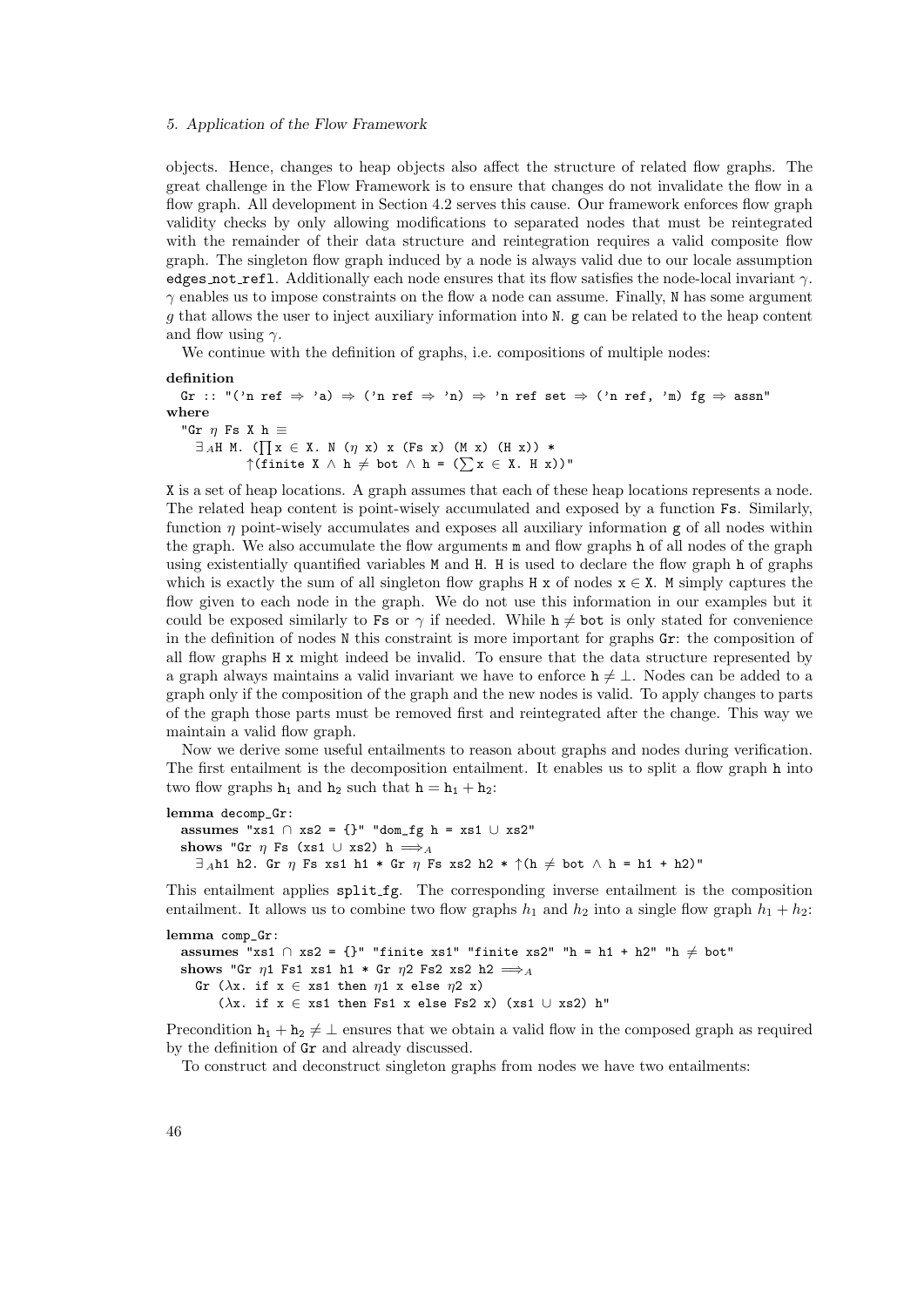objects. Hence, changes to heap objects also affect the structure of related flow graphs. The great challenge in the Flow Framework is to ensure that changes do not invalidate the flow in a flow graph. All development in Section 4.2 serves this cause. Our framework enforces flow graph validity checks by only allowing modifications to separated nodes that must be reintegrated with the remainder of their data structure and reintegration requires a valid composite flow graph. The singleton flow graph induced by a node is always valid due to our locale assumption `edges_not_refl`. Additionally each node ensures that its flow satisfies the node-local invariant $\gamma$. $\gamma$ enables us to impose constraints on the flow a node can assume. Finally, `N` has some argument $g$ that allows the user to inject auxiliary information into `N`. `g` can be related to the heap content and flow using $\gamma$.

We continue with the definition of graphs, i.e. compositions of multiple nodes:

```
definition
  Gr :: "('n ref ⇒ 'a) ⇒ ('n ref ⇒ 'n) ⇒ 'n ref set ⇒ ('n ref, 'm) fg ⇒ assn"
where
  "Gr η Fs X h ≡
    ∃_A H M. (∏ x ∈ X. N (η x) x (Fs x) (M x) (H x)) *
          ↑(finite X ∧ h ≠ bot ∧ h = (∑ x ∈ X. H x))"
```

`X` is a set of heap locations. A graph assumes that each of these heap locations represents a node. The related heap content is point-wisely accumulated and exposed by a function `Fs`. Similarly, function $\eta$ point-wisely accumulates and exposes all auxiliary information `g` of all nodes within the graph. We also accumulate the flow arguments `m` and flow graphs `h` of all nodes of the graph using existentially quantified variables `M` and `H`. `H` is used to declare the flow graph `h` of graphs which is exactly the sum of all singleton flow graphs `H x` of nodes $x \in X$. `M` simply captures the flow given to each node in the graph. We do not use this information in our examples but it could be exposed similarly to `Fs` or $\gamma$ if needed. While $h \neq bot$ is only stated for convenience in the definition of nodes `N` this constraint is more important for graphs `Gr`: the composition of all flow graphs `H x` might indeed be invalid. To ensure that the data structure represented by a graph always maintains a valid invariant we have to enforce $h \neq \bot$. Nodes can be added to a graph only if the composition of the graph and the new nodes is valid. To apply changes to parts of the graph those parts must be removed first and reintegrated after the change. This way we maintain a valid flow graph.

Now we derive some useful entailments to reason about graphs and nodes during verification. The first entailment is the decomposition entailment. It enables us to split a flow graph `h` into two flow graphs $h_1$ and $h_2$ such that $h = h_1 + h_2$:

```
lemma decomp_Gr:
  assumes "xs1 ∩ xs2 = {}" "dom_fg h = xs1 ∪ xs2"
  shows "Gr η Fs (xs1 ∪ xs2) h ⟹_A
    ∃_A h1 h2. Gr η Fs xs1 h1 * Gr η Fs xs2 h2 * ↑(h ≠ bot ∧ h = h1 + h2)"
```

This entailment applies `split_fg`. The corresponding inverse entailment is the composition entailment. It allows us to combine two flow graphs $h_1$ and $h_2$ into a single flow graph $h_1 + h_2$:

```
lemma comp_Gr:
  assumes "xs1 ∩ xs2 = {}" "finite xs1" "finite xs2" "h = h1 + h2" "h ≠ bot"
  shows "Gr η1 Fs1 xs1 h1 * Gr η2 Fs2 xs2 h2 ⟹_A
    Gr (λx. if x ∈ xs1 then η1 x else η2 x)
       (λx. if x ∈ xs1 then Fs1 x else Fs2 x) (xs1 ∪ xs2) h"
```

Precondition $h_1 + h_2 \neq \bot$ ensures that we obtain a valid flow in the composed graph as required by the definition of `Gr` and already discussed.

To construct and deconstruct singleton graphs from nodes we have two entailments: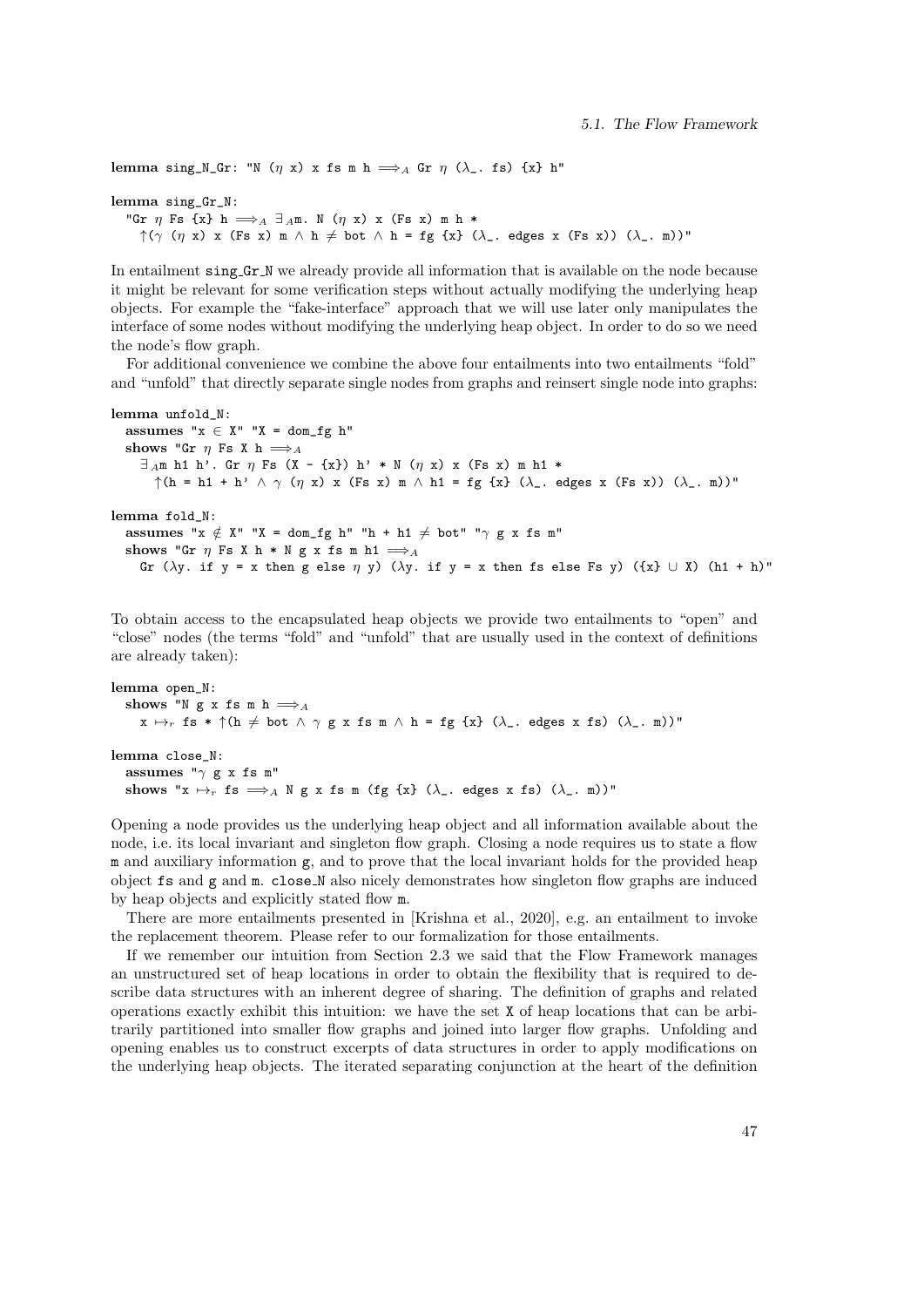```
lemma sing_N_Gr: "N (η x) x fs m h ⟹A Gr η (λ_. fs) {x} h"

lemma sing_Gr_N:
  "Gr η Fs {x} h ⟹A ∃Am. N (η x) x (Fs x) m h *
    ↑(γ (η x) x (Fs x) m ∧ h ≠ bot ∧ h = fg {x} (λ_. edges x (Fs x)) (λ_. m))"
```

In entailment sing_Gr_N we already provide all information that is available on the node because it might be relevant for some verification steps without actually modifying the underlying heap objects. For example the "fake-interface" approach that we will use later only manipulates the interface of some nodes without modifying the underlying heap object. In order to do so we need the node's flow graph.

For additional convenience we combine the above four entailments into two entailments "fold" and "unfold" that directly separate single nodes from graphs and reinsert single node into graphs:

```
lemma unfold_N:
  assumes "x ∈ X" "X = dom_fg h"
  shows "Gr η Fs X h ⟹A
    ∃Am h1 h'. Gr η Fs (X - {x}) h' * N (η x) x (Fs x) m h1 *
      ↑(h = h1 + h' ∧ γ (η x) x (Fs x) m ∧ h1 = fg {x} (λ_. edges x (Fs x)) (λ_. m))"

lemma fold_N:
  assumes "x ∉ X" "X = dom_fg h" "h + h1 ≠ bot" "γ g x fs m"
  shows "Gr η Fs X h * N g x fs m h1 ⟹A
    Gr (λy. if y = x then g else η y) (λy. if y = x then fs else Fs y) ({x} ∪ X) (h1 + h)"
```

To obtain access to the encapsulated heap objects we provide two entailments to "open" and "close" nodes (the terms "fold" and "unfold" that are usually used in the context of definitions are already taken):

```
lemma open_N:
  shows "N g x fs m h ⟹A
    x ↦r fs * ↑(h ≠ bot ∧ γ g x fs m ∧ h = fg {x} (λ_. edges x fs) (λ_. m))"

lemma close_N:
  assumes "γ g x fs m"
  shows "x ↦r fs ⟹A N g x fs m (fg {x} (λ_. edges x fs) (λ_. m))"
```

Opening a node provides us the underlying heap object and all information available about the node, i.e. its local invariant and singleton flow graph. Closing a node requires us to state a flow m and auxiliary information g, and to prove that the local invariant holds for the provided heap object fs and g and m. close_N also nicely demonstrates how singleton flow graphs are induced by heap objects and explicitly stated flow m.

There are more entailments presented in [Krishna et al., 2020], e.g. an entailment to invoke the replacement theorem. Please refer to our formalization for those entailments.

If we remember our intuition from Section 2.3 we said that the Flow Framework manages an unstructured set of heap locations in order to obtain the flexibility that is required to describe data structures with an inherent degree of sharing. The definition of graphs and related operations exactly exhibit this intuition: we have the set X of heap locations that can be arbitrarily partitioned into smaller flow graphs and joined into larger flow graphs. Unfolding and opening enables us to construct excerpts of data structures in order to apply modifications on the underlying heap objects. The iterated separating conjunction at the heart of the definition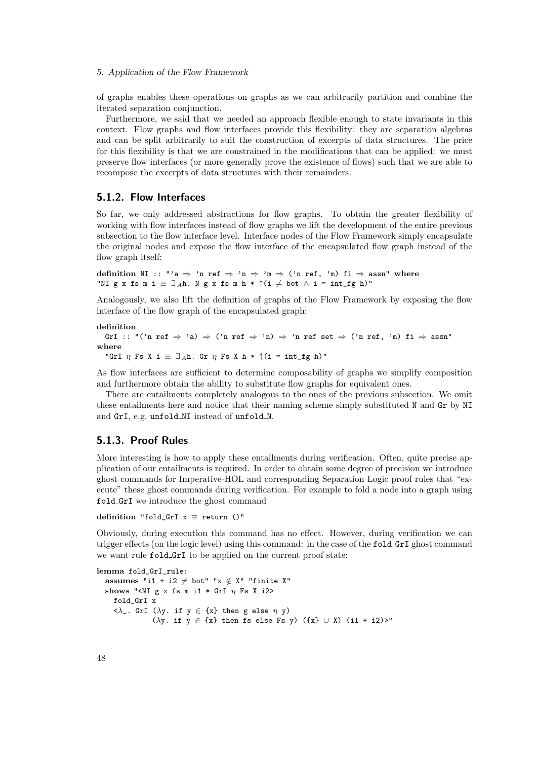of graphs enables these operations on graphs as we can arbitrarily partition and combine the iterated separation conjunction.

Furthermore, we said that we needed an approach flexible enough to state invariants in this context. Flow graphs and flow interfaces provide this flexibility: they are separation algebras and can be split arbitrarily to suit the construction of excerpts of data structures. The price for this flexibility is that we are constrained in the modifications that can be applied: we must preserve flow interfaces (or more generally prove the existence of flows) such that we are able to recompose the excerpts of data structures with their remainders.

### 5.1.2. Flow Interfaces

So far, we only addressed abstractions for flow graphs. To obtain the greater flexibility of working with flow interfaces instead of flow graphs we lift the development of the entire previous subsection to the flow interface level. Interface nodes of the Flow Framework simply encapsulate the original nodes and expose the flow interface of the encapsulated flow graph instead of the flow graph itself:

```
definition NI :: "'a ⇒ 'n ref ⇒ 'n ⇒ 'm ⇒ ('n ref, 'm) fi ⇒ assn" where
"NI g x fs m i ≡ ∃Ah. N g x fs m h * ↑(i ≠ bot ∧ i = int_fg h)"
```

Analogously, we also lift the definition of graphs of the Flow Framework by exposing the flow interface of the flow graph of the encapsulated graph:

```
definition
  GrI :: "('n ref ⇒ 'a) ⇒ ('n ref ⇒ 'n) ⇒ 'n ref set ⇒ ('n ref, 'm) fi ⇒ assn"
where
  "GrI η Fs X i ≡ ∃Ah. Gr η Fs X h * ↑(i = int_fg h)"
```

As flow interfaces are sufficient to determine composability of graphs we simplify composition and furthermore obtain the ability to substitute flow graphs for equivalent ones.

There are entailments completely analogous to the ones of the previous subsection. We omit these entailments here and notice that their naming scheme simply substituted `N` and `Gr` by `NI` and `GrI`, e.g. `unfold_NI` instead of `unfold_N`.

### 5.1.3. Proof Rules

More interesting is how to apply these entailments during verification. Often, quite precise application of our entailments is required. In order to obtain some degree of precision we introduce ghost commands for Imperative-HOL and corresponding Separation Logic proof rules that "execute" these ghost commands during verification. For example to fold a node into a graph using `fold_GrI` we introduce the ghost command

```
definition "fold_GrI x ≡ return ()"
```

Obviously, during execution this command has no effect. However, during verification we can trigger effects (on the logic level) using this command: in the case of the `fold_GrI` ghost command we want rule `fold_GrI` to be applied on the current proof state:

```
lemma fold_GrI_rule:
  assumes "i1 + i2 ≠ bot" "x ∉ X" "finite X"
  shows "<NI g x fs m i1 * GrI η Fs X i2>
    fold_GrI x
    <λ_. GrI (λy. if y ∈ {x} then g else η y)
             (λy. if y ∈ {x} then fs else Fs y) ({x} ∪ X) (i1 + i2)>"
```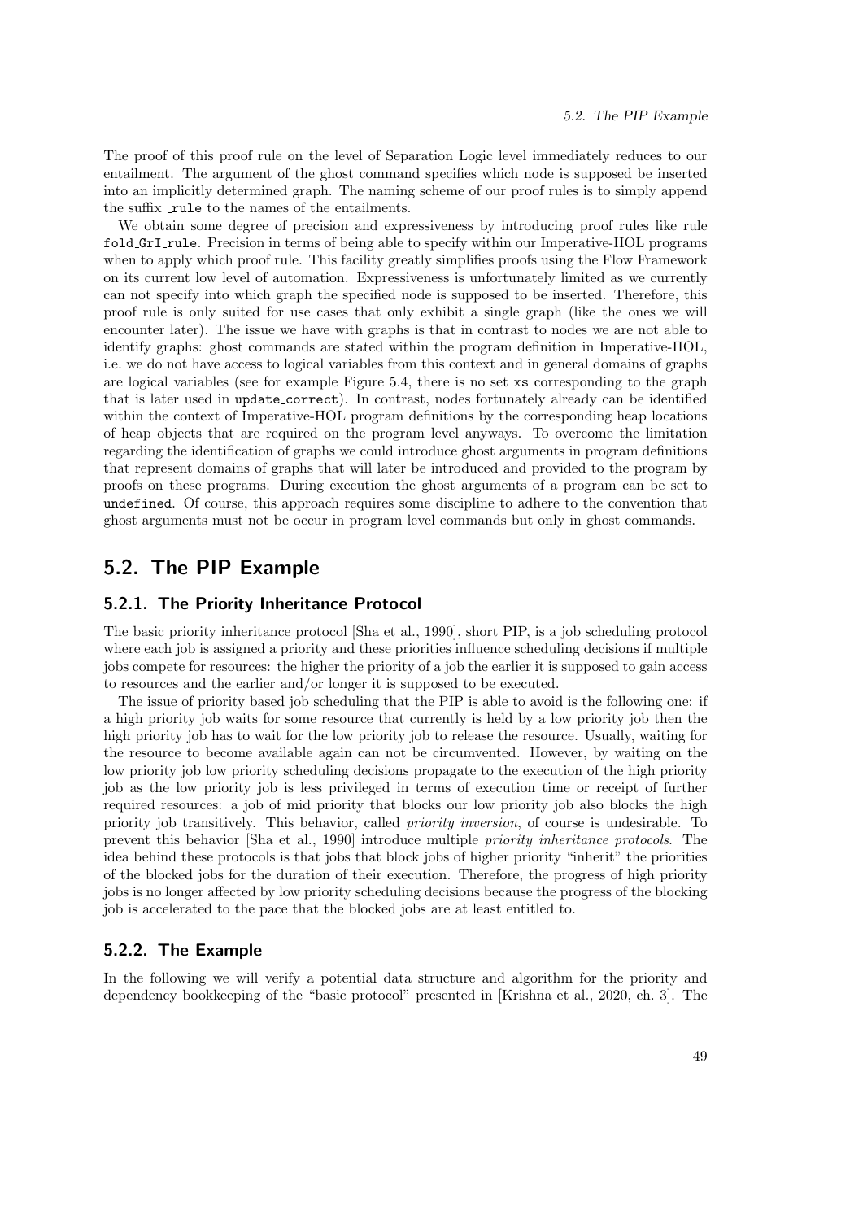The proof of this proof rule on the level of Separation Logic level immediately reduces to our entailment. The argument of the ghost command specifies which node is supposed be inserted into an implicitly determined graph. The naming scheme of our proof rules is to simply append the suffix `_rule` to the names of the entailments.

We obtain some degree of precision and expressiveness by introducing proof rules like rule `fold_GrI_rule`. Precision in terms of being able to specify within our Imperative-HOL programs when to apply which proof rule. This facility greatly simplifies proofs using the Flow Framework on its current low level of automation. Expressiveness is unfortunately limited as we currently can not specify into which graph the specified node is supposed to be inserted. Therefore, this proof rule is only suited for use cases that only exhibit a single graph (like the ones we will encounter later). The issue we have with graphs is that in contrast to nodes we are not able to identify graphs: ghost commands are stated within the program definition in Imperative-HOL, i.e. we do not have access to logical variables from this context and in general domains of graphs are logical variables (see for example Figure 5.4, there is no set `xs` corresponding to the graph that is later used in `update_correct`). In contrast, nodes fortunately already can be identified within the context of Imperative-HOL program definitions by the corresponding heap locations of heap objects that are required on the program level anyways. To overcome the limitation regarding the identification of graphs we could introduce ghost arguments in program definitions that represent domains of graphs that will later be introduced and provided to the program by proofs on these programs. During execution the ghost arguments of a program can be set to `undefined`. Of course, this approach requires some discipline to adhere to the convention that ghost arguments must not be occur in program level commands but only in ghost commands.

## 5.2. The PIP Example

### 5.2.1. The Priority Inheritance Protocol

The basic priority inheritance protocol [Sha et al., 1990], short PIP, is a job scheduling protocol where each job is assigned a priority and these priorities influence scheduling decisions if multiple jobs compete for resources: the higher the priority of a job the earlier it is supposed to gain access to resources and the earlier and/or longer it is supposed to be executed.

The issue of priority based job scheduling that the PIP is able to avoid is the following one: if a high priority job waits for some resource that currently is held by a low priority job then the high priority job has to wait for the low priority job to release the resource. Usually, waiting for the resource to become available again can not be circumvented. However, by waiting on the low priority job low priority scheduling decisions propagate to the execution of the high priority job as the low priority job is less privileged in terms of execution time or receipt of further required resources: a job of mid priority that blocks our low priority job also blocks the high priority job transitively. This behavior, called *priority inversion*, of course is undesirable. To prevent this behavior [Sha et al., 1990] introduce multiple *priority inheritance protocols*. The idea behind these protocols is that jobs that block jobs of higher priority "inherit" the priorities of the blocked jobs for the duration of their execution. Therefore, the progress of high priority jobs is no longer affected by low priority scheduling decisions because the progress of the blocking job is accelerated to the pace that the blocked jobs are at least entitled to.

### 5.2.2. The Example

In the following we will verify a potential data structure and algorithm for the priority and dependency bookkeeping of the "basic protocol" presented in [Krishna et al., 2020, ch. 3]. The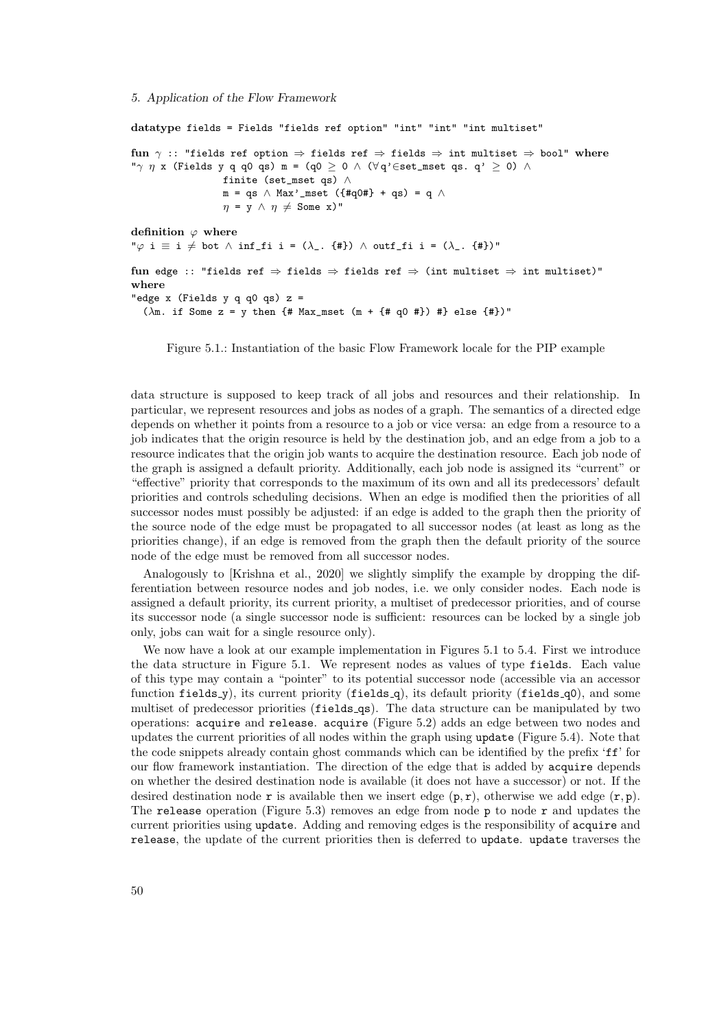```
datatype fields = Fields "fields ref option" "int" "int" "int multiset"

fun γ :: "fields ref option ⇒ fields ref ⇒ fields ⇒ int multiset ⇒ bool" where
"γ η x (Fields y q q0 qs) m = (q0 ≥ 0 ∧ (∀q'∈set_mset qs. q' ≥ 0) ∧
               finite (set_mset qs) ∧
               m = qs ∧ Max'_mset ({#q0#} + qs) = q ∧
               η = y ∧ η ≠ Some x)"

definition φ where
"φ i ≡ i ≠ bot ∧ inf_fi i = (λ_. {#}) ∧ outf_fi i = (λ_. {#})"

fun edge :: "fields ref ⇒ fields ⇒ fields ref ⇒ (int multiset ⇒ int multiset)"
where
"edge x (Fields y q q0 qs) z =
  (λm. if Some z = y then {# Max_mset (m + {# q0 #}) #} else {#})"
```

Figure 5.1.: Instantiation of the basic Flow Framework locale for the PIP example

data structure is supposed to keep track of all jobs and resources and their relationship. In particular, we represent resources and jobs as nodes of a graph. The semantics of a directed edge depends on whether it points from a resource to a job or vice versa: an edge from a resource to a job indicates that the origin resource is held by the destination job, and an edge from a job to a resource indicates that the origin job wants to acquire the destination resource. Each job node of the graph is assigned a default priority. Additionally, each job node is assigned its "current" or "effective" priority that corresponds to the maximum of its own and all its predecessors' default priorities and controls scheduling decisions. When an edge is modified then the priorities of all successor nodes must possibly be adjusted: if an edge is added to the graph then the priority of the source node of the edge must be propagated to all successor nodes (at least as long as the priorities change), if an edge is removed from the graph then the default priority of the source node of the edge must be removed from all successor nodes.

Analogously to [Krishna et al., 2020] we slightly simplify the example by dropping the differentiation between resource nodes and job nodes, i.e. we only consider nodes. Each node is assigned a default priority, its current priority, a multiset of predecessor priorities, and of course its successor node (a single successor node is sufficient: resources can be locked by a single job only, jobs can wait for a single resource only).

We now have a look at our example implementation in Figures 5.1 to 5.4. First we introduce the data structure in Figure 5.1. We represent nodes as values of type `fields`. Each value of this type may contain a "pointer" to its potential successor node (accessible via an accessor function `fields_y`), its current priority (`fields_q`), its default priority (`fields_q0`), and some multiset of predecessor priorities (`fields_qs`). The data structure can be manipulated by two operations: `acquire` and `release`. `acquire` (Figure 5.2) adds an edge between two nodes and updates the current priorities of all nodes within the graph using `update` (Figure 5.4). Note that the code snippets already contain ghost commands which can be identified by the prefix 'ff' for our flow framework instantiation. The direction of the edge that is added by `acquire` depends on whether the desired destination node is available (it does not have a successor) or not. If the desired destination node `r` is available then we insert edge (`p`, `r`), otherwise we add edge (`r`, `p`). The `release` operation (Figure 5.3) removes an edge from node `p` to node `r` and updates the current priorities using `update`. Adding and removing edges is the responsibility of `acquire` and `release`, the update of the current priorities then is deferred to `update`. `update` traverses the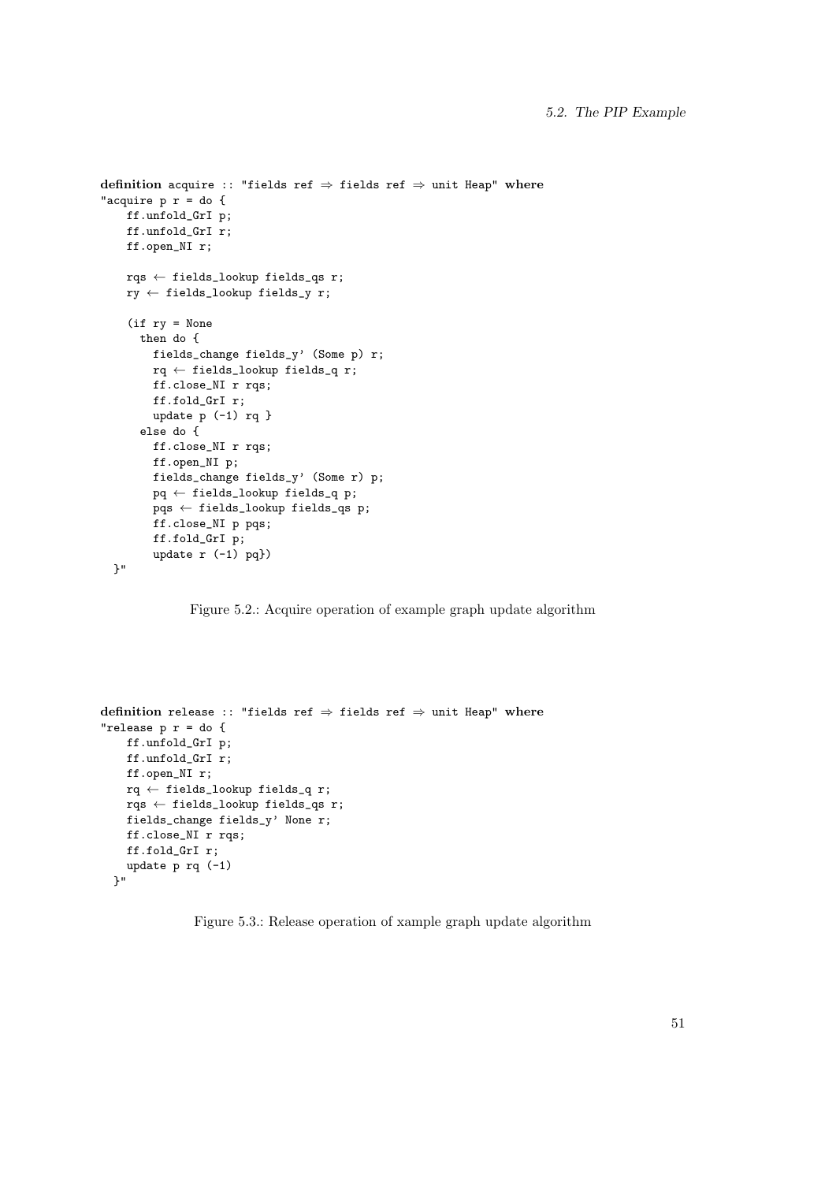```
definition acquire :: "fields ref ⇒ fields ref ⇒ unit Heap" where
"acquire p r = do {
    ff.unfold_GrI p;
    ff.unfold_GrI r;
    ff.open_NI r;

    rqs ← fields_lookup fields_qs r;
    ry ← fields_lookup fields_y r;

    (if ry = None
      then do {
        fields_change fields_y' (Some p) r;
        rq ← fields_lookup fields_q r;
        ff.close_NI r rqs;
        ff.fold_GrI r;
        update p (-1) rq }
      else do {
        ff.close_NI r rqs;
        ff.open_NI p;
        fields_change fields_y' (Some r) p;
        pq ← fields_lookup fields_q p;
        pqs ← fields_lookup fields_qs p;
        ff.close_NI p pqs;
        ff.fold_GrI p;
        update r (-1) pq})
  }"
```

Figure 5.2.: Acquire operation of example graph update algorithm

```
definition release :: "fields ref ⇒ fields ref ⇒ unit Heap" where
"release p r = do {
    ff.unfold_GrI p;
    ff.unfold_GrI r;
    ff.open_NI r;
    rq ← fields_lookup fields_q r;
    rqs ← fields_lookup fields_qs r;
    fields_change fields_y' None r;
    ff.close_NI r rqs;
    ff.fold_GrI r;
    update p rq (-1)
  }"
```

Figure 5.3.: Release operation of xample graph update algorithm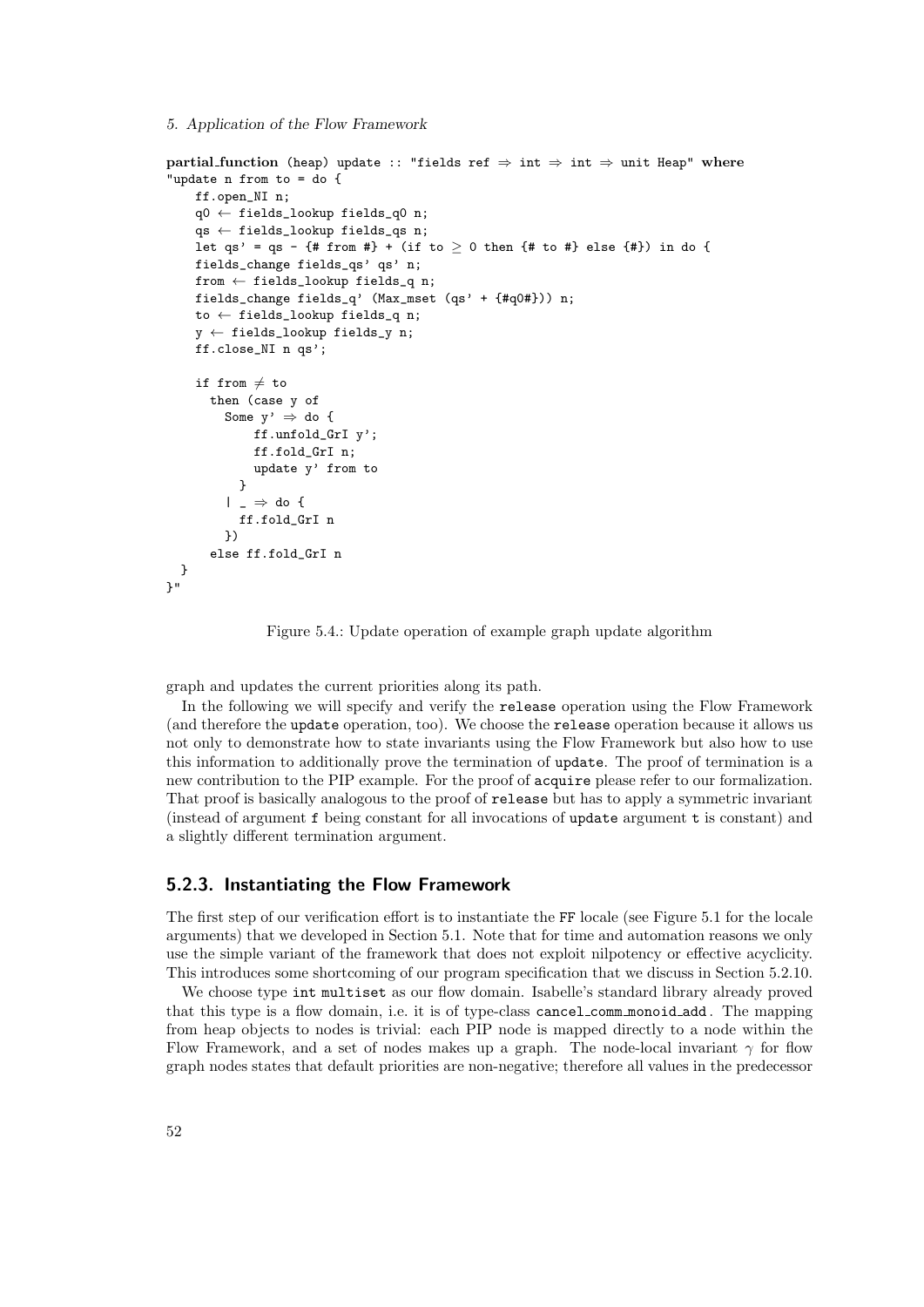```
partial_function (heap) update :: "fields ref ⇒ int ⇒ int ⇒ unit Heap" where
"update n from to = do {
    ff.open_NI n;
    q0 ← fields_lookup fields_q0 n;
    qs ← fields_lookup fields_qs n;
    let qs' = qs - {# from #} + (if to ≥ 0 then {# to #} else {#}) in do {
    fields_change fields_qs' qs' n;
    from ← fields_lookup fields_q n;
    fields_change fields_q' (Max_mset (qs' + {#q0#})) n;
    to ← fields_lookup fields_q n;
    y ← fields_lookup fields_y n;
    ff.close_NI n qs';

    if from ≠ to
      then (case y of
        Some y' ⇒ do {
            ff.unfold_GrI y';
            ff.fold_GrI n;
            update y' from to
          }
        | _ ⇒ do {
          ff.fold_GrI n
        })
      else ff.fold_GrI n
  }
}"
```

Figure 5.4.: Update operation of example graph update algorithm

graph and updates the current priorities along its path.

In the following we will specify and verify the `release` operation using the Flow Framework (and therefore the `update` operation, too). We choose the `release` operation because it allows us not only to demonstrate how to state invariants using the Flow Framework but also how to use this information to additionally prove the termination of `update`. The proof of termination is a new contribution to the PIP example. For the proof of `acquire` please refer to our formalization. That proof is basically analogous to the proof of `release` but has to apply a symmetric invariant (instead of argument `f` being constant for all invocations of `update` argument `t` is constant) and a slightly different termination argument.

### 5.2.3. Instantiating the Flow Framework

The first step of our verification effort is to instantiate the `FF` locale (see Figure 5.1 for the locale arguments) that we developed in Section 5.1. Note that for time and automation reasons we only use the simple variant of the framework that does not exploit nilpotency or effective acyclicity. This introduces some shortcoming of our program specification that we discuss in Section 5.2.10.

We choose type `int multiset` as our flow domain. Isabelle's standard library already proved that this type is a flow domain, i.e. it is of type-class *cancel_comm_monoid_add*. The mapping from heap objects to nodes is trivial: each PIP node is mapped directly to a node within the Flow Framework, and a set of nodes makes up a graph. The node-local invariant $\gamma$ for flow graph nodes states that default priorities are non-negative; therefore all values in the predecessor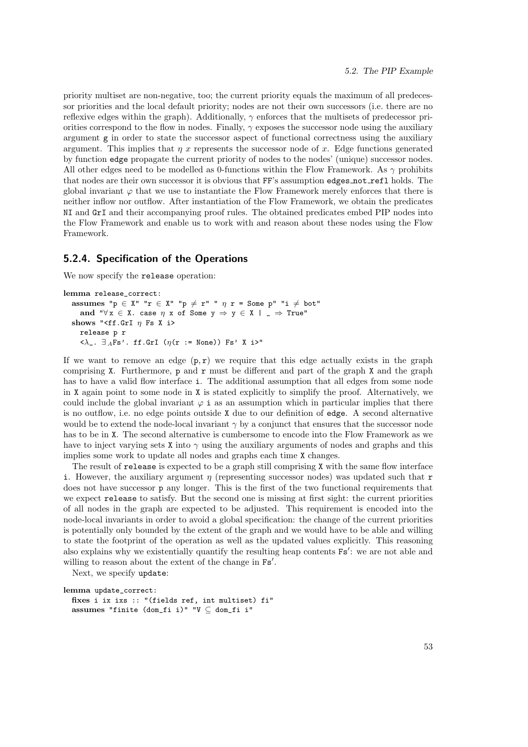priority multiset are non-negative, too; the current priority equals the maximum of all predecessor priorities and the local default priority; nodes are not their own successors (i.e. there are no reflexive edges within the graph). Additionally, $\gamma$ enforces that the multisets of predecessor priorities correspond to the flow in nodes. Finally, $\gamma$ exposes the successor node using the auxiliary argument g in order to state the successor aspect of functional correctness using the auxiliary argument. This implies that $\eta\ x$ represents the successor node of $x$. Edge functions generated by function edge propagate the current priority of nodes to the nodes' (unique) successor nodes. All other edges need to be modelled as 0-functions within the Flow Framework. As $\gamma$ prohibits that nodes are their own successor it is obvious that FF's assumption edges_not_refl holds. The global invariant $\varphi$ that we use to instantiate the Flow Framework merely enforces that there is neither inflow nor outflow. After instantiation of the Flow Framework, we obtain the predicates NI and GrI and their accompanying proof rules. The obtained predicates embed PIP nodes into the Flow Framework and enable us to work with and reason about these nodes using the Flow Framework.

### 5.2.4. Specification of the Operations

We now specify the release operation:

```
lemma release_correct:
  assumes "p ∈ X" "r ∈ X" "p ≠ r" " η r = Some p" "i ≠ bot"
    and "∀x ∈ X. case η x of Some y ⇒ y ∈ X | _ ⇒ True"
  shows "<ff.GrI η Fs X i>
    release p r
    <λ_. ∃_A Fs'. ff.GrI (η(r := None)) Fs' X i>"
```

If we want to remove an edge $(p, r)$ we require that this edge actually exists in the graph comprising X. Furthermore, p and r must be different and part of the graph X and the graph has to have a valid flow interface i. The additional assumption that all edges from some node in X again point to some node in X is stated explicitly to simplify the proof. Alternatively, we could include the global invariant $\varphi$ i as an assumption which in particular implies that there is no outflow, i.e. no edge points outside X due to our definition of edge. A second alternative would be to extend the node-local invariant $\gamma$ by a conjunct that ensures that the successor node has to be in X. The second alternative is cumbersome to encode into the Flow Framework as we have to inject varying sets X into $\gamma$ using the auxiliary arguments of nodes and graphs and this implies some work to update all nodes and graphs each time X changes.

The result of release is expected to be a graph still comprising X with the same flow interface i. However, the auxiliary argument $\eta$ (representing successor nodes) was updated such that r does not have successor p any longer. This is the first of the two functional requirements that we expect release to satisfy. But the second one is missing at first sight: the current priorities of all nodes in the graph are expected to be adjusted. This requirement is encoded into the node-local invariants in order to avoid a global specification: the change of the current priorities is potentially only bounded by the extent of the graph and we would have to be able and willing to state the footprint of the operation as well as the updated values explicitly. This reasoning also explains why we existentially quantify the resulting heap contents Fs′: we are not able and willing to reason about the extent of the change in Fs′.

Next, we specify update:

```
lemma update_correct:
  fixes i ix ixs :: "(fields ref, int multiset) fi"
  assumes "finite (dom_fi i)" "V ⊆ dom_fi i"
```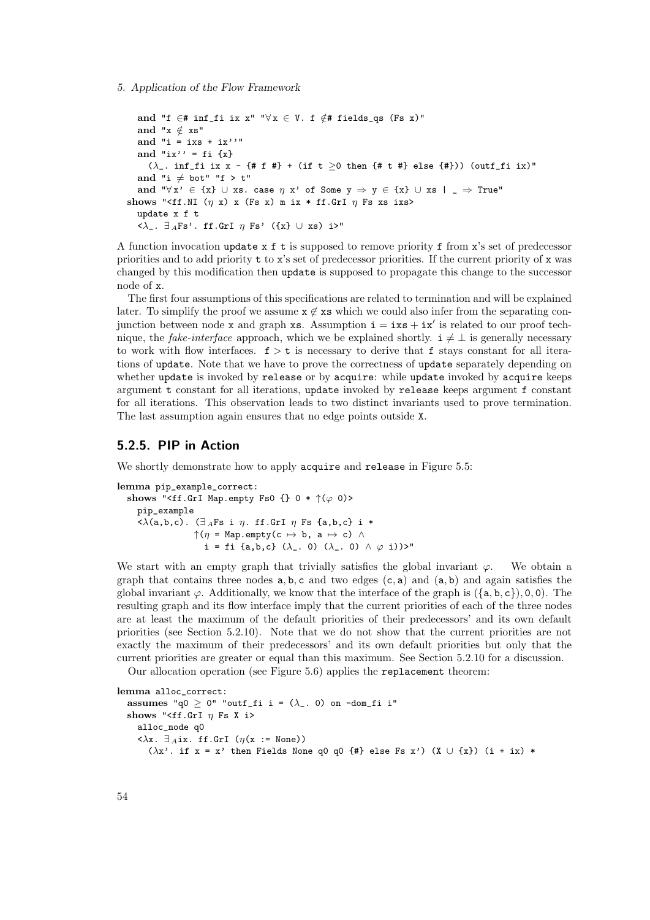```
  and "f ∈# inf_fi ix x" "∀x ∈ V. f ∉# fields_qs (Fs x)"
  and "x ∉ xs"
  and "i = ixs + ix''"
  and "ix'' = fi {x}
    (λ_. inf_fi ix x - {# f #} + (if t ≥0 then {# t #} else {#})) (outf_fi ix)"
  and "i ≠ bot" "f > t"
  and "∀x' ∈ {x} ∪ xs. case η x' of Some y ⇒ y ∈ {x} ∪ xs | _ ⇒ True"
shows "<ff.NI (η x) x (Fs x) m ix * ff.GrI η Fs xs ixs>
  update x f t
  <λ_. ∃_AFs'. ff.GrI η Fs' ({x} ∪ xs) i>"
```

A function invocation `update x f t` is supposed to remove priority `f` from `x`'s set of predecessor priorities and to add priority `t` to `x`'s set of predecessor priorities. If the current priority of `x` was changed by this modification then `update` is supposed to propagate this change to the successor node of `x`.

The first four assumptions of this specifications are related to termination and will be explained later. To simplify the proof we assume $\mathtt{x} \notin \mathtt{xs}$ which we could also infer from the separating conjunction between node `x` and graph `xs`. Assumption $\mathtt{i} = \mathtt{ixs} + \mathtt{ix}'$ is related to our proof technique, the *fake-interface* approach, which we be explained shortly. $\mathtt{i} \neq \bot$ is generally necessary to work with flow interfaces. $\mathtt{f} > \mathtt{t}$ is necessary to derive that `f` stays constant for all iterations of `update`. Note that we have to prove the correctness of `update` separately depending on whether `update` is invoked by `release` or by `acquire`: while `update` invoked by `acquire` keeps argument `t` constant for all iterations, `update` invoked by `release` keeps argument `f` constant for all iterations. This observation leads to two distinct invariants used to prove termination. The last assumption again ensures that no edge points outside `X`.

## 5.2.5. PIP in Action

We shortly demonstrate how to apply `acquire` and `release` in Figure 5.5:

```
lemma pip_example_correct:
  shows "<ff.GrI Map.empty Fs0 {} 0 * ↑(φ 0)>
    pip_example
    <λ(a,b,c). (∃_AFs i η. ff.GrI η Fs {a,b,c} i *
              ↑(η = Map.empty(c ↦ b, a ↦ c) ∧
                i = fi {a,b,c} (λ_. 0) (λ_. 0) ∧ φ i))>"
```

We start with an empty graph that trivially satisfies the global invariant $\varphi$. We obtain a graph that contains three nodes $\mathtt{a}, \mathtt{b}, \mathtt{c}$ and two edges $(\mathtt{c}, \mathtt{a})$ and $(\mathtt{a}, \mathtt{b})$ and again satisfies the global invariant $\varphi$. Additionally, we know that the interface of the graph is $(\{\mathtt{a}, \mathtt{b}, \mathtt{c}\}), 0, 0)$. The resulting graph and its flow interface imply that the current priorities of each of the three nodes are at least the maximum of the default priorities of their predecessors' and its own default priorities (see Section 5.2.10). Note that we do not show that the current priorities are not exactly the maximum of their predecessors' and its own default priorities but only that the current priorities are greater or equal than this maximum. See Section 5.2.10 for a discussion.

Our allocation operation (see Figure 5.6) applies the `replacement` theorem:

```
lemma alloc_correct:
  assumes "q0 ≥ 0" "outf_fi i = (λ_. 0) on -dom_fi i"
  shows "<ff.GrI η Fs X i>
    alloc_node q0
    <λx. ∃_Aix. ff.GrI (η(x := None))
      (λx'. if x = x' then Fields None q0 q0 {#} else Fs x') (X ∪ {x}) (i + ix) *
```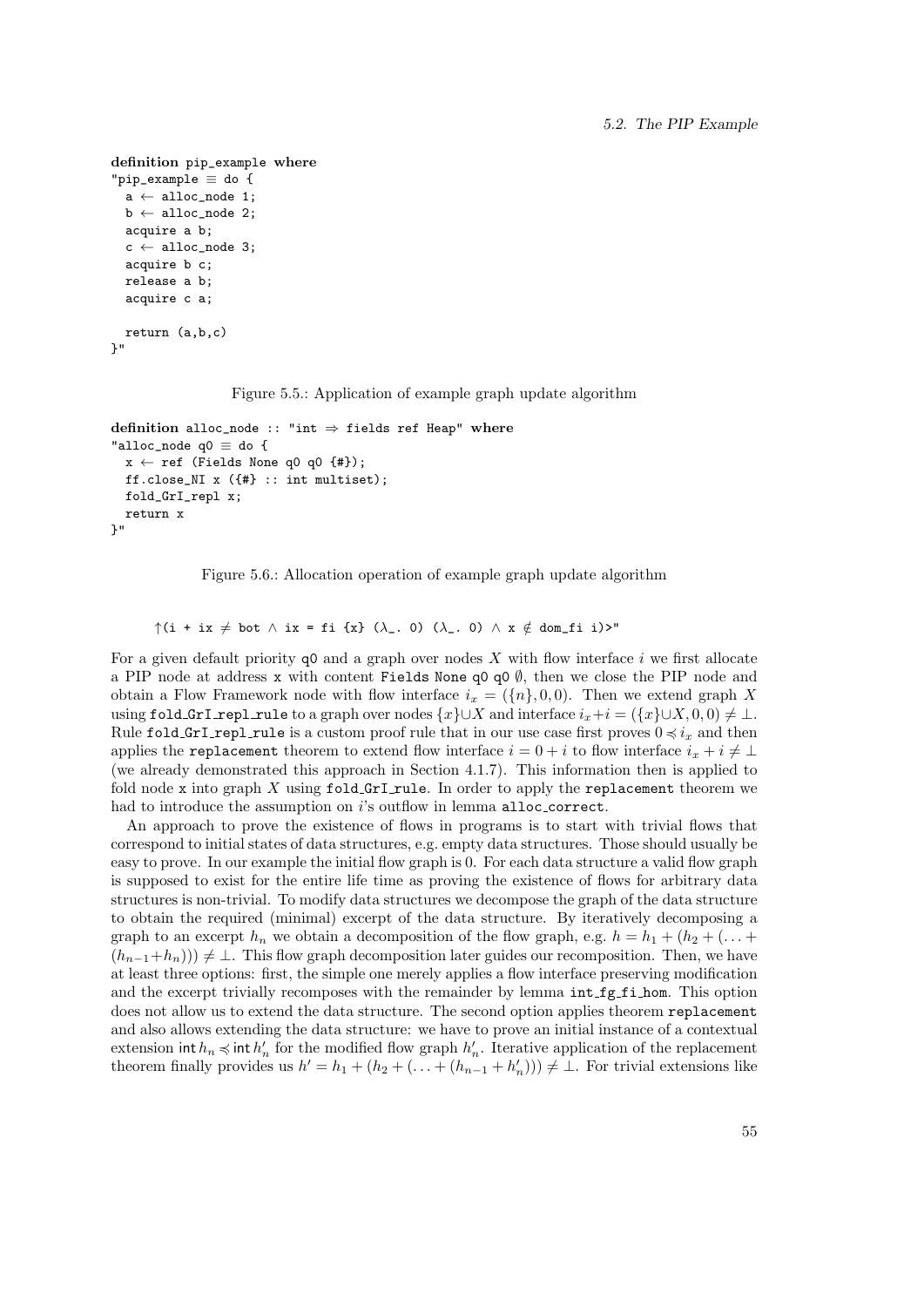```
definition pip_example where
"pip_example ≡ do {
  a ← alloc_node 1;
  b ← alloc_node 2;
  acquire a b;
  c ← alloc_node 3;
  acquire b c;
  release a b;
  acquire c a;

  return (a,b,c)
}"
```

Figure 5.5.: Application of example graph update algorithm

```
definition alloc_node :: "int ⇒ fields ref Heap" where
"alloc_node q0 ≡ do {
  x ← ref (Fields None q0 q0 {#});
  ff.close_NI x ({#} :: int multiset);
  fold_GrI_repl x;
  return x
}"
```

Figure 5.6.: Allocation operation of example graph update algorithm

```
↑(i + ix ≠ bot ∧ ix = fi {x} (λ_. 0) (λ_. 0) ∧ x ∉ dom_fi i)>"
```

For a given default priority `q0` and a graph over nodes $X$ with flow interface $i$ we first allocate a PIP node at address `x` with content `Fields None q0 q0` $\emptyset$, then we close the PIP node and obtain a Flow Framework node with flow interface $i_x = (\{n\}, 0, 0)$. Then we extend graph $X$ using `fold_GrI_repl_rule` to a graph over nodes $\{x\} \cup X$ and interface $i_x + i = (\{x\} \cup X, 0, 0) \neq \bot$. Rule `fold_GrI_repl_rule` is a custom proof rule that in our use case first proves $0 \preccurlyeq i_x$ and then applies the `replacement` theorem to extend flow interface $i = 0 + i$ to flow interface $i_x + i \neq \bot$ (we already demonstrated this approach in Section 4.1.7). This information then is applied to fold node `x` into graph $X$ using `fold_GrI_rule`. In order to apply the `replacement` theorem we had to introduce the assumption on $i$'s outflow in lemma `alloc_correct`.

An approach to prove the existence of flows in programs is to start with trivial flows that correspond to initial states of data structures, e.g. empty data structures. Those should usually be easy to prove. In our example the initial flow graph is 0. For each data structure a valid flow graph is supposed to exist for the entire life time as proving the existence of flows for arbitrary data structures is non-trivial. To modify data structures we decompose the graph of the data structure to obtain the required (minimal) excerpt of the data structure. By iteratively decomposing a graph to an excerpt $h_n$ we obtain a decomposition of the flow graph, e.g. $h = h_1 + (h_2 + (\ldots + (h_{n-1} + h_n))) \neq \bot$. This flow graph decomposition later guides our recomposition. Then, we have at least three options: first, the simple one merely applies a flow interface preserving modification and the excerpt trivially recomposes with the remainder by lemma `int_fg_fi_hom`. This option does not allow us to extend the data structure. The second option applies theorem `replacement` and also allows extending the data structure: we have to prove an initial instance of a contextual extension $\mathsf{int}\, h_n \preccurlyeq \mathsf{int}\, h_n'$ for the modified flow graph $h_n'$. Iterative application of the replacement theorem finally provides us $h' = h_1 + (h_2 + (\ldots + (h_{n-1} + h_n'))) \neq \bot$. For trivial extensions like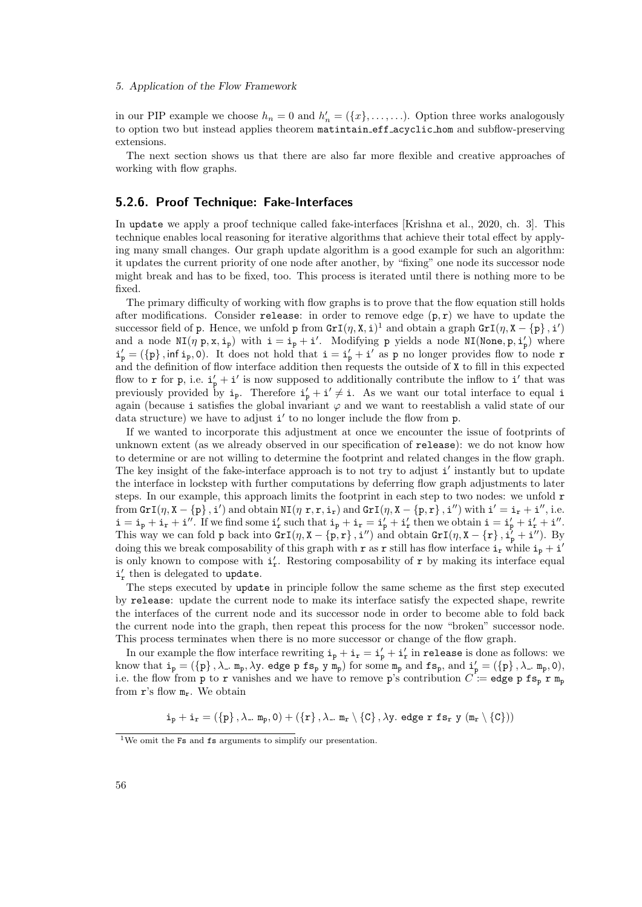in our PIP example we choose $h_n = 0$ and $h'_n = (\{x\}, \dots, \dots)$. Option three works analogously to option two but instead applies theorem `matintain_eff_acyclic_hom` and subflow-preserving extensions.

The next section shows us that there are also far more flexible and creative approaches of working with flow graphs.

### 5.2.6. Proof Technique: Fake-Interfaces

In `update` we apply a proof technique called fake-interfaces [Krishna et al., 2020, ch. 3]. This technique enables local reasoning for iterative algorithms that achieve their total effect by applying many small changes. Our graph update algorithm is a good example for such an algorithm: it updates the current priority of one node after another, by "fixing" one node its successor node might break and has to be fixed, too. This process is iterated until there is nothing more to be fixed.

The primary difficulty of working with flow graphs is to prove that the flow equation still holds after modifications. Consider `release`: in order to remove edge $(\mathtt{p}, \mathtt{r})$ we have to update the successor field of `p`. Hence, we unfold `p` from $\mathtt{GrI}(\eta, \mathtt{X}, \mathtt{i})$[1] and obtain a graph $\mathtt{GrI}(\eta, \mathtt{X} - \{\mathtt{p}\}, \mathtt{i}')$ and a node $\mathtt{NI}(\eta\ \mathtt{p}, \mathtt{x}, \mathtt{i_p})$ with $\mathtt{i} = \mathtt{i_p} + \mathtt{i}'$. Modifying `p` yields a node $\mathtt{NI}(\mathtt{None}, \mathtt{p}, \mathtt{i'_p})$ where $\mathtt{i'_p} = (\{\mathtt{p}\}, \inf \mathtt{i_p}, 0)$. It does not hold that $\mathtt{i} = \mathtt{i'_p} + \mathtt{i}'$ as `p` no longer provides flow to node `r` and the definition of flow interface addition then requests the outside of `X` to fill in this expected flow to `r` for `p`, i.e. $\mathtt{i'_p} + \mathtt{i}'$ is now supposed to additionally contribute the inflow to $\mathtt{i}'$ that was previously provided by $\mathtt{i_p}$. Therefore $\mathtt{i'_p} + \mathtt{i}' \neq \mathtt{i}$. As we want our total interface to equal `i` again (because `i` satisfies the global invariant $\varphi$ and we want to reestablish a valid state of our data structure) we have to adjust $\mathtt{i}'$ to no longer include the flow from `p`.

If we wanted to incorporate this adjustment at once we encounter the issue of footprints of unknown extent (as we already observed in our specification of `release`): we do not know how to determine or are not willing to determine the footprint and related changes in the flow graph. The key insight of the fake-interface approach is to not try to adjust $\mathtt{i}'$ instantly but to update the interface in lockstep with further computations by deferring flow graph adjustments to later steps. In our example, this approach limits the footprint in each step to two nodes: we unfold `r` from $\mathtt{GrI}(\eta, \mathtt{X} - \{\mathtt{p}\}, \mathtt{i}')$ and obtain $\mathtt{NI}(\eta\ \mathtt{r}, \mathtt{r}, \mathtt{i_r})$ and $\mathtt{GrI}(\eta, \mathtt{X} - \{\mathtt{p}, \mathtt{r}\}, \mathtt{i}'')$ with $\mathtt{i}' = \mathtt{i_r} + \mathtt{i}''$, i.e. $\mathtt{i} = \mathtt{i_p} + \mathtt{i_r} + \mathtt{i}''$. If we find some $\mathtt{i'_r}$ such that $\mathtt{i_p} + \mathtt{i_r} = \mathtt{i'_p} + \mathtt{i'_r}$ then we obtain $\mathtt{i} = \mathtt{i'_p} + \mathtt{i'_r} + \mathtt{i}''$. This way we can fold `p` back into $\mathtt{GrI}(\eta, \mathtt{X} - \{\mathtt{p}, \mathtt{r}\}, \mathtt{i}'')$ and obtain $\mathtt{GrI}(\eta, \mathtt{X} - \{\mathtt{r}\}, \mathtt{i'_p} + \mathtt{i}'')$. By doing this we break composability of this graph with `r` as `r` still has flow interface $\mathtt{i_r}$ while $\mathtt{i_p} + \mathtt{i}'$ is only known to compose with $\mathtt{i'_r}$. Restoring composability of `r` by making its interface equal $\mathtt{i'_r}$ then is delegated to `update`.

The steps executed by `update` in principle follow the same scheme as the first step executed by `release`: update the current node to make its interface satisfy the expected shape, rewrite the interfaces of the current node and its successor node in order to become able to fold back the current node into the graph, then repeat this process for the now "broken" successor node. This process terminates when there is no more successor or change of the flow graph.

In our example the flow interface rewriting $\mathtt{i_p} + \mathtt{i_r} = \mathtt{i'_p} + \mathtt{i'_r}$ in `release` is done as follows: we know that $\mathtt{i_p} = (\{\mathtt{p}\}, \lambda\_.\ \mathtt{m_p}, \lambda \mathtt{y}.\ \mathtt{edge\ p\ fs_p\ y\ m_p})$ for some $\mathtt{m_p}$ and $\mathtt{fs_p}$, and $\mathtt{i'_p} = (\{\mathtt{p}\}, \lambda\_.\ \mathtt{m_p}, 0)$, i.e. the flow from `p` to `r` vanishes and we have to remove `p`'s contribution $C := \mathtt{edge\ p\ fs_p\ r\ m_p}$ from `r`'s flow $\mathtt{m_r}$. We obtain

$$\mathtt{i_p} + \mathtt{i_r} = (\{\mathtt{p}\}, \lambda\_.\ \mathtt{m_p}, 0) + (\{\mathtt{r}\}, \lambda\_.\ \mathtt{m_r} \setminus \{\mathtt{C}\}, \lambda \mathtt{y}.\ \mathtt{edge\ r\ fs_r\ y}\ (\mathtt{m_r} \setminus \{\mathtt{C}\}))$$

[1] We omit the `Fs` and `fs` arguments to simplify our presentation.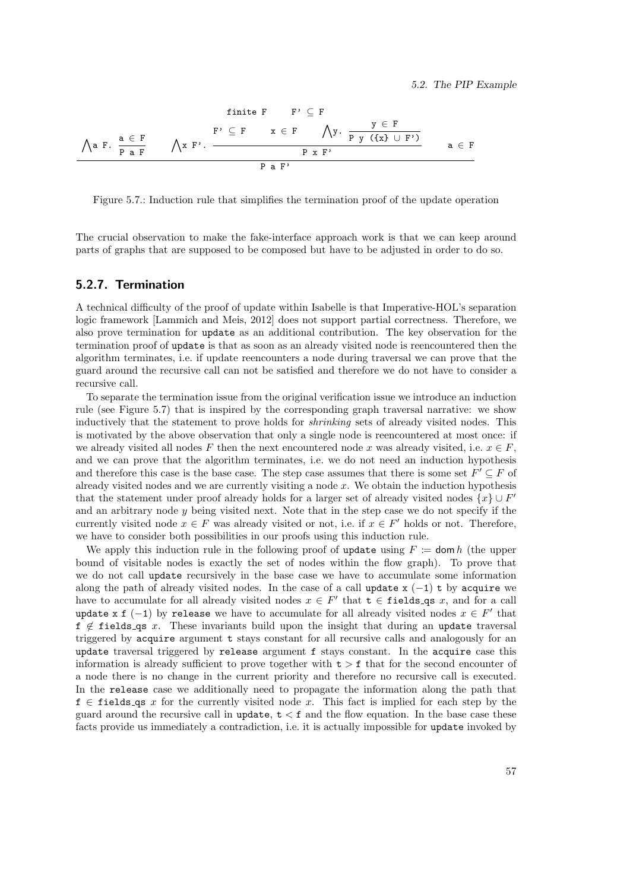$$\frac{\bigwedge a\ F.\ \dfrac{a \in F}{P\ a\ F} \qquad \bigwedge x\ F'.\ \dfrac{\begin{array}{c}\texttt{finite}\ F \qquad F' \subseteq F \\ F' \subseteq F \qquad x \in F \qquad \bigwedge y.\ \dfrac{y \in F}{P\ y\ (\{x\} \cup F')}\end{array}}{P\ x\ F'} \qquad a \in F}{P\ a\ F'}$$

Figure 5.7.: Induction rule that simplifies the termination proof of the update operation

The crucial observation to make the fake-interface approach work is that we can keep around parts of graphs that are supposed to be composed but have to be adjusted in order to do so.

### 5.2.7. Termination

A technical difficulty of the proof of update within Isabelle is that Imperative-HOL's separation logic framework [Lammich and Meis, 2012] does not support partial correctness. Therefore, we also prove termination for `update` as an additional contribution. The key observation for the termination proof of `update` is that as soon as an already visited node is reencountered then the algorithm terminates, i.e. if update reencounters a node during traversal we can prove that the guard around the recursive call can not be satisfied and therefore we do not have to consider a recursive call.

To separate the termination issue from the original verification issue we introduce an induction rule (see Figure 5.7) that is inspired by the corresponding graph traversal narrative: we show inductively that the statement to prove holds for *shrinking* sets of already visited nodes. This is motivated by the above observation that only a single node is reencountered at most once: if we already visited all nodes $F$ then the next encountered node $x$ was already visited, i.e. $x \in F$, and we can prove that the algorithm terminates, i.e. we do not need an induction hypothesis and therefore this case is the base case. The step case assumes that there is some set $F' \subseteq F$ of already visited nodes and we are currently visiting a node $x$. We obtain the induction hypothesis that the statement under proof already holds for a larger set of already visited nodes $\{x\} \cup F'$ and an arbitrary node $y$ being visited next. Note that in the step case we do not specify if the currently visited node $x \in F$ was already visited or not, i.e. if $x \in F'$ holds or not. Therefore, we have to consider both possibilities in our proofs using this induction rule.

We apply this induction rule in the following proof of `update` using $F := \mathsf{dom}\, h$ (the upper bound of visitable nodes is exactly the set of nodes within the flow graph). To prove that we do not call `update` recursively in the base case we have to accumulate some information along the path of already visited nodes. In the case of a call `update x (−1) t` by `acquire` we have to accumulate for all already visited nodes $x \in F'$ that `t` $\in$ `fields_qs` $x$, and for a call `update x f (−1)` by `release` we have to accumulate for all already visited nodes $x \in F'$ that `f` $\notin$ `fields_qs` $x$. These invariants build upon the insight that during an `update` traversal triggered by `acquire` argument `t` stays constant for all recursive calls and analogously for an `update` traversal triggered by `release` argument `f` stays constant. In the `acquire` case this information is already sufficient to prove together with `t > f` that for the second encounter of a node there is no change in the current priority and therefore no recursive call is executed. In the `release` case we additionally need to propagate the information along the path that `f` $\in$ `fields_qs` $x$ for the currently visited node $x$. This fact is implied for each step by the guard around the recursive call in `update`, `t < f` and the flow equation. In the base case these facts provide us immediately a contradiction, i.e. it is actually impossible for `update` invoked by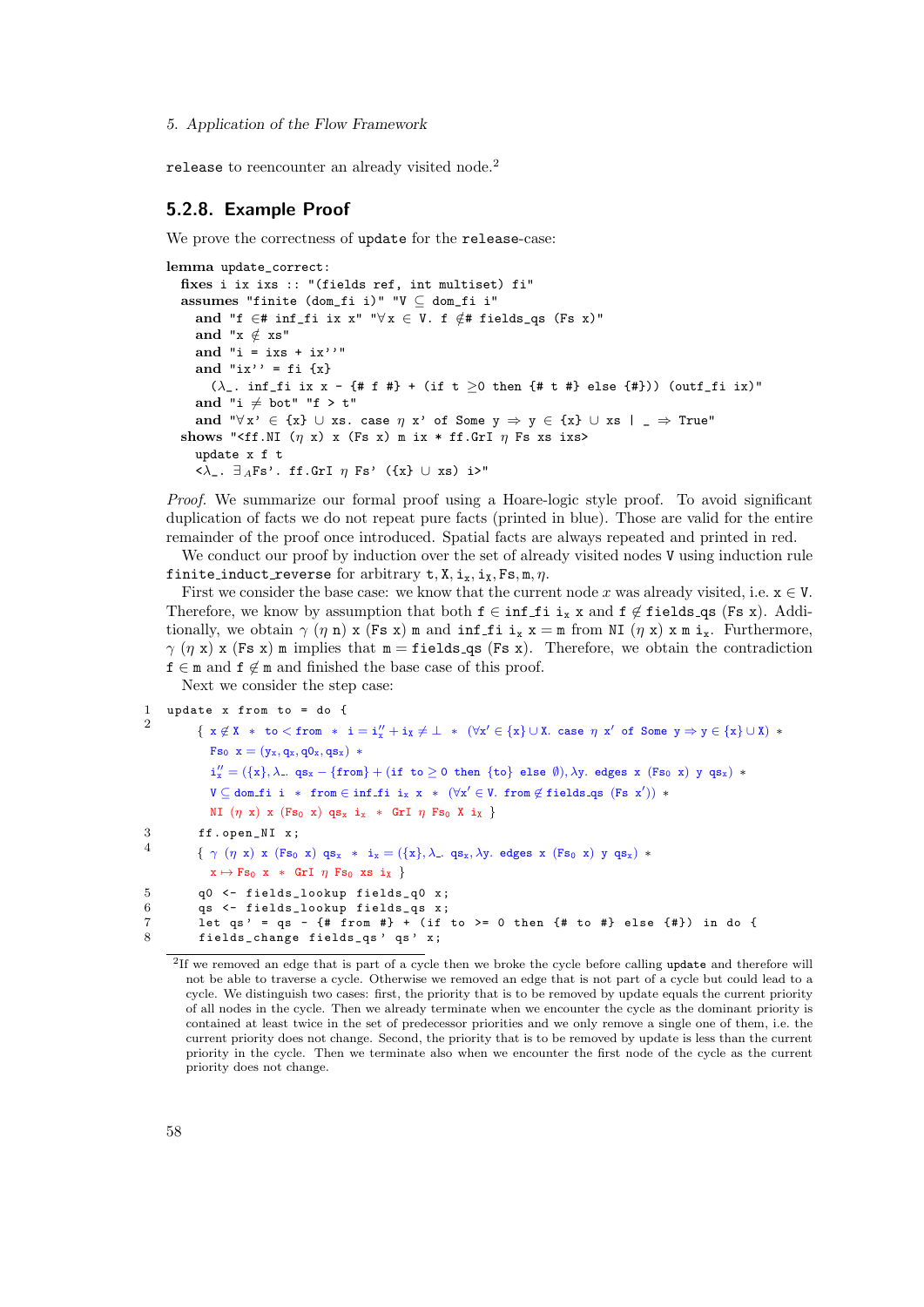release to reencounter an already visited node.[2]

### 5.2.8. Example Proof

We prove the correctness of update for the release-case:

```
lemma update_correct:
  fixes i ix ixs :: "(fields ref, int multiset) fi"
  assumes "finite (dom_fi i)" "V ⊆ dom_fi i"
    and "f ∈# inf_fi ix x" "∀x ∈ V. f ∉# fields_qs (Fs x)"
    and "x ∉ xs"
    and "i = ixs + ix''"
    and "ix'' = fi {x}
      (λ_. inf_fi ix x - {# f #} + (if t ≥0 then {# t #} else {#})) (outf_fi ix)"
    and "i ≠ bot" "f > t"
    and "∀x' ∈ {x} ∪ xs. case η x' of Some y ⇒ y ∈ {x} ∪ xs | _ ⇒ True"
  shows "<ff.NI (η x) x (Fs x) m ix * ff.GrI η Fs xs ixs>
    update x f t
    <λ_. ∃_A Fs'. ff.GrI η Fs' ({x} ∪ xs) i>"
```

*Proof.* We summarize our formal proof using a Hoare-logic style proof. To avoid significant duplication of facts we do not repeat pure facts (printed in blue). Those are valid for the entire remainder of the proof once introduced. Spatial facts are always repeated and printed in red.

We conduct our proof by induction over the set of already visited nodes V using induction rule finite_induct_reverse for arbitrary $t, X, i_x, i_X, Fs, m, \eta$.

First we consider the base case: we know that the current node $x$ was already visited, i.e. $x \in V$. Therefore, we know by assumption that both $f \in$ inf_fi $i_x$ x and $f \notin$ fields_qs (Fs x). Additionally, we obtain $\gamma$ ($\eta$ n) x (Fs x) m and inf_fi $i_x$ x = m from NI ($\eta$ x) x m $i_x$. Furthermore, $\gamma$ ($\eta$ x) x (Fs x) m implies that m = fields_qs (Fs x). Therefore, we obtain the contradiction $f \in m$ and $f \notin m$ and finished the base case of this proof.

Next we consider the step case:

```
1  update x from to = do {
2      { x ∉ X  *  to < from  *  i = i''_x + i_X ≠ ⊥  *  (∀x' ∈ {x} ∪ X. case η x' of Some y ⇒ y ∈ {x} ∪ X) *
         Fs₀ x = (y_x, q_x, q0_x, qs_x) *
         i''_x = ({x}, λ_. qs_x − {from} + (if to ≥ 0 then {to} else ∅), λy. edges x (Fs₀ x) y qs_x) *
         V ⊆ dom_fi i  *  from ∈ inf_fi i_x x  *  (∀x' ∈ V. from ∉ fields_qs (Fs x')) *
         NI (η x) x (Fs₀ x) qs_x i_x  *  GrI η Fs₀ X i_X }
3      ff.open_NI x;
4      { γ (η x) x (Fs₀ x) qs_x  *  i_x = ({x}, λ_. qs_x, λy. edges x (Fs₀ x) y qs_x) *
         x ↦ Fs₀ x  *  GrI η Fs₀ xs i_X }
5      q0 <- fields_lookup fields_q0 x;
6      qs <- fields_lookup fields_qs x;
7      let qs' = qs - {# from #} + (if to >= 0 then {# to #} else {#}) in do {
8      fields_change fields_qs' qs' x;
```

[2] If we removed an edge that is part of a cycle then we broke the cycle before calling update and therefore will not be able to traverse a cycle. Otherwise we removed an edge that is not part of a cycle but could lead to a cycle. We distinguish two cases: first, the priority that is to be removed by update equals the current priority of all nodes in the cycle. Then we already terminate when we encounter the cycle as the dominant priority is contained at least twice in the set of predecessor priorities and we only remove a single one of them, i.e. the current priority does not change. Second, the priority that is to be removed by update is less than the current priority in the cycle. Then we terminate also when we encounter the first node of the cycle as the current priority does not change.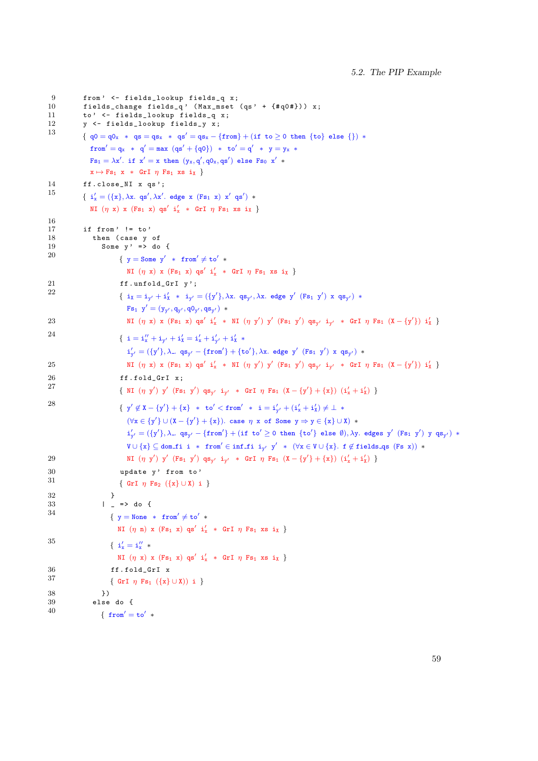```
9     from' <- fields_lookup fields_q x;
10    fields_change fields_q' (Max_mset (qs' + {#q0#})) x;
11    to' <- fields_lookup fields_q x;
12    y <- fields_lookup fields_y x;
13    { q0 = q0x * qs = qsx * qs' = qsx − {from} + (if to ≥ 0 then {to} else {}) *
        from' = qx * q' = max (qs' + {q0}) * to' = q' * y = yx *
        Fs1 = λx'. if x' = x then (yx, q', q0x, qs') else Fs0 x' *
        x ↦ Fs1 x * GrI η Fs1 xs ix }
14    ff.close_NI x qs';
15    { i'x = ({x}, λx. qs', λx'. edge x (Fs1 x) x' qs') *
        NI (η x) x (Fs1 x) qs' i'x * GrI η Fs1 xs ix }

16
17    if from' != to'
18      then (case y of
19        Some y' => do {
20            { y = Some y' * from' ≠ to' *
                NI (η x) x (Fs1 x) qs' i'x * GrI η Fs1 xs ix }
21            ff.unfold_GrI y';
22            { ix = iy' + i''x * iy' = ({y'}, λx. qsy', λx. edge y' (Fs1 y') x qsy') *
                Fs1 y' = (yy', qy', q0y', qsy') *
23              NI (η x) x (Fs1 x) qs' i'x * NI (η y') y' (Fs1 y') qsy' iy' * GrI η Fs1 (X − {y'}) i''x }
24            { i = i''x + iy' + i'x = i'x + i'y' + i''x *
                i'y' = ({y'}, λ_. qsy' − {from'} + {to'}, λx. edge y' (Fs1 y') x qsy') *
25              NI (η x) x (Fs1 x) qs' i'x * NI (η y') y' (Fs1 y') qsy' iy' * GrI η Fs1 (X − {y'}) i''x }
26            ff.fold_GrI x;
27            { NI (η y') y' (Fs1 y') qsy' iy' * GrI η Fs1 (X − {y'} + {x}) (i'x + i''x) }
28            { y' ∉ X − {y'} + {x} * to' < from' * i = i'y' + (i'x + i''x) ≠ ⊥ *
                (∀x ∈ {y'} ∪ (X − {y'} + {x}). case η x of Some y ⇒ y ∈ {x} ∪ X) *
                i'y' = ({y'}, λ_. qsy' − {from'} + (if to' ≥ 0 then {to'} else ∅), λy. edges y' (Fs1 y') y qsy') *
                V ∪ {x} ⊆ dom_fi i * from' ∈ inf_fi iy' y' * (∀x ∈ V ∪ {x}. f ∉ fields_qs (Fs x)) *
29              NI (η y') y' (Fs1 y') qsy' iy' * GrI η Fs1 (X − {y'} + {x}) (i'x + i''x) }
30            update y' from to'
31            { GrI η Fs2 ({x} ∪ X) i }
32          }
33        | _ => do {
34          { y = None * from' ≠ to' *
              NI (η n) x (Fs1 x) qs' i'x * GrI η Fs1 xs ix }
35          { i'x = i''x *
              NI (η x) x (Fs1 x) qs' i'x * GrI η Fs1 xs ix }
36          ff.fold_GrI x
37          { GrI η Fs1 ({x} ∪ X)) i }
38        })
39      else do {
40        { from' = to' *
```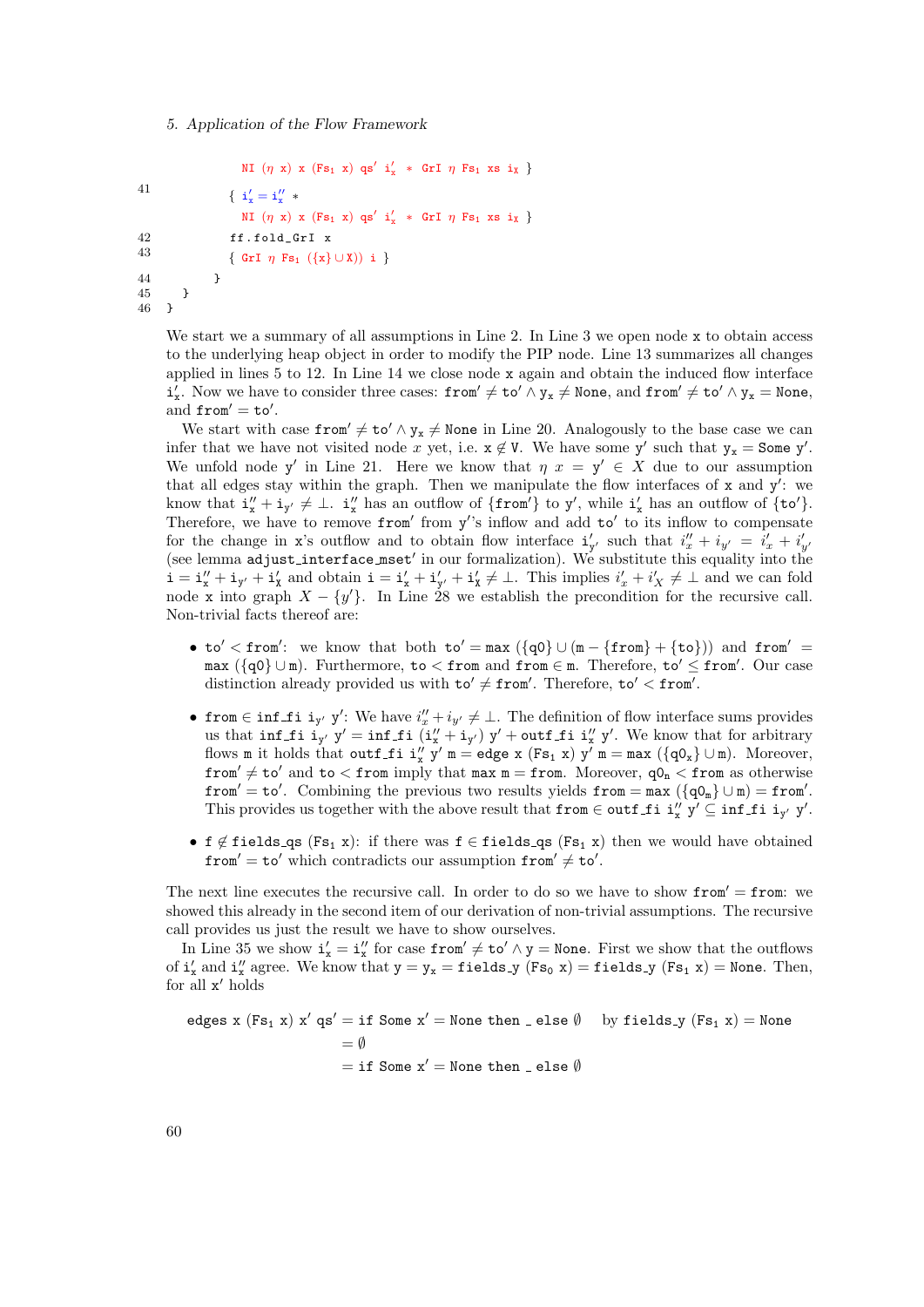```
           NI (η x) x (Fs1 x) qs' i'x  *  GrI η Fs1 xs ix }
41       { i'x = i''x  *
           NI (η x) x (Fs1 x) qs' i'x  *  GrI η Fs1 xs ix }
42       ff.fold_GrI x
43       { GrI η Fs1 ({x} ∪ X)) i }
44     }
45   }
46 }
```

We start we a summary of all assumptions in Line 2. In Line 3 we open node x to obtain access to the underlying heap object in order to modify the PIP node. Line 13 summarizes all changes applied in lines 5 to 12. In Line 14 we close node x again and obtain the induced flow interface $i'_x$. Now we have to consider three cases: $\mathtt{from}' \neq \mathtt{to}' \wedge \mathtt{y_x} \neq \mathtt{None}$, and $\mathtt{from}' \neq \mathtt{to}' \wedge \mathtt{y_x} = \mathtt{None}$, and $\mathtt{from}' = \mathtt{to}'$.

We start with case $\mathtt{from}' \neq \mathtt{to}' \wedge \mathtt{y_x} \neq \mathtt{None}$ in Line 20. Analogously to the base case we can infer that we have not visited node $x$ yet, i.e. $x \notin V$. We have some $\mathtt{y}'$ such that $\mathtt{y_x} = \mathtt{Some}\ \mathtt{y}'$. We unfold node $\mathtt{y}'$ in Line 21. Here we know that $\eta\ x = y' \in X$ due to our assumption that all edges stay within the graph. Then we manipulate the flow interfaces of x and $\mathtt{y}'$: we know that $\mathtt{i}''_\mathtt{x} + \mathtt{i}_{\mathtt{y}'} \neq \bot$. $\mathtt{i}''_\mathtt{x}$ has an outflow of $\{\mathtt{from}'\}$ to $\mathtt{y}'$, while $\mathtt{i}'_\mathtt{x}$ has an outflow of $\{\mathtt{to}'\}$. Therefore, we have to remove $\mathtt{from}'$ from $\mathtt{y}'$'s inflow and add $\mathtt{to}'$ to its inflow to compensate for the change in x's outflow and to obtain flow interface $\mathtt{i}'_{\mathtt{y}'}$ such that $i''_x + i_{y'} = i'_x + i'_{y'}$ (see lemma adjust_interface_mset' in our formalization). We substitute this equality into the $\mathtt{i} = \mathtt{i}''_\mathtt{x} + \mathtt{i}_{\mathtt{y}'} + \mathtt{i}'_X$ and obtain $\mathtt{i} = \mathtt{i}'_\mathtt{x} + \mathtt{i}'_{\mathtt{y}'} + \mathtt{i}'_X \neq \bot$. This implies $i'_x + i'_X \neq \bot$ and we can fold node x into graph $X - \{y'\}$. In Line 28 we establish the precondition for the recursive call. Non-trivial facts thereof are:

- $\mathtt{to}' < \mathtt{from}'$: we know that both $\mathtt{to}' = \mathtt{max}\ (\{\mathtt{q0}\} \cup (\mathtt{m} - \{\mathtt{from}\} + \{\mathtt{to}\}))$ and $\mathtt{from}' = \mathtt{max}\ (\{\mathtt{q0}\} \cup \mathtt{m})$. Furthermore, $\mathtt{to} < \mathtt{from}$ and $\mathtt{from} \in \mathtt{m}$. Therefore, $\mathtt{to}' \leq \mathtt{from}'$. Our case distinction already provided us with $\mathtt{to}' \neq \mathtt{from}'$. Therefore, $\mathtt{to}' < \mathtt{from}'$.
- $\mathtt{from} \in \mathtt{inf\_fi}\ \mathtt{i}_{\mathtt{y}'}\ \mathtt{y}'$: We have $i''_x + i_{y'} \neq \bot$. The definition of flow interface sums provides us that $\mathtt{inf\_fi}\ \mathtt{i}_{\mathtt{y}'}\ \mathtt{y}' = \mathtt{inf\_fi}\ (\mathtt{i}''_\mathtt{x} + \mathtt{i}_{\mathtt{y}'})\ \mathtt{y}' + \mathtt{outf\_fi}\ \mathtt{i}''_\mathtt{x}\ \mathtt{y}'$. We know that for arbitrary flows m it holds that $\mathtt{outf\_fi}\ \mathtt{i}''_\mathtt{x}\ \mathtt{y}'\ \mathtt{m} = \mathtt{edge}\ \mathtt{x}\ (\mathtt{Fs_1}\ \mathtt{x})\ \mathtt{y}'\ \mathtt{m} = \mathtt{max}\ (\{\mathtt{q0_x}\} \cup \mathtt{m})$. Moreover, $\mathtt{from}' \neq \mathtt{to}'$ and $\mathtt{to} < \mathtt{from}$ imply that $\mathtt{max}\ \mathtt{m} = \mathtt{from}$. Moreover, $\mathtt{q0_n} < \mathtt{from}$ as otherwise $\mathtt{from}' = \mathtt{to}'$. Combining the previous two results yields $\mathtt{from} = \mathtt{max}\ (\{\mathtt{q0_m}\} \cup \mathtt{m}) = \mathtt{from}'$. This provides us together with the above result that $\mathtt{from} \in \mathtt{outf\_fi}\ \mathtt{i}''_\mathtt{x}\ \mathtt{y}' \subseteq \mathtt{inf\_fi}\ \mathtt{i}_{\mathtt{y}'}\ \mathtt{y}'$.
- $\mathtt{f} \notin \mathtt{fields\_qs}\ (\mathtt{Fs_1}\ \mathtt{x})$: if there was $\mathtt{f} \in \mathtt{fields\_qs}\ (\mathtt{Fs_1}\ \mathtt{x})$ then we would have obtained $\mathtt{from}' = \mathtt{to}'$ which contradicts our assumption $\mathtt{from}' \neq \mathtt{to}'$.

The next line executes the recursive call. In order to do so we have to show $\mathtt{from}' = \mathtt{from}$: we showed this already in the second item of our derivation of non-trivial assumptions. The recursive call provides us just the result we have to show ourselves.

In Line 35 we show $\mathtt{i}'_\mathtt{x} = \mathtt{i}''_\mathtt{x}$ for case $\mathtt{from}' \neq \mathtt{to}' \wedge \mathtt{y} = \mathtt{None}$. First we show that the outflows of $\mathtt{i}'_\mathtt{x}$ and $\mathtt{i}''_\mathtt{x}$ agree. We know that $\mathtt{y} = \mathtt{y_x} = \mathtt{fields\_y}\ (\mathtt{Fs_0}\ \mathtt{x}) = \mathtt{fields\_y}\ (\mathtt{Fs_1}\ \mathtt{x}) = \mathtt{None}$. Then, for all $\mathtt{x}'$ holds

$$
\begin{aligned}
\mathtt{edges}\ \mathtt{x}\ (\mathtt{Fs_1}\ \mathtt{x})\ \mathtt{x}'\ \mathtt{qs}' &= \mathtt{if}\ \mathtt{Some}\ \mathtt{x}' = \mathtt{None}\ \mathtt{then}\ \_\ \mathtt{else}\ \emptyset \qquad \text{by } \mathtt{fields\_y}\ (\mathtt{Fs_1}\ \mathtt{x}) = \mathtt{None} \\
&= \emptyset \\
&= \mathtt{if}\ \mathtt{Some}\ \mathtt{x}' = \mathtt{None}\ \mathtt{then}\ \_\ \mathtt{else}\ \emptyset
\end{aligned}
$$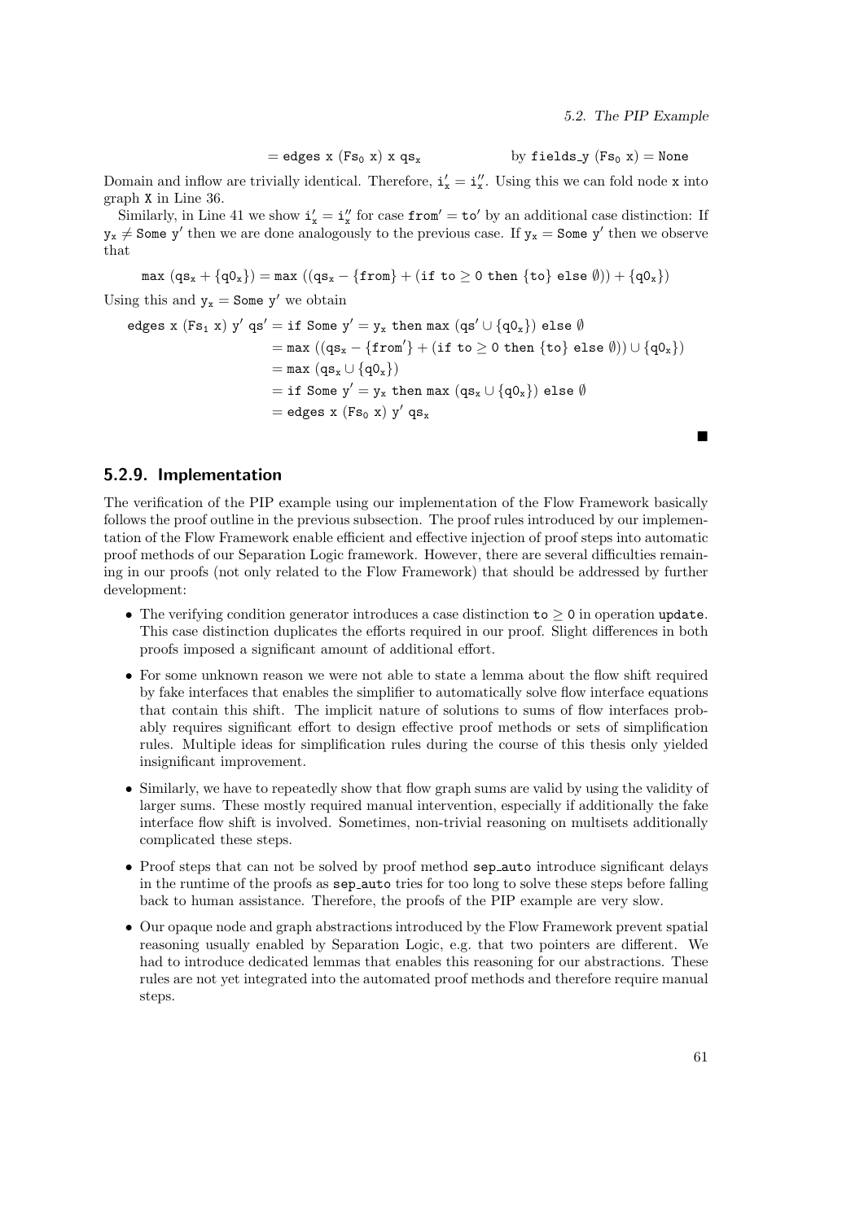$$= \texttt{edges x } (\texttt{Fs}_0 \texttt{ x}) \texttt{ x qs}_\texttt{x} \qquad \text{by } \texttt{fields\_y } (\texttt{Fs}_0 \texttt{ x}) = \texttt{None}$$

Domain and inflow are trivially identical. Therefore, $\texttt{i}'_\texttt{x} = \texttt{i}''_\texttt{x}$. Using this we can fold node `x` into graph `X` in Line 36.

Similarly, in Line 41 we show $\texttt{i}'_\texttt{x} = \texttt{i}''_\texttt{x}$ for case $\texttt{from}' = \texttt{to}'$ by an additional case distinction: If $\texttt{y}_\texttt{x} \neq \texttt{Some y}'$ then we are done analogously to the previous case. If $\texttt{y}_\texttt{x} = \texttt{Some y}'$ then we observe that

$$\texttt{max } (\texttt{qs}_\texttt{x} + \{\texttt{q0}_\texttt{x}\}) = \texttt{max } ((\texttt{qs}_\texttt{x} - \{\texttt{from}\} + (\texttt{if to} \geq \texttt{0 then } \{\texttt{to}\} \texttt{ else } \emptyset)) + \{\texttt{q0}_\texttt{x}\})$$

Using this and $\texttt{y}_\texttt{x} = \texttt{Some y}'$ we obtain

$$\begin{aligned}
\texttt{edges x } (\texttt{Fs}_1 \texttt{ x}) \texttt{ y}' \texttt{ qs}' &= \texttt{if Some y}' = \texttt{y}_\texttt{x} \texttt{ then max } (\texttt{qs}' \cup \{\texttt{q0}_\texttt{x}\}) \texttt{ else } \emptyset \\
&= \texttt{max } ((\texttt{qs}_\texttt{x} - \{\texttt{from}'\} + (\texttt{if to} \geq \texttt{0 then } \{\texttt{to}\} \texttt{ else } \emptyset)) \cup \{\texttt{q0}_\texttt{x}\}) \\
&= \texttt{max } (\texttt{qs}_\texttt{x} \cup \{\texttt{q0}_\texttt{x}\}) \\
&= \texttt{if Some y}' = \texttt{y}_\texttt{x} \texttt{ then max } (\texttt{qs}_\texttt{x} \cup \{\texttt{q0}_\texttt{x}\}) \texttt{ else } \emptyset \\
&= \texttt{edges x } (\texttt{Fs}_0 \texttt{ x}) \texttt{ y}' \texttt{ qs}_\texttt{x}
\end{aligned}$$

■

### 5.2.9. Implementation

The verification of the PIP example using our implementation of the Flow Framework basically follows the proof outline in the previous subsection. The proof rules introduced by our implementation of the Flow Framework enable efficient and effective injection of proof steps into automatic proof methods of our Separation Logic framework. However, there are several difficulties remaining in our proofs (not only related to the Flow Framework) that should be addressed by further development:

- The verifying condition generator introduces a case distinction $\texttt{to} \geq \texttt{0}$ in operation `update`. This case distinction duplicates the efforts required in our proof. Slight differences in both proofs imposed a significant amount of additional effort.
- For some unknown reason we were not able to state a lemma about the flow shift required by fake interfaces that enables the simplifier to automatically solve flow interface equations that contain this shift. The implicit nature of solutions to sums of flow interfaces probably requires significant effort to design effective proof methods or sets of simplification rules. Multiple ideas for simplification rules during the course of this thesis only yielded insignificant improvement.
- Similarly, we have to repeatedly show that flow graph sums are valid by using the validity of larger sums. These mostly required manual intervention, especially if additionally the fake interface flow shift is involved. Sometimes, non-trivial reasoning on multisets additionally complicated these steps.
- Proof steps that can not be solved by proof method `sep_auto` introduce significant delays in the runtime of the proofs as `sep_auto` tries for too long to solve these steps before falling back to human assistance. Therefore, the proofs of the PIP example are very slow.
- Our opaque node and graph abstractions introduced by the Flow Framework prevent spatial reasoning usually enabled by Separation Logic, e.g. that two pointers are different. We had to introduce dedicated lemmas that enables this reasoning for our abstractions. These rules are not yet integrated into the automated proof methods and therefore require manual steps.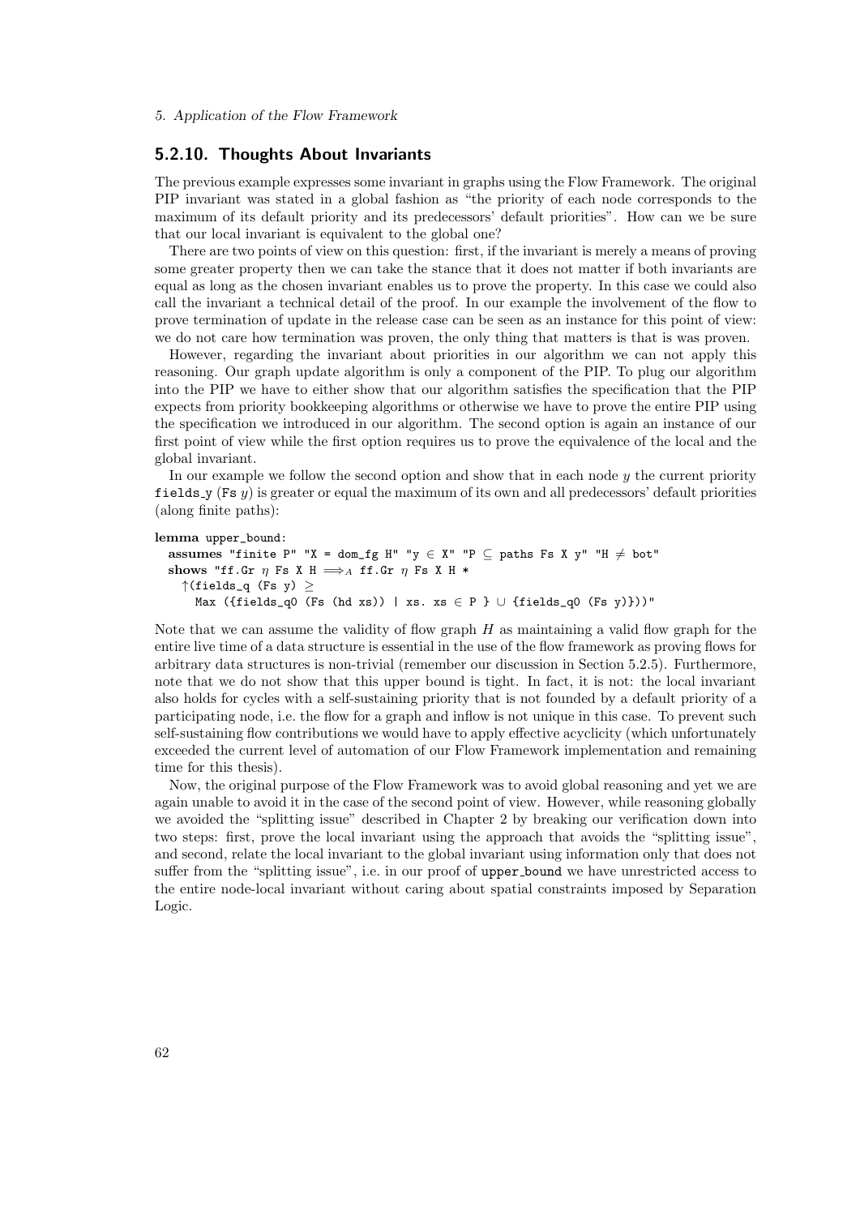### 5.2.10. Thoughts About Invariants

The previous example expresses some invariant in graphs using the Flow Framework. The original PIP invariant was stated in a global fashion as "the priority of each node corresponds to the maximum of its default priority and its predecessors' default priorities". How can we be sure that our local invariant is equivalent to the global one?

There are two points of view on this question: first, if the invariant is merely a means of proving some greater property then we can take the stance that it does not matter if both invariants are equal as long as the chosen invariant enables us to prove the property. In this case we could also call the invariant a technical detail of the proof. In our example the involvement of the flow to prove termination of update in the release case can be seen as an instance for this point of view: we do not care how termination was proven, the only thing that matters is that is was proven.

However, regarding the invariant about priorities in our algorithm we can not apply this reasoning. Our graph update algorithm is only a component of the PIP. To plug our algorithm into the PIP we have to either show that our algorithm satisfies the specification that the PIP expects from priority bookkeeping algorithms or otherwise we have to prove the entire PIP using the specification we introduced in our algorithm. The second option is again an instance of our first point of view while the first option requires us to prove the equivalence of the local and the global invariant.

In our example we follow the second option and show that in each node $y$ the current priority `fields_y` (`Fs` $y$) is greater or equal the maximum of its own and all predecessors' default priorities (along finite paths):

```
lemma upper_bound:
  assumes "finite P" "X = dom_fg H" "y ∈ X" "P ⊆ paths Fs X y" "H ≠ bot"
  shows "ff.Gr η Fs X H ⟹_A ff.Gr η Fs X H *
    ↑(fields_q (Fs y) ≥
      Max ({fields_q0 (Fs (hd xs)) | xs. xs ∈ P } ∪ {fields_q0 (Fs y)}))"
```

Note that we can assume the validity of flow graph $H$ as maintaining a valid flow graph for the entire live time of a data structure is essential in the use of the flow framework as proving flows for arbitrary data structures is non-trivial (remember our discussion in Section 5.2.5). Furthermore, note that we do not show that this upper bound is tight. In fact, it is not: the local invariant also holds for cycles with a self-sustaining priority that is not founded by a default priority of a participating node, i.e. the flow for a graph and inflow is not unique in this case. To prevent such self-sustaining flow contributions we would have to apply effective acyclicity (which unfortunately exceeded the current level of automation of our Flow Framework implementation and remaining time for this thesis).

Now, the original purpose of the Flow Framework was to avoid global reasoning and yet we are again unable to avoid it in the case of the second point of view. However, while reasoning globally we avoided the "splitting issue" described in Chapter 2 by breaking our verification down into two steps: first, prove the local invariant using the approach that avoids the "splitting issue", and second, relate the local invariant to the global invariant using information only that does not suffer from the "splitting issue", i.e. in our proof of `upper_bound` we have unrestricted access to the entire node-local invariant without caring about spatial constraints imposed by Separation Logic.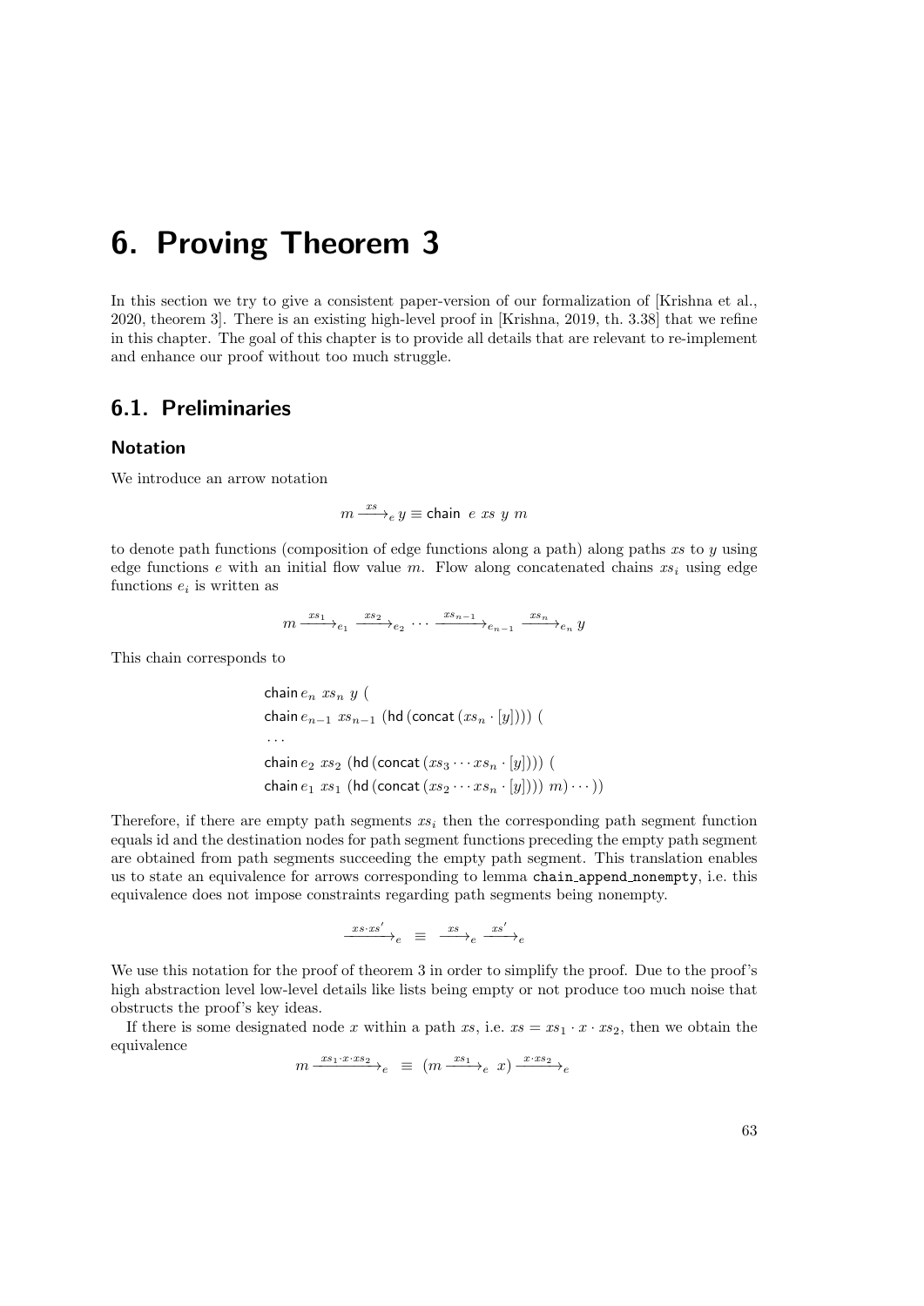# 6. Proving Theorem 3

In this section we try to give a consistent paper-version of our formalization of [Krishna et al., 2020, theorem 3]. There is an existing high-level proof in [Krishna, 2019, th. 3.38] that we refine in this chapter. The goal of this chapter is to provide all details that are relevant to re-implement and enhance our proof without too much struggle.

## 6.1. Preliminaries

### Notation

We introduce an arrow notation

$$m \xrightarrow{xs}_e y \equiv \mathsf{chain}\ \ e\ xs\ y\ m$$

to denote path functions (composition of edge functions along a path) along paths $xs$ to $y$ using edge functions $e$ with an initial flow value $m$. Flow along concatenated chains $xs_i$ using edge functions $e_i$ is written as

$$m \xrightarrow{xs_1}_{e_1} \xrightarrow{xs_2}_{e_2} \cdots \xrightarrow{xs_{n-1}}_{e_{n-1}} \xrightarrow{xs_n}_{e_n} y$$

This chain corresponds to

$$\begin{aligned}
&\mathsf{chain}\, e_n\ xs_n\ y\ ( \\
&\mathsf{chain}\, e_{n-1}\ xs_{n-1}\ (\mathsf{hd}\,(\mathsf{concat}\,(xs_n \cdot [y])))\ ( \\
&\cdots \\
&\mathsf{chain}\, e_2\ xs_2\ (\mathsf{hd}\,(\mathsf{concat}\,(xs_3 \cdots xs_n \cdot [y])))\ ( \\
&\mathsf{chain}\, e_1\ xs_1\ (\mathsf{hd}\,(\mathsf{concat}\,(xs_2 \cdots xs_n \cdot [y])))\ m) \cdots ))
\end{aligned}$$

Therefore, if there are empty path segments $xs_i$ then the corresponding path segment function equals id and the destination nodes for path segment functions preceding the empty path segment are obtained from path segments succeeding the empty path segment. This translation enables us to state an equivalence for arrows corresponding to lemma `chain_append_nonempty`, i.e. this equivalence does not impose constraints regarding path segments being nonempty.

$$\xrightarrow{xs \cdot xs'}_e \ \ \equiv\ \ \xrightarrow{xs}_e \xrightarrow{xs'}_e$$

We use this notation for the proof of theorem 3 in order to simplify the proof. Due to the proof's high abstraction level low-level details like lists being empty or not produce too much noise that obstructs the proof's key ideas.

If there is some designated node $x$ within a path $xs$, i.e. $xs = xs_1 \cdot x \cdot xs_2$, then we obtain the equivalence

$$m \xrightarrow{xs_1 \cdot x \cdot xs_2}_e \ \ \equiv\ \ (m \xrightarrow{xs_1}_e\ x) \xrightarrow{x \cdot xs_2}_e$$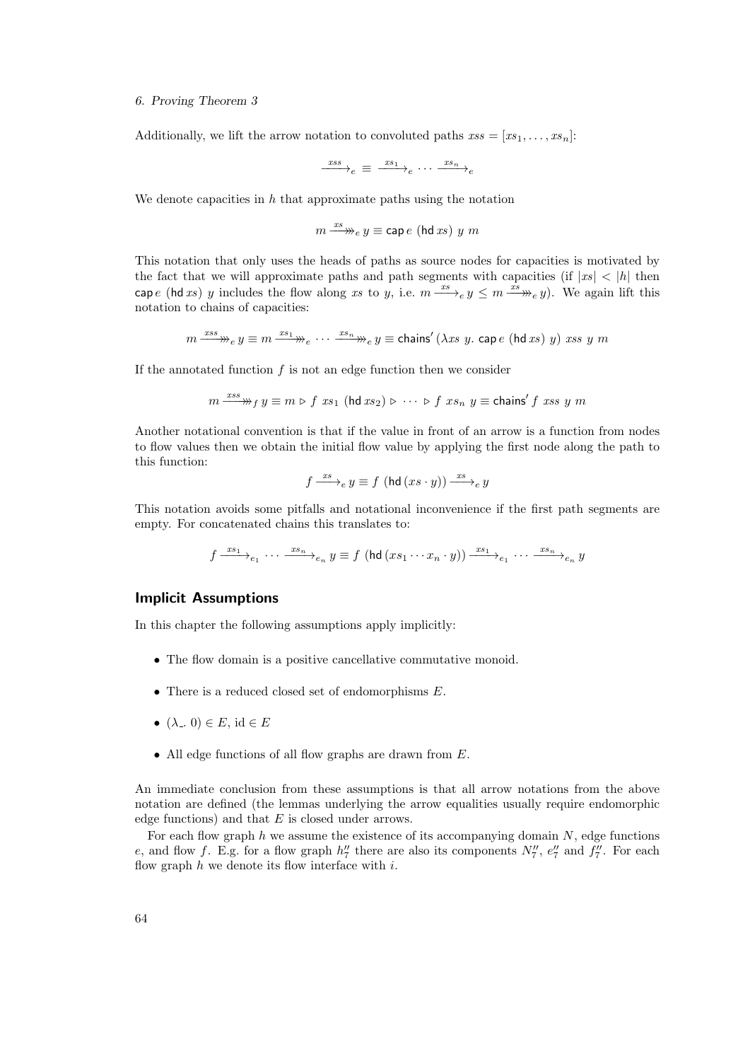Additionally, we lift the arrow notation to convoluted paths $xss = [xs_1, \ldots, xs_n]$:

$$\xrightarrow{xss}_e \equiv \xrightarrow{xs_1}_e \cdots \xrightarrow{xs_n}_e$$

We denote capacities in $h$ that approximate paths using the notation

$$m \overset{xs}{\twoheadrightarrow}_e y \equiv \mathsf{cap}\, e\ (\mathsf{hd}\, xs)\ y\ m$$

This notation that only uses the heads of paths as source nodes for capacities is motivated by the fact that we will approximate paths and path segments with capacities (if $|xs| < |h|$ then $\mathsf{cap}\, e\ (\mathsf{hd}\, xs)\ y$ includes the flow along $xs$ to $y$, i.e. $m \xrightarrow{xs}_e y \leq m \overset{xs}{\twoheadrightarrow}_e y$). We again lift this notation to chains of capacities:

$$m \overset{xss}{\twoheadrightarrow}_e y \equiv m \overset{xs_1}{\twoheadrightarrow}_e \cdots \overset{xs_n}{\twoheadrightarrow}_e y \equiv \mathsf{chains}'\ (\lambda xs\ y.\ \mathsf{cap}\, e\ (\mathsf{hd}\, xs)\ y)\ xss\ y\ m$$

If the annotated function $f$ is not an edge function then we consider

$$m \overset{xss}{\twoheadrightarrow}_f y \equiv m \triangleright f\ xs_1\ (\mathsf{hd}\, xs_2) \triangleright \cdots \triangleright f\ xs_n\ y \equiv \mathsf{chains}'\ f\ xss\ y\ m$$

Another notational convention is that if the value in front of an arrow is a function from nodes to flow values then we obtain the initial flow value by applying the first node along the path to this function:

$$f \xrightarrow{xs}_e y \equiv f\ (\mathsf{hd}\, (xs \cdot y)) \xrightarrow{xs}_e y$$

This notation avoids some pitfalls and notational inconvenience if the first path segments are empty. For concatenated chains this translates to:

$$f \xrightarrow{xs_1}_{e_1} \cdots \xrightarrow{xs_n}_{e_n} y \equiv f\ (\mathsf{hd}\, (xs_1 \cdots x_n \cdot y)) \xrightarrow{xs_1}_{e_1} \cdots \xrightarrow{xs_n}_{e_n} y$$

## Implicit Assumptions

In this chapter the following assumptions apply implicitly:

- The flow domain is a positive cancellative commutative monoid.
- There is a reduced closed set of endomorphisms $E$.
- $(\lambda\_.\ 0) \in E$, $\mathrm{id} \in E$
- All edge functions of all flow graphs are drawn from $E$.

An immediate conclusion from these assumptions is that all arrow notations from the above notation are defined (the lemmas underlying the arrow equalities usually require endomorphic edge functions) and that $E$ is closed under arrows.

For each flow graph $h$ we assume the existence of its accompanying domain $N$, edge functions $e$, and flow $f$. E.g. for a flow graph $h''_7$ there are also its components $N''_7$, $e''_7$ and $f''_7$. For each flow graph $h$ we denote its flow interface with $i$.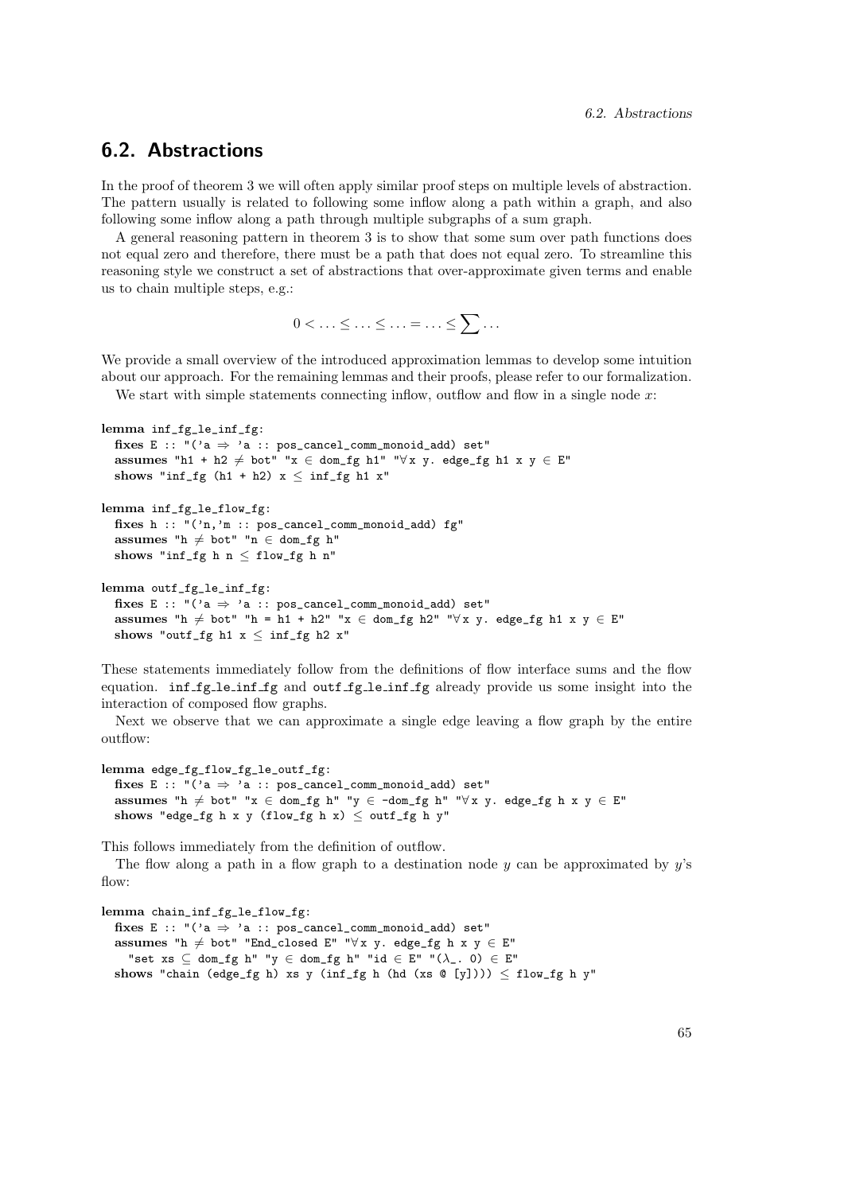## 6.2. Abstractions

In the proof of theorem 3 we will often apply similar proof steps on multiple levels of abstraction. The pattern usually is related to following some inflow along a path within a graph, and also following some inflow along a path through multiple subgraphs of a sum graph.

A general reasoning pattern in theorem 3 is to show that some sum over path functions does not equal zero and therefore, there must be a path that does not equal zero. To streamline this reasoning style we construct a set of abstractions that over-approximate given terms and enable us to chain multiple steps, e.g.:

$$0 < \ldots \leq \ldots \leq \ldots = \ldots \leq \sum \ldots$$

We provide a small overview of the introduced approximation lemmas to develop some intuition about our approach. For the remaining lemmas and their proofs, please refer to our formalization.

We start with simple statements connecting inflow, outflow and flow in a single node $x$:

```
lemma inf_fg_le_inf_fg:
  fixes E :: "('a ⇒ 'a :: pos_cancel_comm_monoid_add) set"
  assumes "h1 + h2 ≠ bot" "x ∈ dom_fg h1" "∀x y. edge_fg h1 x y ∈ E"
  shows "inf_fg (h1 + h2) x ≤ inf_fg h1 x"

lemma inf_fg_le_flow_fg:
  fixes h :: "('n,'m :: pos_cancel_comm_monoid_add) fg"
  assumes "h ≠ bot" "n ∈ dom_fg h"
  shows "inf_fg h n ≤ flow_fg h n"

lemma outf_fg_le_inf_fg:
  fixes E :: "('a ⇒ 'a :: pos_cancel_comm_monoid_add) set"
  assumes "h ≠ bot" "h = h1 + h2" "x ∈ dom_fg h2" "∀x y. edge_fg h1 x y ∈ E"
  shows "outf_fg h1 x ≤ inf_fg h2 x"
```

These statements immediately follow from the definitions of flow interface sums and the flow equation. inf_fg_le_inf_fg and outf_fg_le_inf_fg already provide us some insight into the interaction of composed flow graphs.

Next we observe that we can approximate a single edge leaving a flow graph by the entire outflow:

```
lemma edge_fg_flow_fg_le_outf_fg:
  fixes E :: "('a ⇒ 'a :: pos_cancel_comm_monoid_add) set"
  assumes "h ≠ bot" "x ∈ dom_fg h" "y ∈ -dom_fg h" "∀x y. edge_fg h x y ∈ E"
  shows "edge_fg h x y (flow_fg h x) ≤ outf_fg h y"
```

This follows immediately from the definition of outflow.

The flow along a path in a flow graph to a destination node $y$ can be approximated by $y$'s flow:

```
lemma chain_inf_fg_le_flow_fg:
  fixes E :: "('a ⇒ 'a :: pos_cancel_comm_monoid_add) set"
  assumes "h ≠ bot" "End_closed E" "∀x y. edge_fg h x y ∈ E"
    "set xs ⊆ dom_fg h" "y ∈ dom_fg h" "id ∈ E" "(λ_. 0) ∈ E"
  shows "chain (edge_fg h) xs y (inf_fg h (hd (xs @ [y]))) ≤ flow_fg h y"
```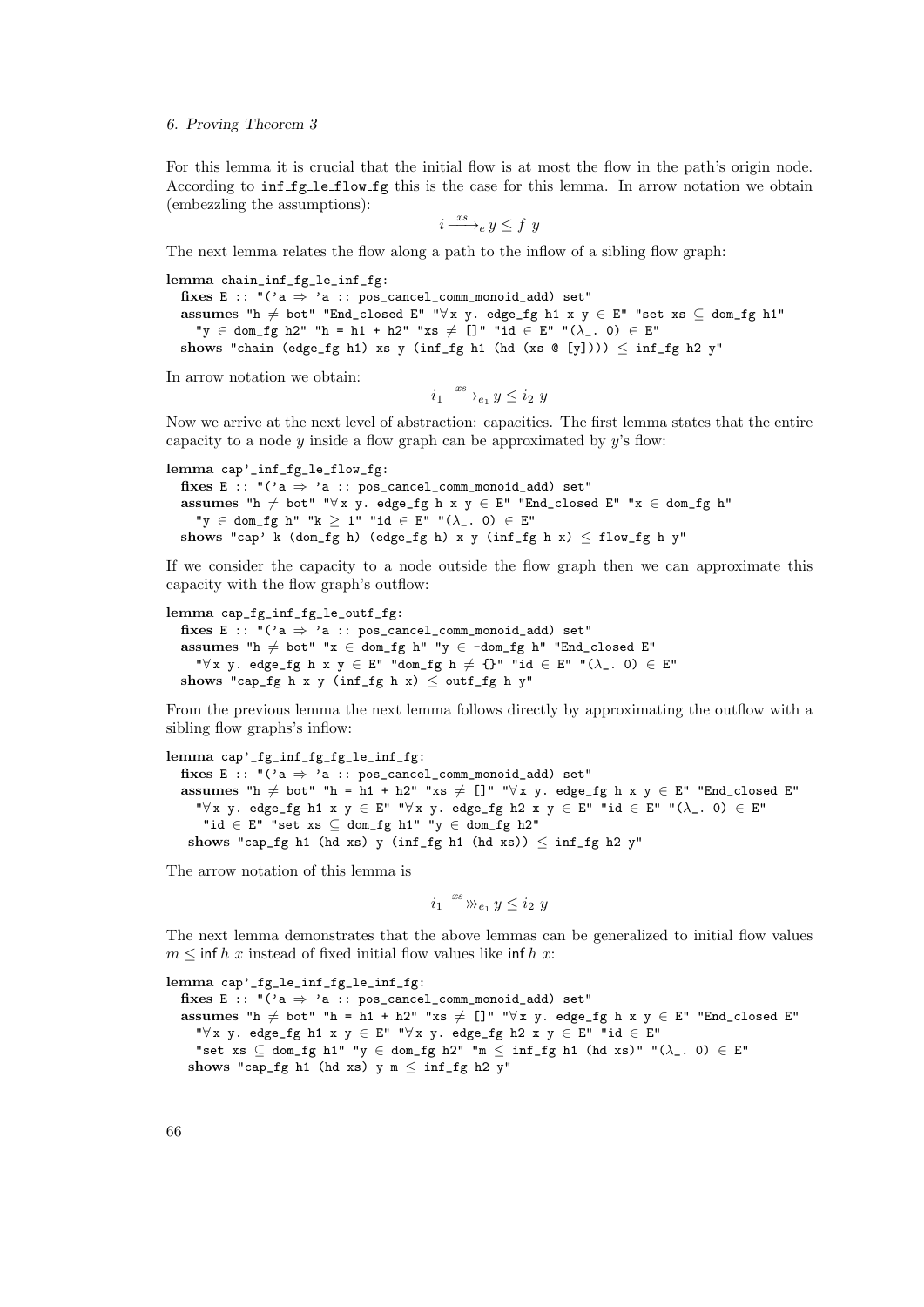For this lemma it is crucial that the initial flow is at most the flow in the path's origin node. According to inf_fg_le_flow_fg this is the case for this lemma. In arrow notation we obtain (embezzling the assumptions):

$$i \xrightarrow{xs}_e y \le f\ y$$

The next lemma relates the flow along a path to the inflow of a sibling flow graph:

```
lemma chain_inf_fg_le_inf_fg:
  fixes E :: "('a ⇒ 'a :: pos_cancel_comm_monoid_add) set"
  assumes "h ≠ bot" "End_closed E" "∀x y. edge_fg h1 x y ∈ E" "set xs ⊆ dom_fg h1"
    "y ∈ dom_fg h2" "h = h1 + h2" "xs ≠ []" "id ∈ E" "(λ_. 0) ∈ E"
  shows "chain (edge_fg h1) xs y (inf_fg h1 (hd (xs @ [y]))) ≤ inf_fg h2 y"
```

In arrow notation we obtain:

$$i_1 \xrightarrow{xs}_{e_1} y \le i_2\ y$$

Now we arrive at the next level of abstraction: capacities. The first lemma states that the entire capacity to a node $y$ inside a flow graph can be approximated by $y$'s flow:

```
lemma cap'_inf_fg_le_flow_fg:
  fixes E :: "('a ⇒ 'a :: pos_cancel_comm_monoid_add) set"
  assumes "h ≠ bot" "∀x y. edge_fg h x y ∈ E" "End_closed E" "x ∈ dom_fg h"
    "y ∈ dom_fg h" "k ≥ 1" "id ∈ E" "(λ_. 0) ∈ E"
  shows "cap' k (dom_fg h) (edge_fg h) x y (inf_fg h x) ≤ flow_fg h y"
```

If we consider the capacity to a node outside the flow graph then we can approximate this capacity with the flow graph's outflow:

```
lemma cap_fg_inf_fg_le_outf_fg:
  fixes E :: "('a ⇒ 'a :: pos_cancel_comm_monoid_add) set"
  assumes "h ≠ bot" "x ∈ dom_fg h" "y ∈ -dom_fg h" "End_closed E"
    "∀x y. edge_fg h x y ∈ E" "dom_fg h ≠ {}" "id ∈ E" "(λ_. 0) ∈ E"
  shows "cap_fg h x y (inf_fg h x) ≤ outf_fg h y"
```

From the previous lemma the next lemma follows directly by approximating the outflow with a sibling flow graphs's inflow:

```
lemma cap'_fg_inf_fg_fg_le_inf_fg:
  fixes E :: "('a ⇒ 'a :: pos_cancel_comm_monoid_add) set"
  assumes "h ≠ bot" "h = h1 + h2" "xs ≠ []" "∀x y. edge_fg h x y ∈ E" "End_closed E"
    "∀x y. edge_fg h1 x y ∈ E" "∀x y. edge_fg h2 x y ∈ E" "id ∈ E" "(λ_. 0) ∈ E"
     "id ∈ E" "set xs ⊆ dom_fg h1" "y ∈ dom_fg h2"
   shows "cap_fg h1 (hd xs) y (inf_fg h1 (hd xs)) ≤ inf_fg h2 y"
```

The arrow notation of this lemma is

$$i_1 \overset{xs}{\twoheadrightarrow}_{e_1} y \le i_2\ y$$

The next lemma demonstrates that the above lemmas can be generalized to initial flow values $m \le \inf h\ x$ instead of fixed initial flow values like $\inf h\ x$:

```
lemma cap'_fg_le_inf_fg_le_inf_fg:
  fixes E :: "('a ⇒ 'a :: pos_cancel_comm_monoid_add) set"
  assumes "h ≠ bot" "h = h1 + h2" "xs ≠ []" "∀x y. edge_fg h x y ∈ E" "End_closed E"
    "∀x y. edge_fg h1 x y ∈ E" "∀x y. edge_fg h2 x y ∈ E" "id ∈ E"
    "set xs ⊆ dom_fg h1" "y ∈ dom_fg h2" "m ≤ inf_fg h1 (hd xs)" "(λ_. 0) ∈ E"
   shows "cap_fg h1 (hd xs) y m ≤ inf_fg h2 y"
```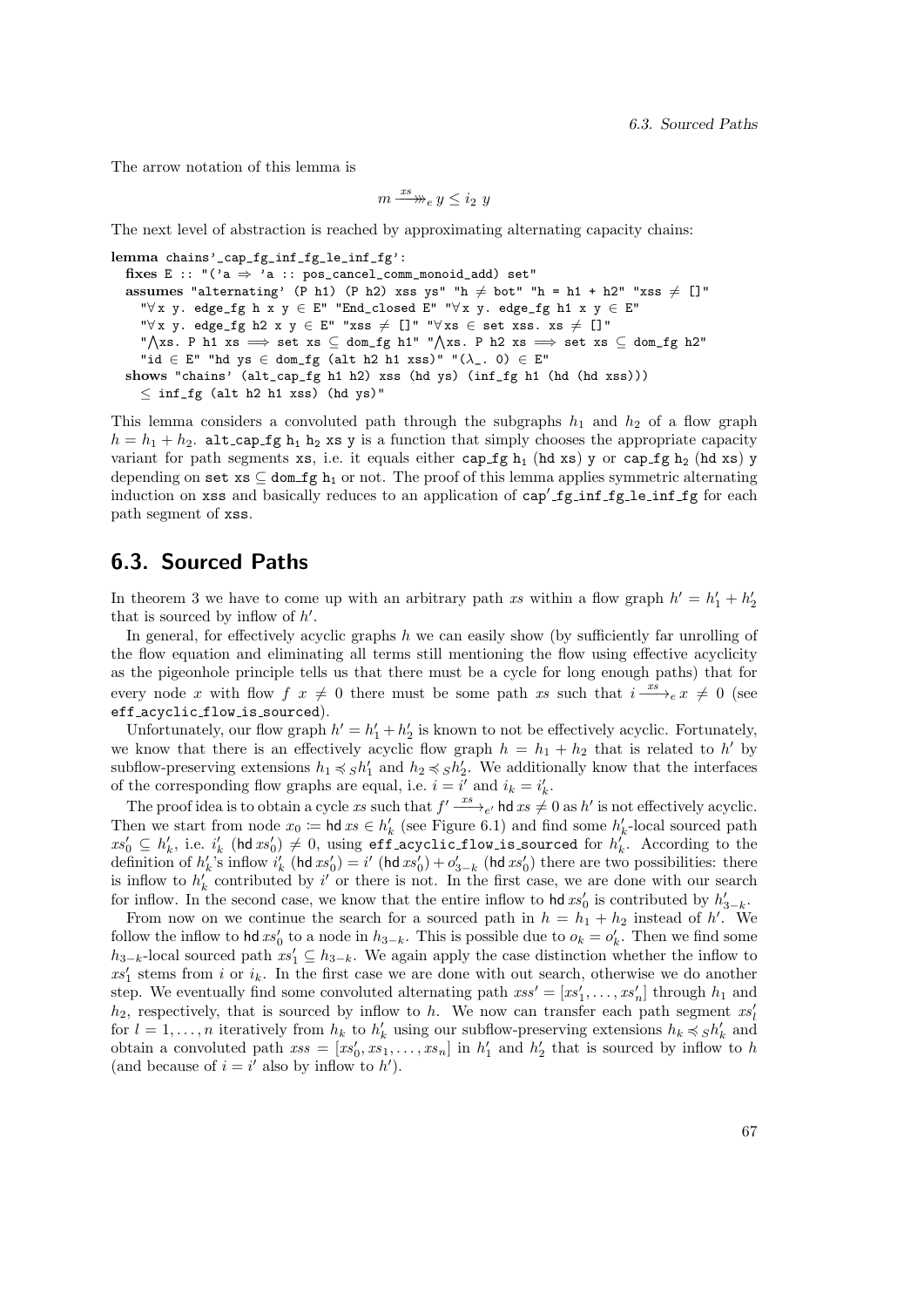The arrow notation of this lemma is

$$m \xrightarrow{xs}\!\!\!\!\!\rightarrow_e y \leq i_2\ y$$

The next level of abstraction is reached by approximating alternating capacity chains:

```
lemma chains'_cap_fg_inf_fg_le_inf_fg':
  fixes E :: "('a ⇒ 'a :: pos_cancel_comm_monoid_add) set"
  assumes "alternating' (P h1) (P h2) xss ys" "h ≠ bot" "h = h1 + h2" "xss ≠ []"
    "∀x y. edge_fg h x y ∈ E" "End_closed E" "∀x y. edge_fg h1 x y ∈ E"
    "∀x y. edge_fg h2 x y ∈ E" "xss ≠ []" "∀xs ∈ set xss. xs ≠ []"
    "⋀xs. P h1 xs ⟹ set xs ⊆ dom_fg h1" "⋀xs. P h2 xs ⟹ set xs ⊆ dom_fg h2"
    "id ∈ E" "hd ys ∈ dom_fg (alt h2 h1 xss)" "(λ_. 0) ∈ E"
  shows "chains' (alt_cap_fg h1 h2) xss (hd ys) (inf_fg h1 (hd (hd xss)))
    ≤ inf_fg (alt h2 h1 xss) (hd ys)"
```

This lemma considers a convoluted path through the subgraphs $h_1$ and $h_2$ of a flow graph $h = h_1 + h_2$. `alt_cap_fg h1 h2 xs y` is a function that simply chooses the appropriate capacity variant for path segments `xs`, i.e. it equals either `cap_fg h1 (hd xs) y` or `cap_fg h2 (hd xs) y` depending on `set xs ⊆ dom_fg h1` or not. The proof of this lemma applies symmetric alternating induction on `xss` and basically reduces to an application of `cap'_fg_inf_fg_le_inf_fg` for each path segment of `xss`.

## 6.3. Sourced Paths

In theorem 3 we have to come up with an arbitrary path $xs$ within a flow graph $h' = h'_1 + h'_2$ that is sourced by inflow of $h'$.

In general, for effectively acyclic graphs $h$ we can easily show (by sufficiently far unrolling of the flow equation and eliminating all terms still mentioning the flow using effective acyclicity as the pigeonhole principle tells us that there must be a cycle for long enough paths) that for every node $x$ with flow $f\ x \neq 0$ there must be some path $xs$ such that $i \xrightarrow{xs}_e x \neq 0$ (see `eff_acyclic_flow_is_sourced`).

Unfortunately, our flow graph $h' = h'_1 + h'_2$ is known to not be effectively acyclic. Fortunately, we know that there is an effectively acyclic flow graph $h = h_1 + h_2$ that is related to $h'$ by subflow-preserving extensions $h_1 \preccurlyeq_S h'_1$ and $h_2 \preccurlyeq_S h'_2$. We additionally know that the interfaces of the corresponding flow graphs are equal, i.e. $i = i'$ and $i_k = i'_k$.

The proof idea is to obtain a cycle $xs$ such that $f' \xrightarrow{xs}_{e'} \mathsf{hd}\, xs \neq 0$ as $h'$ is not effectively acyclic. Then we start from node $x_0 \coloneqq \mathsf{hd}\, xs \in h'_k$ (see Figure 6.1) and find some $h'_k$-local sourced path $xs'_0 \subseteq h'_k$, i.e. $i'_k\ (\mathsf{hd}\, xs'_0) \neq 0$, using `eff_acyclic_flow_is_sourced` for $h'_k$. According to the definition of $h'_k$'s inflow $i'_k\ (\mathsf{hd}\, xs'_0) = i'\ (\mathsf{hd}\, xs'_0) + o'_{3-k}\ (\mathsf{hd}\, xs'_0)$ there are two possibilities: there is inflow to $h'_k$ contributed by $i'$ or there is not. In the first case, we are done with our search for inflow. In the second case, we know that the entire inflow to $\mathsf{hd}\, xs'_0$ is contributed by $h'_{3-k}$.

From now on we continue the search for a sourced path in $h = h_1 + h_2$ instead of $h'$. We follow the inflow to $\mathsf{hd}\, xs'_0$ to a node in $h_{3-k}$. This is possible due to $o_k = o'_k$. Then we find some $h_{3-k}$-local sourced path $xs'_1 \subseteq h_{3-k}$. We again apply the case distinction whether the inflow to $xs'_1$ stems from $i$ or $i_k$. In the first case we are done with out search, otherwise we do another step. We eventually find some convoluted alternating path $xss' = [xs'_1, \ldots, xs'_n]$ through $h_1$ and $h_2$, respectively, that is sourced by inflow to $h$. We now can transfer each path segment $xs'_l$ for $l = 1, \ldots, n$ iteratively from $h_k$ to $h'_k$ using our subflow-preserving extensions $h_k \preccurlyeq_S h'_k$ and obtain a convoluted path $xss = [xs'_0, xs_1, \ldots, xs_n]$ in $h'_1$ and $h'_2$ that is sourced by inflow to $h$ (and because of $i = i'$ also by inflow to $h'$).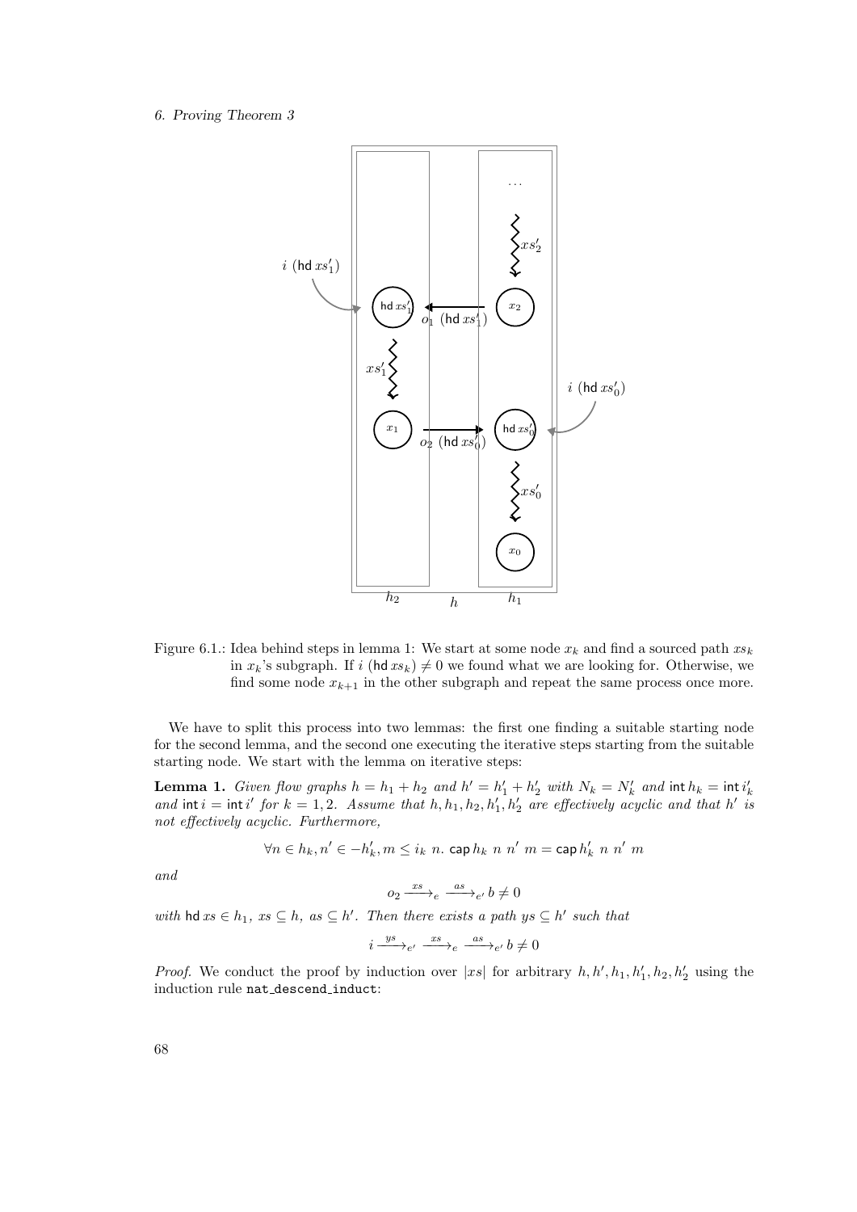Figure 6.1.: Idea behind steps in lemma 1: We start at some node $x_k$ and find a sourced path $xs_k$ in $x_k$'s subgraph. If $i\ (\mathsf{hd}\, xs_k) \neq 0$ we found what we are looking for. Otherwise, we find some node $x_{k+1}$ in the other subgraph and repeat the same process once more.

We have to split this process into two lemmas: the first one finding a suitable starting node for the second lemma, and the second one executing the iterative steps starting from the suitable starting node. We start with the lemma on iterative steps:

**Lemma 1.** *Given flow graphs $h = h_1 + h_2$ and $h' = h'_1 + h'_2$ with $N_k = N'_k$ and $\mathsf{int}\, h_k = \mathsf{int}\, i'_k$ and $\mathsf{int}\, i = \mathsf{int}\, i'$ for $k = 1, 2$. Assume that $h, h_1, h_2, h'_1, h'_2$ are effectively acyclic and that $h'$ is not effectively acyclic. Furthermore,*

$$\forall n \in h_k, n' \in -h'_k, m \leq i_k\ n.\ \mathsf{cap}\, h_k\ n\ n'\ m = \mathsf{cap}\, h'_k\ n\ n'\ m$$

*and*

$$o_2 \xrightarrow{xs}_e \xrightarrow{as}_{e'} b \neq 0$$

*with $\mathsf{hd}\, xs \in h_1$, $xs \subseteq h$, $as \subseteq h'$. Then there exists a path $ys \subseteq h'$ such that*

$$i \xrightarrow{ys}_{e'} \xrightarrow{xs}_e \xrightarrow{as}_{e'} b \neq 0$$

*Proof.* We conduct the proof by induction over $|xs|$ for arbitrary $h, h', h_1, h'_1, h_2, h'_2$ using the induction rule `nat_descend_induct`: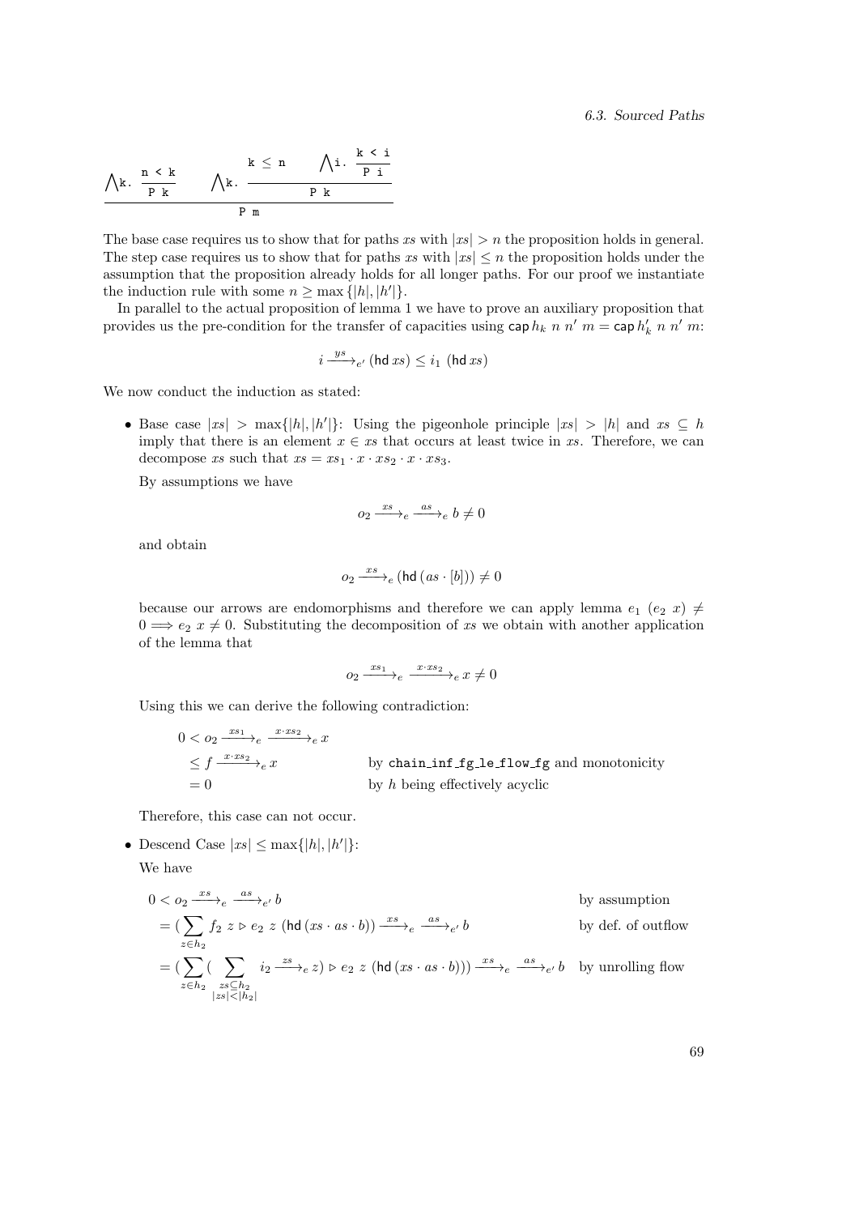$$\frac{\bigwedge k.\ \dfrac{n < k}{P\ k} \qquad \bigwedge k.\ \dfrac{k \leq n \qquad \bigwedge i.\ \dfrac{k < i}{P\ i}}{P\ k}}{P\ m}$$

The base case requires us to show that for paths $xs$ with $|xs| > n$ the proposition holds in general. The step case requires us to show that for paths $xs$ with $|xs| \leq n$ the proposition holds under the assumption that the proposition already holds for all longer paths. For our proof we instantiate the induction rule with some $n \geq \max\{|h|, |h'|\}$.

In parallel to the actual proposition of lemma 1 we have to prove an auxiliary proposition that provides us the pre-condition for the transfer of capacities using $\mathsf{cap}\, h_k\ n\ n'\ m = \mathsf{cap}\, h'_k\ n\ n'\ m$:

$$i \xrightarrow{ys}_{e'} (\mathsf{hd}\, xs) \leq i_1\ (\mathsf{hd}\, xs)$$

We now conduct the induction as stated:

- Base case $|xs| > \max\{|h|, |h'|\}$: Using the pigeonhole principle $|xs| > |h|$ and $xs \subseteq h$ imply that there is an element $x \in xs$ that occurs at least twice in $xs$. Therefore, we can decompose $xs$ such that $xs = xs_1 \cdot x \cdot xs_2 \cdot x \cdot xs_3$.

  By assumptions we have

  $$o_2 \xrightarrow{xs}_e \xrightarrow{as}_e b \neq 0$$

  and obtain

  $$o_2 \xrightarrow{xs}_e (\mathsf{hd}\,(as \cdot [b])) \neq 0$$

  because our arrows are endomorphisms and therefore we can apply lemma $e_1\ (e_2\ x) \neq 0 \Longrightarrow e_2\ x \neq 0$. Substituting the decomposition of $xs$ we obtain with another application of the lemma that

  $$o_2 \xrightarrow{xs_1}_e \xrightarrow{x \cdot xs_2}_e x \neq 0$$

  Using this we can derive the following contradiction:

  $$\begin{aligned} 0 &< o_2 \xrightarrow{xs_1}_e \xrightarrow{x \cdot xs_2}_e x \\ &\leq f \xrightarrow{x \cdot xs_2}_e x && \text{by } \texttt{chain\_inf\_fg\_le\_flow\_fg} \text{ and monotonicity} \\ &= 0 && \text{by } h \text{ being effectively acyclic} \end{aligned}$$

  Therefore, this case can not occur.

- Descend Case $|xs| \leq \max\{|h|, |h'|\}$:

  We have

  $$\begin{aligned} 0 &< o_2 \xrightarrow{xs}_e \xrightarrow{as}_{e'} b && \text{by assumption} \\ &= \Big(\sum_{z \in h_2} f_2\ z \triangleright e_2\ z\ (\mathsf{hd}\,(xs \cdot as \cdot b))\Big) \xrightarrow{xs}_e \xrightarrow{as}_{e'} b && \text{by def. of outflow} \\ &= \Big(\sum_{z \in h_2} \Big(\sum_{\substack{zs \subseteq h_2 \\ |zs| < |h_2|}} i_2 \xrightarrow{zs}_e z\Big) \triangleright e_2\ z\ (\mathsf{hd}\,(xs \cdot as \cdot b))\Big) \xrightarrow{xs}_e \xrightarrow{as}_{e'} b && \text{by unrolling flow} \end{aligned}$$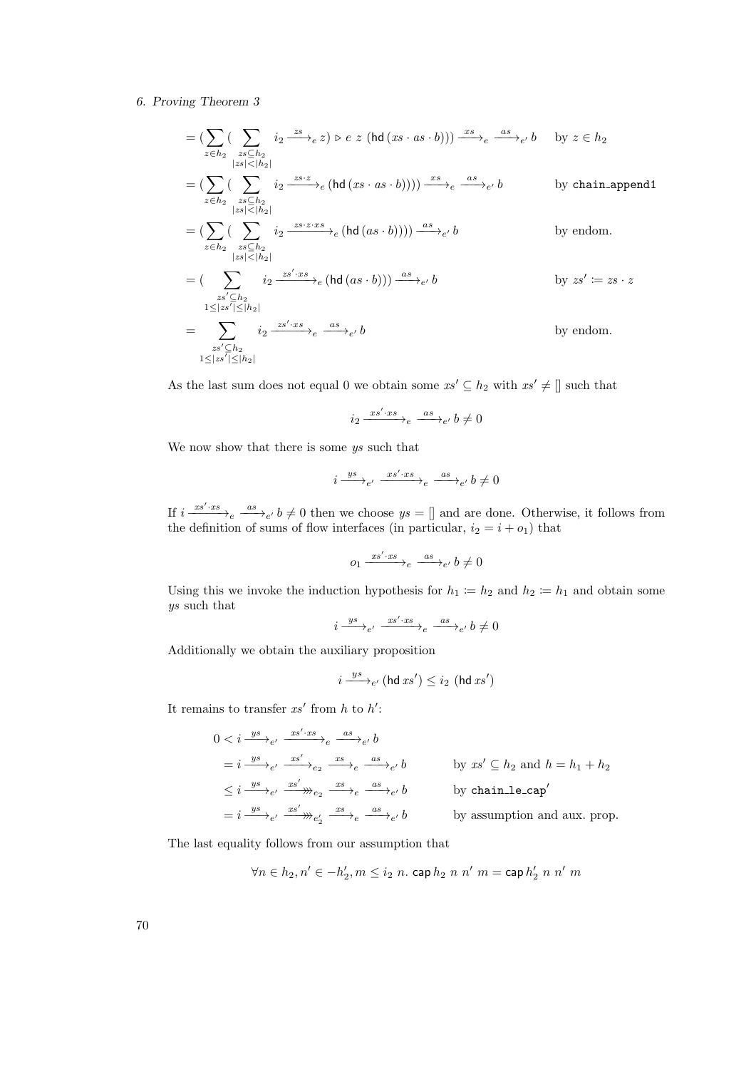$$
\begin{aligned}
&= \Big(\sum_{z \in h_2} \Big( \sum_{\substack{zs \subseteq h_2 \\ |zs| < |h_2|}} i_2 \xrightarrow{zs}_e z) \triangleright e\ z\ (\mathsf{hd}\,(xs \cdot as \cdot b))\Big) \xrightarrow{xs}_e \xrightarrow{as}_{e'} b && \text{by } z \in h_2 \\
&= \Big(\sum_{z \in h_2} \Big( \sum_{\substack{zs \subseteq h_2 \\ |zs| < |h_2|}} i_2 \xrightarrow{zs \cdot z}_e (\mathsf{hd}\,(xs \cdot as \cdot b))\Big)\Big) \xrightarrow{xs}_e \xrightarrow{as}_{e'} b && \text{by } \texttt{chain\_append1} \\
&= \Big(\sum_{z \in h_2} \Big( \sum_{\substack{zs \subseteq h_2 \\ |zs| < |h_2|}} i_2 \xrightarrow{zs \cdot z \cdot xs}_e (\mathsf{hd}\,(as \cdot b))\Big)\Big) \xrightarrow{as}_{e'} b && \text{by endom.} \\
&= \Big( \sum_{\substack{zs' \subseteq h_2 \\ 1 \le |zs'| \le |h_2|}} i_2 \xrightarrow{zs' \cdot xs}_e (\mathsf{hd}\,(as \cdot b))\Big) \xrightarrow{as}_{e'} b && \text{by } zs' \coloneqq zs \cdot z \\
&= \sum_{\substack{zs' \subseteq h_2 \\ 1 \le |zs'| \le |h_2|}} i_2 \xrightarrow{zs' \cdot xs}_e \xrightarrow{as}_{e'} b && \text{by endom.}
\end{aligned}
$$

As the last sum does not equal 0 we obtain some $xs' \subseteq h_2$ with $xs' \neq []$ such that

$$
i_2 \xrightarrow{xs' \cdot xs}_e \xrightarrow{as}_{e'} b \neq 0
$$

We now show that there is some $ys$ such that

$$
i \xrightarrow{ys}_{e'} \xrightarrow{xs' \cdot xs}_e \xrightarrow{as}_{e'} b \neq 0
$$

If $i \xrightarrow{xs' \cdot xs}_e \xrightarrow{as}_{e'} b \neq 0$ then we choose $ys = []$ and are done. Otherwise, it follows from the definition of sums of flow interfaces (in particular, $i_2 = i + o_1$) that

$$
o_1 \xrightarrow{xs' \cdot xs}_e \xrightarrow{as}_{e'} b \neq 0
$$

Using this we invoke the induction hypothesis for $h_1 \coloneqq h_2$ and $h_2 \coloneqq h_1$ and obtain some $ys$ such that

$$
i \xrightarrow{ys}_{e'} \xrightarrow{xs' \cdot xs}_e \xrightarrow{as}_{e'} b \neq 0
$$

Additionally we obtain the auxiliary proposition

$$
i \xrightarrow{ys}_{e'} (\mathsf{hd}\, xs') \le i_2\ (\mathsf{hd}\, xs')
$$

It remains to transfer $xs'$ from $h$ to $h'$:

$$
\begin{aligned}
0 &< i \xrightarrow{ys}_{e'} \xrightarrow{xs' \cdot xs}_e \xrightarrow{as}_{e'} b \\
&= i \xrightarrow{ys}_{e'} \xrightarrow{xs'}_{e_2} \xrightarrow{xs}_e \xrightarrow{as}_{e'} b && \text{by } xs' \subseteq h_2 \text{ and } h = h_1 + h_2 \\
&\le i \xrightarrow{ys}_{e'} \xrightarrow{xs'}\!\!\!\twoheadrightarrow_{e_2} \xrightarrow{xs}_e \xrightarrow{as}_{e'} b && \text{by } \texttt{chain\_le\_cap}' \\
&= i \xrightarrow{ys}_{e'} \xrightarrow{xs'}\!\!\!\twoheadrightarrow_{e_2'} \xrightarrow{xs}_e \xrightarrow{as}_{e'} b && \text{by assumption and aux. prop.}
\end{aligned}
$$

The last equality follows from our assumption that

$$
\forall n \in h_2, n' \in -h_2', m \le i_2\ n.\ \mathsf{cap}\, h_2\ n\ n'\ m = \mathsf{cap}\, h_2'\ n\ n'\ m
$$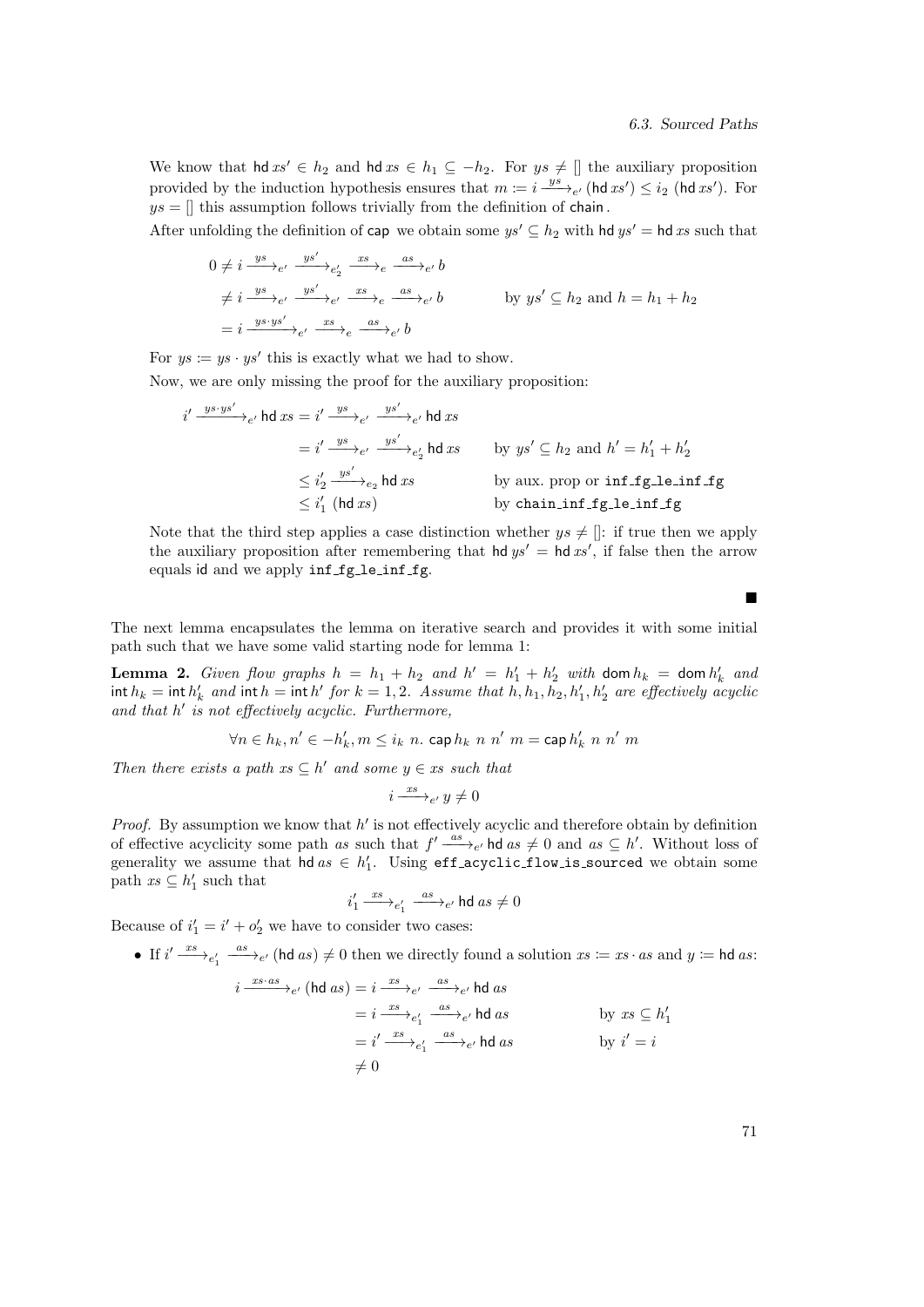We know that $\mathsf{hd}\, xs' \in h_2$ and $\mathsf{hd}\, xs \in h_1 \subseteq -h_2$. For $ys \neq []$ the auxiliary proposition provided by the induction hypothesis ensures that $m := i \xrightarrow{ys}_{e'} (\mathsf{hd}\, xs') \leq i_2\ (\mathsf{hd}\, xs')$. For $ys = []$ this assumption follows trivially from the definition of $\mathsf{chain}$.

After unfolding the definition of $\mathsf{cap}$ we obtain some $ys' \subseteq h_2$ with $\mathsf{hd}\, ys' = \mathsf{hd}\, xs$ such that

$$
\begin{aligned}
0 &\neq i \xrightarrow{ys}_{e'} \xrightarrow{ys'}_{e_2'} \xrightarrow{xs}_{e} \xrightarrow{as}_{e'} b \\
&\neq i \xrightarrow{ys}_{e'} \xrightarrow{ys'}_{e'} \xrightarrow{xs}_{e} \xrightarrow{as}_{e'} b && \text{by } ys' \subseteq h_2 \text{ and } h = h_1 + h_2 \\
&= i \xrightarrow{ys \cdot ys'}_{e'} \xrightarrow{xs}_{e} \xrightarrow{as}_{e'} b
\end{aligned}
$$

For $ys := ys \cdot ys'$ this is exactly what we had to show.

Now, we are only missing the proof for the auxiliary proposition:

$$
\begin{aligned}
i' \xrightarrow{ys \cdot ys'}_{e'} \mathsf{hd}\, xs &= i' \xrightarrow{ys}_{e'} \xrightarrow{ys'}_{e'} \mathsf{hd}\, xs \\
&= i' \xrightarrow{ys}_{e'} \xrightarrow{ys'}_{e_2'} \mathsf{hd}\, xs && \text{by } ys' \subseteq h_2 \text{ and } h' = h_1' + h_2' \\
&\leq i_2' \xrightarrow{ys'}_{e_2} \mathsf{hd}\, xs && \text{by aux. prop or } \texttt{inf\_fg\_le\_inf\_fg} \\
&\leq i_1'\ (\mathsf{hd}\, xs) && \text{by } \texttt{chain\_inf\_fg\_le\_inf\_fg}
\end{aligned}
$$

Note that the third step applies a case distinction whether $ys \neq []$: if true then we apply the auxiliary proposition after remembering that $\mathsf{hd}\, ys' = \mathsf{hd}\, xs'$, if false then the arrow equals $\mathsf{id}$ and we apply `inf_fg_le_inf_fg`.

■

The next lemma encapsulates the lemma on iterative search and provides it with some initial path such that we have some valid starting node for lemma 1:

**Lemma 2.** *Given flow graphs $h = h_1 + h_2$ and $h' = h_1' + h_2'$ with $\mathsf{dom}\, h_k = \mathsf{dom}\, h_k'$ and $\mathsf{int}\, h_k = \mathsf{int}\, h_k'$ and $\mathsf{int}\, h = \mathsf{int}\, h'$ for $k = 1, 2$. Assume that $h, h_1, h_2, h_1', h_2'$ are effectively acyclic and that $h'$ is not effectively acyclic. Furthermore,*

$$\forall n \in h_k, n' \in -h_k', m \leq i_k\ n.\ \mathsf{cap}\, h_k\ n\ n'\ m = \mathsf{cap}\, h_k'\ n\ n'\ m$$

*Then there exists a path $xs \subseteq h'$ and some $y \in xs$ such that*

$$i \xrightarrow{xs}_{e'} y \neq 0$$

*Proof.* By assumption we know that $h'$ is not effectively acyclic and therefore obtain by definition of effective acyclicity some path $as$ such that $f' \xrightarrow{as}_{e'} \mathsf{hd}\, as \neq 0$ and $as \subseteq h'$. Without loss of generality we assume that $\mathsf{hd}\, as \in h_1'$. Using `eff_acyclic_flow_is_sourced` we obtain some path $xs \subseteq h_1'$ such that

$$i_1' \xrightarrow{xs}_{e_1'} \xrightarrow{as}_{e'} \mathsf{hd}\, as \neq 0$$

Because of $i_1' = i' + o_2'$ we have to consider two cases:

- If $i' \xrightarrow{xs}_{e_1'} \xrightarrow{as}_{e'} (\mathsf{hd}\, as) \neq 0$ then we directly found a solution $xs := xs \cdot as$ and $y := \mathsf{hd}\, as$:

$$
\begin{aligned}
i \xrightarrow{xs \cdot as}_{e'} (\mathsf{hd}\, as) &= i \xrightarrow{xs}_{e'} \xrightarrow{as}_{e'} \mathsf{hd}\, as \\
&= i \xrightarrow{xs}_{e_1'} \xrightarrow{as}_{e'} \mathsf{hd}\, as && \text{by } xs \subseteq h_1' \\
&= i' \xrightarrow{xs}_{e_1'} \xrightarrow{as}_{e'} \mathsf{hd}\, as && \text{by } i' = i \\
&\neq 0
\end{aligned}
$$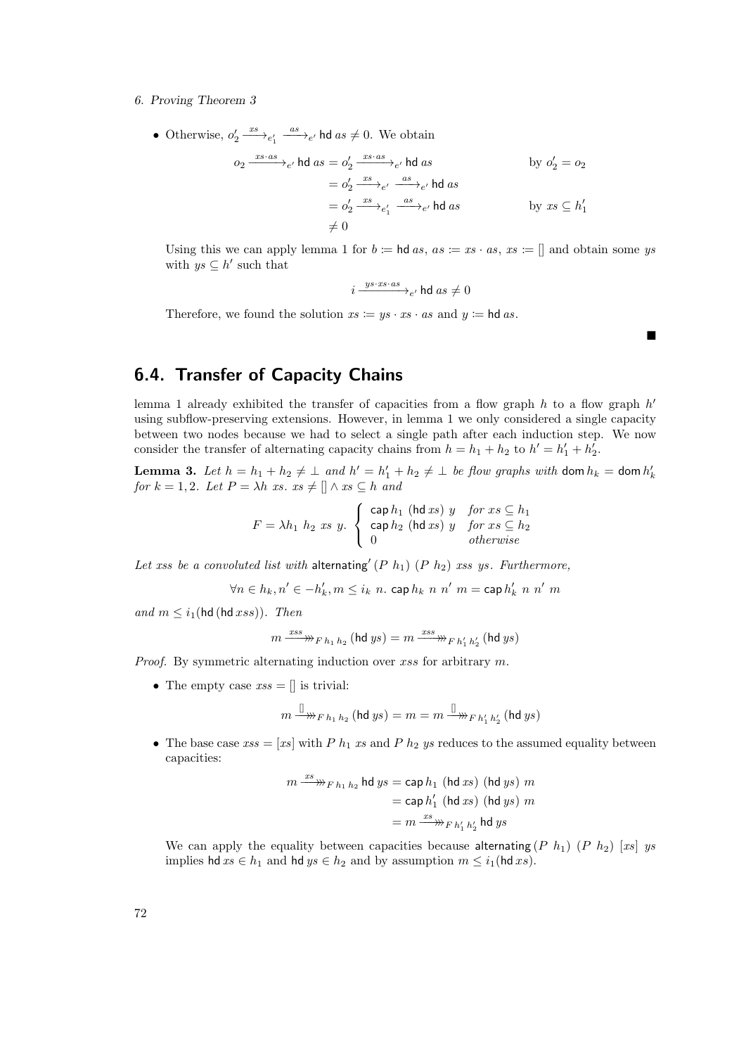- Otherwise, $o'_2 \xrightarrow{xs}_{e'_1} \xrightarrow{as}_{e'} \mathsf{hd}\ as \neq 0$. We obtain

$$
\begin{aligned}
o_2 \xrightarrow{xs \cdot as}_{e'} \mathsf{hd}\ as &= o'_2 \xrightarrow{xs \cdot as}_{e'} \mathsf{hd}\ as && \text{by } o'_2 = o_2 \\
&= o'_2 \xrightarrow{xs}_{e'} \xrightarrow{as}_{e'} \mathsf{hd}\ as \\
&= o'_2 \xrightarrow{xs}_{e'_1} \xrightarrow{as}_{e'} \mathsf{hd}\ as && \text{by } xs \subseteq h'_1 \\
&\neq 0
\end{aligned}
$$

Using this we can apply lemma 1 for $b \coloneqq \mathsf{hd}\ as$, $as \coloneqq xs \cdot as$, $xs \coloneqq []$ and obtain some $ys$ with $ys \subseteq h'$ such that

$$
i \xrightarrow{ys \cdot xs \cdot as}_{e'} \mathsf{hd}\ as \neq 0
$$

Therefore, we found the solution $xs \coloneqq ys \cdot xs \cdot as$ and $y \coloneqq \mathsf{hd}\ as$.

∎

## 6.4. Transfer of Capacity Chains

lemma 1 already exhibited the transfer of capacities from a flow graph $h$ to a flow graph $h'$ using subflow-preserving extensions. However, in lemma 1 we only considered a single capacity between two nodes because we had to select a single path after each induction step. We now consider the transfer of alternating capacity chains from $h = h_1 + h_2$ to $h' = h'_1 + h'_2$.

**Lemma 3.** *Let $h = h_1 + h_2 \neq \bot$ and $h' = h'_1 + h_2 \neq \bot$ be flow graphs with $\mathsf{dom}\, h_k = \mathsf{dom}\, h'_k$ for $k = 1, 2$. Let $P = \lambda h\ xs.\ xs \neq [] \wedge xs \subseteq h$ and*

$$
F = \lambda h_1\ h_2\ xs\ y. \begin{cases} \mathsf{cap}\, h_1\ (\mathsf{hd}\, xs)\ y & \textit{for } xs \subseteq h_1 \\ \mathsf{cap}\, h_2\ (\mathsf{hd}\, xs)\ y & \textit{for } xs \subseteq h_2 \\ 0 & \textit{otherwise} \end{cases}
$$

*Let $xss$ be a convoluted list with $\mathsf{alternating}'\ (P\ h_1)\ (P\ h_2)\ xss\ ys$. Furthermore,*

$$
\forall n \in h_k, n' \in -h'_k, m \leq i_k\ n.\ \mathsf{cap}\, h_k\ n\ n'\ m = \mathsf{cap}\, h'_k\ n\ n'\ m
$$

*and $m \leq i_1(\mathsf{hd}\,(\mathsf{hd}\, xss))$. Then*

$$
m \xrightarrow{xss}\!\!\!\twoheadrightarrow_{F\ h_1\ h_2} (\mathsf{hd}\ ys) = m \xrightarrow{xss}\!\!\!\twoheadrightarrow_{F\ h'_1\ h'_2} (\mathsf{hd}\ ys)
$$

*Proof.* By symmetric alternating induction over $xss$ for arbitrary $m$.

- The empty case $xss = []$ is trivial:

$$
m \xrightarrow{[]}\!\!\!\twoheadrightarrow_{F\ h_1\ h_2} (\mathsf{hd}\ ys) = m = m \xrightarrow{[]}\!\!\!\twoheadrightarrow_{F\ h'_1\ h'_2} (\mathsf{hd}\ ys)
$$

- The base case $xss = [xs]$ with $P\ h_1\ xs$ and $P\ h_2\ ys$ reduces to the assumed equality between capacities:

$$
\begin{aligned}
m \xrightarrow{xs}\!\!\!\twoheadrightarrow_{F\ h_1\ h_2} \mathsf{hd}\ ys &= \mathsf{cap}\, h_1\ (\mathsf{hd}\ xs)\ (\mathsf{hd}\ ys)\ m \\
&= \mathsf{cap}\, h'_1\ (\mathsf{hd}\ xs)\ (\mathsf{hd}\ ys)\ m \\
&= m \xrightarrow{xs}\!\!\!\twoheadrightarrow_{F\ h'_1\ h'_2} \mathsf{hd}\ ys
\end{aligned}
$$

We can apply the equality between capacities because $\mathsf{alternating}\,(P\ h_1)\ (P\ h_2)\ [xs]\ ys$ implies $\mathsf{hd}\ xs \in h_1$ and $\mathsf{hd}\ ys \in h_2$ and by assumption $m \leq i_1(\mathsf{hd}\ xs)$.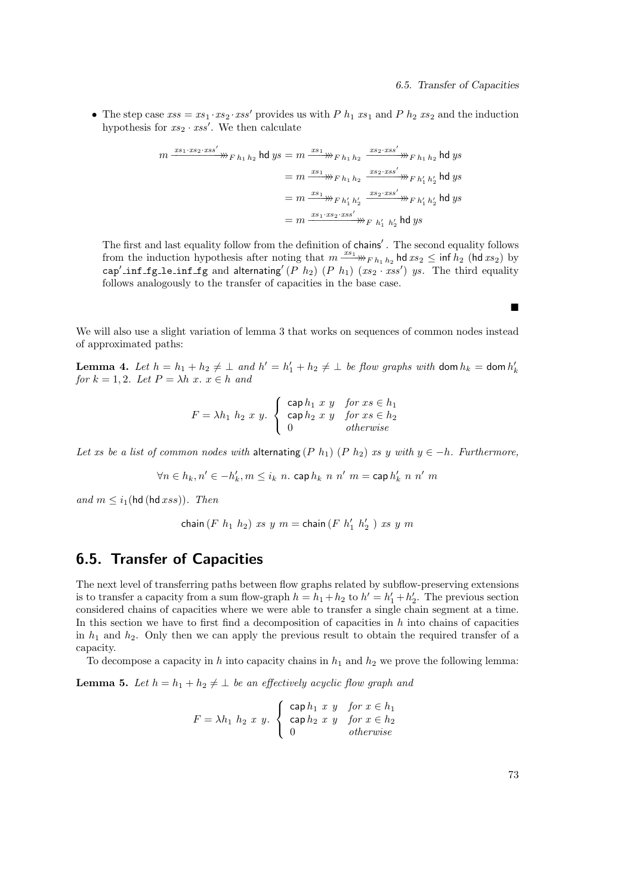- The step case $xss = xs_1 \cdot xs_2 \cdot xss'$ provides us with $P\ h_1\ xs_1$ and $P\ h_2\ xs_2$ and the induction hypothesis for $xs_2 \cdot xss'$. We then calculate

$$
\begin{aligned}
m \xrightarrow{xs_1 \cdot xs_2 \cdot xss'}\!\!\!\!\!\!\twoheadrightarrow_{F\ h_1\ h_2} \mathsf{hd}\ ys &= m \xrightarrow{xs_1}\!\!\!\!\twoheadrightarrow_{F\ h_1\ h_2} \xrightarrow{xs_2 \cdot xss'}\!\!\!\!\!\twoheadrightarrow_{F\ h_1\ h_2} \mathsf{hd}\ ys \\
&= m \xrightarrow{xs_1}\!\!\!\!\twoheadrightarrow_{F\ h_1\ h_2} \xrightarrow{xs_2 \cdot xss'}\!\!\!\!\!\twoheadrightarrow_{F\ h_1'\ h_2'} \mathsf{hd}\ ys \\
&= m \xrightarrow{xs_1}\!\!\!\!\twoheadrightarrow_{F\ h_1'\ h_2'} \xrightarrow{xs_2 \cdot xss'}\!\!\!\!\!\twoheadrightarrow_{F\ h_1'\ h_2'} \mathsf{hd}\ ys \\
&= m \xrightarrow{xs_1 \cdot xs_2 \cdot xss'}\!\!\!\!\!\!\twoheadrightarrow_{F\ h_1'\ h_2'} \mathsf{hd}\ ys
\end{aligned}
$$

The first and last equality follow from the definition of $\mathsf{chains}'$. The second equality follows from the induction hypothesis after noting that $m \xrightarrow{xs_1}\!\!\!\!\twoheadrightarrow_{F\ h_1\ h_2} \mathsf{hd}\ xs_2 \le \mathsf{inf}\ h_2\ (\mathsf{hd}\ xs_2)$ by $\mathsf{cap'\_inf\_fg\_le\_inf\_fg}$ and $\mathsf{alternating}'\ (P\ h_2)\ (P\ h_1)\ (xs_2 \cdot xss')\ ys$. The third equality follows analogously to the transfer of capacities in the base case.

■

We will also use a slight variation of lemma 3 that works on sequences of common nodes instead of approximated paths:

**Lemma 4.** *Let $h = h_1 + h_2 \neq \bot$ and $h' = h_1' + h_2 \neq \bot$ be flow graphs with $\mathsf{dom}\, h_k = \mathsf{dom}\, h_k'$ for $k = 1, 2$. Let $P = \lambda h\ x.\ x \in h$ and*

$$
F = \lambda h_1\ h_2\ x\ y.\ \begin{cases} \mathsf{cap}\, h_1\ x\ y & \text{for } xs \in h_1 \\ \mathsf{cap}\, h_2\ x\ y & \text{for } xs \in h_2 \\ 0 & \text{otherwise} \end{cases}
$$

*Let $xs$ be a list of common nodes with $\mathsf{alternating}\,(P\ h_1)\ (P\ h_2)\ xs\ y$ with $y \in -h$. Furthermore,*

$$
\forall n \in h_k, n' \in -h_k', m \le i_k\ n.\ \mathsf{cap}\, h_k\ n\ n'\ m = \mathsf{cap}\, h_k'\ n\ n'\ m
$$

*and $m \le i_1(\mathsf{hd}\,(\mathsf{hd}\, xss))$. Then*

$$
\mathsf{chain}\,(F\ h_1\ h_2)\ xs\ y\ m = \mathsf{chain}\,(F\ h_1'\ h_2'\ )\ xs\ y\ m
$$

## 6.5. Transfer of Capacities

The next level of transferring paths between flow graphs related by subflow-preserving extensions is to transfer a capacity from a sum flow-graph $h = h_1 + h_2$ to $h' = h_1' + h_2'$. The previous section considered chains of capacities where we were able to transfer a single chain segment at a time. In this section we have to first find a decomposition of capacities in $h$ into chains of capacities in $h_1$ and $h_2$. Only then we can apply the previous result to obtain the required transfer of a capacity.

To decompose a capacity in $h$ into capacity chains in $h_1$ and $h_2$ we prove the following lemma:

**Lemma 5.** *Let $h = h_1 + h_2 \neq \bot$ be an effectively acyclic flow graph and*

$$
F = \lambda h_1\ h_2\ x\ y.\ \begin{cases} \mathsf{cap}\, h_1\ x\ y & \text{for } x \in h_1 \\ \mathsf{cap}\, h_2\ x\ y & \text{for } x \in h_2 \\ 0 & \text{otherwise} \end{cases}
$$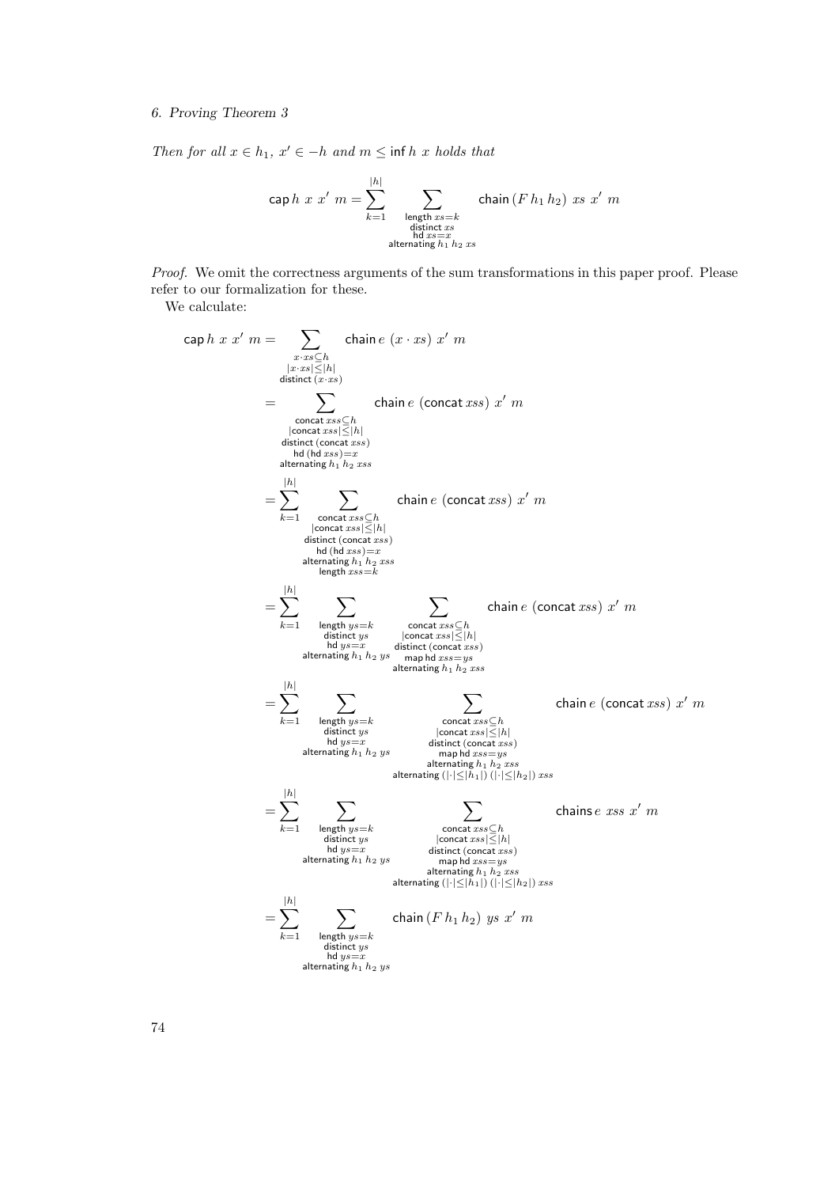*Then for all $x \in h_1$, $x' \in -h$ and $m \leq \mathsf{inf}\ h\ x$ holds that*

$$\mathsf{cap}\, h\ x\ x'\ m = \sum_{k=1}^{|h|} \sum_{\substack{\mathsf{length}\ xs = k \\ \mathsf{distinct}\ xs \\ \mathsf{hd}\ xs = x \\ \mathsf{alternating}\ h_1\ h_2\ xs}} \mathsf{chain}\,(F\, h_1\, h_2)\ xs\ x'\ m$$

*Proof.* We omit the correctness arguments of the sum transformations in this paper proof. Please refer to our formalization for these.

We calculate:

$$\begin{aligned}
\mathsf{cap}\, h\ x\ x'\ m &= \sum_{\substack{x \cdot xs \subseteq h \\ |x \cdot xs| \leq |h| \\ \mathsf{distinct}\,(x \cdot xs)}} \mathsf{chain}\, e\ (x \cdot xs)\ x'\ m \\
&= \sum_{\substack{\mathsf{concat}\, xss \subseteq h \\ |\mathsf{concat}\, xss| \leq |h| \\ \mathsf{distinct}\,(\mathsf{concat}\, xss) \\ \mathsf{hd}\,(\mathsf{hd}\, xss) = x \\ \mathsf{alternating}\ h_1\ h_2\ xss}} \mathsf{chain}\, e\ (\mathsf{concat}\, xss)\ x'\ m \\
&= \sum_{k=1}^{|h|} \sum_{\substack{\mathsf{concat}\, xss \subseteq h \\ |\mathsf{concat}\, xss| \leq |h| \\ \mathsf{distinct}\,(\mathsf{concat}\, xss) \\ \mathsf{hd}\,(\mathsf{hd}\, xss) = x \\ \mathsf{alternating}\ h_1\ h_2\ xss \\ \mathsf{length}\ xss = k}} \mathsf{chain}\, e\ (\mathsf{concat}\, xss)\ x'\ m \\
&= \sum_{k=1}^{|h|} \sum_{\substack{\mathsf{length}\ ys = k \\ \mathsf{distinct}\ ys \\ \mathsf{hd}\ ys = x \\ \mathsf{alternating}\ h_1\ h_2\ ys}} \sum_{\substack{\mathsf{concat}\, xss \subseteq h \\ |\mathsf{concat}\, xss| \leq |h| \\ \mathsf{distinct}\,(\mathsf{concat}\, xss) \\ \mathsf{map}\,\mathsf{hd}\ xss = ys \\ \mathsf{alternating}\ h_1\ h_2\ xss}} \mathsf{chain}\, e\ (\mathsf{concat}\, xss)\ x'\ m \\
&= \sum_{k=1}^{|h|} \sum_{\substack{\mathsf{length}\ ys = k \\ \mathsf{distinct}\ ys \\ \mathsf{hd}\ ys = x \\ \mathsf{alternating}\ h_1\ h_2\ ys}} \sum_{\substack{\mathsf{concat}\, xss \subseteq h \\ |\mathsf{concat}\, xss| \leq |h| \\ \mathsf{distinct}\,(\mathsf{concat}\, xss) \\ \mathsf{map}\,\mathsf{hd}\ xss = ys \\ \mathsf{alternating}\ h_1\ h_2\ xss \\ \mathsf{alternating}\ (|\cdot| \leq |h_1|)\ (|\cdot| \leq |h_2|)\ xss}} \mathsf{chain}\, e\ (\mathsf{concat}\, xss)\ x'\ m \\
&= \sum_{k=1}^{|h|} \sum_{\substack{\mathsf{length}\ ys = k \\ \mathsf{distinct}\ ys \\ \mathsf{hd}\ ys = x \\ \mathsf{alternating}\ h_1\ h_2\ ys}} \sum_{\substack{\mathsf{concat}\, xss \subseteq h \\ |\mathsf{concat}\, xss| \leq |h| \\ \mathsf{distinct}\,(\mathsf{concat}\, xss) \\ \mathsf{map}\,\mathsf{hd}\ xss = ys \\ \mathsf{alternating}\ h_1\ h_2\ xss \\ \mathsf{alternating}\ (|\cdot| \leq |h_1|)\ (|\cdot| \leq |h_2|)\ xss}} \mathsf{chains}\, e\ xss\ x'\ m \\
&= \sum_{k=1}^{|h|} \sum_{\substack{\mathsf{length}\ ys = k \\ \mathsf{distinct}\ ys \\ \mathsf{hd}\ ys = x \\ \mathsf{alternating}\ h_1\ h_2\ ys}} \mathsf{chain}\,(F\, h_1\, h_2)\ ys\ x'\ m
\end{aligned}$$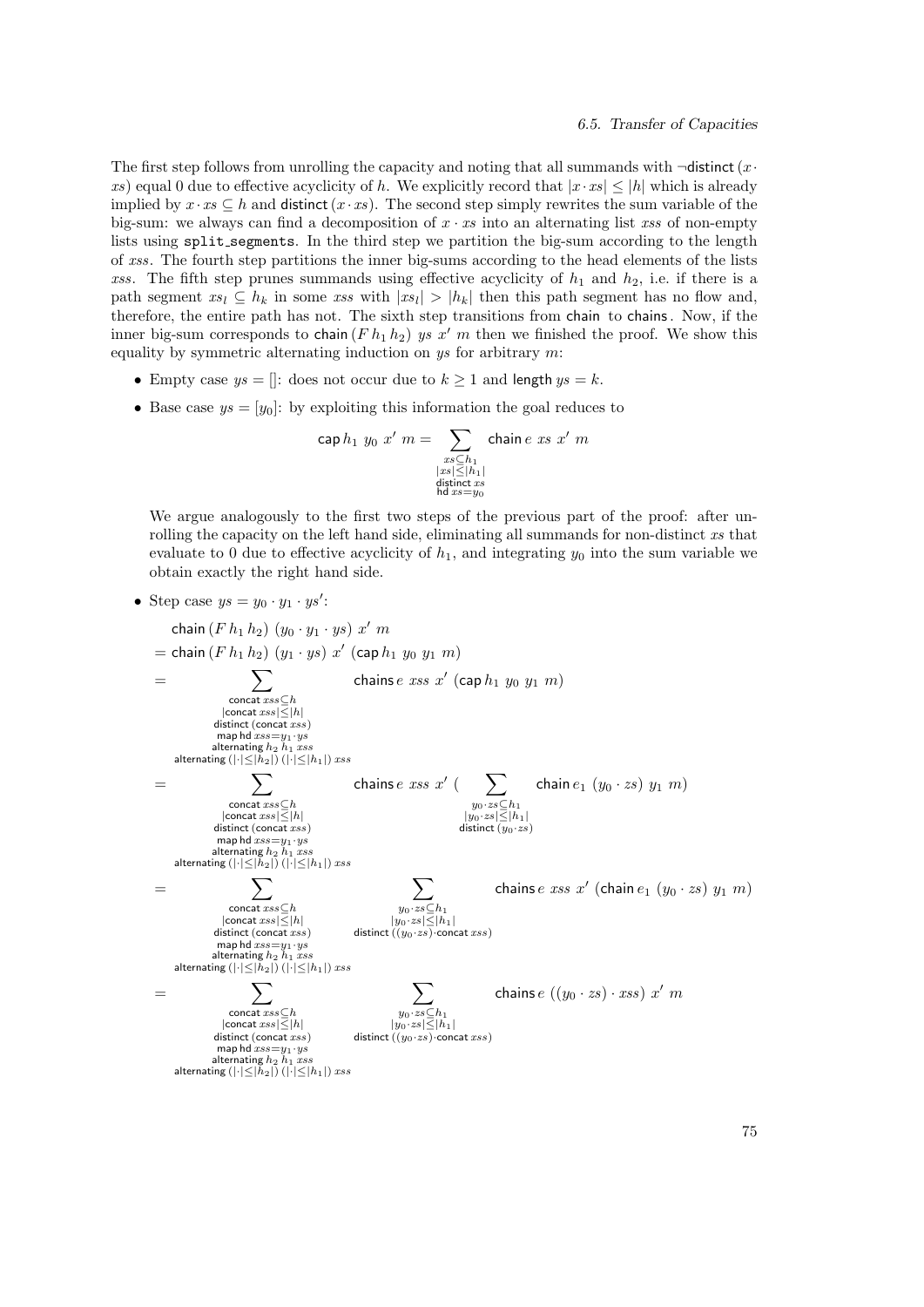The first step follows from unrolling the capacity and noting that all summands with $\neg\mathsf{distinct}\,(x \cdot xs)$ equal 0 due to effective acyclicity of $h$. We explicitly record that $|x \cdot xs| \leq |h|$ which is already implied by $x \cdot xs \subseteq h$ and $\mathsf{distinct}\,(x \cdot xs)$. The second step simply rewrites the sum variable of the big-sum: we always can find a decomposition of $x \cdot xs$ into an alternating list $xss$ of non-empty lists using `split_segments`. In the third step we partition the big-sum according to the length of $xss$. The fourth step partitions the inner big-sums according to the head elements of the lists $xss$. The fifth step prunes summands using effective acyclicity of $h_1$ and $h_2$, i.e. if there is a path segment $xs_l \subseteq h_k$ in some $xss$ with $|xs_l| > |h_k|$ then this path segment has no flow and, therefore, the entire path has not. The sixth step transitions from $\mathsf{chain}$ to $\mathsf{chains}$. Now, if the inner big-sum corresponds to $\mathsf{chain}\,(F\,h_1\,h_2)\;ys\;x'\;m$ then we finished the proof. We show this equality by symmetric alternating induction on $ys$ for arbitrary $m$:

- Empty case $ys = []$: does not occur due to $k \geq 1$ and $\mathsf{length}\;ys = k$.
- Base case $ys = [y_0]$: by exploiting this information the goal reduces to

$$\mathsf{cap}\,h_1\;y_0\;x'\;m = \sum_{\substack{xs \subseteq h_1 \\ |xs| \leq |h_1| \\ \mathsf{distinct}\;xs \\ \mathsf{hd}\;xs = y_0}} \mathsf{chain}\;e\;xs\;x'\;m$$

  We argue analogously to the first two steps of the previous part of the proof: after unrolling the capacity on the left hand side, eliminating all summands for non-distinct $xs$ that evaluate to 0 due to effective acyclicity of $h_1$, and integrating $y_0$ into the sum variable we obtain exactly the right hand side.

- Step case $ys = y_0 \cdot y_1 \cdot ys'$:

$$\begin{aligned}
& \mathsf{chain}\,(F\,h_1\,h_2)\;(y_0 \cdot y_1 \cdot ys)\;x'\;m \\
=\; & \mathsf{chain}\,(F\,h_1\,h_2)\;(y_1 \cdot ys)\;x'\;(\mathsf{cap}\,h_1\;y_0\;y_1\;m) \\
=\; & \sum_{\substack{\mathsf{concat}\;xss \subseteq h \\ |\mathsf{concat}\;xss| \leq |h| \\ \mathsf{distinct}\;(\mathsf{concat}\;xss) \\ \mathsf{map\;hd}\;xss = y_1 \cdot ys \\ \mathsf{alternating}\;h_2\;h_1\;xss \\ \mathsf{alternating}\;(|\cdot| \leq |h_2|)\;(|\cdot| \leq |h_1|)\;xss}} \mathsf{chains}\;e\;xss\;x'\;(\mathsf{cap}\,h_1\;y_0\;y_1\;m) \\
=\; & \sum_{\substack{\mathsf{concat}\;xss \subseteq h \\ |\mathsf{concat}\;xss| \leq |h| \\ \mathsf{distinct}\;(\mathsf{concat}\;xss) \\ \mathsf{map\;hd}\;xss = y_1 \cdot ys \\ \mathsf{alternating}\;h_2\;h_1\;xss \\ \mathsf{alternating}\;(|\cdot| \leq |h_2|)\;(|\cdot| \leq |h_1|)\;xss}} \mathsf{chains}\;e\;xss\;x'\;\Big(\sum_{\substack{y_0 \cdot zs \subseteq h_1 \\ |y_0 \cdot zs| \leq |h_1| \\ \mathsf{distinct}\;(y_0 \cdot zs)}} \mathsf{chain}\;e_1\;(y_0 \cdot zs)\;y_1\;m\Big) \\
=\; & \sum_{\substack{\mathsf{concat}\;xss \subseteq h \\ |\mathsf{concat}\;xss| \leq |h| \\ \mathsf{distinct}\;(\mathsf{concat}\;xss) \\ \mathsf{map\;hd}\;xss = y_1 \cdot ys \\ \mathsf{alternating}\;h_2\;h_1\;xss \\ \mathsf{alternating}\;(|\cdot| \leq |h_2|)\;(|\cdot| \leq |h_1|)\;xss}} \sum_{\substack{y_0 \cdot zs \subseteq h_1 \\ |y_0 \cdot zs| \leq |h_1| \\ \mathsf{distinct}\;((y_0 \cdot zs) \cdot \mathsf{concat}\;xss)}} \mathsf{chains}\;e\;xss\;x'\;(\mathsf{chain}\;e_1\;(y_0 \cdot zs)\;y_1\;m) \\
=\; & \sum_{\substack{\mathsf{concat}\;xss \subseteq h \\ |\mathsf{concat}\;xss| \leq |h| \\ \mathsf{distinct}\;(\mathsf{concat}\;xss) \\ \mathsf{map\;hd}\;xss = y_1 \cdot ys \\ \mathsf{alternating}\;h_2\;h_1\;xss \\ \mathsf{alternating}\;(|\cdot| \leq |h_2|)\;(|\cdot| \leq |h_1|)\;xss}} \sum_{\substack{y_0 \cdot zs \subseteq h_1 \\ |y_0 \cdot zs| \leq |h_1| \\ \mathsf{distinct}\;((y_0 \cdot zs) \cdot \mathsf{concat}\;xss)}} \mathsf{chains}\;e\;((y_0 \cdot zs) \cdot xss)\;x'\;m
\end{aligned}$$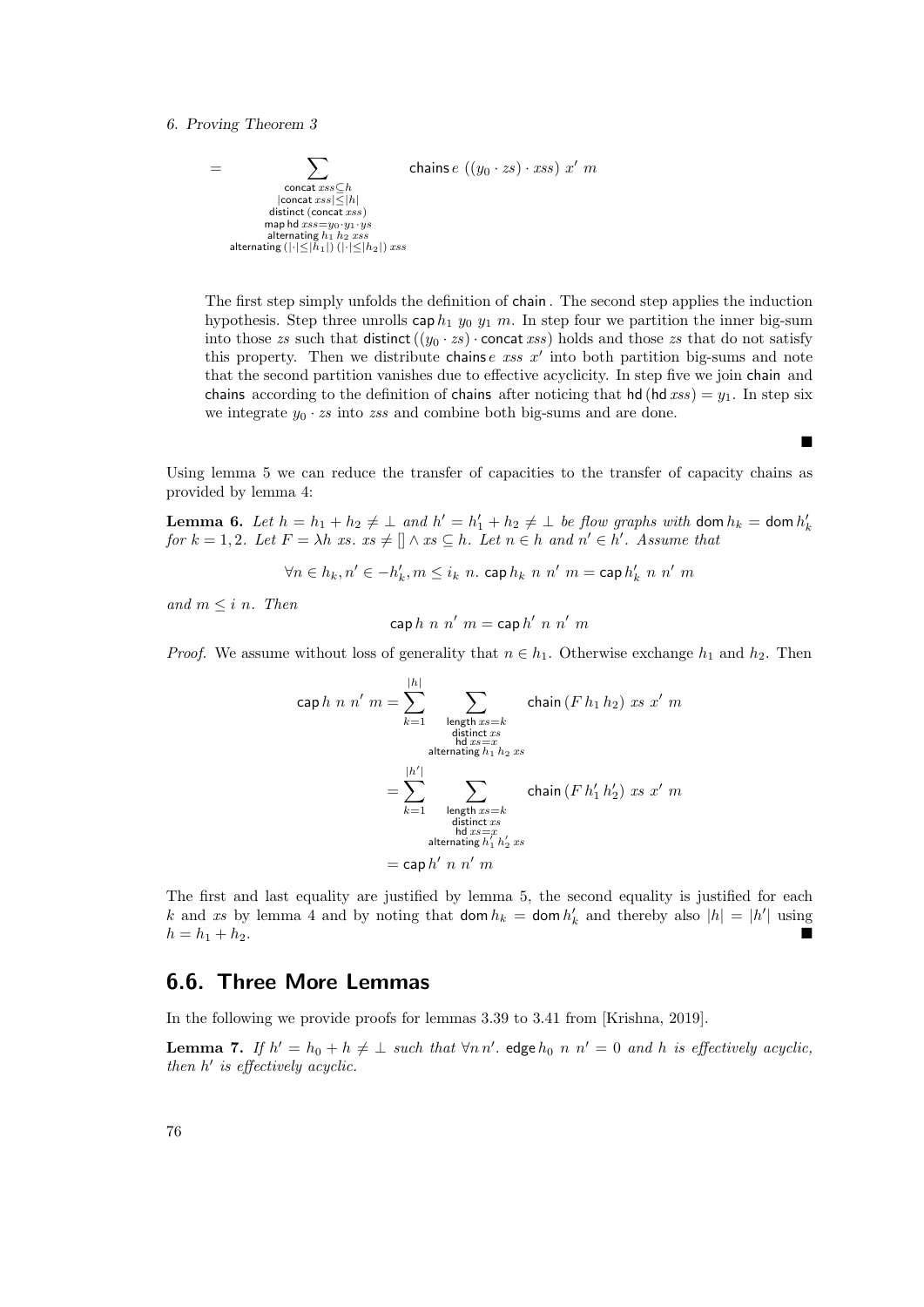$$= \sum_{\substack{\mathsf{concat}\ xss \subseteq h \\ |\mathsf{concat}\ xss| \leq |h| \\ \mathsf{distinct}\ (\mathsf{concat}\ xss) \\ \mathsf{map}\ \mathsf{hd}\ xss = y_0 \cdot y_1 \cdot ys \\ \mathsf{alternating}\ h_1\ h_2\ xss \\ \mathsf{alternating}\ (|\cdot| \leq |h_1|)\ (|\cdot| \leq |h_2|)\ xss}} \mathsf{chains}\, e\ ((y_0 \cdot zs) \cdot xss)\ x'\ m$$

The first step simply unfolds the definition of $\mathsf{chain}$ . The second step applies the induction hypothesis. Step three unrolls $\mathsf{cap}\, h_1\ y_0\ y_1\ m$. In step four we partition the inner big-sum into those $zs$ such that $\mathsf{distinct}\,((y_0 \cdot zs) \cdot \mathsf{concat}\, xss)$ holds and those $zs$ that do not satisfy this property. Then we distribute $\mathsf{chains}\, e\ xss\ x'$ into both partition big-sums and note that the second partition vanishes due to effective acyclicity. In step five we join $\mathsf{chain}$ and $\mathsf{chains}$ according to the definition of $\mathsf{chains}$ after noticing that $\mathsf{hd}\,(\mathsf{hd}\, xss) = y_1$. In step six we integrate $y_0 \cdot zs$ into $zss$ and combine both big-sums and are done. ∎

Using lemma 5 we can reduce the transfer of capacities to the transfer of capacity chains as provided by lemma 4:

**Lemma 6.** *Let $h = h_1 + h_2 \neq \bot$ and $h' = h_1' + h_2 \neq \bot$ be flow graphs with $\mathsf{dom}\, h_k = \mathsf{dom}\, h_k'$ for $k = 1, 2$. Let $F = \lambda h\ xs.\ xs \neq [] \wedge xs \subseteq h$. Let $n \in h$ and $n' \in h'$. Assume that*

$$\forall n \in h_k, n' \in -h_k', m \leq i_k\ n.\ \mathsf{cap}\, h_k\ n\ n'\ m = \mathsf{cap}\, h_k'\ n\ n'\ m$$

*and $m \leq i\ n$. Then*

$$\mathsf{cap}\, h\ n\ n'\ m = \mathsf{cap}\, h'\ n\ n'\ m$$

*Proof.* We assume without loss of generality that $n \in h_1$. Otherwise exchange $h_1$ and $h_2$. Then

$$\begin{aligned}
\mathsf{cap}\, h\ n\ n'\ m &= \sum_{k=1}^{|h|} \sum_{\substack{\mathsf{length}\ xs = k \\ \mathsf{distinct}\ xs \\ \mathsf{hd}\ xs = x \\ \mathsf{alternating}\ h_1\ h_2\ xs}} \mathsf{chain}\,(F\, h_1\, h_2)\ xs\ x'\ m \\
&= \sum_{k=1}^{|h'|} \sum_{\substack{\mathsf{length}\ xs = k \\ \mathsf{distinct}\ xs \\ \mathsf{hd}\ xs = x \\ \mathsf{alternating}\ h_1'\ h_2'\ xs}} \mathsf{chain}\,(F\, h_1'\, h_2')\ xs\ x'\ m \\
&= \mathsf{cap}\, h'\ n\ n'\ m
\end{aligned}$$

The first and last equality are justified by lemma 5, the second equality is justified for each $k$ and $xs$ by lemma 4 and by noting that $\mathsf{dom}\, h_k = \mathsf{dom}\, h_k'$ and thereby also $|h| = |h'|$ using $h = h_1 + h_2$. ∎

## 6.6. Three More Lemmas

In the following we provide proofs for lemmas 3.39 to 3.41 from [Krishna, 2019].

**Lemma 7.** *If $h' = h_0 + h \neq \bot$ such that $\forall n\, n'.\ \mathsf{edge}\, h_0\ n\ n' = 0$ and $h$ is effectively acyclic, then $h'$ is effectively acyclic.*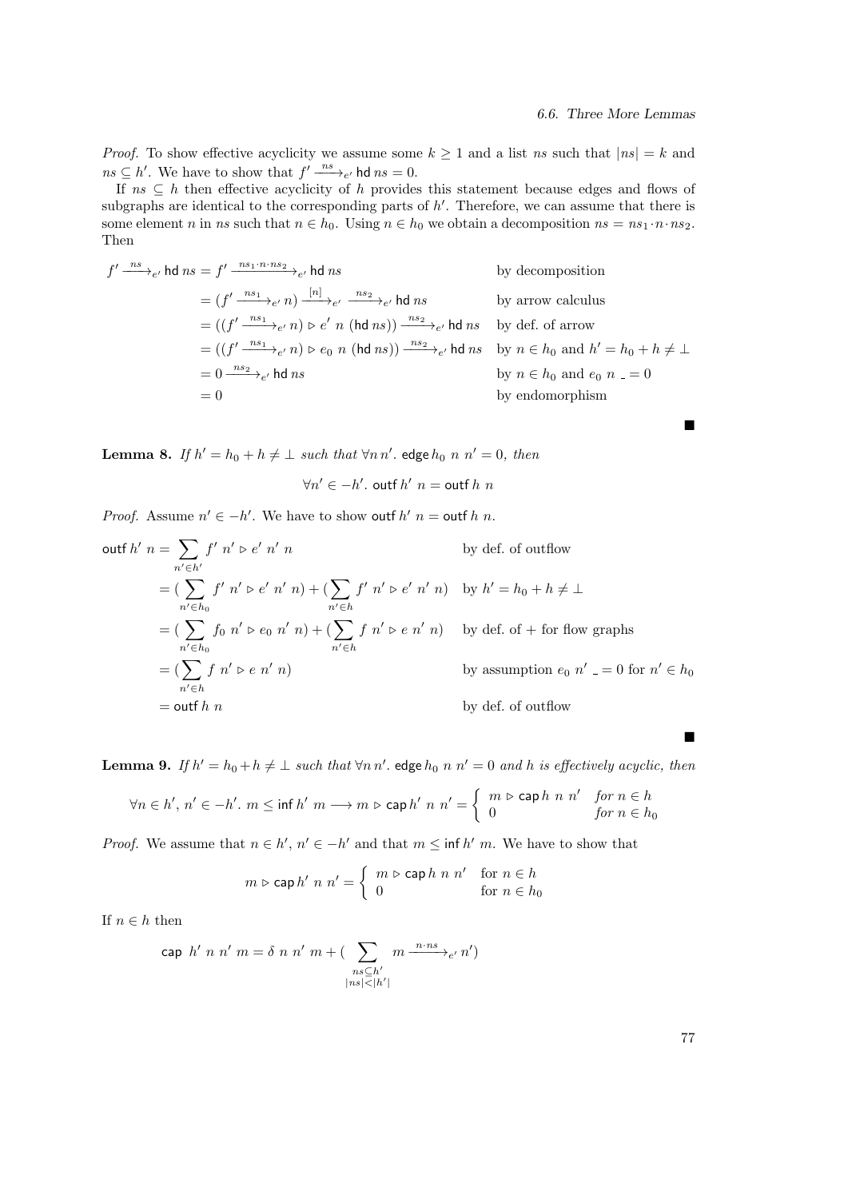*Proof.* To show effective acyclicity we assume some $k \geq 1$ and a list $ns$ such that $|ns| = k$ and $ns \subseteq h'$. We have to show that $f' \xrightarrow{ns}_{e'} \mathsf{hd}\; ns = 0$.

If $ns \subseteq h$ then effective acyclicity of $h$ provides this statement because edges and flows of subgraphs are identical to the corresponding parts of $h'$. Therefore, we can assume that there is some element $n$ in $ns$ such that $n \in h_0$. Using $n \in h_0$ we obtain a decomposition $ns = ns_1 \cdot n \cdot ns_2$. Then

$$
\begin{aligned}
f' \xrightarrow{ns}_{e'} \mathsf{hd}\; ns &= f' \xrightarrow{ns_1 \cdot n \cdot ns_2}_{e'} \mathsf{hd}\; ns && \text{by decomposition}\\
&= (f' \xrightarrow{ns_1}_{e'} n) \xrightarrow{[n]}_{e'} \xrightarrow{ns_2}_{e'} \mathsf{hd}\; ns && \text{by arrow calculus}\\
&= ((f' \xrightarrow{ns_1}_{e'} n) \triangleright e'\; n\; (\mathsf{hd}\; ns)) \xrightarrow{ns_2}_{e'} \mathsf{hd}\; ns && \text{by def. of arrow}\\
&= ((f' \xrightarrow{ns_1}_{e'} n) \triangleright e_0\; n\; (\mathsf{hd}\; ns)) \xrightarrow{ns_2}_{e'} \mathsf{hd}\; ns && \text{by } n \in h_0 \text{ and } h' = h_0 + h \neq \bot\\
&= 0 \xrightarrow{ns_2}_{e'} \mathsf{hd}\; ns && \text{by } n \in h_0 \text{ and } e_0\; n\; \_ = 0\\
&= 0 && \text{by endomorphism}
\end{aligned}
$$

■

**Lemma 8.** *If $h' = h_0 + h \neq \bot$ such that $\forall n\, n'.\ \mathsf{edge}\, h_0\; n\; n' = 0$, then*

$$\forall n' \in -h'.\ \mathsf{outf}\; h'\; n = \mathsf{outf}\; h\; n$$

*Proof.* Assume $n' \in -h'$. We have to show $\mathsf{outf}\; h'\; n = \mathsf{outf}\; h\; n$.

$$
\begin{aligned}
\mathsf{outf}\; h'\; n &= \sum_{n' \in h'} f'\; n' \triangleright e'\; n'\; n && \text{by def. of outflow}\\
&= (\sum_{n' \in h_0} f'\; n' \triangleright e'\; n'\; n) + (\sum_{n' \in h} f'\; n' \triangleright e'\; n'\; n) && \text{by } h' = h_0 + h \neq \bot\\
&= (\sum_{n' \in h_0} f_0\; n' \triangleright e_0\; n'\; n) + (\sum_{n' \in h} f\; n' \triangleright e\; n'\; n) && \text{by def. of + for flow graphs}\\
&= (\sum_{n' \in h} f\; n' \triangleright e\; n'\; n) && \text{by assumption } e_0\; n'\; \_ = 0 \text{ for } n' \in h_0\\
&= \mathsf{outf}\; h\; n && \text{by def. of outflow}
\end{aligned}
$$

■

**Lemma 9.** *If $h' = h_0 + h \neq \bot$ such that $\forall n\, n'.\ \mathsf{edge}\, h_0\; n\; n' = 0$ and $h$ is effectively acyclic, then*

$$\forall n \in h',\, n' \in -h'.\ m \leq \mathsf{inf}\; h'\; m \longrightarrow m \triangleright \mathsf{cap}\, h'\; n\; n' = \begin{cases} m \triangleright \mathsf{cap}\, h\; n\; n' & \text{for } n \in h \\ 0 & \text{for } n \in h_0 \end{cases}$$

*Proof.* We assume that $n \in h'$, $n' \in -h'$ and that $m \leq \mathsf{inf}\; h'\; m$. We have to show that

$$m \triangleright \mathsf{cap}\, h'\; n\; n' = \begin{cases} m \triangleright \mathsf{cap}\, h\; n\; n' & \text{for } n \in h \\ 0 & \text{for } n \in h_0 \end{cases}$$

If $n \in h$ then

$$\mathsf{cap}\;\; h'\; n\; n'\; m = \delta\; n\; n'\; m + (\sum_{\substack{ns \subseteq h' \\ |ns| < |h'|}} m \xrightarrow{n \cdot ns}_{e'} n')$$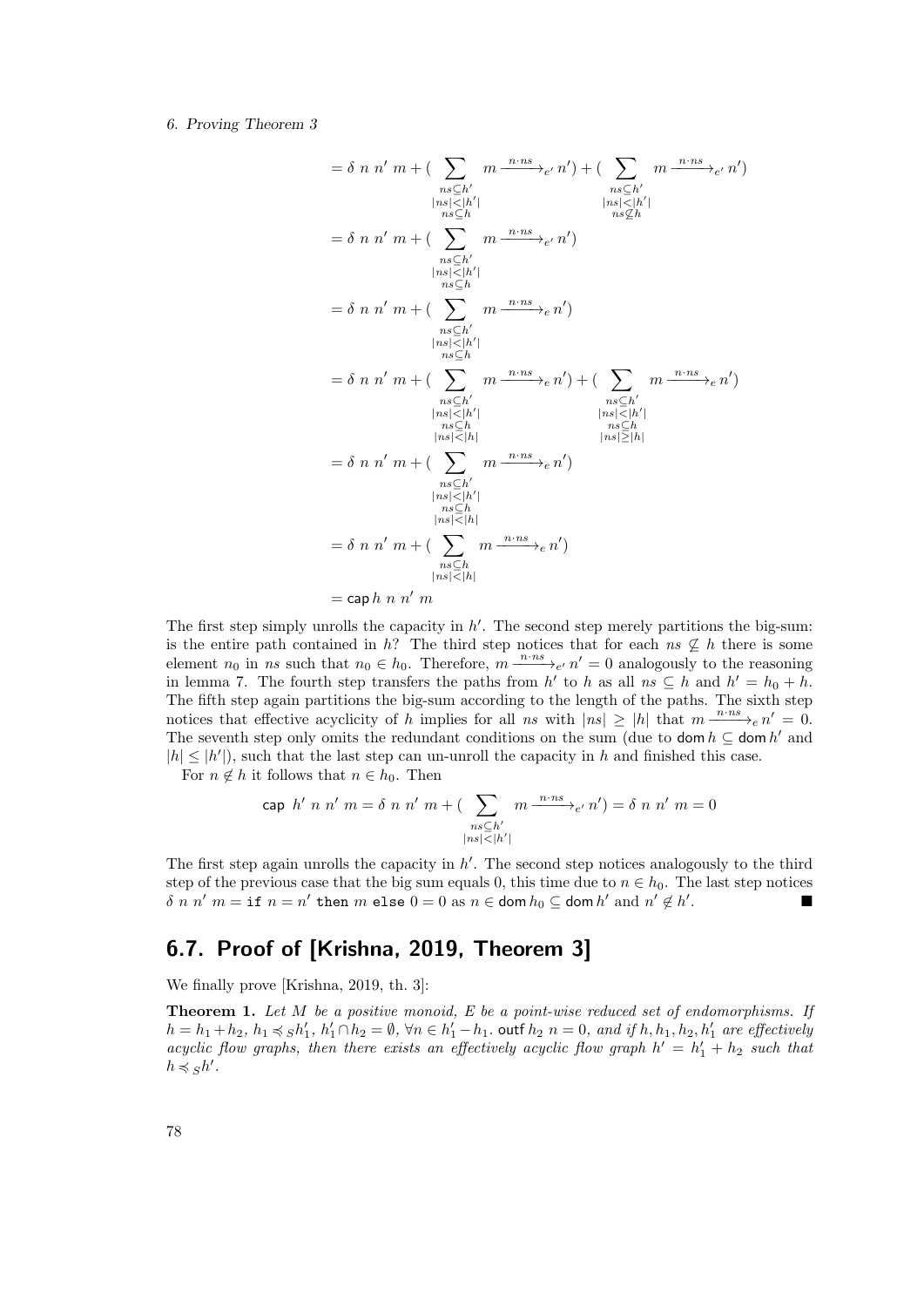$$
\begin{aligned}
&= \delta\ n\ n'\ m + (\sum_{\substack{ns \subseteq h' \\ |ns| < |h'| \\ ns \subseteq h}} m \xrightarrow{n \cdot ns}_{e'} n') + (\sum_{\substack{ns \subseteq h' \\ |ns| < |h'| \\ ns \not\subseteq h}} m \xrightarrow{n \cdot ns}_{e'} n') \\
&= \delta\ n\ n'\ m + (\sum_{\substack{ns \subseteq h' \\ |ns| < |h'| \\ ns \subseteq h}} m \xrightarrow{n \cdot ns}_{e'} n') \\
&= \delta\ n\ n'\ m + (\sum_{\substack{ns \subseteq h' \\ |ns| < |h'| \\ ns \subseteq h}} m \xrightarrow{n \cdot ns}_{e} n') \\
&= \delta\ n\ n'\ m + (\sum_{\substack{ns \subseteq h' \\ |ns| < |h'| \\ ns \subseteq h \\ |ns| < |h|}} m \xrightarrow{n \cdot ns}_{e} n') + (\sum_{\substack{ns \subseteq h' \\ |ns| < |h'| \\ ns \subseteq h \\ |ns| \geq |h|}} m \xrightarrow{n \cdot ns}_{e} n') \\
&= \delta\ n\ n'\ m + (\sum_{\substack{ns \subseteq h' \\ |ns| < |h'| \\ ns \subseteq h \\ |ns| < |h|}} m \xrightarrow{n \cdot ns}_{e} n') \\
&= \delta\ n\ n'\ m + (\sum_{\substack{ns \subseteq h \\ |ns| < |h|}} m \xrightarrow{n \cdot ns}_{e} n') \\
&= \mathsf{cap}\, h\ n\ n'\ m
\end{aligned}
$$

The first step simply unrolls the capacity in $h'$. The second step merely partitions the big-sum: is the entire path contained in $h$? The third step notices that for each $ns \not\subseteq h$ there is some element $n_0$ in $ns$ such that $n_0 \in h_0$. Therefore, $m \xrightarrow{n \cdot ns}_{e'} n' = 0$ analogously to the reasoning in lemma 7. The fourth step transfers the paths from $h'$ to $h$ as all $ns \subseteq h$ and $h' = h_0 + h$. The fifth step again partitions the big-sum according to the length of the paths. The sixth step notices that effective acyclicity of $h$ implies for all $ns$ with $|ns| \geq |h|$ that $m \xrightarrow{n \cdot ns}_{e} n' = 0$. The seventh step only omits the redundant conditions on the sum (due to $\mathsf{dom}\, h \subseteq \mathsf{dom}\, h'$ and $|h| \leq |h'|$), such that the last step can un-unroll the capacity in $h$ and finished this case.

For $n \notin h$ it follows that $n \in h_0$. Then

$$
\mathsf{cap}\ h'\ n\ n'\ m = \delta\ n\ n'\ m + (\sum_{\substack{ns \subseteq h' \\ |ns| < |h'|}} m \xrightarrow{n \cdot ns}_{e'} n') = \delta\ n\ n'\ m = 0
$$

The first step again unrolls the capacity in $h'$. The second step notices analogously to the third step of the previous case that the big sum equals 0, this time due to $n \in h_0$. The last step notices $\delta\ n\ n'\ m = \texttt{if}\ n = n'\ \texttt{then}\ m\ \texttt{else}\ 0 = 0$ as $n \in \mathsf{dom}\, h_0 \subseteq \mathsf{dom}\, h'$ and $n' \notin h'$. ∎

## 6.7. Proof of [Krishna, 2019, Theorem 3]

We finally prove [Krishna, 2019, th. 3]:

**Theorem 1.** *Let $M$ be a positive monoid, $E$ be a point-wise reduced set of endomorphisms. If $h = h_1 + h_2$, $h_1 \preccurlyeq_S h_1'$, $h_1' \cap h_2 = \emptyset$, $\forall n \in h_1' - h_1$. $\mathsf{outf}\, h_2\ n = 0$, and if $h, h_1, h_2, h_1'$ are effectively acyclic flow graphs, then there exists an effectively acyclic flow graph $h' = h_1' + h_2$ such that $h \preccurlyeq_S h'$.*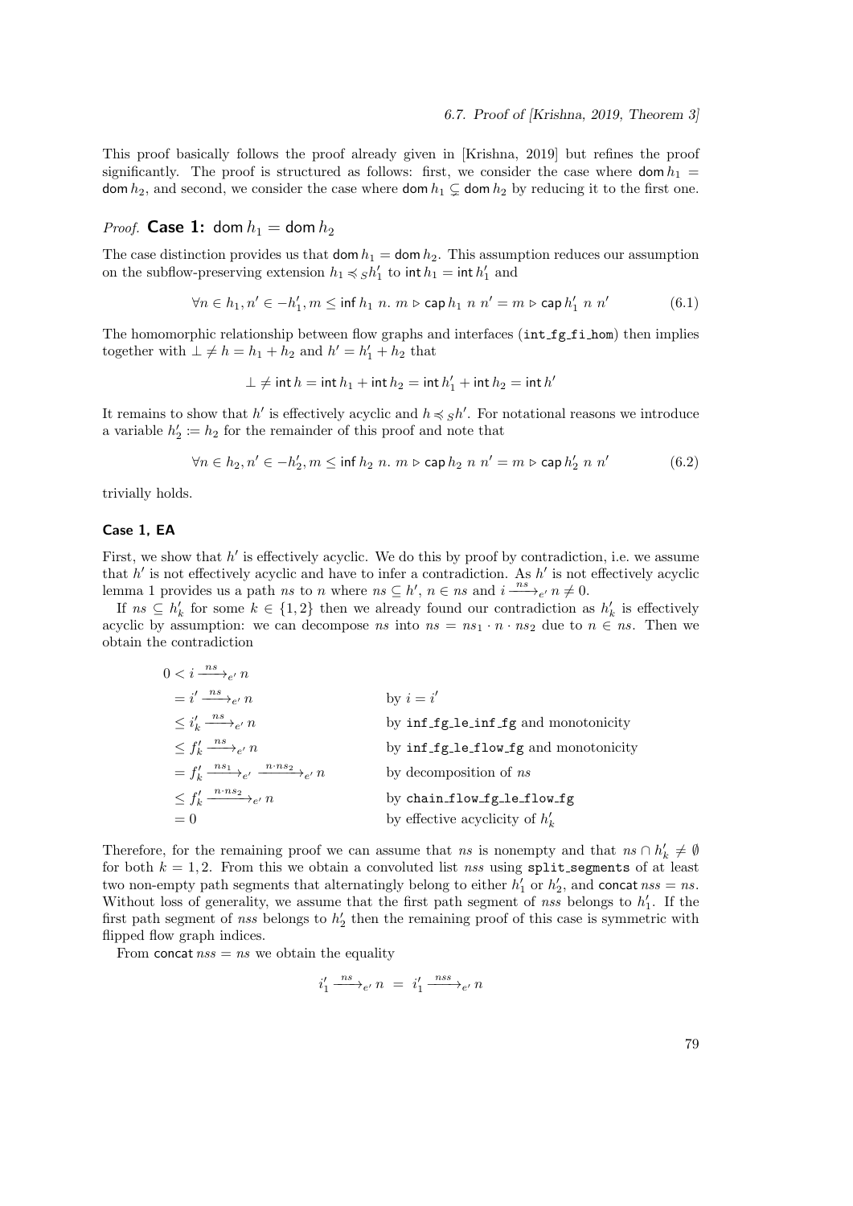This proof basically follows the proof already given in [Krishna, 2019] but refines the proof significantly. The proof is structured as follows: first, we consider the case where $\mathsf{dom}\, h_1 = \mathsf{dom}\, h_2$, and second, we consider the case where $\mathsf{dom}\, h_1 \subsetneq \mathsf{dom}\, h_2$ by reducing it to the first one.

*Proof.* **Case 1:** $\mathsf{dom}\, h_1 = \mathsf{dom}\, h_2$

The case distinction provides us that $\mathsf{dom}\, h_1 = \mathsf{dom}\, h_2$. This assumption reduces our assumption on the subflow-preserving extension $h_1 \preccurlyeq_S h_1'$ to $\mathsf{int}\, h_1 = \mathsf{int}\, h_1'$ and

$$\forall n \in h_1, n' \in -h_1', m \leq \mathsf{inf}\ h_1\ n.\ m \triangleright \mathsf{cap}\, h_1\ n\ n' = m \triangleright \mathsf{cap}\, h_1'\ n\ n' \tag{6.1}$$

The homomorphic relationship between flow graphs and interfaces (`int_fg_fi_hom`) then implies together with $\bot \neq h = h_1 + h_2$ and $h' = h_1' + h_2$ that

$$\bot \neq \mathsf{int}\, h = \mathsf{int}\, h_1 + \mathsf{int}\, h_2 = \mathsf{int}\, h_1' + \mathsf{int}\, h_2 = \mathsf{int}\, h'$$

It remains to show that $h'$ is effectively acyclic and $h \preccurlyeq_S h'$. For notational reasons we introduce a variable $h_2' := h_2$ for the remainder of this proof and note that

$$\forall n \in h_2, n' \in -h_2', m \leq \mathsf{inf}\ h_2\ n.\ m \triangleright \mathsf{cap}\, h_2\ n\ n' = m \triangleright \mathsf{cap}\, h_2'\ n\ n' \tag{6.2}$$

trivially holds.

#### Case 1, EA

First, we show that $h'$ is effectively acyclic. We do this by proof by contradiction, i.e. we assume that $h'$ is not effectively acyclic and have to infer a contradiction. As $h'$ is not effectively acyclic lemma 1 provides us a path $ns$ to $n$ where $ns \subseteq h'$, $n \in ns$ and $i \xrightarrow{ns}_{e'} n \neq 0$.

If $ns \subseteq h_k'$ for some $k \in \{1, 2\}$ then we already found our contradiction as $h_k'$ is effectively acyclic by assumption: we can decompose $ns$ into $ns = ns_1 \cdot n \cdot ns_2$ due to $n \in ns$. Then we obtain the contradiction

$$\begin{aligned}
0 &< i \xrightarrow{ns}_{e'} n \\
&= i' \xrightarrow{ns}_{e'} n && \text{by } i = i' \\
&\leq i_k' \xrightarrow{ns}_{e'} n && \text{by } \texttt{inf\_fg\_le\_inf\_fg} \text{ and monotonicity} \\
&\leq f_k' \xrightarrow{ns}_{e'} n && \text{by } \texttt{inf\_fg\_le\_flow\_fg} \text{ and monotonicity} \\
&= f_k' \xrightarrow{ns_1}_{e'} \xrightarrow{n \cdot ns_2}_{e'} n && \text{by decomposition of } ns \\
&\leq f_k' \xrightarrow{n \cdot ns_2}_{e'} n && \text{by } \texttt{chain\_flow\_fg\_le\_flow\_fg} \\
&= 0 && \text{by effective acyclicity of } h_k'
\end{aligned}$$

Therefore, for the remaining proof we can assume that $ns$ is nonempty and that $ns \cap h_k' \neq \emptyset$ for both $k = 1, 2$. From this we obtain a convoluted list $nss$ using `split_segments` of at least two non-empty path segments that alternatingly belong to either $h_1'$ or $h_2'$, and $\mathsf{concat}\, nss = ns$. Without loss of generality, we assume that the first path segment of $nss$ belongs to $h_1'$. If the first path segment of $nss$ belongs to $h_2'$ then the remaining proof of this case is symmetric with flipped flow graph indices.

From $\mathsf{concat}\, nss = ns$ we obtain the equality

$$i_1' \xrightarrow{ns}_{e'} n \ = \ i_1' \xrightarrow{nss}_{e'} n$$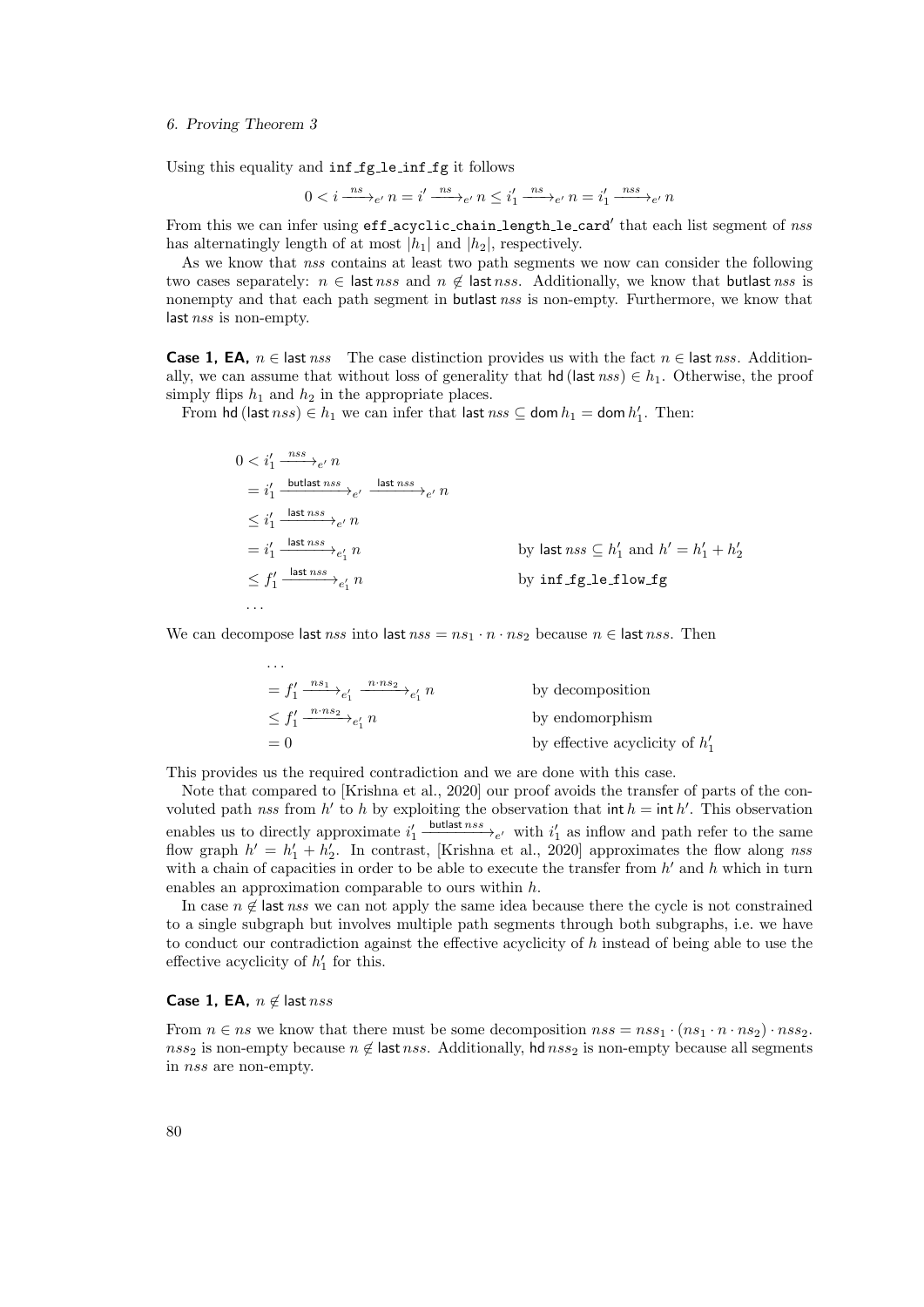Using this equality and `inf_fg_le_inf_fg` it follows

$$0 < i \xrightarrow{ns}_{e'} n = i' \xrightarrow{ns}_{e'} n \leq i'_1 \xrightarrow{ns}_{e'} n = i'_1 \xrightarrow{nss}_{e'} n$$

From this we can infer using `eff_acyclic_chain_length_le_card`$'$ that each list segment of $nss$ has alternatingly length of at most $|h_1|$ and $|h_2|$, respectively.

As we know that $nss$ contains at least two path segments we now can consider the following two cases separately: $n \in \mathsf{last}\, nss$ and $n \notin \mathsf{last}\, nss$. Additionally, we know that $\mathsf{butlast}\, nss$ is nonempty and that each path segment in $\mathsf{butlast}\, nss$ is non-empty. Furthermore, we know that $\mathsf{last}\, nss$ is non-empty.

**Case 1, EA,** $n \in \mathsf{last}\, nss$ The case distinction provides us with the fact $n \in \mathsf{last}\, nss$. Additionally, we can assume that without loss of generality that $\mathsf{hd}\,(\mathsf{last}\, nss) \in h_1$. Otherwise, the proof simply flips $h_1$ and $h_2$ in the appropriate places.

From $\mathsf{hd}\,(\mathsf{last}\, nss) \in h_1$ we can infer that $\mathsf{last}\, nss \subseteq \mathsf{dom}\, h_1 = \mathsf{dom}\, h'_1$. Then:

$$
\begin{aligned}
0 &< i'_1 \xrightarrow{nss}_{e'} n \\
&= i'_1 \xrightarrow{\mathsf{butlast}\, nss}_{e'} \xrightarrow{\mathsf{last}\, nss}_{e'} n \\
&\leq i'_1 \xrightarrow{\mathsf{last}\, nss}_{e'} n \\
&= i'_1 \xrightarrow{\mathsf{last}\, nss}_{e'_1} n && \text{by } \mathsf{last}\, nss \subseteq h'_1 \text{ and } h' = h'_1 + h'_2 \\
&\leq f'_1 \xrightarrow{\mathsf{last}\, nss}_{e'_1} n && \text{by } \texttt{inf\_fg\_le\_flow\_fg} \\
&\ldots
\end{aligned}
$$

We can decompose $\mathsf{last}\, nss$ into $\mathsf{last}\, nss = ns_1 \cdot n \cdot ns_2$ because $n \in \mathsf{last}\, nss$. Then

$$
\begin{aligned}
&\ldots \\
&= f'_1 \xrightarrow{ns_1}_{e'_1} \xrightarrow{n \cdot ns_2}_{e'_1} n && \text{by decomposition} \\
&\leq f'_1 \xrightarrow{n \cdot ns_2}_{e'_1} n && \text{by endomorphism} \\
&= 0 && \text{by effective acyclicity of } h'_1
\end{aligned}
$$

This provides us the required contradiction and we are done with this case.

Note that compared to [Krishna et al., 2020] our proof avoids the transfer of parts of the convoluted path $nss$ from $h'$ to $h$ by exploiting the observation that $\mathsf{int}\, h = \mathsf{int}\, h'$. This observation enables us to directly approximate $i'_1 \xrightarrow{\mathsf{butlast}\, nss}_{e'}$ with $i'_1$ as inflow and path refer to the same flow graph $h' = h'_1 + h'_2$. In contrast, [Krishna et al., 2020] approximates the flow along $nss$ with a chain of capacities in order to be able to execute the transfer from $h'$ and $h$ which in turn enables an approximation comparable to ours within $h$.

In case $n \notin \mathsf{last}\, nss$ we can not apply the same idea because there the cycle is not constrained to a single subgraph but involves multiple path segments through both subgraphs, i.e. we have to conduct our contradiction against the effective acyclicity of $h$ instead of being able to use the effective acyclicity of $h'_1$ for this.

**Case 1, EA,** $n \notin \mathsf{last}\, nss$

From $n \in ns$ we know that there must be some decomposition $nss = nss_1 \cdot (ns_1 \cdot n \cdot ns_2) \cdot nss_2$. $nss_2$ is non-empty because $n \notin \mathsf{last}\, nss$. Additionally, $\mathsf{hd}\, nss_2$ is non-empty because all segments in $nss$ are non-empty.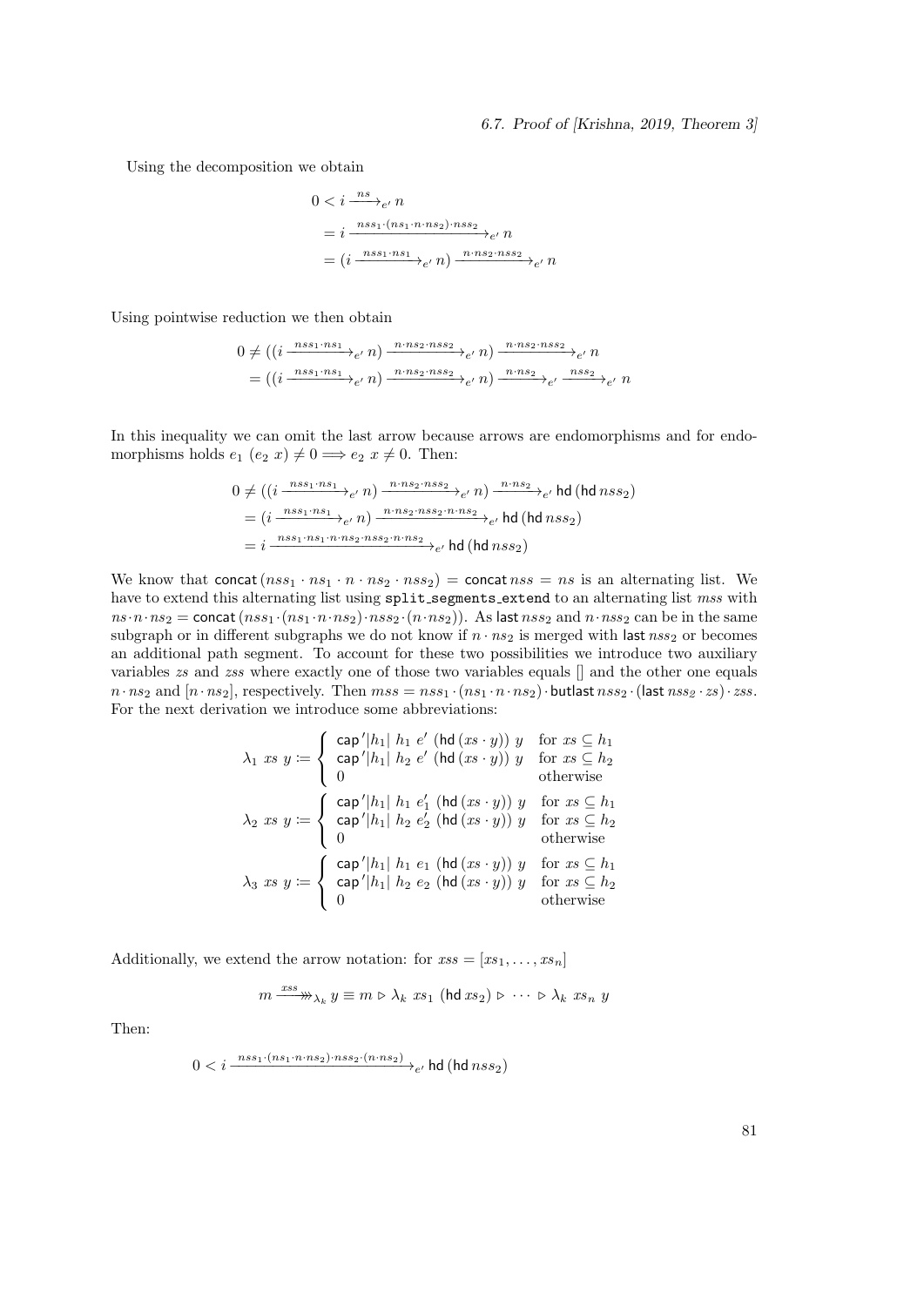Using the decomposition we obtain

$$
\begin{aligned}
0 &< i \xrightarrow{ns}_{e'} n \\
&= i \xrightarrow{nss_1 \cdot (ns_1 \cdot n \cdot ns_2) \cdot nss_2}_{e'} n \\
&= (i \xrightarrow{nss_1 \cdot ns_1}_{e'} n) \xrightarrow{n \cdot ns_2 \cdot nss_2}_{e'} n
\end{aligned}
$$

Using pointwise reduction we then obtain

$$
\begin{aligned}
0 &\neq ((i \xrightarrow{nss_1 \cdot ns_1}_{e'} n) \xrightarrow{n \cdot ns_2 \cdot nss_2}_{e'} n) \xrightarrow{n \cdot ns_2 \cdot nss_2}_{e'} n \\
&= ((i \xrightarrow{nss_1 \cdot ns_1}_{e'} n) \xrightarrow{n \cdot ns_2 \cdot nss_2}_{e'} n) \xrightarrow{n \cdot ns_2}_{e'} \xrightarrow{nss_2}_{e'} n
\end{aligned}
$$

In this inequality we can omit the last arrow because arrows are endomorphisms and for endomorphisms holds $e_1\ (e_2\ x) \neq 0 \Longrightarrow e_2\ x \neq 0$. Then:

$$
\begin{aligned}
0 &\neq ((i \xrightarrow{nss_1 \cdot ns_1}_{e'} n) \xrightarrow{n \cdot ns_2 \cdot nss_2}_{e'} n) \xrightarrow{n \cdot ns_2}_{e'} \mathsf{hd}\,(\mathsf{hd}\, nss_2) \\
&= (i \xrightarrow{nss_1 \cdot ns_1}_{e'} n) \xrightarrow{n \cdot ns_2 \cdot nss_2 \cdot n \cdot ns_2}_{e'} \mathsf{hd}\,(\mathsf{hd}\, nss_2) \\
&= i \xrightarrow{nss_1 \cdot ns_1 \cdot n \cdot ns_2 \cdot nss_2 \cdot n \cdot ns_2}_{e'} \mathsf{hd}\,(\mathsf{hd}\, nss_2)
\end{aligned}
$$

We know that $\mathsf{concat}\,(nss_1 \cdot ns_1 \cdot n \cdot ns_2 \cdot nss_2) = \mathsf{concat}\, nss = ns$ is an alternating list. We have to extend this alternating list using `split_segments_extend` to an alternating list $mss$ with $ns \cdot n \cdot ns_2 = \mathsf{concat}\,(nss_1 \cdot (ns_1 \cdot n \cdot ns_2) \cdot nss_2 \cdot (n \cdot ns_2))$. As $\mathsf{last}\, nss_2$ and $n \cdot nss_2$ can be in the same subgraph or in different subgraphs we do not know if $n \cdot ns_2$ is merged with $\mathsf{last}\, nss_2$ or becomes an additional path segment. To account for these two possibilities we introduce two auxiliary variables $zs$ and $zss$ where exactly one of those two variables equals $[]$ and the other one equals $n \cdot ns_2$ and $[n \cdot ns_2]$, respectively. Then $mss = nss_1 \cdot (ns_1 \cdot n \cdot ns_2) \cdot \mathsf{butlast}\, nss_2 \cdot (\mathsf{last}\, nss_2 \cdot zs) \cdot zss$. For the next derivation we introduce some abbreviations:

$$
\lambda_1\ xs\ y \coloneqq \begin{cases} \mathsf{cap}'|h_1|\ h_1\ e'\ (\mathsf{hd}\,(xs \cdot y))\ y & \text{for } xs \subseteq h_1 \\ \mathsf{cap}'|h_1|\ h_2\ e'\ (\mathsf{hd}\,(xs \cdot y))\ y & \text{for } xs \subseteq h_2 \\ 0 & \text{otherwise} \end{cases}
$$

$$
\lambda_2\ xs\ y \coloneqq \begin{cases} \mathsf{cap}'|h_1|\ h_1\ e_1'\ (\mathsf{hd}\,(xs \cdot y))\ y & \text{for } xs \subseteq h_1 \\ \mathsf{cap}'|h_1|\ h_2\ e_2'\ (\mathsf{hd}\,(xs \cdot y))\ y & \text{for } xs \subseteq h_2 \\ 0 & \text{otherwise} \end{cases}
$$

$$
\lambda_3\ xs\ y \coloneqq \begin{cases} \mathsf{cap}'|h_1|\ h_1\ e_1\ (\mathsf{hd}\,(xs \cdot y))\ y & \text{for } xs \subseteq h_1 \\ \mathsf{cap}'|h_1|\ h_2\ e_2\ (\mathsf{hd}\,(xs \cdot y))\ y & \text{for } xs \subseteq h_2 \\ 0 & \text{otherwise} \end{cases}
$$

Additionally, we extend the arrow notation: for $xss = [xs_1, \ldots, xs_n]$

$$
m \xrightarrow{xss}\!\!\!\!\!\rightarrow\!\!\!\!\rightarrow_{\lambda_k} y \equiv m \triangleright \lambda_k\ xs_1\ (\mathsf{hd}\, xs_2) \triangleright \cdots \triangleright \lambda_k\ xs_n\ y
$$

Then:

$$
0 < i \xrightarrow{nss_1 \cdot (ns_1 \cdot n \cdot ns_2) \cdot nss_2 \cdot (n \cdot ns_2)}_{e'} \mathsf{hd}\,(\mathsf{hd}\, nss_2)
$$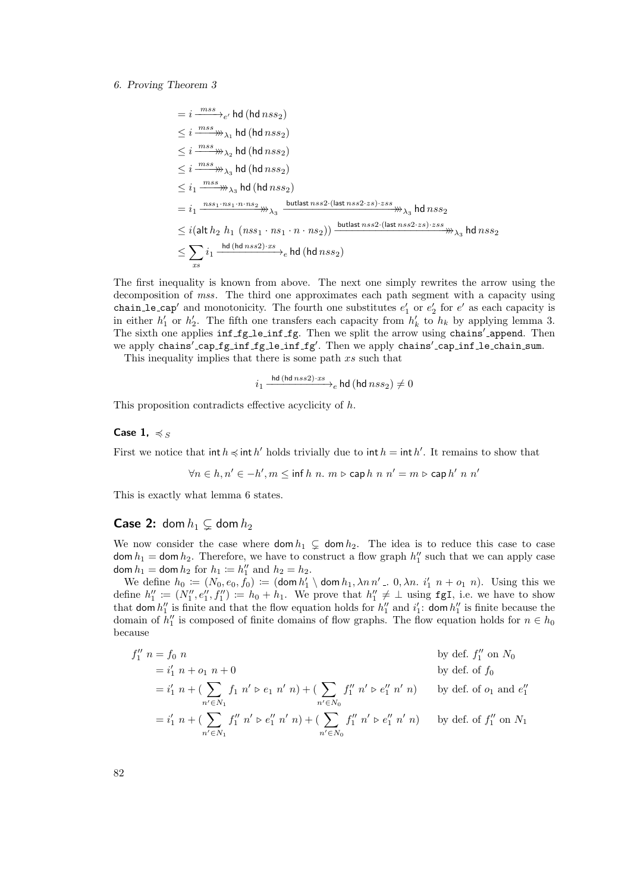$$
\begin{aligned}
&= i \xrightarrow{mss}_{e'} \mathsf{hd}\,(\mathsf{hd}\,nss_2) \\
&\leq i \xrightarrow{mss}\!\!\!\!\rightarrow\!\!\!\rightarrow_{\lambda_1} \mathsf{hd}\,(\mathsf{hd}\,nss_2) \\
&\leq i \xrightarrow{mss}\!\!\!\!\rightarrow\!\!\!\rightarrow_{\lambda_2} \mathsf{hd}\,(\mathsf{hd}\,nss_2) \\
&\leq i \xrightarrow{mss}\!\!\!\!\rightarrow\!\!\!\rightarrow_{\lambda_3} \mathsf{hd}\,(\mathsf{hd}\,nss_2) \\
&\leq i_1 \xrightarrow{mss}\!\!\!\!\rightarrow\!\!\!\rightarrow_{\lambda_3} \mathsf{hd}\,(\mathsf{hd}\,nss_2) \\
&= i_1 \xrightarrow{nss_1 \cdot ns_1 \cdot n \cdot ns_2}\!\!\!\!\rightarrow\!\!\!\rightarrow_{\lambda_3} \xrightarrow{\mathsf{butlast}\,nss2 \cdot (\mathsf{last}\,nss2 \cdot zs) \cdot zss}\!\!\!\!\rightarrow\!\!\!\rightarrow_{\lambda_3} \mathsf{hd}\,nss_2 \\
&\leq i(\mathsf{alt}\,h_2\;h_1\;(nss_1 \cdot ns_1 \cdot n \cdot ns_2)) \xrightarrow{\mathsf{butlast}\,nss2 \cdot (\mathsf{last}\,nss2 \cdot zs) \cdot zss}\!\!\!\!\rightarrow\!\!\!\rightarrow_{\lambda_3} \mathsf{hd}\,nss_2 \\
&\leq \sum_{xs} i_1 \xrightarrow{\mathsf{hd}\,(\mathsf{hd}\,nss2) \cdot xs}_{e} \mathsf{hd}\,(\mathsf{hd}\,nss_2)
\end{aligned}
$$

The first inequality is known from above. The next one simply rewrites the arrow using the decomposition of $mss$. The third one approximates each path segment with a capacity using `chain_le_cap'` and monotonicity. The fourth one substitutes $e'_1$ or $e'_2$ for $e'$ as each capacity is in either $h'_1$ or $h'_2$. The fifth one transfers each capacity from $h'_k$ to $h_k$ by applying lemma 3. The sixth one applies `inf_fg_le_inf_fg`. Then we split the arrow using `chains'_append`. Then we apply `chains'_cap_fg_inf_fg_le_inf_fg'`. Then we apply `chains'_cap_inf_le_chain_sum`.

This inequality implies that there is some path $xs$ such that

$$
i_1 \xrightarrow{\mathsf{hd}\,(\mathsf{hd}\,nss2) \cdot xs}_{e} \mathsf{hd}\,(\mathsf{hd}\,nss_2) \neq 0
$$

This proposition contradicts effective acyclicity of $h$.

#### Case 1, $\preccurlyeq_S$

First we notice that $\mathsf{int}\,h \preccurlyeq \mathsf{int}\,h'$ holds trivially due to $\mathsf{int}\,h = \mathsf{int}\,h'$. It remains to show that

$$
\forall n \in h, n' \in -h', m \leq \mathsf{inf}\;h\;n.\; m \triangleright \mathsf{cap}\,h\;n\;n' = m \triangleright \mathsf{cap}\,h'\;n\;n'
$$

This is exactly what lemma 6 states.

### Case 2: $\mathsf{dom}\,h_1 \subsetneq \mathsf{dom}\,h_2$

We now consider the case where $\mathsf{dom}\,h_1 \subsetneq \mathsf{dom}\,h_2$. The idea is to reduce this case to case $\mathsf{dom}\,h_1 = \mathsf{dom}\,h_2$. Therefore, we have to construct a flow graph $h''_1$ such that we can apply case $\mathsf{dom}\,h_1 = \mathsf{dom}\,h_2$ for $h_1 := h''_1$ and $h_2 = h_2$.

We define $h_0 := (N_0, e_0, f_0) := (\mathsf{dom}\,h'_1 \setminus \mathsf{dom}\,h_1, \lambda n\,n'\,\_.\;0, \lambda n.\;i'_1\;n + o_1\;n)$. Using this we define $h''_1 := (N''_1, e''_1, f''_1) := h_0 + h_1$. We prove that $h''_1 \neq \bot$ using `fgI`, i.e. we have to show that $\mathsf{dom}\,h''_1$ is finite and that the flow equation holds for $h''_1$ and $i'_1$: $\mathsf{dom}\,h''_1$ is finite because the domain of $h''_1$ is composed of finite domains of flow graphs. The flow equation holds for $n \in h_0$ because

$$
\begin{aligned}
f''_1\;n &= f_0\;n && \text{by def. } f''_1 \text{ on } N_0 \\
&= i'_1\;n + o_1\;n + 0 && \text{by def. of } f_0 \\
&= i'_1\;n + (\sum_{n' \in N_1} f_1\;n' \triangleright e_1\;n'\;n) + (\sum_{n' \in N_0} f''_1\;n' \triangleright e''_1\;n'\;n) && \text{by def. of } o_1 \text{ and } e''_1 \\
&= i'_1\;n + (\sum_{n' \in N_1} f''_1\;n' \triangleright e''_1\;n'\;n) + (\sum_{n' \in N_0} f''_1\;n' \triangleright e''_1\;n'\;n) && \text{by def. of } f''_1 \text{ on } N_1
\end{aligned}
$$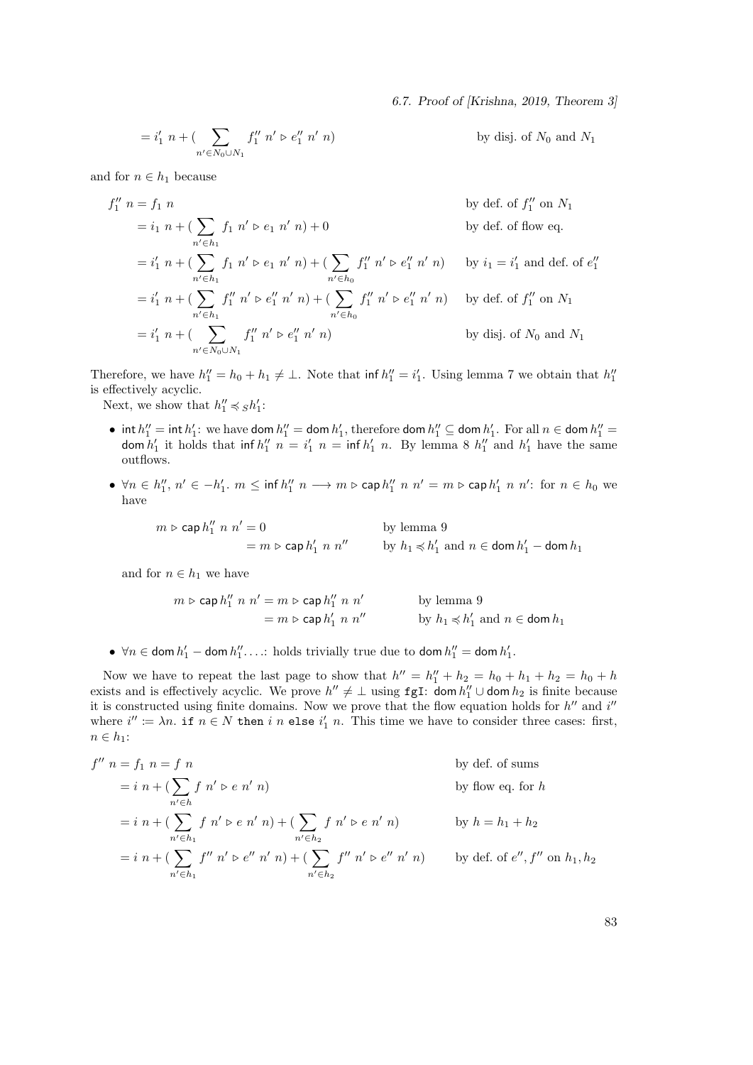$$= i_1' \ n + (\sum_{n' \in N_0 \cup N_1} f_1'' \ n' \triangleright e_1'' \ n' \ n) \qquad \text{by disj. of } N_0 \text{ and } N_1$$

and for $n \in h_1$ because

$$
\begin{aligned}
f_1'' \ n &= f_1 \ n && \text{by def. of } f_1'' \text{ on } N_1 \\
&= i_1 \ n + (\sum_{n' \in h_1} f_1 \ n' \triangleright e_1 \ n' \ n) + 0 && \text{by def. of flow eq.} \\
&= i_1' \ n + (\sum_{n' \in h_1} f_1 \ n' \triangleright e_1 \ n' \ n) + (\sum_{n' \in h_0} f_1'' \ n' \triangleright e_1'' \ n' \ n) && \text{by } i_1 = i_1' \text{ and def. of } e_1'' \\
&= i_1' \ n + (\sum_{n' \in h_1} f_1'' \ n' \triangleright e_1'' \ n' \ n) + (\sum_{n' \in h_0} f_1'' \ n' \triangleright e_1'' \ n' \ n) && \text{by def. of } f_1'' \text{ on } N_1 \\
&= i_1' \ n + (\sum_{n' \in N_0 \cup N_1} f_1'' \ n' \triangleright e_1'' \ n' \ n) && \text{by disj. of } N_0 \text{ and } N_1
\end{aligned}
$$

Therefore, we have $h_1'' = h_0 + h_1 \neq \bot$. Note that $\mathsf{inf}\, h_1'' = i_1'$. Using lemma 7 we obtain that $h_1''$ is effectively acyclic.

Next, we show that $h_1'' \preccurlyeq_S h_1'$:

- $\mathsf{int}\, h_1'' = \mathsf{int}\, h_1'$: we have $\mathsf{dom}\, h_1'' = \mathsf{dom}\, h_1'$, therefore $\mathsf{dom}\, h_1'' \subseteq \mathsf{dom}\, h_1'$. For all $n \in \mathsf{dom}\, h_1'' = \mathsf{dom}\, h_1'$ it holds that $\mathsf{inf}\, h_1'' \ n = i_1' \ n = \mathsf{inf}\, h_1' \ n$. By lemma 8 $h_1''$ and $h_1'$ have the same outflows.
- $\forall n \in h_1'',\, n' \in -h_1'.\ m \leq \mathsf{inf}\, h_1'' \ n \longrightarrow m \triangleright \mathsf{cap}\, h_1'' \ n \ n' = m \triangleright \mathsf{cap}\, h_1' \ n \ n'$: for $n \in h_0$ we have

$$
\begin{aligned}
m \triangleright \mathsf{cap}\, h_1'' \ n \ n' &= 0 && \text{by lemma 9} \\
&= m \triangleright \mathsf{cap}\, h_1' \ n \ n'' && \text{by } h_1 \preccurlyeq h_1' \text{ and } n \in \mathsf{dom}\, h_1' - \mathsf{dom}\, h_1
\end{aligned}
$$

  and for $n \in h_1$ we have

$$
\begin{aligned}
m \triangleright \mathsf{cap}\, h_1'' \ n \ n' &= m \triangleright \mathsf{cap}\, h_1'' \ n \ n' && \text{by lemma 9} \\
&= m \triangleright \mathsf{cap}\, h_1' \ n \ n'' && \text{by } h_1 \preccurlyeq h_1' \text{ and } n \in \mathsf{dom}\, h_1
\end{aligned}
$$

- $\forall n \in \mathsf{dom}\, h_1' - \mathsf{dom}\, h_1'' \ldots$: holds trivially true due to $\mathsf{dom}\, h_1'' = \mathsf{dom}\, h_1'$.

Now we have to repeat the last page to show that $h'' = h_1'' + h_2 = h_0 + h_1 + h_2 = h_0 + h$ exists and is effectively acyclic. We prove $h'' \neq \bot$ using `fgI`: $\mathsf{dom}\, h_1'' \cup \mathsf{dom}\, h_2$ is finite because it is constructed using finite domains. Now we prove that the flow equation holds for $h''$ and $i''$ where $i'' := \lambda n.\ \texttt{if}\ n \in N\ \texttt{then}\ i\ n\ \texttt{else}\ i_1'\ n$. This time we have to consider three cases: first, $n \in h_1$:

$$
\begin{aligned}
f'' \ n = f_1 \ n &= f \ n && \text{by def. of sums} \\
&= i \ n + (\sum_{n' \in h} f \ n' \triangleright e \ n' \ n) && \text{by flow eq. for } h \\
&= i \ n + (\sum_{n' \in h_1} f \ n' \triangleright e \ n' \ n) + (\sum_{n' \in h_2} f \ n' \triangleright e \ n' \ n) && \text{by } h = h_1 + h_2 \\
&= i \ n + (\sum_{n' \in h_1} f'' \ n' \triangleright e'' \ n' \ n) + (\sum_{n' \in h_2} f'' \ n' \triangleright e'' \ n' \ n) && \text{by def. of } e'', f'' \text{ on } h_1, h_2
\end{aligned}
$$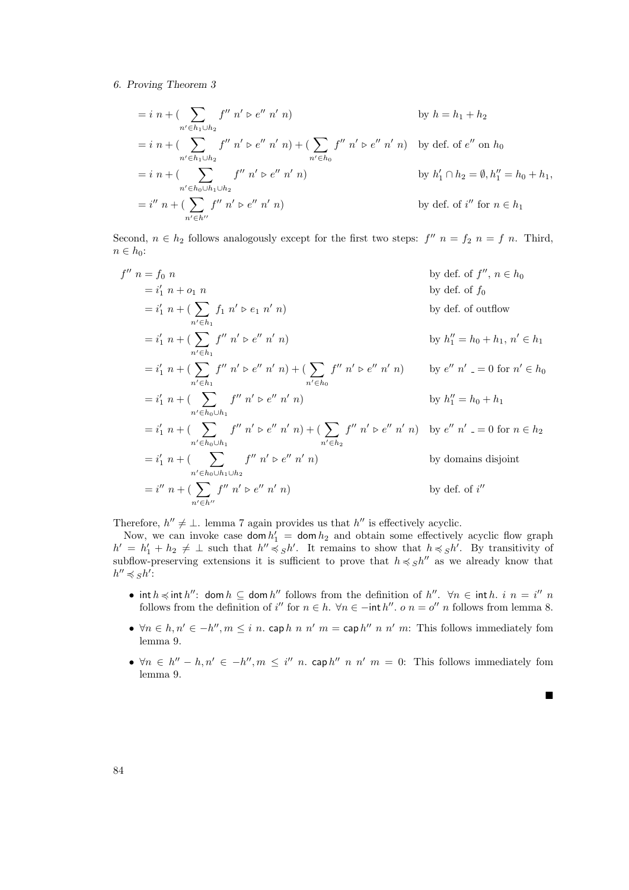$$
\begin{aligned}
&= i\ n + (\sum_{n' \in h_1 \cup h_2} f''\ n' \triangleright e''\ n'\ n) && \text{by } h = h_1 + h_2 \\
&= i\ n + (\sum_{n' \in h_1 \cup h_2} f''\ n' \triangleright e''\ n'\ n) + (\sum_{n' \in h_0} f''\ n' \triangleright e''\ n'\ n) && \text{by def. of } e'' \text{ on } h_0 \\
&= i\ n + (\sum_{n' \in h_0 \cup h_1 \cup h_2} f''\ n' \triangleright e''\ n'\ n) && \text{by } h_1' \cap h_2 = \emptyset, h_1'' = h_0 + h_1, \\
&= i''\ n + (\sum_{n' \in h''} f''\ n' \triangleright e''\ n'\ n) && \text{by def. of } i'' \text{ for } n \in h_1
\end{aligned}
$$

Second, $n \in h_2$ follows analogously except for the first two steps: $f''\ n = f_2\ n = f\ n$. Third, $n \in h_0$:

$$
\begin{aligned}
f''\ n &= f_0\ n && \text{by def. of } f'',\ n \in h_0 \\
&= i_1'\ n + o_1\ n && \text{by def. of } f_0 \\
&= i_1'\ n + (\sum_{n' \in h_1} f_1\ n' \triangleright e_1\ n'\ n) && \text{by def. of outflow} \\
&= i_1'\ n + (\sum_{n' \in h_1} f''\ n' \triangleright e''\ n'\ n) && \text{by } h_1'' = h_0 + h_1,\ n' \in h_1 \\
&= i_1'\ n + (\sum_{n' \in h_1} f''\ n' \triangleright e''\ n'\ n) + (\sum_{n' \in h_0} f''\ n' \triangleright e''\ n'\ n) && \text{by } e''\ n'\ \_ = 0 \text{ for } n' \in h_0 \\
&= i_1'\ n + (\sum_{n' \in h_0 \cup h_1} f''\ n' \triangleright e''\ n'\ n) && \text{by } h_1'' = h_0 + h_1 \\
&= i_1'\ n + (\sum_{n' \in h_0 \cup h_1} f''\ n' \triangleright e''\ n'\ n) + (\sum_{n' \in h_2} f''\ n' \triangleright e''\ n'\ n) && \text{by } e''\ n'\ \_ = 0 \text{ for } n \in h_2 \\
&= i_1'\ n + (\sum_{n' \in h_0 \cup h_1 \cup h_2} f''\ n' \triangleright e''\ n'\ n) && \text{by domains disjoint} \\
&= i''\ n + (\sum_{n' \in h''} f''\ n' \triangleright e''\ n'\ n) && \text{by def. of } i''
\end{aligned}
$$

Therefore, $h'' \neq \bot$. lemma 7 again provides us that $h''$ is effectively acyclic.

Now, we can invoke case $\mathsf{dom}\, h_1' = \mathsf{dom}\, h_2$ and obtain some effectively acyclic flow graph $h' = h_1' + h_2 \neq \bot$ such that $h'' \preccurlyeq_S h'$. It remains to show that $h \preccurlyeq_S h'$. By transitivity of subflow-preserving extensions it is sufficient to prove that $h \preccurlyeq_S h''$ as we already know that $h'' \preccurlyeq_S h'$:

- $\mathsf{int}\, h \preccurlyeq \mathsf{int}\, h''$: $\mathsf{dom}\, h \subseteq \mathsf{dom}\, h''$ follows from the definition of $h''$. $\forall n \in \mathsf{int}\, h.\ i\ n = i''\ n$ follows from the definition of $i''$ for $n \in h$. $\forall n \in -\mathsf{int}\, h''.\ o\ n = o''\ n$ follows from lemma 8.
- $\forall n \in h, n' \in -h'', m \leq i\ n.\ \mathsf{cap}\, h\ n\ n'\ m = \mathsf{cap}\, h''\ n\ n'\ m$: This follows immediately fom lemma 9.
- $\forall n \in h'' - h, n' \in -h'', m \leq i''\ n.\ \mathsf{cap}\, h''\ n\ n'\ m = 0$: This follows immediately fom lemma 9.

■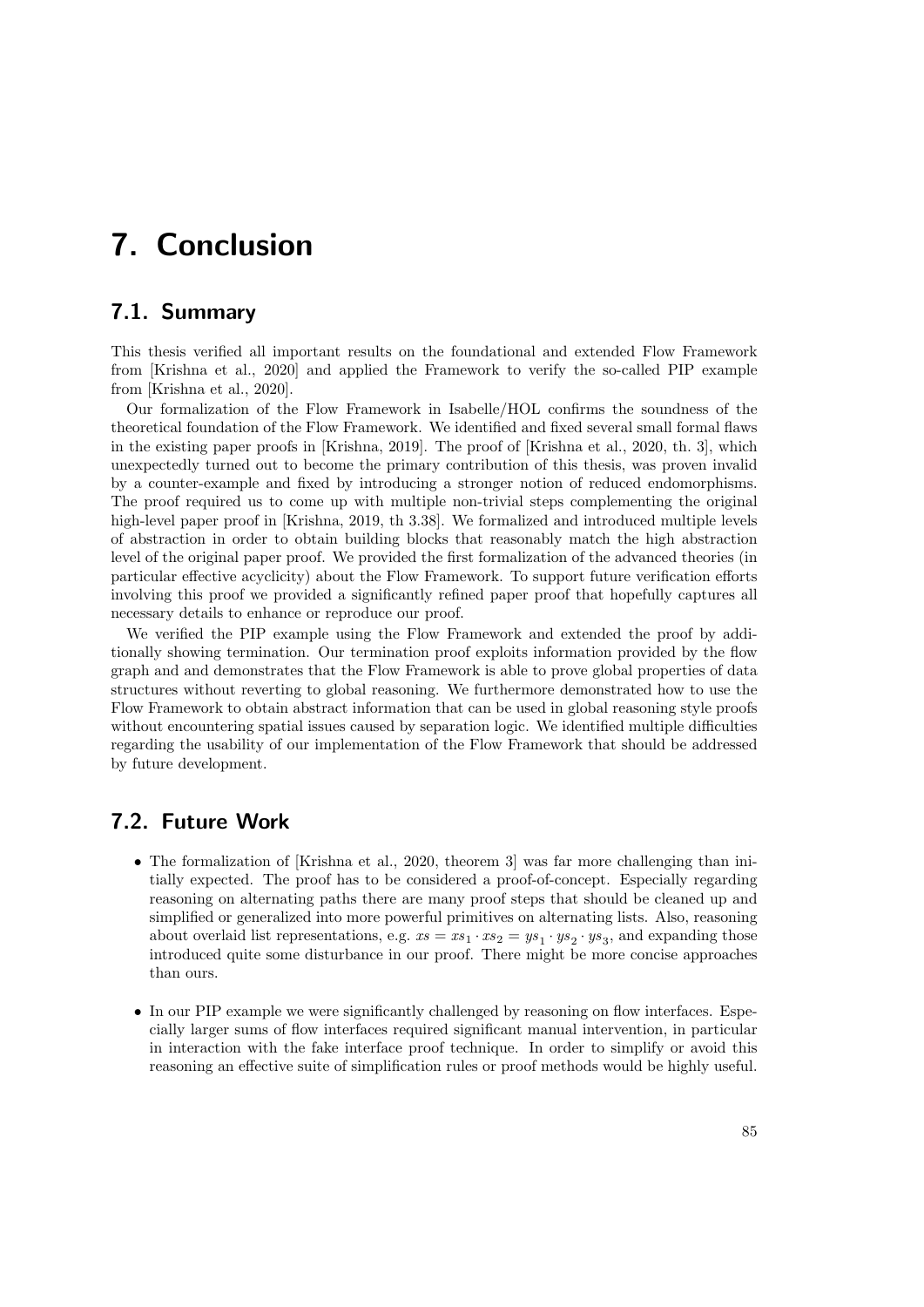# 7. Conclusion

## 7.1. Summary

This thesis verified all important results on the foundational and extended Flow Framework from [Krishna et al., 2020] and applied the Framework to verify the so-called PIP example from [Krishna et al., 2020].

Our formalization of the Flow Framework in Isabelle/HOL confirms the soundness of the theoretical foundation of the Flow Framework. We identified and fixed several small formal flaws in the existing paper proofs in [Krishna, 2019]. The proof of [Krishna et al., 2020, th. 3], which unexpectedly turned out to become the primary contribution of this thesis, was proven invalid by a counter-example and fixed by introducing a stronger notion of reduced endomorphisms. The proof required us to come up with multiple non-trivial steps complementing the original high-level paper proof in [Krishna, 2019, th 3.38]. We formalized and introduced multiple levels of abstraction in order to obtain building blocks that reasonably match the high abstraction level of the original paper proof. We provided the first formalization of the advanced theories (in particular effective acyclicity) about the Flow Framework. To support future verification efforts involving this proof we provided a significantly refined paper proof that hopefully captures all necessary details to enhance or reproduce our proof.

We verified the PIP example using the Flow Framework and extended the proof by additionally showing termination. Our termination proof exploits information provided by the flow graph and and demonstrates that the Flow Framework is able to prove global properties of data structures without reverting to global reasoning. We furthermore demonstrated how to use the Flow Framework to obtain abstract information that can be used in global reasoning style proofs without encountering spatial issues caused by separation logic. We identified multiple difficulties regarding the usability of our implementation of the Flow Framework that should be addressed by future development.

## 7.2. Future Work

- The formalization of [Krishna et al., 2020, theorem 3] was far more challenging than initially expected. The proof has to be considered a proof-of-concept. Especially regarding reasoning on alternating paths there are many proof steps that should be cleaned up and simplified or generalized into more powerful primitives on alternating lists. Also, reasoning about overlaid list representations, e.g. $xs = xs_1 \cdot xs_2 = ys_1 \cdot ys_2 \cdot ys_3$, and expanding those introduced quite some disturbance in our proof. There might be more concise approaches than ours.
- In our PIP example we were significantly challenged by reasoning on flow interfaces. Especially larger sums of flow interfaces required significant manual intervention, in particular in interaction with the fake interface proof technique. In order to simplify or avoid this reasoning an effective suite of simplification rules or proof methods would be highly useful.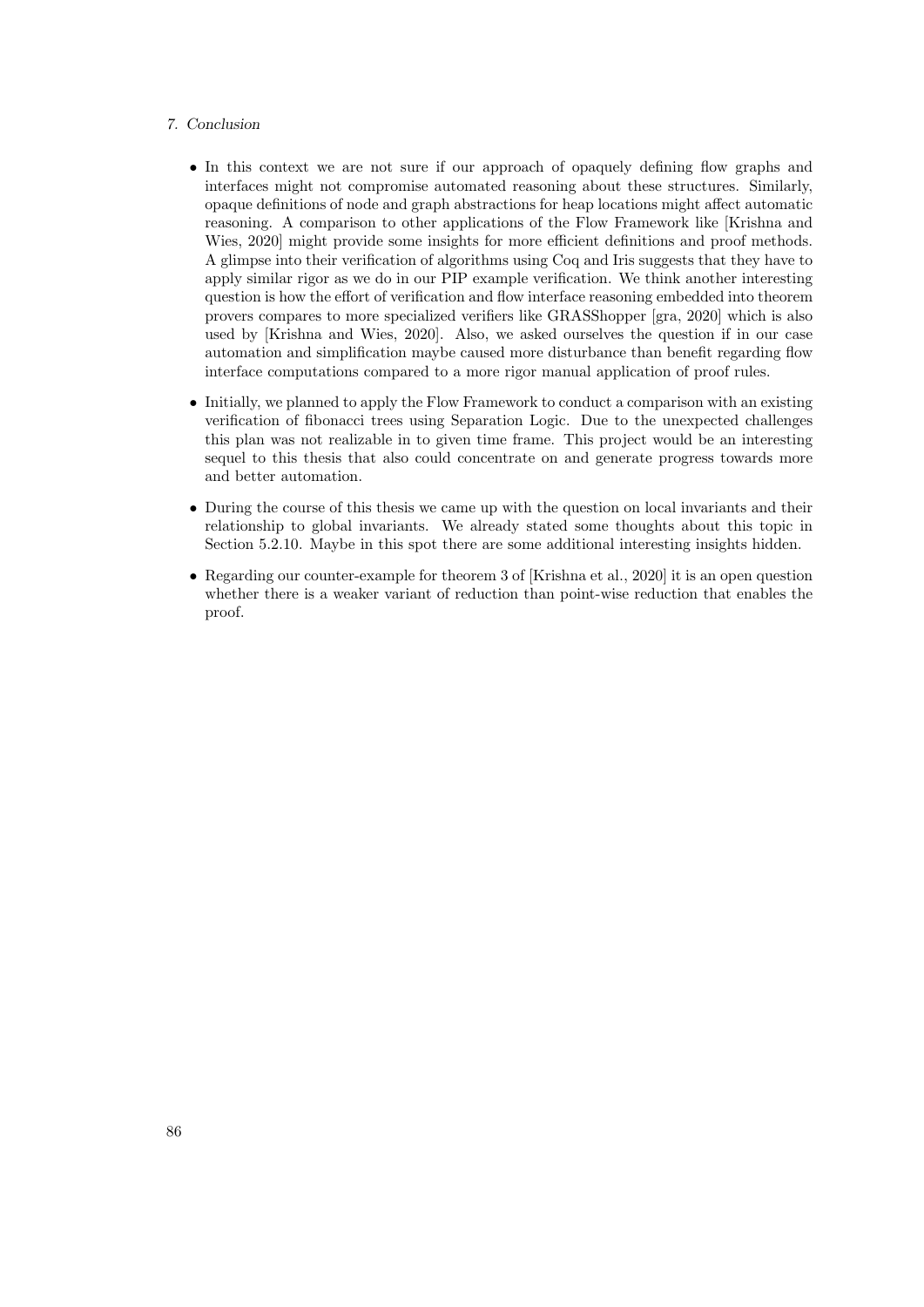- In this context we are not sure if our approach of opaquely defining flow graphs and interfaces might not compromise automated reasoning about these structures. Similarly, opaque definitions of node and graph abstractions for heap locations might affect automatic reasoning. A comparison to other applications of the Flow Framework like [Krishna and Wies, 2020] might provide some insights for more efficient definitions and proof methods. A glimpse into their verification of algorithms using Coq and Iris suggests that they have to apply similar rigor as we do in our PIP example verification. We think another interesting question is how the effort of verification and flow interface reasoning embedded into theorem provers compares to more specialized verifiers like GRASShopper [gra, 2020] which is also used by [Krishna and Wies, 2020]. Also, we asked ourselves the question if in our case automation and simplification maybe caused more disturbance than benefit regarding flow interface computations compared to a more rigor manual application of proof rules.

- Initially, we planned to apply the Flow Framework to conduct a comparison with an existing verification of fibonacci trees using Separation Logic. Due to the unexpected challenges this plan was not realizable in to given time frame. This project would be an interesting sequel to this thesis that also could concentrate on and generate progress towards more and better automation.

- During the course of this thesis we came up with the question on local invariants and their relationship to global invariants. We already stated some thoughts about this topic in Section 5.2.10. Maybe in this spot there are some additional interesting insights hidden.

- Regarding our counter-example for theorem 3 of [Krishna et al., 2020] it is an open question whether there is a weaker variant of reduction than point-wise reduction that enables the proof.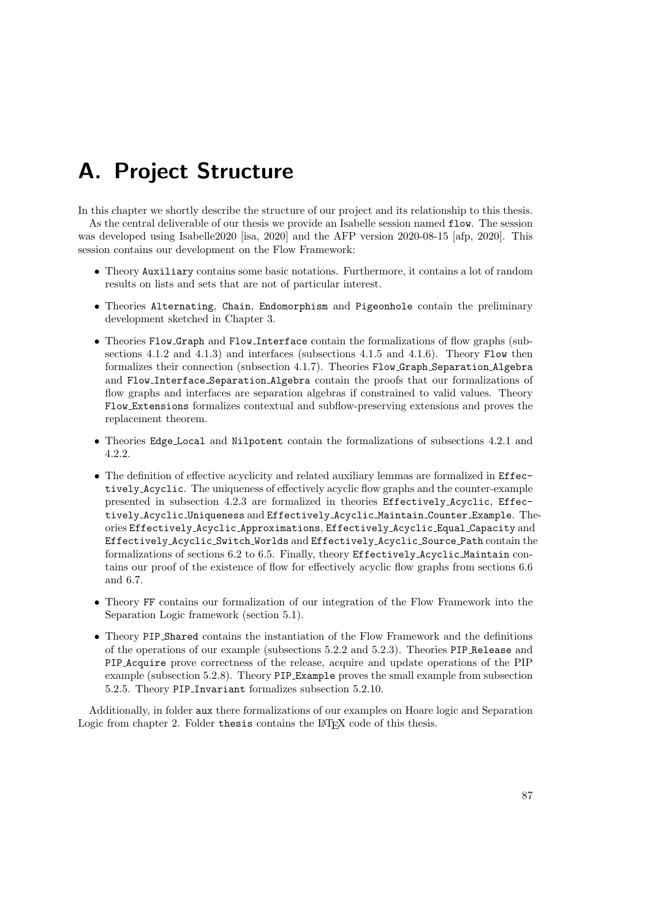# A. Project Structure

In this chapter we shortly describe the structure of our project and its relationship to this thesis.

As the central deliverable of our thesis we provide an Isabelle session named `flow`. The session was developed using Isabelle2020 [isa, 2020] and the AFP version 2020-08-15 [afp, 2020]. This session contains our development on the Flow Framework:

- Theory `Auxiliary` contains some basic notations. Furthermore, it contains a lot of random results on lists and sets that are not of particular interest.
- Theories `Alternating`, `Chain`, `Endomorphism` and `Pigeonhole` contain the preliminary development sketched in Chapter 3.
- Theories `Flow_Graph` and `Flow_Interface` contain the formalizations of flow graphs (subsections 4.1.2 and 4.1.3) and interfaces (subsections 4.1.5 and 4.1.6). Theory `Flow` then formalizes their connection (subsection 4.1.7). Theories `Flow_Graph_Separation_Algebra` and `Flow_Interface_Separation_Algebra` contain the proofs that our formalizations of flow graphs and interfaces are separation algebras if constrained to valid values. Theory `Flow_Extensions` formalizes contextual and subflow-preserving extensions and proves the replacement theorem.
- Theories `Edge_Local` and `Nilpotent` contain the formalizations of subsections 4.2.1 and 4.2.2.
- The definition of effective acyclicity and related auxiliary lemmas are formalized in `Effectively_Acyclic`. The uniqueness of effectively acyclic flow graphs and the counter-example presented in subsection 4.2.3 are formalized in theories `Effectively_Acyclic`, `Effectively_Acyclic_Uniqueness` and `Effectively_Acyclic_Maintain_Counter_Example`. Theories `Effectively_Acyclic_Approximations`, `Effectively_Acyclic_Equal_Capacity` and `Effectively_Acyclic_Switch_Worlds` and `Effectively_Acyclic_Source_Path` contain the formalizations of sections 6.2 to 6.5. Finally, theory `Effectively_Acyclic_Maintain` contains our proof of the existence of flow for effectively acyclic flow graphs from sections 6.6 and 6.7.
- Theory `FF` contains our formalization of our integration of the Flow Framework into the Separation Logic framework (section 5.1).
- Theory `PIP_Shared` contains the instantiation of the Flow Framework and the definitions of the operations of our example (subsections 5.2.2 and 5.2.3). Theories `PIP_Release` and `PIP_Acquire` prove correctness of the release, acquire and update operations of the PIP example (subsection 5.2.8). Theory `PIP_Example` proves the small example from subsection 5.2.5. Theory `PIP_Invariant` formalizes subsection 5.2.10.

Additionally, in folder `aux` there formalizations of our examples on Hoare logic and Separation Logic from chapter 2. Folder `thesis` contains the LaTeX code of this thesis.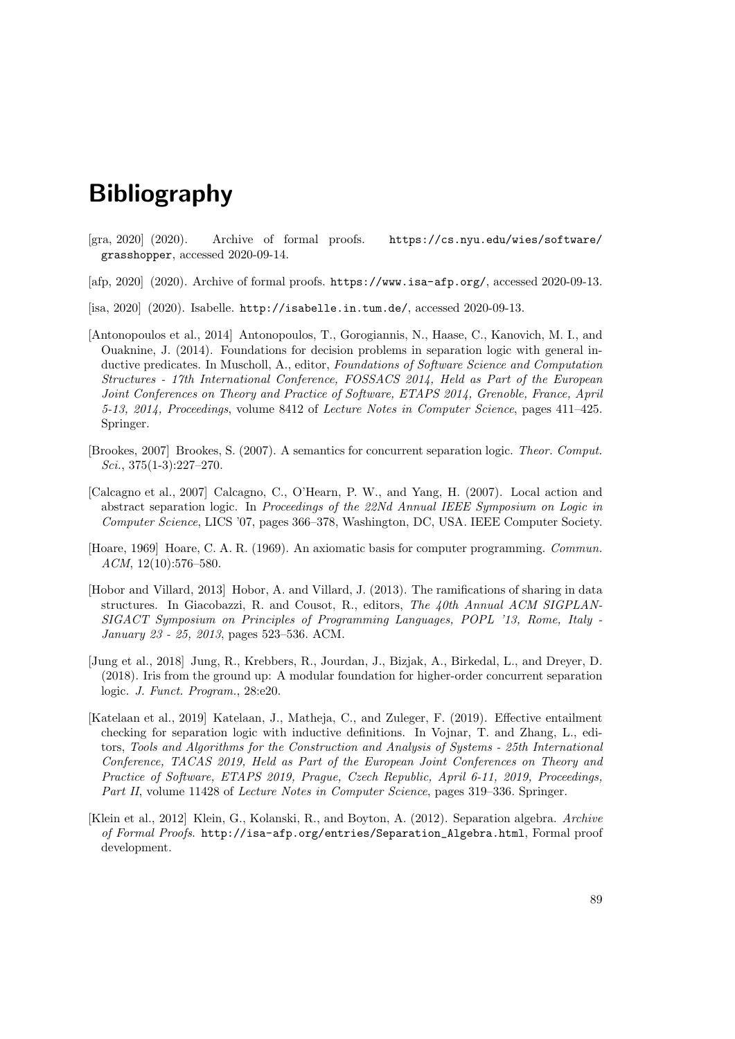# Bibliography

[gra, 2020] (2020). Archive of formal proofs. https://cs.nyu.edu/wies/software/grasshopper, accessed 2020-09-14.

[afp, 2020] (2020). Archive of formal proofs. https://www.isa-afp.org/, accessed 2020-09-13.

[isa, 2020] (2020). Isabelle. http://isabelle.in.tum.de/, accessed 2020-09-13.

[Antonopoulos et al., 2014] Antonopoulos, T., Gorogiannis, N., Haase, C., Kanovich, M. I., and Ouaknine, J. (2014). Foundations for decision problems in separation logic with general inductive predicates. In Muscholl, A., editor, *Foundations of Software Science and Computation Structures - 17th International Conference, FOSSACS 2014, Held as Part of the European Joint Conferences on Theory and Practice of Software, ETAPS 2014, Grenoble, France, April 5-13, 2014, Proceedings*, volume 8412 of *Lecture Notes in Computer Science*, pages 411–425. Springer.

[Brookes, 2007] Brookes, S. (2007). A semantics for concurrent separation logic. *Theor. Comput. Sci.*, 375(1-3):227–270.

[Calcagno et al., 2007] Calcagno, C., O'Hearn, P. W., and Yang, H. (2007). Local action and abstract separation logic. In *Proceedings of the 22Nd Annual IEEE Symposium on Logic in Computer Science*, LICS '07, pages 366–378, Washington, DC, USA. IEEE Computer Society.

[Hoare, 1969] Hoare, C. A. R. (1969). An axiomatic basis for computer programming. *Commun. ACM*, 12(10):576–580.

[Hobor and Villard, 2013] Hobor, A. and Villard, J. (2013). The ramifications of sharing in data structures. In Giacobazzi, R. and Cousot, R., editors, *The 40th Annual ACM SIGPLAN-SIGACT Symposium on Principles of Programming Languages, POPL '13, Rome, Italy - January 23 - 25, 2013*, pages 523–536. ACM.

[Jung et al., 2018] Jung, R., Krebbers, R., Jourdan, J., Bizjak, A., Birkedal, L., and Dreyer, D. (2018). Iris from the ground up: A modular foundation for higher-order concurrent separation logic. *J. Funct. Program.*, 28:e20.

[Katelaan et al., 2019] Katelaan, J., Matheja, C., and Zuleger, F. (2019). Effective entailment checking for separation logic with inductive definitions. In Vojnar, T. and Zhang, L., editors, *Tools and Algorithms for the Construction and Analysis of Systems - 25th International Conference, TACAS 2019, Held as Part of the European Joint Conferences on Theory and Practice of Software, ETAPS 2019, Prague, Czech Republic, April 6-11, 2019, Proceedings, Part II*, volume 11428 of *Lecture Notes in Computer Science*, pages 319–336. Springer.

[Klein et al., 2012] Klein, G., Kolanski, R., and Boyton, A. (2012). Separation algebra. *Archive of Formal Proofs*. http://isa-afp.org/entries/Separation_Algebra.html, Formal proof development.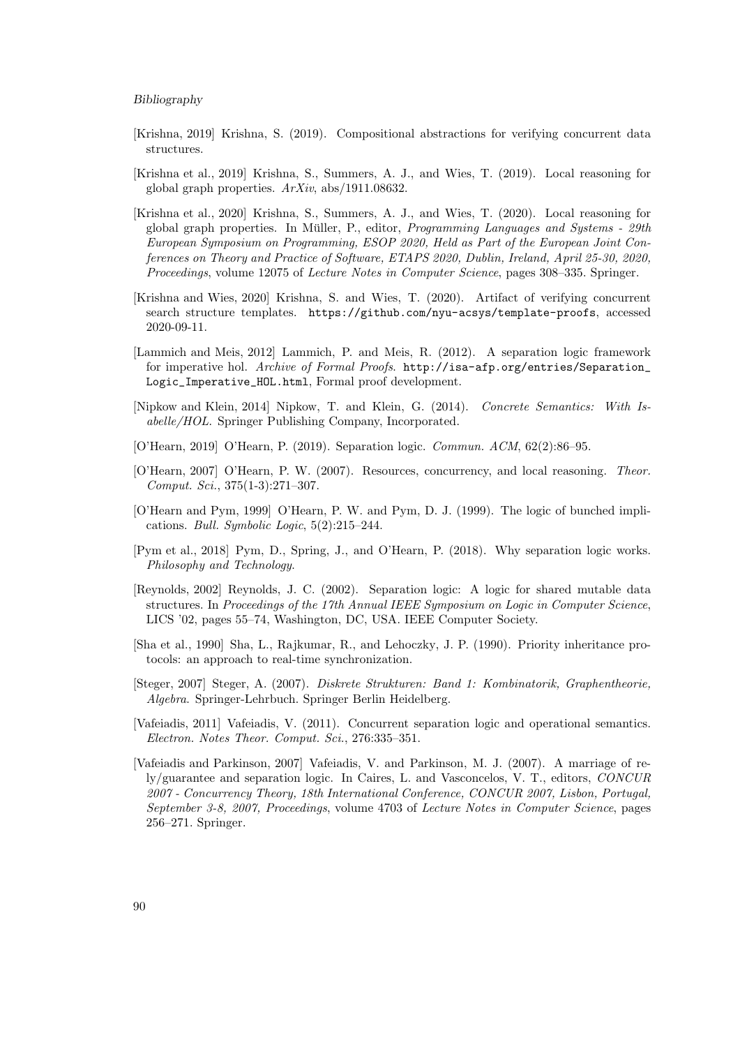- [Krishna, 2019] Krishna, S. (2019). Compositional abstractions for verifying concurrent data structures.
- [Krishna et al., 2019] Krishna, S., Summers, A. J., and Wies, T. (2019). Local reasoning for global graph properties. *ArXiv*, abs/1911.08632.
- [Krishna et al., 2020] Krishna, S., Summers, A. J., and Wies, T. (2020). Local reasoning for global graph properties. In Müller, P., editor, *Programming Languages and Systems - 29th European Symposium on Programming, ESOP 2020, Held as Part of the European Joint Conferences on Theory and Practice of Software, ETAPS 2020, Dublin, Ireland, April 25-30, 2020, Proceedings*, volume 12075 of *Lecture Notes in Computer Science*, pages 308–335. Springer.
- [Krishna and Wies, 2020] Krishna, S. and Wies, T. (2020). Artifact of verifying concurrent search structure templates. `https://github.com/nyu-acsys/template-proofs`, accessed 2020-09-11.
- [Lammich and Meis, 2012] Lammich, P. and Meis, R. (2012). A separation logic framework for imperative hol. *Archive of Formal Proofs*. `http://isa-afp.org/entries/Separation_Logic_Imperative_HOL.html`, Formal proof development.
- [Nipkow and Klein, 2014] Nipkow, T. and Klein, G. (2014). *Concrete Semantics: With Isabelle/HOL*. Springer Publishing Company, Incorporated.
- [O'Hearn, 2019] O'Hearn, P. (2019). Separation logic. *Commun. ACM*, 62(2):86–95.
- [O'Hearn, 2007] O'Hearn, P. W. (2007). Resources, concurrency, and local reasoning. *Theor. Comput. Sci.*, 375(1-3):271–307.
- [O'Hearn and Pym, 1999] O'Hearn, P. W. and Pym, D. J. (1999). The logic of bunched implications. *Bull. Symbolic Logic*, 5(2):215–244.
- [Pym et al., 2018] Pym, D., Spring, J., and O'Hearn, P. (2018). Why separation logic works. *Philosophy and Technology*.
- [Reynolds, 2002] Reynolds, J. C. (2002). Separation logic: A logic for shared mutable data structures. In *Proceedings of the 17th Annual IEEE Symposium on Logic in Computer Science*, LICS '02, pages 55–74, Washington, DC, USA. IEEE Computer Society.
- [Sha et al., 1990] Sha, L., Rajkumar, R., and Lehoczky, J. P. (1990). Priority inheritance protocols: an approach to real-time synchronization.
- [Steger, 2007] Steger, A. (2007). *Diskrete Strukturen: Band 1: Kombinatorik, Graphentheorie, Algebra*. Springer-Lehrbuch. Springer Berlin Heidelberg.
- [Vafeiadis, 2011] Vafeiadis, V. (2011). Concurrent separation logic and operational semantics. *Electron. Notes Theor. Comput. Sci.*, 276:335–351.
- [Vafeiadis and Parkinson, 2007] Vafeiadis, V. and Parkinson, M. J. (2007). A marriage of rely/guarantee and separation logic. In Caires, L. and Vasconcelos, V. T., editors, *CONCUR 2007 - Concurrency Theory, 18th International Conference, CONCUR 2007, Lisbon, Portugal, September 3-8, 2007, Proceedings*, volume 4703 of *Lecture Notes in Computer Science*, pages 256–271. Springer.